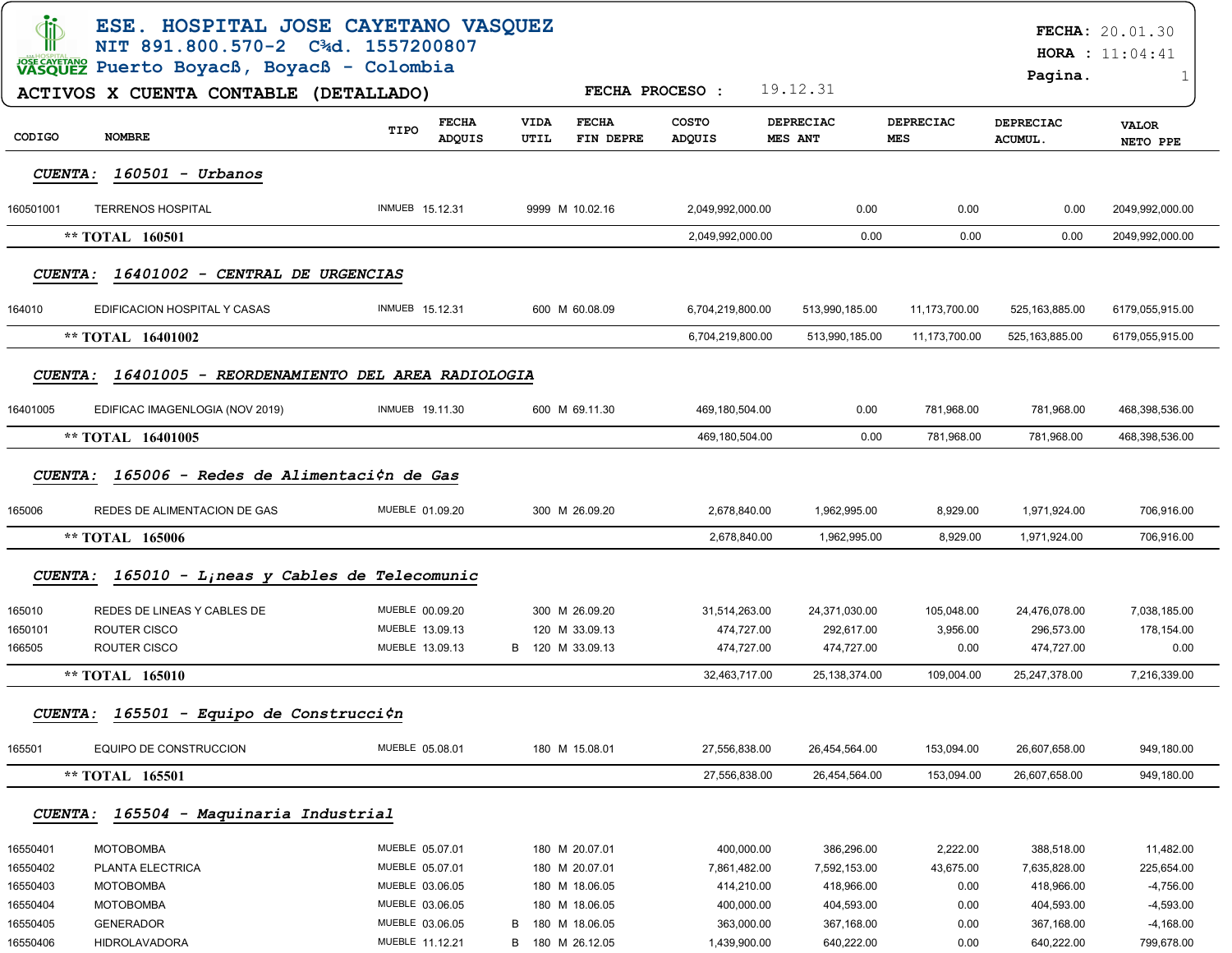# ESE. HOSPITAL JOSE CAYETANO VASQUEZ

NIT 891.800.570-2 C¾d. 1557200807
Puerto Boyacß, Boyacß - Colombia

**FECHA:** 20.01.30
**HORA :** 11:04:41
**Pagina.** 1

## ACTIVOS X CUENTA CONTABLE (DETALLADO)

**FECHA PROCESO :** 19.12.31

| CODIGO | NOMBRE | TIPO | FECHA ADQUIS | | VIDA UTIL | | FECHA FIN DEPRE | COSTO ADQUIS | DEPRECIAC MES ANT | DEPRECIAC MES | DEPRECIAC ACUMUL. | VALOR NETO PPE |
|---|---|---|---|---|---|---|---|---|---|---|---|---|
| ***CUENTA: 160501 - Urbanos*** | | | | | | | | | | | | |
| 160501001 | TERRENOS HOSPITAL | INMUEB | 15.12.31 | | 9999 | M | 10.02.16 | 2,049,992,000.00 | 0.00 | 0.00 | 0.00 | 2049,992,000.00 |
| **\*\* TOTAL 160501** | | | | | | | | 2,049,992,000.00 | 0.00 | 0.00 | 0.00 | 2049,992,000.00 |
| ***CUENTA: 16401002 - CENTRAL DE URGENCIAS*** | | | | | | | | | | | | |
| 164010 | EDIFICACION HOSPITAL Y CASAS | INMUEB | 15.12.31 | | 600 | M | 60.08.09 | 6,704,219,800.00 | 513,990,185.00 | 11,173,700.00 | 525,163,885.00 | 6179,055,915.00 |
| **\*\* TOTAL 16401002** | | | | | | | | 6,704,219,800.00 | 513,990,185.00 | 11,173,700.00 | 525,163,885.00 | 6179,055,915.00 |
| ***CUENTA: 16401005 - REORDENAMIENTO DEL AREA RADIOLOGIA*** | | | | | | | | | | | | |
| 16401005 | EDIFICAC IMAGENLOGIA (NOV 2019) | INMUEB | 19.11.30 | | 600 | M | 69.11.30 | 469,180,504.00 | 0.00 | 781,968.00 | 781,968.00 | 468,398,536.00 |
| **\*\* TOTAL 16401005** | | | | | | | | 469,180,504.00 | 0.00 | 781,968.00 | 781,968.00 | 468,398,536.00 |
| ***CUENTA: 165006 - Redes de Alimentaci¢n de Gas*** | | | | | | | | | | | | |
| 165006 | REDES DE ALIMENTACION DE GAS | MUEBLE | 01.09.20 | | 300 | M | 26.09.20 | 2,678,840.00 | 1,962,995.00 | 8,929.00 | 1,971,924.00 | 706,916.00 |
| **\*\* TOTAL 165006** | | | | | | | | 2,678,840.00 | 1,962,995.00 | 8,929.00 | 1,971,924.00 | 706,916.00 |
| ***CUENTA: 165010 - L¡neas y Cables de Telecomunic*** | | | | | | | | | | | | |
| 165010 | REDES DE LINEAS Y CABLES DE | MUEBLE | 00.09.20 | | 300 | M | 26.09.20 | 31,514,263.00 | 24,371,030.00 | 105,048.00 | 24,476,078.00 | 7,038,185.00 |
| 1650101 | ROUTER CISCO | MUEBLE | 13.09.13 | | 120 | M | 33.09.13 | 474,727.00 | 292,617.00 | 3,956.00 | 296,573.00 | 178,154.00 |
| 166505 | ROUTER CISCO | MUEBLE | 13.09.13 | B | 120 | M | 33.09.13 | 474,727.00 | 474,727.00 | 0.00 | 474,727.00 | 0.00 |
| **\*\* TOTAL 165010** | | | | | | | | 32,463,717.00 | 25,138,374.00 | 109,004.00 | 25,247,378.00 | 7,216,339.00 |
| ***CUENTA: 165501 - Equipo de Construcci¢n*** | | | | | | | | | | | | |
| 165501 | EQUIPO DE CONSTRUCCION | MUEBLE | 05.08.01 | | 180 | M | 15.08.01 | 27,556,838.00 | 26,454,564.00 | 153,094.00 | 26,607,658.00 | 949,180.00 |
| **\*\* TOTAL 165501** | | | | | | | | 27,556,838.00 | 26,454,564.00 | 153,094.00 | 26,607,658.00 | 949,180.00 |
| ***CUENTA: 165504 - Maquinaria Industrial*** | | | | | | | | | | | | |
| 16550401 | MOTOBOMBA | MUEBLE | 05.07.01 | | 180 | M | 20.07.01 | 400,000.00 | 386,296.00 | 2,222.00 | 388,518.00 | 11,482.00 |
| 16550402 | PLANTA ELECTRICA | MUEBLE | 05.07.01 | | 180 | M | 20.07.01 | 7,861,482.00 | 7,592,153.00 | 43,675.00 | 7,635,828.00 | 225,654.00 |
| 16550403 | MOTOBOMBA | MUEBLE | 03.06.05 | | 180 | M | 18.06.05 | 414,210.00 | 418,966.00 | 0.00 | 418,966.00 | -4,756.00 |
| 16550404 | MOTOBOMBA | MUEBLE | 03.06.05 | | 180 | M | 18.06.05 | 400,000.00 | 404,593.00 | 0.00 | 404,593.00 | -4,593.00 |
| 16550405 | GENERADOR | MUEBLE | 03.06.05 | B | 180 | M | 18.06.05 | 363,000.00 | 367,168.00 | 0.00 | 367,168.00 | -4,168.00 |
| 16550406 | HIDROLAVADORA | MUEBLE | 11.12.21 | B | 180 | M | 26.12.05 | 1,439,900.00 | 640,222.00 | 0.00 | 640,222.00 | 799,678.00 |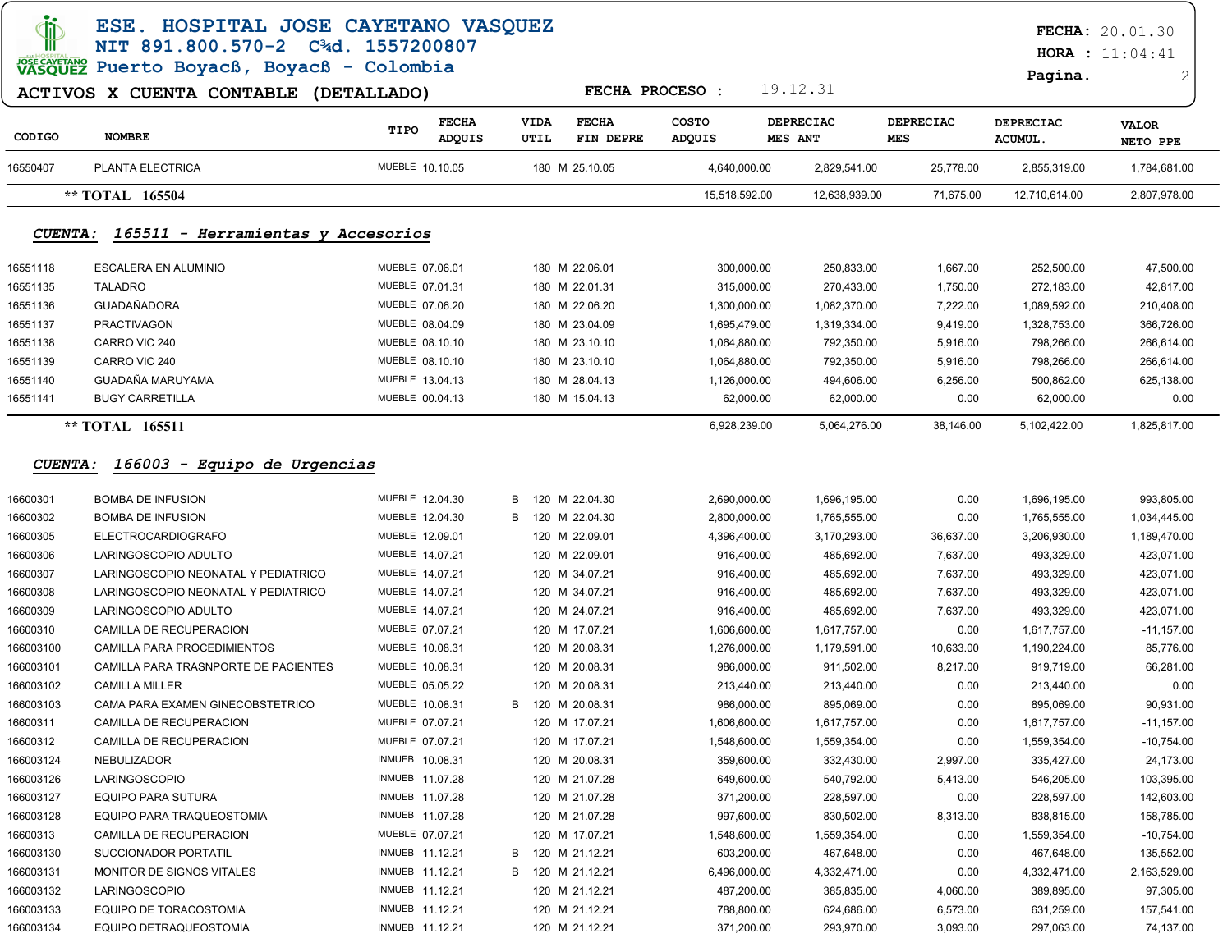# ESE. HOSPITAL JOSE CAYETANO VASQUEZ

NIT 891.800.570-2 C¾d. 1557200807

Puerto Boyacß, Boyacß - Colombia

FECHA: 20.01.30
HORA : 11:04:41

## ACTIVOS X CUENTA CONTABLE (DETALLADO)

FECHA PROCESO : 19.12.31

| CODIGO | NOMBRE | TIPO | FECHA ADQUIS | | VIDA UTIL | | FECHA FIN DEPRE | COSTO ADQUIS | DEPRECIAC MES ANT | DEPRECIAC MES | DEPRECIAC ACUMUL. | VALOR NETO PPE |
|---|---|---|---|---|---|---|---|---|---|---|---|---|
| 16550407 | PLANTA ELECTRICA | MUEBLE | 10.10.05 | | 180 | M | 25.10.05 | 4,640,000.00 | 2,829,541.00 | 25,778.00 | 2,855,319.00 | 1,784,681.00 |
| | ** TOTAL 165504 | | | | | | | 15,518,592.00 | 12,638,939.00 | 71,675.00 | 12,710,614.00 | 2,807,978.00 |

### CUENTA: 165511 - Herramientas y Accesorios

| CODIGO | NOMBRE | TIPO | FECHA ADQUIS | | VIDA UTIL | | FECHA FIN DEPRE | COSTO ADQUIS | DEPRECIAC MES ANT | DEPRECIAC MES | DEPRECIAC ACUMUL. | VALOR NETO PPE |
|---|---|---|---|---|---|---|---|---|---|---|---|---|
| 16551118 | ESCALERA EN ALUMINIO | MUEBLE | 07.06.01 | | 180 | M | 22.06.01 | 300,000.00 | 250,833.00 | 1,667.00 | 252,500.00 | 47,500.00 |
| 16551135 | TALADRO | MUEBLE | 07.01.31 | | 180 | M | 22.01.31 | 315,000.00 | 270,433.00 | 1,750.00 | 272,183.00 | 42,817.00 |
| 16551136 | GUADAÑADORA | MUEBLE | 07.06.20 | | 180 | M | 22.06.20 | 1,300,000.00 | 1,082,370.00 | 7,222.00 | 1,089,592.00 | 210,408.00 |
| 16551137 | PRACTIVAGON | MUEBLE | 08.04.09 | | 180 | M | 23.04.09 | 1,695,479.00 | 1,319,334.00 | 9,419.00 | 1,328,753.00 | 366,726.00 |
| 16551138 | CARRO VIC 240 | MUEBLE | 08.10.10 | | 180 | M | 23.10.10 | 1,064,880.00 | 792,350.00 | 5,916.00 | 798,266.00 | 266,614.00 |
| 16551139 | CARRO VIC 240 | MUEBLE | 08.10.10 | | 180 | M | 23.10.10 | 1,064,880.00 | 792,350.00 | 5,916.00 | 798,266.00 | 266,614.00 |
| 16551140 | GUADAÑA MARUYAMA | MUEBLE | 13.04.13 | | 180 | M | 28.04.13 | 1,126,000.00 | 494,606.00 | 6,256.00 | 500,862.00 | 625,138.00 |
| 16551141 | BUGY CARRETILLA | MUEBLE | 00.04.13 | | 180 | M | 15.04.13 | 62,000.00 | 62,000.00 | 0.00 | 62,000.00 | 0.00 |
| | ** TOTAL 165511 | | | | | | | 6,928,239.00 | 5,064,276.00 | 38,146.00 | 5,102,422.00 | 1,825,817.00 |

### CUENTA: 166003 - Equipo de Urgencias

| CODIGO | NOMBRE | TIPO | FECHA ADQUIS | | VIDA UTIL | | FECHA FIN DEPRE | COSTO ADQUIS | DEPRECIAC MES ANT | DEPRECIAC MES | DEPRECIAC ACUMUL. | VALOR NETO PPE |
|---|---|---|---|---|---|---|---|---|---|---|---|---|
| 16600301 | BOMBA DE INFUSION | MUEBLE | 12.04.30 | B | 120 | M | 22.04.30 | 2,690,000.00 | 1,696,195.00 | 0.00 | 1,696,195.00 | 993,805.00 |
| 16600302 | BOMBA DE INFUSION | MUEBLE | 12.04.30 | B | 120 | M | 22.04.30 | 2,800,000.00 | 1,765,555.00 | 0.00 | 1,765,555.00 | 1,034,445.00 |
| 16600305 | ELECTROCARDIOGRAFO | MUEBLE | 12.09.01 | | 120 | M | 22.09.01 | 4,396,400.00 | 3,170,293.00 | 36,637.00 | 3,206,930.00 | 1,189,470.00 |
| 16600306 | LARINGOSCOPIO ADULTO | MUEBLE | 14.07.21 | | 120 | M | 22.09.01 | 916,400.00 | 485,692.00 | 7,637.00 | 493,329.00 | 423,071.00 |
| 16600307 | LARINGOSCOPIO NEONATAL Y PEDIATRICO | MUEBLE | 14.07.21 | | 120 | M | 34.07.21 | 916,400.00 | 485,692.00 | 7,637.00 | 493,329.00 | 423,071.00 |
| 16600308 | LARINGOSCOPIO NEONATAL Y PEDIATRICO | MUEBLE | 14.07.21 | | 120 | M | 34.07.21 | 916,400.00 | 485,692.00 | 7,637.00 | 493,329.00 | 423,071.00 |
| 16600309 | LARINGOSCOPIO ADULTO | MUEBLE | 14.07.21 | | 120 | M | 24.07.21 | 916,400.00 | 485,692.00 | 7,637.00 | 493,329.00 | 423,071.00 |
| 16600310 | CAMILLA DE RECUPERACION | MUEBLE | 07.07.21 | | 120 | M | 17.07.21 | 1,606,600.00 | 1,617,757.00 | 0.00 | 1,617,757.00 | -11,157.00 |
| 166003100 | CAMILLA PARA PROCEDIMIENTOS | MUEBLE | 10.08.31 | | 120 | M | 20.08.31 | 1,276,000.00 | 1,179,591.00 | 10,633.00 | 1,190,224.00 | 85,776.00 |
| 166003101 | CAMILLA PARA TRASNPORTE DE PACIENTES | MUEBLE | 10.08.31 | | 120 | M | 20.08.31 | 986,000.00 | 911,502.00 | 8,217.00 | 919,719.00 | 66,281.00 |
| 166003102 | CAMILLA MILLER | MUEBLE | 05.05.22 | | 120 | M | 20.08.31 | 213,440.00 | 213,440.00 | 0.00 | 213,440.00 | 0.00 |
| 166003103 | CAMA PARA EXAMEN GINECOBSTETRICO | MUEBLE | 10.08.31 | B | 120 | M | 20.08.31 | 986,000.00 | 895,069.00 | 0.00 | 895,069.00 | 90,931.00 |
| 16600311 | CAMILLA DE RECUPERACION | MUEBLE | 07.07.21 | | 120 | M | 17.07.21 | 1,606,600.00 | 1,617,757.00 | 0.00 | 1,617,757.00 | -11,157.00 |
| 16600312 | CAMILLA DE RECUPERACION | MUEBLE | 07.07.21 | | 120 | M | 17.07.21 | 1,548,600.00 | 1,559,354.00 | 0.00 | 1,559,354.00 | -10,754.00 |
| 166003124 | NEBULIZADOR | INMUEB | 10.08.31 | | 120 | M | 20.08.31 | 359,600.00 | 332,430.00 | 2,997.00 | 335,427.00 | 24,173.00 |
| 166003126 | LARINGOSCOPIO | INMUEB | 11.07.28 | | 120 | M | 21.07.28 | 649,600.00 | 540,792.00 | 5,413.00 | 546,205.00 | 103,395.00 |
| 166003127 | EQUIPO PARA SUTURA | INMUEB | 11.07.28 | | 120 | M | 21.07.28 | 371,200.00 | 228,597.00 | 0.00 | 228,597.00 | 142,603.00 |
| 166003128 | EQUIPO PARA TRAQUEOSTOMIA | INMUEB | 11.07.28 | | 120 | M | 21.07.28 | 997,600.00 | 830,502.00 | 8,313.00 | 838,815.00 | 158,785.00 |
| 16600313 | CAMILLA DE RECUPERACION | MUEBLE | 07.07.21 | | 120 | M | 17.07.21 | 1,548,600.00 | 1,559,354.00 | 0.00 | 1,559,354.00 | -10,754.00 |
| 166003130 | SUCCIONADOR PORTATIL | INMUEB | 11.12.21 | B | 120 | M | 21.12.21 | 603,200.00 | 467,648.00 | 0.00 | 467,648.00 | 135,552.00 |
| 166003131 | MONITOR DE SIGNOS VITALES | INMUEB | 11.12.21 | B | 120 | M | 21.12.21 | 6,496,000.00 | 4,332,471.00 | 0.00 | 4,332,471.00 | 2,163,529.00 |
| 166003132 | LARINGOSCOPIO | INMUEB | 11.12.21 | | 120 | M | 21.12.21 | 487,200.00 | 385,835.00 | 4,060.00 | 389,895.00 | 97,305.00 |
| 166003133 | EQUIPO DE TORACOSTOMIA | INMUEB | 11.12.21 | | 120 | M | 21.12.21 | 788,800.00 | 624,686.00 | 6,573.00 | 631,259.00 | 157,541.00 |
| 166003134 | EQUIPO DETRAQUEOSTOMIA | INMUEB | 11.12.21 | | 120 | M | 21.12.21 | 371,200.00 | 293,970.00 | 3,093.00 | 297,063.00 | 74,137.00 |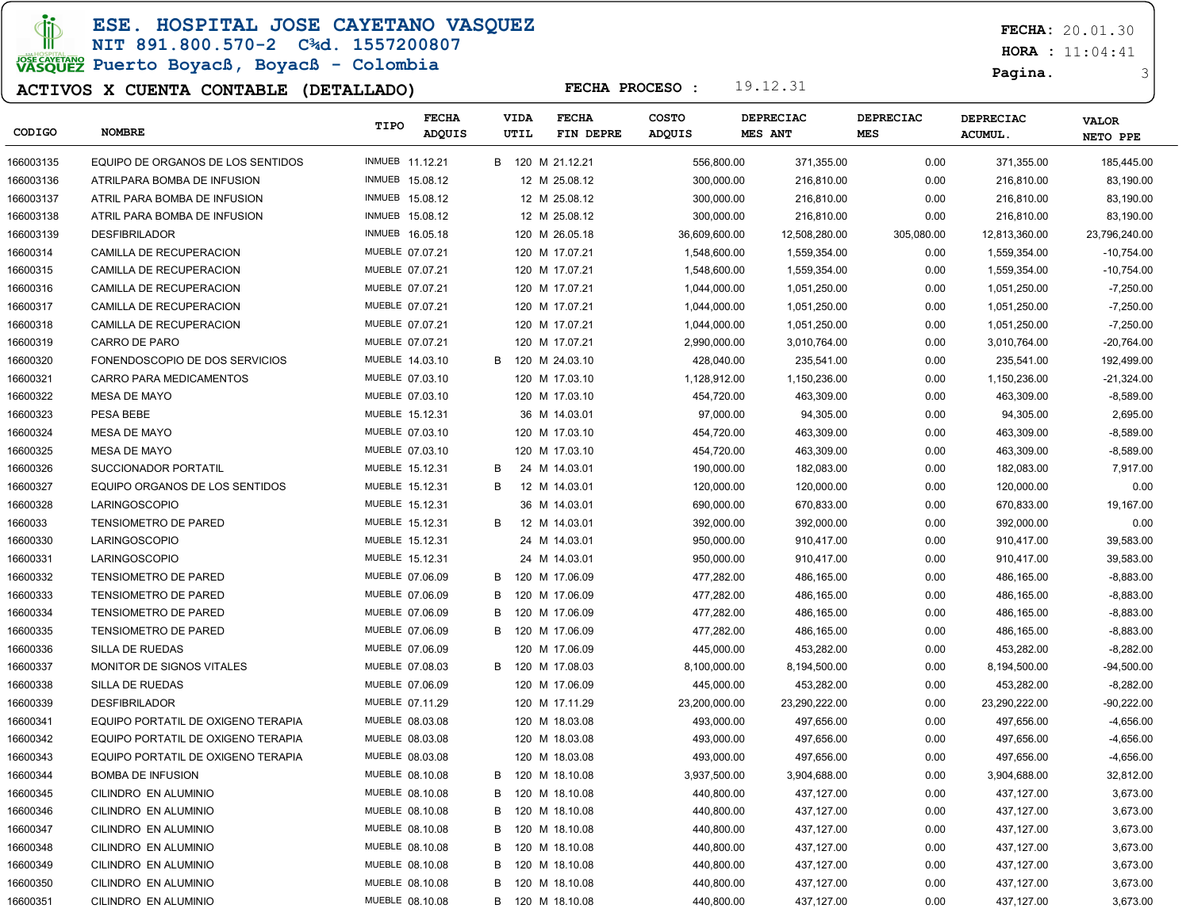# ESE. HOSPITAL JOSE CAYETANO VASQUEZ

**NIT 891.800.570-2 C¾d. 1557200807**

**Puerto Boyacß, Boyacß - Colombia**

**FECHA:** 20.01.30
**HORA :** 11:04:41

## ACTIVOS X CUENTA CONTABLE (DETALLADO)

**FECHA PROCESO :** 19.12.31

| CODIGO | NOMBRE | TIPO | FECHA ADQUIS | | VIDA UTIL | FECHA FIN DEPRE | COSTO ADQUIS | DEPRECIAC MES ANT | DEPRECIAC MES | DEPRECIAC ACUMUL. | VALOR NETO PPE |
|---|---|---|---|---|---|---|---|---|---|---|---|
| 166003135 | EQUIPO DE ORGANOS DE LOS SENTIDOS | INMUEB | 11.12.21 | B | 120 M | 21.12.21 | 556,800.00 | 371,355.00 | 0.00 | 371,355.00 | 185,445.00 |
| 166003136 | ATRILPARA BOMBA DE INFUSION | INMUEB | 15.08.12 | | 12 M | 25.08.12 | 300,000.00 | 216,810.00 | 0.00 | 216,810.00 | 83,190.00 |
| 166003137 | ATRIL PARA BOMBA DE INFUSION | INMUEB | 15.08.12 | | 12 M | 25.08.12 | 300,000.00 | 216,810.00 | 0.00 | 216,810.00 | 83,190.00 |
| 166003138 | ATRIL PARA BOMBA DE INFUSION | INMUEB | 15.08.12 | | 12 M | 25.08.12 | 300,000.00 | 216,810.00 | 0.00 | 216,810.00 | 83,190.00 |
| 166003139 | DESFIBRILADOR | INMUEB | 16.05.18 | | 120 M | 26.05.18 | 36,609,600.00 | 12,508,280.00 | 305,080.00 | 12,813,360.00 | 23,796,240.00 |
| 16600314 | CAMILLA DE RECUPERACION | MUEBLE | 07.07.21 | | 120 M | 17.07.21 | 1,548,600.00 | 1,559,354.00 | 0.00 | 1,559,354.00 | -10,754.00 |
| 16600315 | CAMILLA DE RECUPERACION | MUEBLE | 07.07.21 | | 120 M | 17.07.21 | 1,548,600.00 | 1,559,354.00 | 0.00 | 1,559,354.00 | -10,754.00 |
| 16600316 | CAMILLA DE RECUPERACION | MUEBLE | 07.07.21 | | 120 M | 17.07.21 | 1,044,000.00 | 1,051,250.00 | 0.00 | 1,051,250.00 | -7,250.00 |
| 16600317 | CAMILLA DE RECUPERACION | MUEBLE | 07.07.21 | | 120 M | 17.07.21 | 1,044,000.00 | 1,051,250.00 | 0.00 | 1,051,250.00 | -7,250.00 |
| 16600318 | CAMILLA DE RECUPERACION | MUEBLE | 07.07.21 | | 120 M | 17.07.21 | 1,044,000.00 | 1,051,250.00 | 0.00 | 1,051,250.00 | -7,250.00 |
| 16600319 | CARRO DE PARO | MUEBLE | 07.07.21 | | 120 M | 17.07.21 | 2,990,000.00 | 3,010,764.00 | 0.00 | 3,010,764.00 | -20,764.00 |
| 16600320 | FONENDOSCOPIO DE DOS SERVICIOS | MUEBLE | 14.03.10 | B | 120 M | 24.03.10 | 428,040.00 | 235,541.00 | 0.00 | 235,541.00 | 192,499.00 |
| 16600321 | CARRO PARA MEDICAMENTOS | MUEBLE | 07.03.10 | | 120 M | 17.03.10 | 1,128,912.00 | 1,150,236.00 | 0.00 | 1,150,236.00 | -21,324.00 |
| 16600322 | MESA DE MAYO | MUEBLE | 07.03.10 | | 120 M | 17.03.10 | 454,720.00 | 463,309.00 | 0.00 | 463,309.00 | -8,589.00 |
| 16600323 | PESA BEBE | MUEBLE | 15.12.31 | | 36 M | 14.03.01 | 97,000.00 | 94,305.00 | 0.00 | 94,305.00 | 2,695.00 |
| 16600324 | MESA DE MAYO | MUEBLE | 07.03.10 | | 120 M | 17.03.10 | 454,720.00 | 463,309.00 | 0.00 | 463,309.00 | -8,589.00 |
| 16600325 | MESA DE MAYO | MUEBLE | 07.03.10 | | 120 M | 17.03.10 | 454,720.00 | 463,309.00 | 0.00 | 463,309.00 | -8,589.00 |
| 16600326 | SUCCIONADOR PORTATIL | MUEBLE | 15.12.31 | B | 24 M | 14.03.01 | 190,000.00 | 182,083.00 | 0.00 | 182,083.00 | 7,917.00 |
| 16600327 | EQUIPO ORGANOS DE LOS SENTIDOS | MUEBLE | 15.12.31 | B | 12 M | 14.03.01 | 120,000.00 | 120,000.00 | 0.00 | 120,000.00 | 0.00 |
| 16600328 | LARINGOSCOPIO | MUEBLE | 15.12.31 | | 36 M | 14.03.01 | 690,000.00 | 670,833.00 | 0.00 | 670,833.00 | 19,167.00 |
| 1660033 | TENSIOMETRO DE PARED | MUEBLE | 15.12.31 | B | 12 M | 14.03.01 | 392,000.00 | 392,000.00 | 0.00 | 392,000.00 | 0.00 |
| 16600330 | LARINGOSCOPIO | MUEBLE | 15.12.31 | | 24 M | 14.03.01 | 950,000.00 | 910,417.00 | 0.00 | 910,417.00 | 39,583.00 |
| 16600331 | LARINGOSCOPIO | MUEBLE | 15.12.31 | | 24 M | 14.03.01 | 950,000.00 | 910,417.00 | 0.00 | 910,417.00 | 39,583.00 |
| 16600332 | TENSIOMETRO DE PARED | MUEBLE | 07.06.09 | B | 120 M | 17.06.09 | 477,282.00 | 486,165.00 | 0.00 | 486,165.00 | -8,883.00 |
| 16600333 | TENSIOMETRO DE PARED | MUEBLE | 07.06.09 | B | 120 M | 17.06.09 | 477,282.00 | 486,165.00 | 0.00 | 486,165.00 | -8,883.00 |
| 16600334 | TENSIOMETRO DE PARED | MUEBLE | 07.06.09 | B | 120 M | 17.06.09 | 477,282.00 | 486,165.00 | 0.00 | 486,165.00 | -8,883.00 |
| 16600335 | TENSIOMETRO DE PARED | MUEBLE | 07.06.09 | B | 120 M | 17.06.09 | 477,282.00 | 486,165.00 | 0.00 | 486,165.00 | -8,883.00 |
| 16600336 | SILLA DE RUEDAS | MUEBLE | 07.06.09 | | 120 M | 17.06.09 | 445,000.00 | 453,282.00 | 0.00 | 453,282.00 | -8,282.00 |
| 16600337 | MONITOR DE SIGNOS VITALES | MUEBLE | 07.08.03 | B | 120 M | 17.08.03 | 8,100,000.00 | 8,194,500.00 | 0.00 | 8,194,500.00 | -94,500.00 |
| 16600338 | SILLA DE RUEDAS | MUEBLE | 07.06.09 | | 120 M | 17.06.09 | 445,000.00 | 453,282.00 | 0.00 | 453,282.00 | -8,282.00 |
| 16600339 | DESFIBRILADOR | MUEBLE | 07.11.29 | | 120 M | 17.11.29 | 23,200,000.00 | 23,290,222.00 | 0.00 | 23,290,222.00 | -90,222.00 |
| 16600341 | EQUIPO PORTATIL DE OXIGENO TERAPIA | MUEBLE | 08.03.08 | | 120 M | 18.03.08 | 493,000.00 | 497,656.00 | 0.00 | 497,656.00 | -4,656.00 |
| 16600342 | EQUIPO PORTATIL DE OXIGENO TERAPIA | MUEBLE | 08.03.08 | | 120 M | 18.03.08 | 493,000.00 | 497,656.00 | 0.00 | 497,656.00 | -4,656.00 |
| 16600343 | EQUIPO PORTATIL DE OXIGENO TERAPIA | MUEBLE | 08.03.08 | | 120 M | 18.03.08 | 493,000.00 | 497,656.00 | 0.00 | 497,656.00 | -4,656.00 |
| 16600344 | BOMBA DE INFUSION | MUEBLE | 08.10.08 | B | 120 M | 18.10.08 | 3,937,500.00 | 3,904,688.00 | 0.00 | 3,904,688.00 | 32,812.00 |
| 16600345 | CILINDRO EN ALUMINIO | MUEBLE | 08.10.08 | B | 120 M | 18.10.08 | 440,800.00 | 437,127.00 | 0.00 | 437,127.00 | 3,673.00 |
| 16600346 | CILINDRO EN ALUMINIO | MUEBLE | 08.10.08 | B | 120 M | 18.10.08 | 440,800.00 | 437,127.00 | 0.00 | 437,127.00 | 3,673.00 |
| 16600347 | CILINDRO EN ALUMINIO | MUEBLE | 08.10.08 | B | 120 M | 18.10.08 | 440,800.00 | 437,127.00 | 0.00 | 437,127.00 | 3,673.00 |
| 16600348 | CILINDRO EN ALUMINIO | MUEBLE | 08.10.08 | B | 120 M | 18.10.08 | 440,800.00 | 437,127.00 | 0.00 | 437,127.00 | 3,673.00 |
| 16600349 | CILINDRO EN ALUMINIO | MUEBLE | 08.10.08 | B | 120 M | 18.10.08 | 440,800.00 | 437,127.00 | 0.00 | 437,127.00 | 3,673.00 |
| 16600350 | CILINDRO EN ALUMINIO | MUEBLE | 08.10.08 | B | 120 M | 18.10.08 | 440,800.00 | 437,127.00 | 0.00 | 437,127.00 | 3,673.00 |
| 16600351 | CILINDRO EN ALUMINIO | MUEBLE | 08.10.08 | B | 120 M | 18.10.08 | 440,800.00 | 437,127.00 | 0.00 | 437,127.00 | 3,673.00 |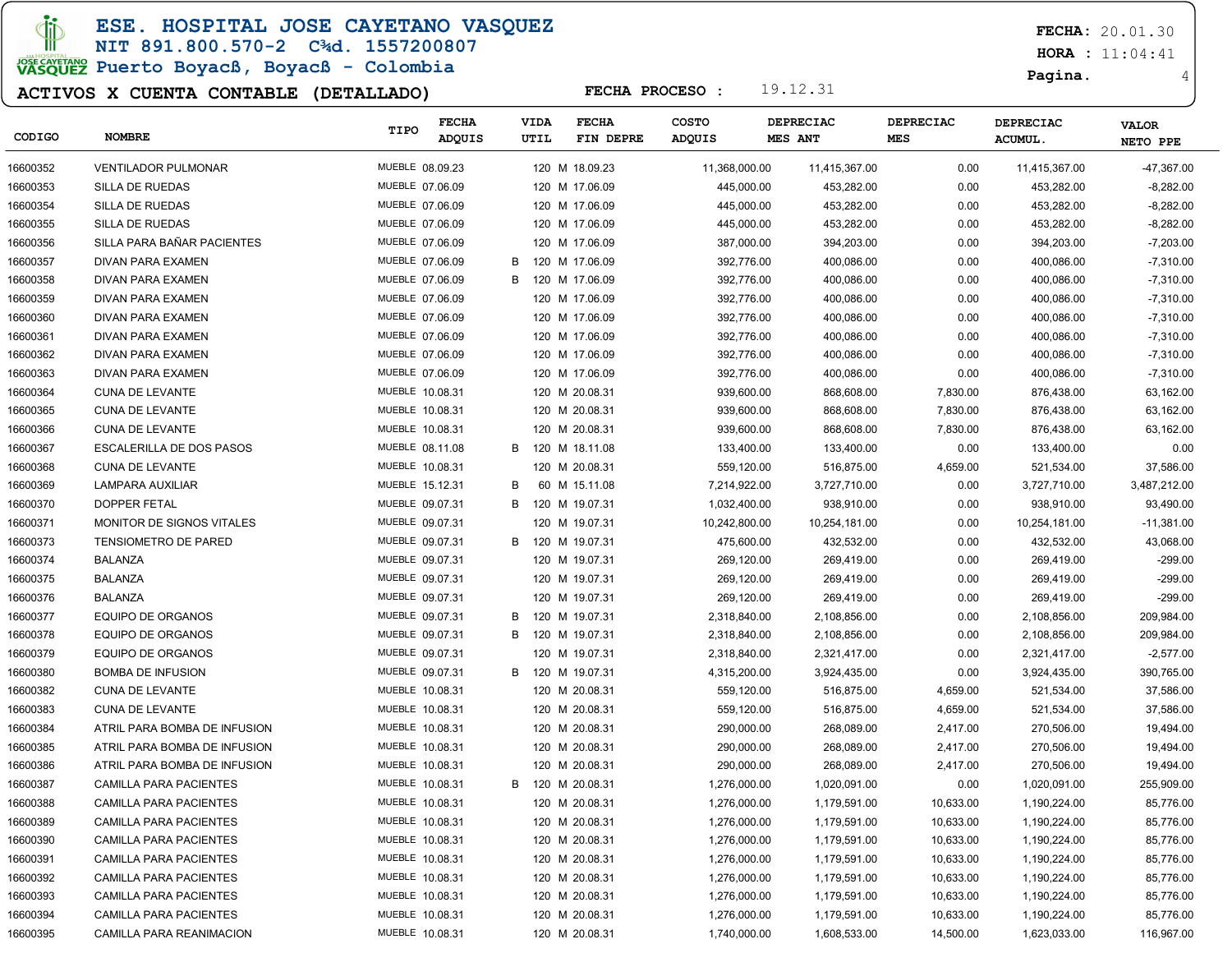# ESE. HOSPITAL JOSE CAYETANO VASQUEZ

NIT 891.800.570-2 C¾d. 1557200807
Puerto Boyacß, Boyacß - Colombia

**FECHA:** 20.01.30
**HORA :** 11:04:41
**Pagina.** 4

## ACTIVOS X CUENTA CONTABLE (DETALLADO)

**FECHA PROCESO :** 19.12.31

| CODIGO | NOMBRE | TIPO | FECHA ADQUIS | | VIDA UTIL | FECHA FIN DEPRE | COSTO ADQUIS | DEPRECIAC MES ANT | DEPRECIAC MES | DEPRECIAC ACUMUL. | VALOR NETO PPE |
|---|---|---|---|---|---|---|---|---|---|---|---|
| 16600352 | VENTILADOR PULMONAR | MUEBLE | 08.09.23 | | 120 M | 18.09.23 | 11,368,000.00 | 11,415,367.00 | 0.00 | 11,415,367.00 | -47,367.00 |
| 16600353 | SILLA DE RUEDAS | MUEBLE | 07.06.09 | | 120 M | 17.06.09 | 445,000.00 | 453,282.00 | 0.00 | 453,282.00 | -8,282.00 |
| 16600354 | SILLA DE RUEDAS | MUEBLE | 07.06.09 | | 120 M | 17.06.09 | 445,000.00 | 453,282.00 | 0.00 | 453,282.00 | -8,282.00 |
| 16600355 | SILLA DE RUEDAS | MUEBLE | 07.06.09 | | 120 M | 17.06.09 | 445,000.00 | 453,282.00 | 0.00 | 453,282.00 | -8,282.00 |
| 16600356 | SILLA PARA BAÑAR PACIENTES | MUEBLE | 07.06.09 | | 120 M | 17.06.09 | 387,000.00 | 394,203.00 | 0.00 | 394,203.00 | -7,203.00 |
| 16600357 | DIVAN PARA EXAMEN | MUEBLE | 07.06.09 | B | 120 M | 17.06.09 | 392,776.00 | 400,086.00 | 0.00 | 400,086.00 | -7,310.00 |
| 16600358 | DIVAN PARA EXAMEN | MUEBLE | 07.06.09 | B | 120 M | 17.06.09 | 392,776.00 | 400,086.00 | 0.00 | 400,086.00 | -7,310.00 |
| 16600359 | DIVAN PARA EXAMEN | MUEBLE | 07.06.09 | | 120 M | 17.06.09 | 392,776.00 | 400,086.00 | 0.00 | 400,086.00 | -7,310.00 |
| 16600360 | DIVAN PARA EXAMEN | MUEBLE | 07.06.09 | | 120 M | 17.06.09 | 392,776.00 | 400,086.00 | 0.00 | 400,086.00 | -7,310.00 |
| 16600361 | DIVAN PARA EXAMEN | MUEBLE | 07.06.09 | | 120 M | 17.06.09 | 392,776.00 | 400,086.00 | 0.00 | 400,086.00 | -7,310.00 |
| 16600362 | DIVAN PARA EXAMEN | MUEBLE | 07.06.09 | | 120 M | 17.06.09 | 392,776.00 | 400,086.00 | 0.00 | 400,086.00 | -7,310.00 |
| 16600363 | DIVAN PARA EXAMEN | MUEBLE | 07.06.09 | | 120 M | 17.06.09 | 392,776.00 | 400,086.00 | 0.00 | 400,086.00 | -7,310.00 |
| 16600364 | CUNA DE LEVANTE | MUEBLE | 10.08.31 | | 120 M | 20.08.31 | 939,600.00 | 868,608.00 | 7,830.00 | 876,438.00 | 63,162.00 |
| 16600365 | CUNA DE LEVANTE | MUEBLE | 10.08.31 | | 120 M | 20.08.31 | 939,600.00 | 868,608.00 | 7,830.00 | 876,438.00 | 63,162.00 |
| 16600366 | CUNA DE LEVANTE | MUEBLE | 10.08.31 | | 120 M | 20.08.31 | 939,600.00 | 868,608.00 | 7,830.00 | 876,438.00 | 63,162.00 |
| 16600367 | ESCALERILLA DE DOS PASOS | MUEBLE | 08.11.08 | B | 120 M | 18.11.08 | 133,400.00 | 133,400.00 | 0.00 | 133,400.00 | 0.00 |
| 16600368 | CUNA DE LEVANTE | MUEBLE | 10.08.31 | | 120 M | 20.08.31 | 559,120.00 | 516,875.00 | 4,659.00 | 521,534.00 | 37,586.00 |
| 16600369 | LAMPARA AUXILIAR | MUEBLE | 15.12.31 | B | 60 M | 15.11.08 | 7,214,922.00 | 3,727,710.00 | 0.00 | 3,727,710.00 | 3,487,212.00 |
| 16600370 | DOPPER FETAL | MUEBLE | 09.07.31 | B | 120 M | 19.07.31 | 1,032,400.00 | 938,910.00 | 0.00 | 938,910.00 | 93,490.00 |
| 16600371 | MONITOR DE SIGNOS VITALES | MUEBLE | 09.07.31 | | 120 M | 19.07.31 | 10,242,800.00 | 10,254,181.00 | 0.00 | 10,254,181.00 | -11,381.00 |
| 16600373 | TENSIOMETRO DE PARED | MUEBLE | 09.07.31 | B | 120 M | 19.07.31 | 475,600.00 | 432,532.00 | 0.00 | 432,532.00 | 43,068.00 |
| 16600374 | BALANZA | MUEBLE | 09.07.31 | | 120 M | 19.07.31 | 269,120.00 | 269,419.00 | 0.00 | 269,419.00 | -299.00 |
| 16600375 | BALANZA | MUEBLE | 09.07.31 | | 120 M | 19.07.31 | 269,120.00 | 269,419.00 | 0.00 | 269,419.00 | -299.00 |
| 16600376 | BALANZA | MUEBLE | 09.07.31 | | 120 M | 19.07.31 | 269,120.00 | 269,419.00 | 0.00 | 269,419.00 | -299.00 |
| 16600377 | EQUIPO DE ORGANOS | MUEBLE | 09.07.31 | B | 120 M | 19.07.31 | 2,318,840.00 | 2,108,856.00 | 0.00 | 2,108,856.00 | 209,984.00 |
| 16600378 | EQUIPO DE ORGANOS | MUEBLE | 09.07.31 | B | 120 M | 19.07.31 | 2,318,840.00 | 2,108,856.00 | 0.00 | 2,108,856.00 | 209,984.00 |
| 16600379 | EQUIPO DE ORGANOS | MUEBLE | 09.07.31 | | 120 M | 19.07.31 | 2,318,840.00 | 2,321,417.00 | 0.00 | 2,321,417.00 | -2,577.00 |
| 16600380 | BOMBA DE INFUSION | MUEBLE | 09.07.31 | B | 120 M | 19.07.31 | 4,315,200.00 | 3,924,435.00 | 0.00 | 3,924,435.00 | 390,765.00 |
| 16600382 | CUNA DE LEVANTE | MUEBLE | 10.08.31 | | 120 M | 20.08.31 | 559,120.00 | 516,875.00 | 4,659.00 | 521,534.00 | 37,586.00 |
| 16600383 | CUNA DE LEVANTE | MUEBLE | 10.08.31 | | 120 M | 20.08.31 | 559,120.00 | 516,875.00 | 4,659.00 | 521,534.00 | 37,586.00 |
| 16600384 | ATRIL PARA BOMBA DE INFUSION | MUEBLE | 10.08.31 | | 120 M | 20.08.31 | 290,000.00 | 268,089.00 | 2,417.00 | 270,506.00 | 19,494.00 |
| 16600385 | ATRIL PARA BOMBA DE INFUSION | MUEBLE | 10.08.31 | | 120 M | 20.08.31 | 290,000.00 | 268,089.00 | 2,417.00 | 270,506.00 | 19,494.00 |
| 16600386 | ATRIL PARA BOMBA DE INFUSION | MUEBLE | 10.08.31 | | 120 M | 20.08.31 | 290,000.00 | 268,089.00 | 2,417.00 | 270,506.00 | 19,494.00 |
| 16600387 | CAMILLA PARA PACIENTES | MUEBLE | 10.08.31 | B | 120 M | 20.08.31 | 1,276,000.00 | 1,020,091.00 | 0.00 | 1,020,091.00 | 255,909.00 |
| 16600388 | CAMILLA PARA PACIENTES | MUEBLE | 10.08.31 | | 120 M | 20.08.31 | 1,276,000.00 | 1,179,591.00 | 10,633.00 | 1,190,224.00 | 85,776.00 |
| 16600389 | CAMILLA PARA PACIENTES | MUEBLE | 10.08.31 | | 120 M | 20.08.31 | 1,276,000.00 | 1,179,591.00 | 10,633.00 | 1,190,224.00 | 85,776.00 |
| 16600390 | CAMILLA PARA PACIENTES | MUEBLE | 10.08.31 | | 120 M | 20.08.31 | 1,276,000.00 | 1,179,591.00 | 10,633.00 | 1,190,224.00 | 85,776.00 |
| 16600391 | CAMILLA PARA PACIENTES | MUEBLE | 10.08.31 | | 120 M | 20.08.31 | 1,276,000.00 | 1,179,591.00 | 10,633.00 | 1,190,224.00 | 85,776.00 |
| 16600392 | CAMILLA PARA PACIENTES | MUEBLE | 10.08.31 | | 120 M | 20.08.31 | 1,276,000.00 | 1,179,591.00 | 10,633.00 | 1,190,224.00 | 85,776.00 |
| 16600393 | CAMILLA PARA PACIENTES | MUEBLE | 10.08.31 | | 120 M | 20.08.31 | 1,276,000.00 | 1,179,591.00 | 10,633.00 | 1,190,224.00 | 85,776.00 |
| 16600394 | CAMILLA PARA PACIENTES | MUEBLE | 10.08.31 | | 120 M | 20.08.31 | 1,276,000.00 | 1,179,591.00 | 10,633.00 | 1,190,224.00 | 85,776.00 |
| 16600395 | CAMILLA PARA REANIMACION | MUEBLE | 10.08.31 | | 120 M | 20.08.31 | 1,740,000.00 | 1,608,533.00 | 14,500.00 | 1,623,033.00 | 116,967.00 |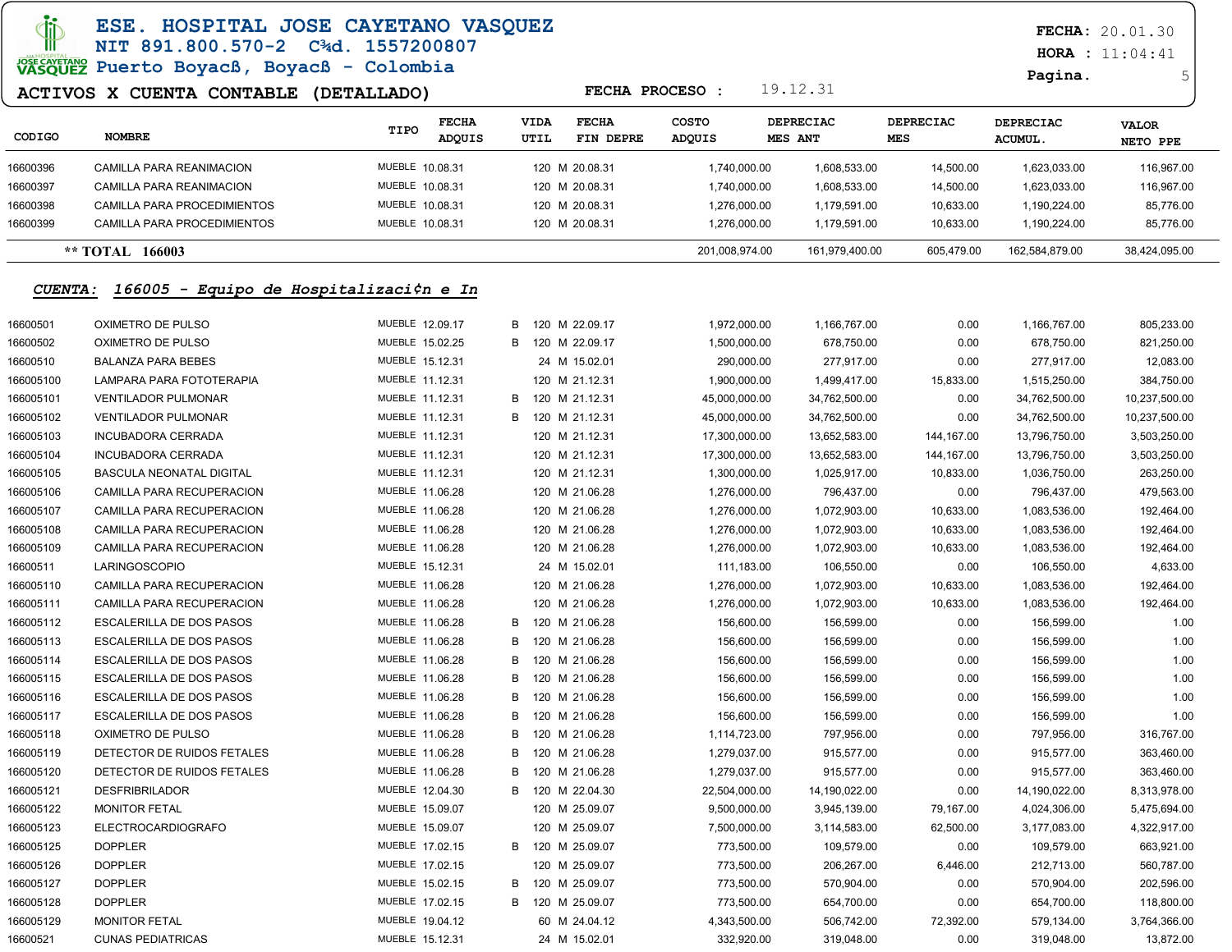# ESE. HOSPITAL JOSE CAYETANO VASQUEZ

NIT 891.800.570-2 C¾d. 1557200807

Puerto Boyacß, Boyacß - Colombia

**ACTIVOS X CUENTA CONTABLE (DETALLADO)**

FECHA PROCESO : 19.12.31

FECHA: 20.01.30
HORA : 11:04:41

| CODIGO | NOMBRE | TIPO | FECHA ADQUIS | | VIDA UTIL | FECHA FIN DEPRE | COSTO ADQUIS | DEPRECIAC MES ANT | DEPRECIAC MES | DEPRECIAC ACUMUL. | VALOR NETO PPE |
|---|---|---|---|---|---|---|---|---|---|---|---|
| 16600396 | CAMILLA PARA REANIMACION | MUEBLE | 10.08.31 | | 120 M | 20.08.31 | 1,740,000.00 | 1,608,533.00 | 14,500.00 | 1,623,033.00 | 116,967.00 |
| 16600397 | CAMILLA PARA REANIMACION | MUEBLE | 10.08.31 | | 120 M | 20.08.31 | 1,740,000.00 | 1,608,533.00 | 14,500.00 | 1,623,033.00 | 116,967.00 |
| 16600398 | CAMILLA PARA PROCEDIMIENTOS | MUEBLE | 10.08.31 | | 120 M | 20.08.31 | 1,276,000.00 | 1,179,591.00 | 10,633.00 | 1,190,224.00 | 85,776.00 |
| 16600399 | CAMILLA PARA PROCEDIMIENTOS | MUEBLE | 10.08.31 | | 120 M | 20.08.31 | 1,276,000.00 | 1,179,591.00 | 10,633.00 | 1,190,224.00 | 85,776.00 |
| ** TOTAL 166003 | | | | | | | 201,008,974.00 | 161,979,400.00 | 605,479.00 | 162,584,879.00 | 38,424,095.00 |

***CUENTA: 166005 - Equipo de Hospitalizaci¢n e In***

| CODIGO | NOMBRE | TIPO | FECHA ADQUIS | | VIDA UTIL | FECHA FIN DEPRE | COSTO ADQUIS | DEPRECIAC MES ANT | DEPRECIAC MES | DEPRECIAC ACUMUL. | VALOR NETO PPE |
|---|---|---|---|---|---|---|---|---|---|---|---|
| 16600501 | OXIMETRO DE PULSO | MUEBLE | 12.09.17 | B | 120 M | 22.09.17 | 1,972,000.00 | 1,166,767.00 | 0.00 | 1,166,767.00 | 805,233.00 |
| 16600502 | OXIMETRO DE PULSO | MUEBLE | 15.02.25 | B | 120 M | 22.09.17 | 1,500,000.00 | 678,750.00 | 0.00 | 678,750.00 | 821,250.00 |
| 16600510 | BALANZA PARA BEBES | MUEBLE | 15.12.31 | | 24 M | 15.02.01 | 290,000.00 | 277,917.00 | 0.00 | 277,917.00 | 12,083.00 |
| 166005100 | LAMPARA PARA FOTOTERAPIA | MUEBLE | 11.12.31 | | 120 M | 21.12.31 | 1,900,000.00 | 1,499,417.00 | 15,833.00 | 1,515,250.00 | 384,750.00 |
| 166005101 | VENTILADOR PULMONAR | MUEBLE | 11.12.31 | B | 120 M | 21.12.31 | 45,000,000.00 | 34,762,500.00 | 0.00 | 34,762,500.00 | 10,237,500.00 |
| 166005102 | VENTILADOR PULMONAR | MUEBLE | 11.12.31 | B | 120 M | 21.12.31 | 45,000,000.00 | 34,762,500.00 | 0.00 | 34,762,500.00 | 10,237,500.00 |
| 166005103 | INCUBADORA CERRADA | MUEBLE | 11.12.31 | | 120 M | 21.12.31 | 17,300,000.00 | 13,652,583.00 | 144,167.00 | 13,796,750.00 | 3,503,250.00 |
| 166005104 | INCUBADORA CERRADA | MUEBLE | 11.12.31 | | 120 M | 21.12.31 | 17,300,000.00 | 13,652,583.00 | 144,167.00 | 13,796,750.00 | 3,503,250.00 |
| 166005105 | BASCULA NEONATAL DIGITAL | MUEBLE | 11.12.31 | | 120 M | 21.12.31 | 1,300,000.00 | 1,025,917.00 | 10,833.00 | 1,036,750.00 | 263,250.00 |
| 166005106 | CAMILLA PARA RECUPERACION | MUEBLE | 11.06.28 | | 120 M | 21.06.28 | 1,276,000.00 | 796,437.00 | 0.00 | 796,437.00 | 479,563.00 |
| 166005107 | CAMILLA PARA RECUPERACION | MUEBLE | 11.06.28 | | 120 M | 21.06.28 | 1,276,000.00 | 1,072,903.00 | 10,633.00 | 1,083,536.00 | 192,464.00 |
| 166005108 | CAMILLA PARA RECUPERACION | MUEBLE | 11.06.28 | | 120 M | 21.06.28 | 1,276,000.00 | 1,072,903.00 | 10,633.00 | 1,083,536.00 | 192,464.00 |
| 166005109 | CAMILLA PARA RECUPERACION | MUEBLE | 11.06.28 | | 120 M | 21.06.28 | 1,276,000.00 | 1,072,903.00 | 10,633.00 | 1,083,536.00 | 192,464.00 |
| 16600511 | LARINGOSCOPIO | MUEBLE | 15.12.31 | | 24 M | 15.02.01 | 111,183.00 | 106,550.00 | 0.00 | 106,550.00 | 4,633.00 |
| 166005110 | CAMILLA PARA RECUPERACION | MUEBLE | 11.06.28 | | 120 M | 21.06.28 | 1,276,000.00 | 1,072,903.00 | 10,633.00 | 1,083,536.00 | 192,464.00 |
| 166005111 | CAMILLA PARA RECUPERACION | MUEBLE | 11.06.28 | | 120 M | 21.06.28 | 1,276,000.00 | 1,072,903.00 | 10,633.00 | 1,083,536.00 | 192,464.00 |
| 166005112 | ESCALERILLA DE DOS PASOS | MUEBLE | 11.06.28 | B | 120 M | 21.06.28 | 156,600.00 | 156,599.00 | 0.00 | 156,599.00 | 1.00 |
| 166005113 | ESCALERILLA DE DOS PASOS | MUEBLE | 11.06.28 | B | 120 M | 21.06.28 | 156,600.00 | 156,599.00 | 0.00 | 156,599.00 | 1.00 |
| 166005114 | ESCALERILLA DE DOS PASOS | MUEBLE | 11.06.28 | B | 120 M | 21.06.28 | 156,600.00 | 156,599.00 | 0.00 | 156,599.00 | 1.00 |
| 166005115 | ESCALERILLA DE DOS PASOS | MUEBLE | 11.06.28 | B | 120 M | 21.06.28 | 156,600.00 | 156,599.00 | 0.00 | 156,599.00 | 1.00 |
| 166005116 | ESCALERILLA DE DOS PASOS | MUEBLE | 11.06.28 | B | 120 M | 21.06.28 | 156,600.00 | 156,599.00 | 0.00 | 156,599.00 | 1.00 |
| 166005117 | ESCALERILLA DE DOS PASOS | MUEBLE | 11.06.28 | B | 120 M | 21.06.28 | 156,600.00 | 156,599.00 | 0.00 | 156,599.00 | 1.00 |
| 166005118 | OXIMETRO DE PULSO | MUEBLE | 11.06.28 | B | 120 M | 21.06.28 | 1,114,723.00 | 797,956.00 | 0.00 | 797,956.00 | 316,767.00 |
| 166005119 | DETECTOR DE RUIDOS FETALES | MUEBLE | 11.06.28 | B | 120 M | 21.06.28 | 1,279,037.00 | 915,577.00 | 0.00 | 915,577.00 | 363,460.00 |
| 166005120 | DETECTOR DE RUIDOS FETALES | MUEBLE | 11.06.28 | B | 120 M | 21.06.28 | 1,279,037.00 | 915,577.00 | 0.00 | 915,577.00 | 363,460.00 |
| 166005121 | DESFRIBRILADOR | MUEBLE | 12.04.30 | B | 120 M | 22.04.30 | 22,504,000.00 | 14,190,022.00 | 0.00 | 14,190,022.00 | 8,313,978.00 |
| 166005122 | MONITOR FETAL | MUEBLE | 15.09.07 | | 120 M | 25.09.07 | 9,500,000.00 | 3,945,139.00 | 79,167.00 | 4,024,306.00 | 5,475,694.00 |
| 166005123 | ELECTROCARDIOGRAFO | MUEBLE | 15.09.07 | | 120 M | 25.09.07 | 7,500,000.00 | 3,114,583.00 | 62,500.00 | 3,177,083.00 | 4,322,917.00 |
| 166005125 | DOPPLER | MUEBLE | 17.02.15 | B | 120 M | 25.09.07 | 773,500.00 | 109,579.00 | 0.00 | 109,579.00 | 663,921.00 |
| 166005126 | DOPPLER | MUEBLE | 17.02.15 | | 120 M | 25.09.07 | 773,500.00 | 206,267.00 | 6,446.00 | 212,713.00 | 560,787.00 |
| 166005127 | DOPPLER | MUEBLE | 15.02.15 | B | 120 M | 25.09.07 | 773,500.00 | 570,904.00 | 0.00 | 570,904.00 | 202,596.00 |
| 166005128 | DOPPLER | MUEBLE | 17.02.15 | B | 120 M | 25.09.07 | 773,500.00 | 654,700.00 | 0.00 | 654,700.00 | 118,800.00 |
| 166005129 | MONITOR FETAL | MUEBLE | 19.04.12 | | 60 M | 24.04.12 | 4,343,500.00 | 506,742.00 | 72,392.00 | 579,134.00 | 3,764,366.00 |
| 16600521 | CUNAS PEDIATRICAS | MUEBLE | 15.12.31 | | 24 M | 15.02.01 | 332,920.00 | 319,048.00 | 0.00 | 319,048.00 | 13,872.00 |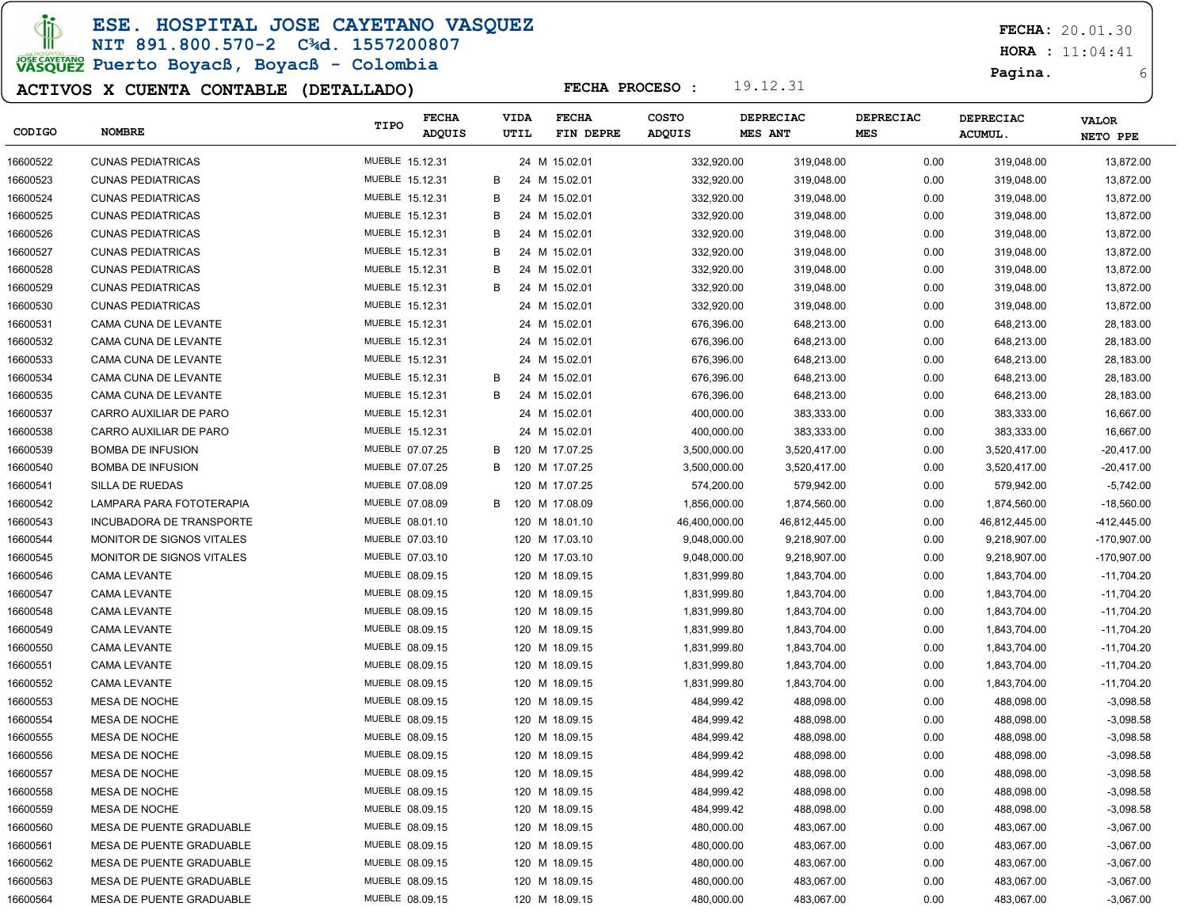# ESE. HOSPITAL JOSE CAYETANO VASQUEZ

NIT 891.800.570-2 C¾d. 1557200807

Puerto Boyacß, Boyacß - Colombia

FECHA: 20.01.30
HORA : 11:04:41

## ACTIVOS X CUENTA CONTABLE (DETALLADO)

FECHA PROCESO : 19.12.31

| CODIGO | NOMBRE | TIPO | FECHA ADQUIS | | VIDA UTIL | | FECHA FIN DEPRE | COSTO ADQUIS | DEPRECIAC MES ANT | DEPRECIAC MES | DEPRECIAC ACUMUL. | VALOR NETO PPE |
|---|---|---|---|---|---|---|---|---|---|---|---|---|
| 16600522 | CUNAS PEDIATRICAS | MUEBLE | 15.12.31 | | 24 | M | 15.02.01 | 332,920.00 | 319,048.00 | 0.00 | 319,048.00 | 13,872.00 |
| 16600523 | CUNAS PEDIATRICAS | MUEBLE | 15.12.31 | B | 24 | M | 15.02.01 | 332,920.00 | 319,048.00 | 0.00 | 319,048.00 | 13,872.00 |
| 16600524 | CUNAS PEDIATRICAS | MUEBLE | 15.12.31 | B | 24 | M | 15.02.01 | 332,920.00 | 319,048.00 | 0.00 | 319,048.00 | 13,872.00 |
| 16600525 | CUNAS PEDIATRICAS | MUEBLE | 15.12.31 | B | 24 | M | 15.02.01 | 332,920.00 | 319,048.00 | 0.00 | 319,048.00 | 13,872.00 |
| 16600526 | CUNAS PEDIATRICAS | MUEBLE | 15.12.31 | B | 24 | M | 15.02.01 | 332,920.00 | 319,048.00 | 0.00 | 319,048.00 | 13,872.00 |
| 16600527 | CUNAS PEDIATRICAS | MUEBLE | 15.12.31 | B | 24 | M | 15.02.01 | 332,920.00 | 319,048.00 | 0.00 | 319,048.00 | 13,872.00 |
| 16600528 | CUNAS PEDIATRICAS | MUEBLE | 15.12.31 | B | 24 | M | 15.02.01 | 332,920.00 | 319,048.00 | 0.00 | 319,048.00 | 13,872.00 |
| 16600529 | CUNAS PEDIATRICAS | MUEBLE | 15.12.31 | B | 24 | M | 15.02.01 | 332,920.00 | 319,048.00 | 0.00 | 319,048.00 | 13,872.00 |
| 16600530 | CUNAS PEDIATRICAS | MUEBLE | 15.12.31 | | 24 | M | 15.02.01 | 332,920.00 | 319,048.00 | 0.00 | 319,048.00 | 13,872.00 |
| 16600531 | CAMA CUNA DE LEVANTE | MUEBLE | 15.12.31 | | 24 | M | 15.02.01 | 676,396.00 | 648,213.00 | 0.00 | 648,213.00 | 28,183.00 |
| 16600532 | CAMA CUNA DE LEVANTE | MUEBLE | 15.12.31 | | 24 | M | 15.02.01 | 676,396.00 | 648,213.00 | 0.00 | 648,213.00 | 28,183.00 |
| 16600533 | CAMA CUNA DE LEVANTE | MUEBLE | 15.12.31 | | 24 | M | 15.02.01 | 676,396.00 | 648,213.00 | 0.00 | 648,213.00 | 28,183.00 |
| 16600534 | CAMA CUNA DE LEVANTE | MUEBLE | 15.12.31 | B | 24 | M | 15.02.01 | 676,396.00 | 648,213.00 | 0.00 | 648,213.00 | 28,183.00 |
| 16600535 | CAMA CUNA DE LEVANTE | MUEBLE | 15.12.31 | B | 24 | M | 15.02.01 | 676,396.00 | 648,213.00 | 0.00 | 648,213.00 | 28,183.00 |
| 16600537 | CARRO AUXILIAR DE PARO | MUEBLE | 15.12.31 | | 24 | M | 15.02.01 | 400,000.00 | 383,333.00 | 0.00 | 383,333.00 | 16,667.00 |
| 16600538 | CARRO AUXILIAR DE PARO | MUEBLE | 15.12.31 | | 24 | M | 15.02.01 | 400,000.00 | 383,333.00 | 0.00 | 383,333.00 | 16,667.00 |
| 16600539 | BOMBA DE INFUSION | MUEBLE | 07.07.25 | B | 120 | M | 17.07.25 | 3,500,000.00 | 3,520,417.00 | 0.00 | 3,520,417.00 | -20,417.00 |
| 16600540 | BOMBA DE INFUSION | MUEBLE | 07.07.25 | B | 120 | M | 17.07.25 | 3,500,000.00 | 3,520,417.00 | 0.00 | 3,520,417.00 | -20,417.00 |
| 16600541 | SILLA DE RUEDAS | MUEBLE | 07.08.09 | | 120 | M | 17.07.25 | 574,200.00 | 579,942.00 | 0.00 | 579,942.00 | -5,742.00 |
| 16600542 | LAMPARA PARA FOTOTERAPIA | MUEBLE | 07.08.09 | B | 120 | M | 17.08.09 | 1,856,000.00 | 1,874,560.00 | 0.00 | 1,874,560.00 | -18,560.00 |
| 16600543 | INCUBADORA DE TRANSPORTE | MUEBLE | 08.01.10 | | 120 | M | 18.01.10 | 46,400,000.00 | 46,812,445.00 | 0.00 | 46,812,445.00 | -412,445.00 |
| 16600544 | MONITOR DE SIGNOS VITALES | MUEBLE | 07.03.10 | | 120 | M | 17.03.10 | 9,048,000.00 | 9,218,907.00 | 0.00 | 9,218,907.00 | -170,907.00 |
| 16600545 | MONITOR DE SIGNOS VITALES | MUEBLE | 07.03.10 | | 120 | M | 17.03.10 | 9,048,000.00 | 9,218,907.00 | 0.00 | 9,218,907.00 | -170,907.00 |
| 16600546 | CAMA LEVANTE | MUEBLE | 08.09.15 | | 120 | M | 18.09.15 | 1,831,999.80 | 1,843,704.00 | 0.00 | 1,843,704.00 | -11,704.20 |
| 16600547 | CAMA LEVANTE | MUEBLE | 08.09.15 | | 120 | M | 18.09.15 | 1,831,999.80 | 1,843,704.00 | 0.00 | 1,843,704.00 | -11,704.20 |
| 16600548 | CAMA LEVANTE | MUEBLE | 08.09.15 | | 120 | M | 18.09.15 | 1,831,999.80 | 1,843,704.00 | 0.00 | 1,843,704.00 | -11,704.20 |
| 16600549 | CAMA LEVANTE | MUEBLE | 08.09.15 | | 120 | M | 18.09.15 | 1,831,999.80 | 1,843,704.00 | 0.00 | 1,843,704.00 | -11,704.20 |
| 16600550 | CAMA LEVANTE | MUEBLE | 08.09.15 | | 120 | M | 18.09.15 | 1,831,999.80 | 1,843,704.00 | 0.00 | 1,843,704.00 | -11,704.20 |
| 16600551 | CAMA LEVANTE | MUEBLE | 08.09.15 | | 120 | M | 18.09.15 | 1,831,999.80 | 1,843,704.00 | 0.00 | 1,843,704.00 | -11,704.20 |
| 16600552 | CAMA LEVANTE | MUEBLE | 08.09.15 | | 120 | M | 18.09.15 | 1,831,999.80 | 1,843,704.00 | 0.00 | 1,843,704.00 | -11,704.20 |
| 16600553 | MESA DE NOCHE | MUEBLE | 08.09.15 | | 120 | M | 18.09.15 | 484,999.42 | 488,098.00 | 0.00 | 488,098.00 | -3,098.58 |
| 16600554 | MESA DE NOCHE | MUEBLE | 08.09.15 | | 120 | M | 18.09.15 | 484,999.42 | 488,098.00 | 0.00 | 488,098.00 | -3,098.58 |
| 16600555 | MESA DE NOCHE | MUEBLE | 08.09.15 | | 120 | M | 18.09.15 | 484,999.42 | 488,098.00 | 0.00 | 488,098.00 | -3,098.58 |
| 16600556 | MESA DE NOCHE | MUEBLE | 08.09.15 | | 120 | M | 18.09.15 | 484,999.42 | 488,098.00 | 0.00 | 488,098.00 | -3,098.58 |
| 16600557 | MESA DE NOCHE | MUEBLE | 08.09.15 | | 120 | M | 18.09.15 | 484,999.42 | 488,098.00 | 0.00 | 488,098.00 | -3,098.58 |
| 16600558 | MESA DE NOCHE | MUEBLE | 08.09.15 | | 120 | M | 18.09.15 | 484,999.42 | 488,098.00 | 0.00 | 488,098.00 | -3,098.58 |
| 16600559 | MESA DE NOCHE | MUEBLE | 08.09.15 | | 120 | M | 18.09.15 | 484,999.42 | 488,098.00 | 0.00 | 488,098.00 | -3,098.58 |
| 16600560 | MESA DE PUENTE GRADUABLE | MUEBLE | 08.09.15 | | 120 | M | 18.09.15 | 480,000.00 | 483,067.00 | 0.00 | 483,067.00 | -3,067.00 |
| 16600561 | MESA DE PUENTE GRADUABLE | MUEBLE | 08.09.15 | | 120 | M | 18.09.15 | 480,000.00 | 483,067.00 | 0.00 | 483,067.00 | -3,067.00 |
| 16600562 | MESA DE PUENTE GRADUABLE | MUEBLE | 08.09.15 | | 120 | M | 18.09.15 | 480,000.00 | 483,067.00 | 0.00 | 483,067.00 | -3,067.00 |
| 16600563 | MESA DE PUENTE GRADUABLE | MUEBLE | 08.09.15 | | 120 | M | 18.09.15 | 480,000.00 | 483,067.00 | 0.00 | 483,067.00 | -3,067.00 |
| 16600564 | MESA DE PUENTE GRADUABLE | MUEBLE | 08.09.15 | | 120 | M | 18.09.15 | 480,000.00 | 483,067.00 | 0.00 | 483,067.00 | -3,067.00 |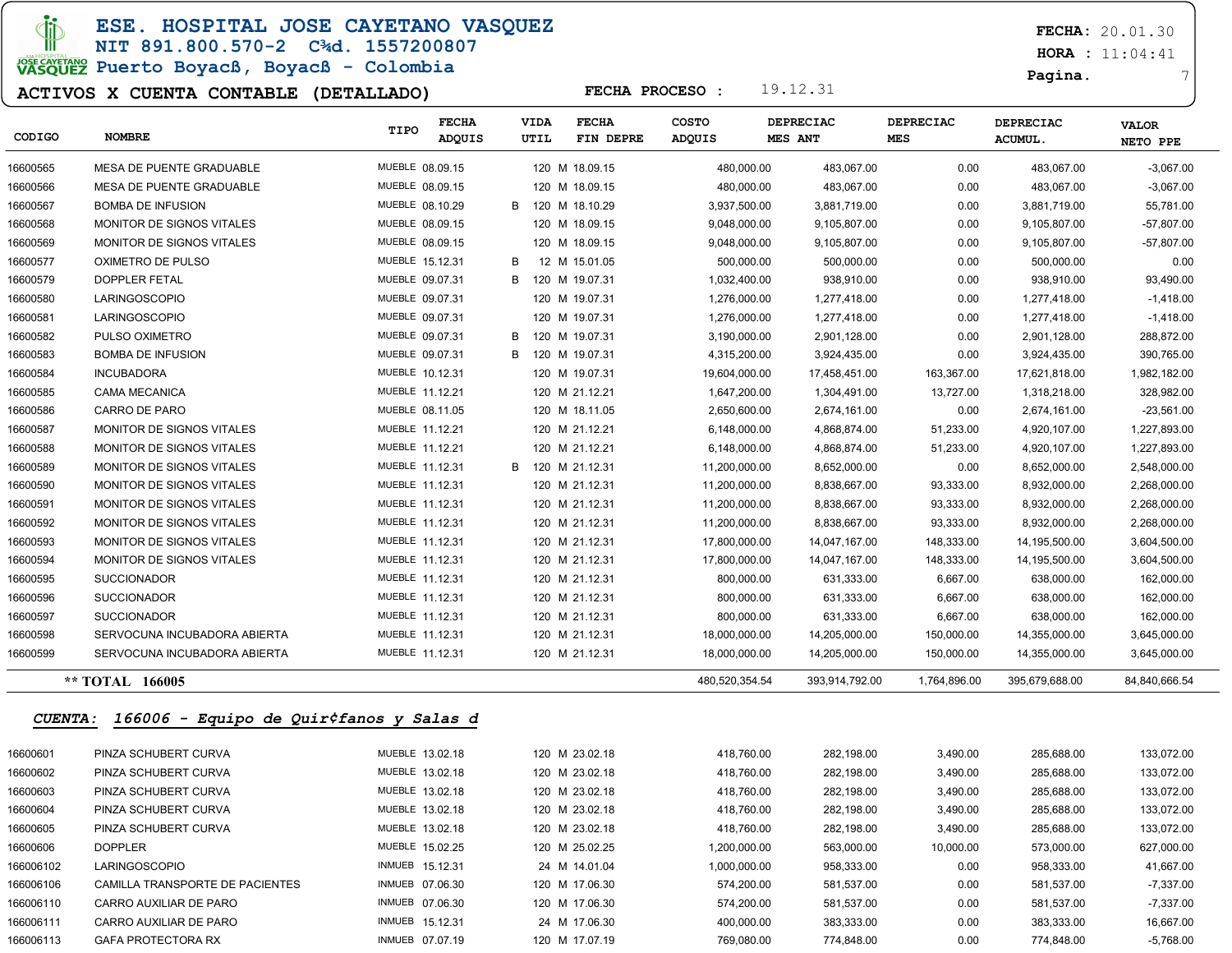# ESE. HOSPITAL JOSE CAYETANO VASQUEZ

NIT 891.800.570-2 C¾d. 1557200807

Puerto Boyacß, Boyacß - Colombia

**ACTIVOS X CUENTA CONTABLE (DETALLADO)**

FECHA PROCESO : 19.12.31

FECHA: 20.01.30
HORA : 11:04:41

| CODIGO | NOMBRE | TIPO | FECHA ADQUIS | | VIDA UTIL | FECHA FIN DEPRE | COSTO ADQUIS | DEPRECIAC MES ANT | DEPRECIAC MES | DEPRECIAC ACUMUL. | VALOR NETO PPE |
|---|---|---|---|---|---|---|---|---|---|---|---|
| 16600565 | MESA DE PUENTE GRADUABLE | MUEBLE | 08.09.15 | | 120 M | 18.09.15 | 480,000.00 | 483,067.00 | 0.00 | 483,067.00 | -3,067.00 |
| 16600566 | MESA DE PUENTE GRADUABLE | MUEBLE | 08.09.15 | | 120 M | 18.09.15 | 480,000.00 | 483,067.00 | 0.00 | 483,067.00 | -3,067.00 |
| 16600567 | BOMBA DE INFUSION | MUEBLE | 08.10.29 | B | 120 M | 18.10.29 | 3,937,500.00 | 3,881,719.00 | 0.00 | 3,881,719.00 | 55,781.00 |
| 16600568 | MONITOR DE SIGNOS VITALES | MUEBLE | 08.09.15 | | 120 M | 18.09.15 | 9,048,000.00 | 9,105,807.00 | 0.00 | 9,105,807.00 | -57,807.00 |
| 16600569 | MONITOR DE SIGNOS VITALES | MUEBLE | 08.09.15 | | 120 M | 18.09.15 | 9,048,000.00 | 9,105,807.00 | 0.00 | 9,105,807.00 | -57,807.00 |
| 16600577 | OXIMETRO DE PULSO | MUEBLE | 15.12.31 | B | 12 M | 15.01.05 | 500,000.00 | 500,000.00 | 0.00 | 500,000.00 | 0.00 |
| 16600579 | DOPPLER FETAL | MUEBLE | 09.07.31 | B | 120 M | 19.07.31 | 1,032,400.00 | 938,910.00 | 0.00 | 938,910.00 | 93,490.00 |
| 16600580 | LARINGOSCOPIO | MUEBLE | 09.07.31 | | 120 M | 19.07.31 | 1,276,000.00 | 1,277,418.00 | 0.00 | 1,277,418.00 | -1,418.00 |
| 16600581 | LARINGOSCOPIO | MUEBLE | 09.07.31 | | 120 M | 19.07.31 | 1,276,000.00 | 1,277,418.00 | 0.00 | 1,277,418.00 | -1,418.00 |
| 16600582 | PULSO OXIMETRO | MUEBLE | 09.07.31 | B | 120 M | 19.07.31 | 3,190,000.00 | 2,901,128.00 | 0.00 | 2,901,128.00 | 288,872.00 |
| 16600583 | BOMBA DE INFUSION | MUEBLE | 09.07.31 | B | 120 M | 19.07.31 | 4,315,200.00 | 3,924,435.00 | 0.00 | 3,924,435.00 | 390,765.00 |
| 16600584 | INCUBADORA | MUEBLE | 10.12.31 | | 120 M | 19.07.31 | 19,604,000.00 | 17,458,451.00 | 163,367.00 | 17,621,818.00 | 1,982,182.00 |
| 16600585 | CAMA MECANICA | MUEBLE | 11.12.21 | | 120 M | 21.12.21 | 1,647,200.00 | 1,304,491.00 | 13,727.00 | 1,318,218.00 | 328,982.00 |
| 16600586 | CARRO DE PARO | MUEBLE | 08.11.05 | | 120 M | 18.11.05 | 2,650,600.00 | 2,674,161.00 | 0.00 | 2,674,161.00 | -23,561.00 |
| 16600587 | MONITOR DE SIGNOS VITALES | MUEBLE | 11.12.21 | | 120 M | 21.12.21 | 6,148,000.00 | 4,868,874.00 | 51,233.00 | 4,920,107.00 | 1,227,893.00 |
| 16600588 | MONITOR DE SIGNOS VITALES | MUEBLE | 11.12.21 | | 120 M | 21.12.21 | 6,148,000.00 | 4,868,874.00 | 51,233.00 | 4,920,107.00 | 1,227,893.00 |
| 16600589 | MONITOR DE SIGNOS VITALES | MUEBLE | 11.12.31 | B | 120 M | 21.12.31 | 11,200,000.00 | 8,652,000.00 | 0.00 | 8,652,000.00 | 2,548,000.00 |
| 16600590 | MONITOR DE SIGNOS VITALES | MUEBLE | 11.12.31 | | 120 M | 21.12.31 | 11,200,000.00 | 8,838,667.00 | 93,333.00 | 8,932,000.00 | 2,268,000.00 |
| 16600591 | MONITOR DE SIGNOS VITALES | MUEBLE | 11.12.31 | | 120 M | 21.12.31 | 11,200,000.00 | 8,838,667.00 | 93,333.00 | 8,932,000.00 | 2,268,000.00 |
| 16600592 | MONITOR DE SIGNOS VITALES | MUEBLE | 11.12.31 | | 120 M | 21.12.31 | 11,200,000.00 | 8,838,667.00 | 93,333.00 | 8,932,000.00 | 2,268,000.00 |
| 16600593 | MONITOR DE SIGNOS VITALES | MUEBLE | 11.12.31 | | 120 M | 21.12.31 | 17,800,000.00 | 14,047,167.00 | 148,333.00 | 14,195,500.00 | 3,604,500.00 |
| 16600594 | MONITOR DE SIGNOS VITALES | MUEBLE | 11.12.31 | | 120 M | 21.12.31 | 17,800,000.00 | 14,047,167.00 | 148,333.00 | 14,195,500.00 | 3,604,500.00 |
| 16600595 | SUCCIONADOR | MUEBLE | 11.12.31 | | 120 M | 21.12.31 | 800,000.00 | 631,333.00 | 6,667.00 | 638,000.00 | 162,000.00 |
| 16600596 | SUCCIONADOR | MUEBLE | 11.12.31 | | 120 M | 21.12.31 | 800,000.00 | 631,333.00 | 6,667.00 | 638,000.00 | 162,000.00 |
| 16600597 | SUCCIONADOR | MUEBLE | 11.12.31 | | 120 M | 21.12.31 | 800,000.00 | 631,333.00 | 6,667.00 | 638,000.00 | 162,000.00 |
| 16600598 | SERVOCUNA INCUBADORA ABIERTA | MUEBLE | 11.12.31 | | 120 M | 21.12.31 | 18,000,000.00 | 14,205,000.00 | 150,000.00 | 14,355,000.00 | 3,645,000.00 |
| 16600599 | SERVOCUNA INCUBADORA ABIERTA | MUEBLE | 11.12.31 | | 120 M | 21.12.31 | 18,000,000.00 | 14,205,000.00 | 150,000.00 | 14,355,000.00 | 3,645,000.00 |
| ** TOTAL 166005 | | | | | | | 480,520,354.54 | 393,914,792.00 | 1,764,896.00 | 395,679,688.00 | 84,840,666.54 |

***CUENTA: 166006 - Equipo de Quir¢fanos y Salas d***

| CODIGO | NOMBRE | TIPO | FECHA ADQUIS | | VIDA UTIL | FECHA FIN DEPRE | COSTO ADQUIS | DEPRECIAC MES ANT | DEPRECIAC MES | DEPRECIAC ACUMUL. | VALOR NETO PPE |
|---|---|---|---|---|---|---|---|---|---|---|---|
| 16600601 | PINZA SCHUBERT CURVA | MUEBLE | 13.02.18 | | 120 M | 23.02.18 | 418,760.00 | 282,198.00 | 3,490.00 | 285,688.00 | 133,072.00 |
| 16600602 | PINZA SCHUBERT CURVA | MUEBLE | 13.02.18 | | 120 M | 23.02.18 | 418,760.00 | 282,198.00 | 3,490.00 | 285,688.00 | 133,072.00 |
| 16600603 | PINZA SCHUBERT CURVA | MUEBLE | 13.02.18 | | 120 M | 23.02.18 | 418,760.00 | 282,198.00 | 3,490.00 | 285,688.00 | 133,072.00 |
| 16600604 | PINZA SCHUBERT CURVA | MUEBLE | 13.02.18 | | 120 M | 23.02.18 | 418,760.00 | 282,198.00 | 3,490.00 | 285,688.00 | 133,072.00 |
| 16600605 | PINZA SCHUBERT CURVA | MUEBLE | 13.02.18 | | 120 M | 23.02.18 | 418,760.00 | 282,198.00 | 3,490.00 | 285,688.00 | 133,072.00 |
| 16600606 | DOPPLER | MUEBLE | 15.02.25 | | 120 M | 25.02.25 | 1,200,000.00 | 563,000.00 | 10,000.00 | 573,000.00 | 627,000.00 |
| 166006102 | LARINGOSCOPIO | INMUEB | 15.12.31 | | 24 M | 14.01.04 | 1,000,000.00 | 958,333.00 | 0.00 | 958,333.00 | 41,667.00 |
| 166006106 | CAMILLA TRANSPORTE DE PACIENTES | INMUEB | 07.06.30 | | 120 M | 17.06.30 | 574,200.00 | 581,537.00 | 0.00 | 581,537.00 | -7,337.00 |
| 166006110 | CARRO AUXILIAR DE PARO | INMUEB | 07.06.30 | | 120 M | 17.06.30 | 574,200.00 | 581,537.00 | 0.00 | 581,537.00 | -7,337.00 |
| 166006111 | CARRO AUXILIAR DE PARO | INMUEB | 15.12.31 | | 24 M | 17.06.30 | 400,000.00 | 383,333.00 | 0.00 | 383,333.00 | 16,667.00 |
| 166006113 | GAFA PROTECTORA RX | INMUEB | 07.07.19 | | 120 M | 17.07.19 | 769,080.00 | 774,848.00 | 0.00 | 774,848.00 | -5,768.00 |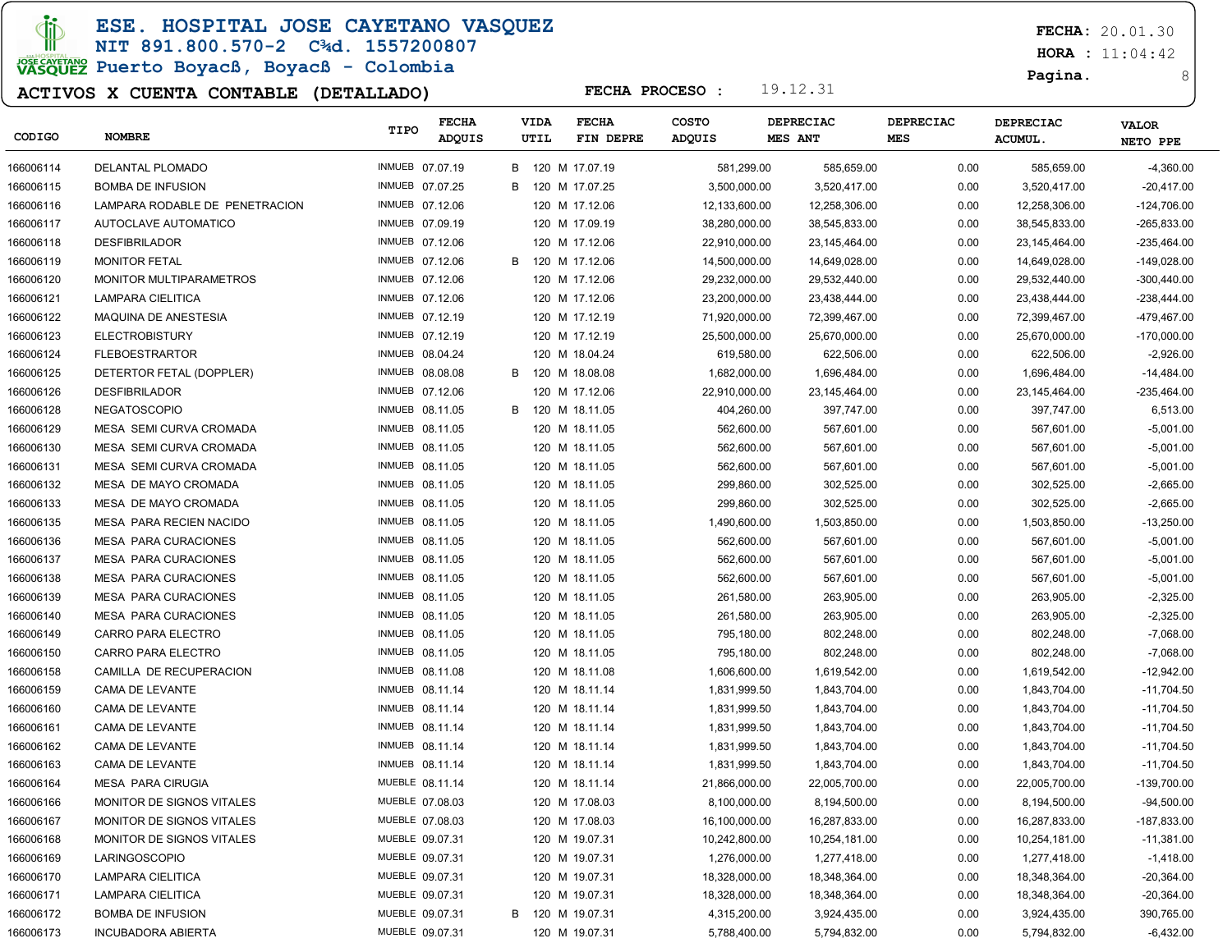# ESE. HOSPITAL JOSE CAYETANO VASQUEZ

NIT 891.800.570-2 C¾d. 1557200807

Puerto Boyacß, Boyacß - Colombia

**FECHA:** 20.01.30
**HORA :** 11:04:42

## ACTIVOS X CUENTA CONTABLE (DETALLADO)

**FECHA PROCESO :** 19.12.31

| CODIGO | NOMBRE | TIPO | FECHA ADQUIS | | VIDA UTIL | FECHA FIN DEPRE | COSTO ADQUIS | DEPRECIAC MES ANT | DEPRECIAC MES | DEPRECIAC ACUMUL. | VALOR NETO PPE |
|---|---|---|---|---|---|---|---|---|---|---|---|
| 166006114 | DELANTAL PLOMADO | INMUEB | 07.07.19 | B | 120 M | 17.07.19 | 581,299.00 | 585,659.00 | 0.00 | 585,659.00 | -4,360.00 |
| 166006115 | BOMBA DE INFUSION | INMUEB | 07.07.25 | B | 120 M | 17.07.25 | 3,500,000.00 | 3,520,417.00 | 0.00 | 3,520,417.00 | -20,417.00 |
| 166006116 | LAMPARA RODABLE DE PENETRACION | INMUEB | 07.12.06 | | 120 M | 17.12.06 | 12,133,600.00 | 12,258,306.00 | 0.00 | 12,258,306.00 | -124,706.00 |
| 166006117 | AUTOCLAVE AUTOMATICO | INMUEB | 07.09.19 | | 120 M | 17.09.19 | 38,280,000.00 | 38,545,833.00 | 0.00 | 38,545,833.00 | -265,833.00 |
| 166006118 | DESFIBRILADOR | INMUEB | 07.12.06 | | 120 M | 17.12.06 | 22,910,000.00 | 23,145,464.00 | 0.00 | 23,145,464.00 | -235,464.00 |
| 166006119 | MONITOR FETAL | INMUEB | 07.12.06 | B | 120 M | 17.12.06 | 14,500,000.00 | 14,649,028.00 | 0.00 | 14,649,028.00 | -149,028.00 |
| 166006120 | MONITOR MULTIPARAMETROS | INMUEB | 07.12.06 | | 120 M | 17.12.06 | 29,232,000.00 | 29,532,440.00 | 0.00 | 29,532,440.00 | -300,440.00 |
| 166006121 | LAMPARA CIELITICA | INMUEB | 07.12.06 | | 120 M | 17.12.06 | 23,200,000.00 | 23,438,444.00 | 0.00 | 23,438,444.00 | -238,444.00 |
| 166006122 | MAQUINA DE ANESTESIA | INMUEB | 07.12.19 | | 120 M | 17.12.19 | 71,920,000.00 | 72,399,467.00 | 0.00 | 72,399,467.00 | -479,467.00 |
| 166006123 | ELECTROBISTURY | INMUEB | 07.12.19 | | 120 M | 17.12.19 | 25,500,000.00 | 25,670,000.00 | 0.00 | 25,670,000.00 | -170,000.00 |
| 166006124 | FLEBOESTRARTOR | INMUEB | 08.04.24 | | 120 M | 18.04.24 | 619,580.00 | 622,506.00 | 0.00 | 622,506.00 | -2,926.00 |
| 166006125 | DETERTOR FETAL (DOPPLER) | INMUEB | 08.08.08 | B | 120 M | 18.08.08 | 1,682,000.00 | 1,696,484.00 | 0.00 | 1,696,484.00 | -14,484.00 |
| 166006126 | DESFIBRILADOR | INMUEB | 07.12.06 | | 120 M | 17.12.06 | 22,910,000.00 | 23,145,464.00 | 0.00 | 23,145,464.00 | -235,464.00 |
| 166006128 | NEGATOSCOPIO | INMUEB | 08.11.05 | B | 120 M | 18.11.05 | 404,260.00 | 397,747.00 | 0.00 | 397,747.00 | 6,513.00 |
| 166006129 | MESA SEMI CURVA CROMADA | INMUEB | 08.11.05 | | 120 M | 18.11.05 | 562,600.00 | 567,601.00 | 0.00 | 567,601.00 | -5,001.00 |
| 166006130 | MESA SEMI CURVA CROMADA | INMUEB | 08.11.05 | | 120 M | 18.11.05 | 562,600.00 | 567,601.00 | 0.00 | 567,601.00 | -5,001.00 |
| 166006131 | MESA SEMI CURVA CROMADA | INMUEB | 08.11.05 | | 120 M | 18.11.05 | 562,600.00 | 567,601.00 | 0.00 | 567,601.00 | -5,001.00 |
| 166006132 | MESA DE MAYO CROMADA | INMUEB | 08.11.05 | | 120 M | 18.11.05 | 299,860.00 | 302,525.00 | 0.00 | 302,525.00 | -2,665.00 |
| 166006133 | MESA DE MAYO CROMADA | INMUEB | 08.11.05 | | 120 M | 18.11.05 | 299,860.00 | 302,525.00 | 0.00 | 302,525.00 | -2,665.00 |
| 166006135 | MESA PARA RECIEN NACIDO | INMUEB | 08.11.05 | | 120 M | 18.11.05 | 1,490,600.00 | 1,503,850.00 | 0.00 | 1,503,850.00 | -13,250.00 |
| 166006136 | MESA PARA CURACIONES | INMUEB | 08.11.05 | | 120 M | 18.11.05 | 562,600.00 | 567,601.00 | 0.00 | 567,601.00 | -5,001.00 |
| 166006137 | MESA PARA CURACIONES | INMUEB | 08.11.05 | | 120 M | 18.11.05 | 562,600.00 | 567,601.00 | 0.00 | 567,601.00 | -5,001.00 |
| 166006138 | MESA PARA CURACIONES | INMUEB | 08.11.05 | | 120 M | 18.11.05 | 562,600.00 | 567,601.00 | 0.00 | 567,601.00 | -5,001.00 |
| 166006139 | MESA PARA CURACIONES | INMUEB | 08.11.05 | | 120 M | 18.11.05 | 261,580.00 | 263,905.00 | 0.00 | 263,905.00 | -2,325.00 |
| 166006140 | MESA PARA CURACIONES | INMUEB | 08.11.05 | | 120 M | 18.11.05 | 261,580.00 | 263,905.00 | 0.00 | 263,905.00 | -2,325.00 |
| 166006149 | CARRO PARA ELECTRO | INMUEB | 08.11.05 | | 120 M | 18.11.05 | 795,180.00 | 802,248.00 | 0.00 | 802,248.00 | -7,068.00 |
| 166006150 | CARRO PARA ELECTRO | INMUEB | 08.11.05 | | 120 M | 18.11.05 | 795,180.00 | 802,248.00 | 0.00 | 802,248.00 | -7,068.00 |
| 166006158 | CAMILLA DE RECUPERACION | INMUEB | 08.11.08 | | 120 M | 18.11.08 | 1,606,600.00 | 1,619,542.00 | 0.00 | 1,619,542.00 | -12,942.00 |
| 166006159 | CAMA DE LEVANTE | INMUEB | 08.11.14 | | 120 M | 18.11.14 | 1,831,999.50 | 1,843,704.00 | 0.00 | 1,843,704.00 | -11,704.50 |
| 166006160 | CAMA DE LEVANTE | INMUEB | 08.11.14 | | 120 M | 18.11.14 | 1,831,999.50 | 1,843,704.00 | 0.00 | 1,843,704.00 | -11,704.50 |
| 166006161 | CAMA DE LEVANTE | INMUEB | 08.11.14 | | 120 M | 18.11.14 | 1,831,999.50 | 1,843,704.00 | 0.00 | 1,843,704.00 | -11,704.50 |
| 166006162 | CAMA DE LEVANTE | INMUEB | 08.11.14 | | 120 M | 18.11.14 | 1,831,999.50 | 1,843,704.00 | 0.00 | 1,843,704.00 | -11,704.50 |
| 166006163 | CAMA DE LEVANTE | INMUEB | 08.11.14 | | 120 M | 18.11.14 | 1,831,999.50 | 1,843,704.00 | 0.00 | 1,843,704.00 | -11,704.50 |
| 166006164 | MESA PARA CIRUGIA | MUEBLE | 08.11.14 | | 120 M | 18.11.14 | 21,866,000.00 | 22,005,700.00 | 0.00 | 22,005,700.00 | -139,700.00 |
| 166006166 | MONITOR DE SIGNOS VITALES | MUEBLE | 07.08.03 | | 120 M | 17.08.03 | 8,100,000.00 | 8,194,500.00 | 0.00 | 8,194,500.00 | -94,500.00 |
| 166006167 | MONITOR DE SIGNOS VITALES | MUEBLE | 07.08.03 | | 120 M | 17.08.03 | 16,100,000.00 | 16,287,833.00 | 0.00 | 16,287,833.00 | -187,833.00 |
| 166006168 | MONITOR DE SIGNOS VITALES | MUEBLE | 09.07.31 | | 120 M | 19.07.31 | 10,242,800.00 | 10,254,181.00 | 0.00 | 10,254,181.00 | -11,381.00 |
| 166006169 | LARINGOSCOPIO | MUEBLE | 09.07.31 | | 120 M | 19.07.31 | 1,276,000.00 | 1,277,418.00 | 0.00 | 1,277,418.00 | -1,418.00 |
| 166006170 | LAMPARA CIELITICA | MUEBLE | 09.07.31 | | 120 M | 19.07.31 | 18,328,000.00 | 18,348,364.00 | 0.00 | 18,348,364.00 | -20,364.00 |
| 166006171 | LAMPARA CIELITICA | MUEBLE | 09.07.31 | | 120 M | 19.07.31 | 18,328,000.00 | 18,348,364.00 | 0.00 | 18,348,364.00 | -20,364.00 |
| 166006172 | BOMBA DE INFUSION | MUEBLE | 09.07.31 | B | 120 M | 19.07.31 | 4,315,200.00 | 3,924,435.00 | 0.00 | 3,924,435.00 | 390,765.00 |
| 166006173 | INCUBADORA ABIERTA | MUEBLE | 09.07.31 | | 120 M | 19.07.31 | 5,788,400.00 | 5,794,832.00 | 0.00 | 5,794,832.00 | -6,432.00 |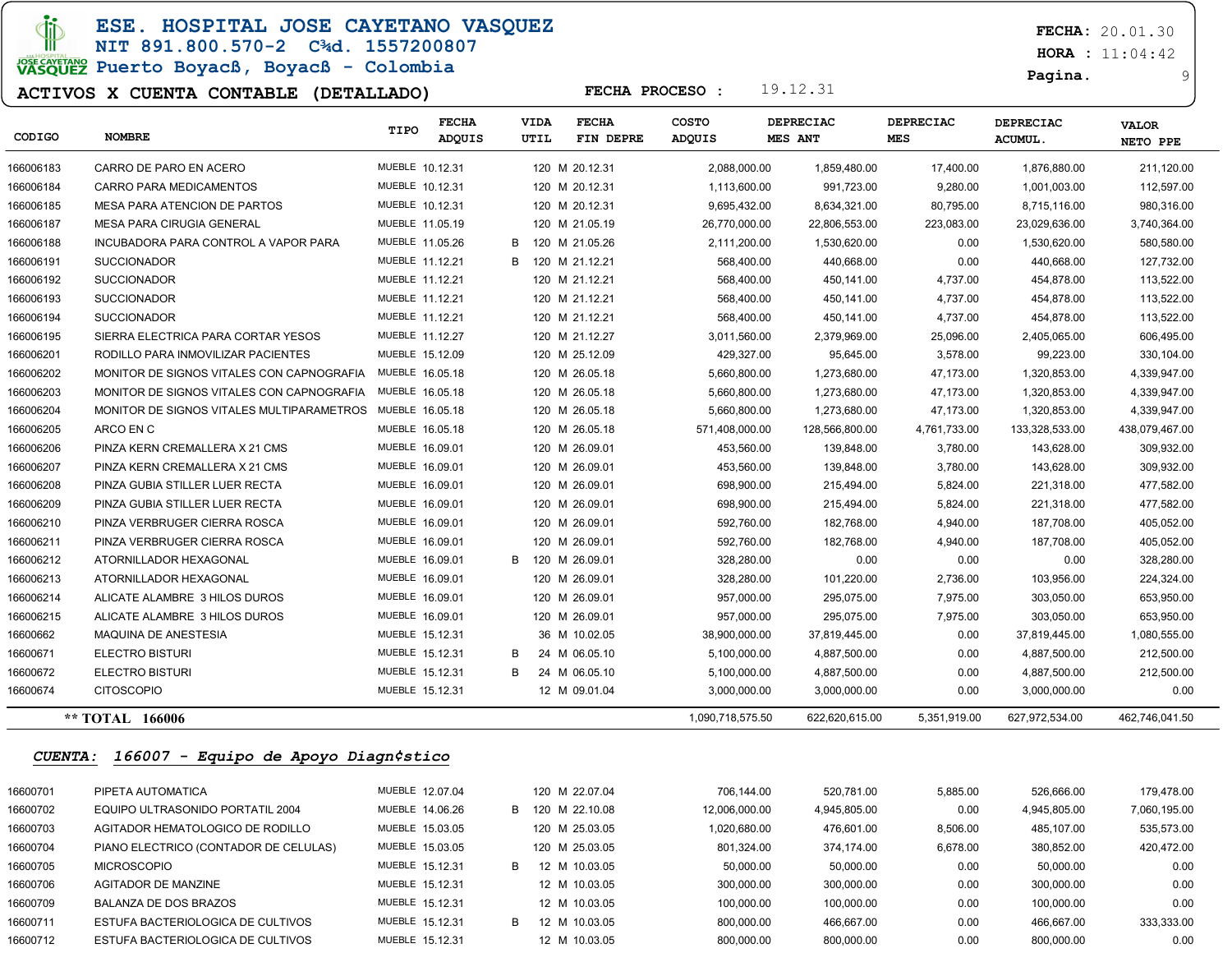# ESE. HOSPITAL JOSE CAYETANO VASQUEZ

NIT 891.800.570-2 C¾d. 1557200807

Puerto Boyacß, Boyacß - Colombia

**FECHA:** 20.01.30

**HORA :** 11:04:42

## ACTIVOS X CUENTA CONTABLE (DETALLADO)

**FECHA PROCESO :** 19.12.31

| CODIGO | NOMBRE | TIPO | FECHA ADQUIS | | VIDA UTIL | FECHA FIN DEPRE | COSTO ADQUIS | DEPRECIAC MES ANT | DEPRECIAC MES | DEPRECIAC ACUMUL. | VALOR NETO PPE |
|---|---|---|---|---|---|---|---|---|---|---|---|
| 166006183 | CARRO DE PARO EN ACERO | MUEBLE | 10.12.31 | | 120 M | 20.12.31 | 2,088,000.00 | 1,859,480.00 | 17,400.00 | 1,876,880.00 | 211,120.00 |
| 166006184 | CARRO PARA MEDICAMENTOS | MUEBLE | 10.12.31 | | 120 M | 20.12.31 | 1,113,600.00 | 991,723.00 | 9,280.00 | 1,001,003.00 | 112,597.00 |
| 166006185 | MESA PARA ATENCION DE PARTOS | MUEBLE | 10.12.31 | | 120 M | 20.12.31 | 9,695,432.00 | 8,634,321.00 | 80,795.00 | 8,715,116.00 | 980,316.00 |
| 166006187 | MESA PARA CIRUGIA GENERAL | MUEBLE | 11.05.19 | | 120 M | 21.05.19 | 26,770,000.00 | 22,806,553.00 | 223,083.00 | 23,029,636.00 | 3,740,364.00 |
| 166006188 | INCUBADORA PARA CONTROL A VAPOR PARA | MUEBLE | 11.05.26 | B | 120 M | 21.05.26 | 2,111,200.00 | 1,530,620.00 | 0.00 | 1,530,620.00 | 580,580.00 |
| 166006191 | SUCCIONADOR | MUEBLE | 11.12.21 | B | 120 M | 21.12.21 | 568,400.00 | 440,668.00 | 0.00 | 440,668.00 | 127,732.00 |
| 166006192 | SUCCIONADOR | MUEBLE | 11.12.21 | | 120 M | 21.12.21 | 568,400.00 | 450,141.00 | 4,737.00 | 454,878.00 | 113,522.00 |
| 166006193 | SUCCIONADOR | MUEBLE | 11.12.21 | | 120 M | 21.12.21 | 568,400.00 | 450,141.00 | 4,737.00 | 454,878.00 | 113,522.00 |
| 166006194 | SUCCIONADOR | MUEBLE | 11.12.21 | | 120 M | 21.12.21 | 568,400.00 | 450,141.00 | 4,737.00 | 454,878.00 | 113,522.00 |
| 166006195 | SIERRA ELECTRICA PARA CORTAR YESOS | MUEBLE | 11.12.27 | | 120 M | 21.12.27 | 3,011,560.00 | 2,379,969.00 | 25,096.00 | 2,405,065.00 | 606,495.00 |
| 166006201 | RODILLO PARA INMOVILIZAR PACIENTES | MUEBLE | 15.12.09 | | 120 M | 25.12.09 | 429,327.00 | 95,645.00 | 3,578.00 | 99,223.00 | 330,104.00 |
| 166006202 | MONITOR DE SIGNOS VITALES CON CAPNOGRAFIA | MUEBLE | 16.05.18 | | 120 M | 26.05.18 | 5,660,800.00 | 1,273,680.00 | 47,173.00 | 1,320,853.00 | 4,339,947.00 |
| 166006203 | MONITOR DE SIGNOS VITALES CON CAPNOGRAFIA | MUEBLE | 16.05.18 | | 120 M | 26.05.18 | 5,660,800.00 | 1,273,680.00 | 47,173.00 | 1,320,853.00 | 4,339,947.00 |
| 166006204 | MONITOR DE SIGNOS VITALES MULTIPARAMETROS | MUEBLE | 16.05.18 | | 120 M | 26.05.18 | 5,660,800.00 | 1,273,680.00 | 47,173.00 | 1,320,853.00 | 4,339,947.00 |
| 166006205 | ARCO EN C | MUEBLE | 16.05.18 | | 120 M | 26.05.18 | 571,408,000.00 | 128,566,800.00 | 4,761,733.00 | 133,328,533.00 | 438,079,467.00 |
| 166006206 | PINZA KERN CREMALLERA X 21 CMS | MUEBLE | 16.09.01 | | 120 M | 26.09.01 | 453,560.00 | 139,848.00 | 3,780.00 | 143,628.00 | 309,932.00 |
| 166006207 | PINZA KERN CREMALLERA X 21 CMS | MUEBLE | 16.09.01 | | 120 M | 26.09.01 | 453,560.00 | 139,848.00 | 3,780.00 | 143,628.00 | 309,932.00 |
| 166006208 | PINZA GUBIA STILLER LUER RECTA | MUEBLE | 16.09.01 | | 120 M | 26.09.01 | 698,900.00 | 215,494.00 | 5,824.00 | 221,318.00 | 477,582.00 |
| 166006209 | PINZA GUBIA STILLER LUER RECTA | MUEBLE | 16.09.01 | | 120 M | 26.09.01 | 698,900.00 | 215,494.00 | 5,824.00 | 221,318.00 | 477,582.00 |
| 166006210 | PINZA VERBRUGER CIERRA ROSCA | MUEBLE | 16.09.01 | | 120 M | 26.09.01 | 592,760.00 | 182,768.00 | 4,940.00 | 187,708.00 | 405,052.00 |
| 166006211 | PINZA VERBRUGER CIERRA ROSCA | MUEBLE | 16.09.01 | | 120 M | 26.09.01 | 592,760.00 | 182,768.00 | 4,940.00 | 187,708.00 | 405,052.00 |
| 166006212 | ATORNILLADOR HEXAGONAL | MUEBLE | 16.09.01 | B | 120 M | 26.09.01 | 328,280.00 | 0.00 | 0.00 | 0.00 | 328,280.00 |
| 166006213 | ATORNILLADOR HEXAGONAL | MUEBLE | 16.09.01 | | 120 M | 26.09.01 | 328,280.00 | 101,220.00 | 2,736.00 | 103,956.00 | 224,324.00 |
| 166006214 | ALICATE ALAMBRE 3 HILOS DUROS | MUEBLE | 16.09.01 | | 120 M | 26.09.01 | 957,000.00 | 295,075.00 | 7,975.00 | 303,050.00 | 653,950.00 |
| 166006215 | ALICATE ALAMBRE 3 HILOS DUROS | MUEBLE | 16.09.01 | | 120 M | 26.09.01 | 957,000.00 | 295,075.00 | 7,975.00 | 303,050.00 | 653,950.00 |
| 16600662 | MAQUINA DE ANESTESIA | MUEBLE | 15.12.31 | | 36 M | 10.02.05 | 38,900,000.00 | 37,819,445.00 | 0.00 | 37,819,445.00 | 1,080,555.00 |
| 16600671 | ELECTRO BISTURI | MUEBLE | 15.12.31 | B | 24 M | 06.05.10 | 5,100,000.00 | 4,887,500.00 | 0.00 | 4,887,500.00 | 212,500.00 |
| 16600672 | ELECTRO BISTURI | MUEBLE | 15.12.31 | B | 24 M | 06.05.10 | 5,100,000.00 | 4,887,500.00 | 0.00 | 4,887,500.00 | 212,500.00 |
| 16600674 | CITOSCOPIO | MUEBLE | 15.12.31 | | 12 M | 09.01.04 | 3,000,000.00 | 3,000,000.00 | 0.00 | 3,000,000.00 | 0.00 |
| | **\*\* TOTAL 166006** | | | | | | 1,090,718,575.50 | 622,620,615.00 | 5,351,919.00 | 627,972,534.00 | 462,746,041.50 |

## *CUENTA: 166007 - Equipo de Apoyo Diagn¢stico*

| CODIGO | NOMBRE | TIPO | FECHA ADQUIS | | VIDA UTIL | FECHA FIN DEPRE | COSTO ADQUIS | DEPRECIAC MES ANT | DEPRECIAC MES | DEPRECIAC ACUMUL. | VALOR NETO PPE |
|---|---|---|---|---|---|---|---|---|---|---|---|
| 16600701 | PIPETA AUTOMATICA | MUEBLE | 12.07.04 | | 120 M | 22.07.04 | 706,144.00 | 520,781.00 | 5,885.00 | 526,666.00 | 179,478.00 |
| 16600702 | EQUIPO ULTRASONIDO PORTATIL 2004 | MUEBLE | 14.06.26 | B | 120 M | 22.10.08 | 12,006,000.00 | 4,945,805.00 | 0.00 | 4,945,805.00 | 7,060,195.00 |
| 16600703 | AGITADOR HEMATOLOGICO DE RODILLO | MUEBLE | 15.03.05 | | 120 M | 25.03.05 | 1,020,680.00 | 476,601.00 | 8,506.00 | 485,107.00 | 535,573.00 |
| 16600704 | PIANO ELECTRICO (CONTADOR DE CELULAS) | MUEBLE | 15.03.05 | | 120 M | 25.03.05 | 801,324.00 | 374,174.00 | 6,678.00 | 380,852.00 | 420,472.00 |
| 16600705 | MICROSCOPIO | MUEBLE | 15.12.31 | B | 12 M | 10.03.05 | 50,000.00 | 50,000.00 | 0.00 | 50,000.00 | 0.00 |
| 16600706 | AGITADOR DE MANZINE | MUEBLE | 15.12.31 | | 12 M | 10.03.05 | 300,000.00 | 300,000.00 | 0.00 | 300,000.00 | 0.00 |
| 16600709 | BALANZA DE DOS BRAZOS | MUEBLE | 15.12.31 | | 12 M | 10.03.05 | 100,000.00 | 100,000.00 | 0.00 | 100,000.00 | 0.00 |
| 16600711 | ESTUFA BACTERIOLOGICA DE CULTIVOS | MUEBLE | 15.12.31 | B | 12 M | 10.03.05 | 800,000.00 | 466,667.00 | 0.00 | 466,667.00 | 333,333.00 |
| 16600712 | ESTUFA BACTERIOLOGICA DE CULTIVOS | MUEBLE | 15.12.31 | | 12 M | 10.03.05 | 800,000.00 | 800,000.00 | 0.00 | 800,000.00 | 0.00 |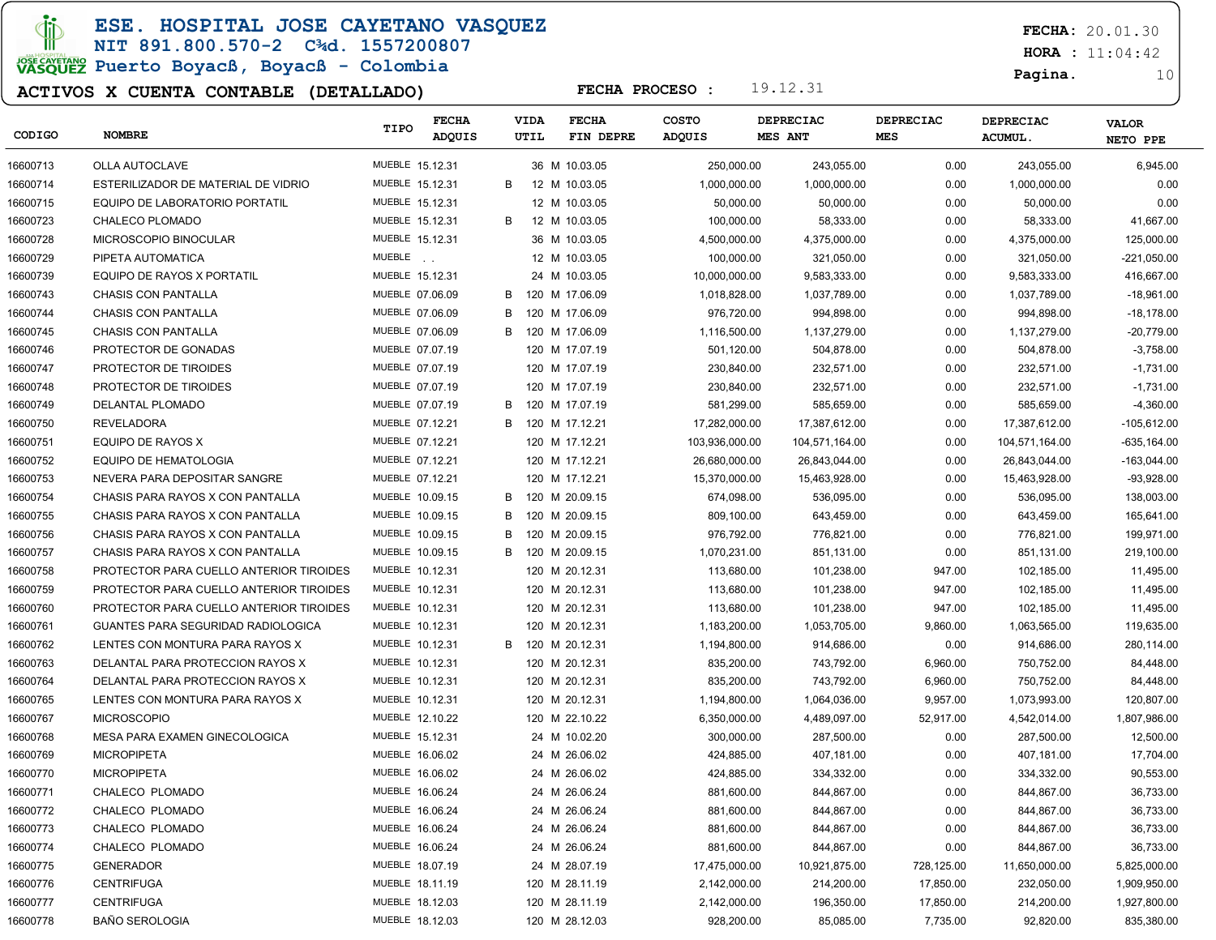# ESE. HOSPITAL JOSE CAYETANO VASQUEZ

NIT 891.800.570-2 C¾d. 1557200807

Puerto Boyacß, Boyacß - Colombia

**FECHA:** 20.01.30
**HORA :** 11:04:42

## ACTIVOS X CUENTA CONTABLE (DETALLADO)

**FECHA PROCESO :** 19.12.31

| CODIGO | NOMBRE | TIPO | FECHA ADQUIS | | VIDA UTIL | FECHA FIN DEPRE | COSTO ADQUIS | DEPRECIAC MES ANT | DEPRECIAC MES | DEPRECIAC ACUMUL. | VALOR NETO PPE |
|---|---|---|---|---|---|---|---|---|---|---|---|
| 16600713 | OLLA AUTOCLAVE | MUEBLE | 15.12.31 | | 36 M | 10.03.05 | 250,000.00 | 243,055.00 | 0.00 | 243,055.00 | 6,945.00 |
| 16600714 | ESTERILIZADOR DE MATERIAL DE VIDRIO | MUEBLE | 15.12.31 | B | 12 M | 10.03.05 | 1,000,000.00 | 1,000,000.00 | 0.00 | 1,000,000.00 | 0.00 |
| 16600715 | EQUIPO DE LABORATORIO PORTATIL | MUEBLE | 15.12.31 | | 12 M | 10.03.05 | 50,000.00 | 50,000.00 | 0.00 | 50,000.00 | 0.00 |
| 16600723 | CHALECO PLOMADO | MUEBLE | 15.12.31 | B | 12 M | 10.03.05 | 100,000.00 | 58,333.00 | 0.00 | 58,333.00 | 41,667.00 |
| 16600728 | MICROSCOPIO BINOCULAR | MUEBLE | 15.12.31 | | 36 M | 10.03.05 | 4,500,000.00 | 4,375,000.00 | 0.00 | 4,375,000.00 | 125,000.00 |
| 16600729 | PIPETA AUTOMATICA | MUEBLE | . . | | 12 M | 10.03.05 | 100,000.00 | 321,050.00 | 0.00 | 321,050.00 | -221,050.00 |
| 16600739 | EQUIPO DE RAYOS X PORTATIL | MUEBLE | 15.12.31 | | 24 M | 10.03.05 | 10,000,000.00 | 9,583,333.00 | 0.00 | 9,583,333.00 | 416,667.00 |
| 16600743 | CHASIS CON PANTALLA | MUEBLE | 07.06.09 | B | 120 M | 17.06.09 | 1,018,828.00 | 1,037,789.00 | 0.00 | 1,037,789.00 | -18,961.00 |
| 16600744 | CHASIS CON PANTALLA | MUEBLE | 07.06.09 | B | 120 M | 17.06.09 | 976,720.00 | 994,898.00 | 0.00 | 994,898.00 | -18,178.00 |
| 16600745 | CHASIS CON PANTALLA | MUEBLE | 07.06.09 | B | 120 M | 17.06.09 | 1,116,500.00 | 1,137,279.00 | 0.00 | 1,137,279.00 | -20,779.00 |
| 16600746 | PROTECTOR DE GONADAS | MUEBLE | 07.07.19 | | 120 M | 17.07.19 | 501,120.00 | 504,878.00 | 0.00 | 504,878.00 | -3,758.00 |
| 16600747 | PROTECTOR DE TIROIDES | MUEBLE | 07.07.19 | | 120 M | 17.07.19 | 230,840.00 | 232,571.00 | 0.00 | 232,571.00 | -1,731.00 |
| 16600748 | PROTECTOR DE TIROIDES | MUEBLE | 07.07.19 | | 120 M | 17.07.19 | 230,840.00 | 232,571.00 | 0.00 | 232,571.00 | -1,731.00 |
| 16600749 | DELANTAL PLOMADO | MUEBLE | 07.07.19 | B | 120 M | 17.07.19 | 581,299.00 | 585,659.00 | 0.00 | 585,659.00 | -4,360.00 |
| 16600750 | REVELADORA | MUEBLE | 07.12.21 | B | 120 M | 17.12.21 | 17,282,000.00 | 17,387,612.00 | 0.00 | 17,387,612.00 | -105,612.00 |
| 16600751 | EQUIPO DE RAYOS X | MUEBLE | 07.12.21 | | 120 M | 17.12.21 | 103,936,000.00 | 104,571,164.00 | 0.00 | 104,571,164.00 | -635,164.00 |
| 16600752 | EQUIPO DE HEMATOLOGIA | MUEBLE | 07.12.21 | | 120 M | 17.12.21 | 26,680,000.00 | 26,843,044.00 | 0.00 | 26,843,044.00 | -163,044.00 |
| 16600753 | NEVERA PARA DEPOSITAR SANGRE | MUEBLE | 07.12.21 | | 120 M | 17.12.21 | 15,370,000.00 | 15,463,928.00 | 0.00 | 15,463,928.00 | -93,928.00 |
| 16600754 | CHASIS PARA RAYOS X CON PANTALLA | MUEBLE | 10.09.15 | B | 120 M | 20.09.15 | 674,098.00 | 536,095.00 | 0.00 | 536,095.00 | 138,003.00 |
| 16600755 | CHASIS PARA RAYOS X CON PANTALLA | MUEBLE | 10.09.15 | B | 120 M | 20.09.15 | 809,100.00 | 643,459.00 | 0.00 | 643,459.00 | 165,641.00 |
| 16600756 | CHASIS PARA RAYOS X CON PANTALLA | MUEBLE | 10.09.15 | B | 120 M | 20.09.15 | 976,792.00 | 776,821.00 | 0.00 | 776,821.00 | 199,971.00 |
| 16600757 | CHASIS PARA RAYOS X CON PANTALLA | MUEBLE | 10.09.15 | B | 120 M | 20.09.15 | 1,070,231.00 | 851,131.00 | 0.00 | 851,131.00 | 219,100.00 |
| 16600758 | PROTECTOR PARA CUELLO ANTERIOR TIROIDES | MUEBLE | 10.12.31 | | 120 M | 20.12.31 | 113,680.00 | 101,238.00 | 947.00 | 102,185.00 | 11,495.00 |
| 16600759 | PROTECTOR PARA CUELLO ANTERIOR TIROIDES | MUEBLE | 10.12.31 | | 120 M | 20.12.31 | 113,680.00 | 101,238.00 | 947.00 | 102,185.00 | 11,495.00 |
| 16600760 | PROTECTOR PARA CUELLO ANTERIOR TIROIDES | MUEBLE | 10.12.31 | | 120 M | 20.12.31 | 113,680.00 | 101,238.00 | 947.00 | 102,185.00 | 11,495.00 |
| 16600761 | GUANTES PARA SEGURIDAD RADIOLOGICA | MUEBLE | 10.12.31 | | 120 M | 20.12.31 | 1,183,200.00 | 1,053,705.00 | 9,860.00 | 1,063,565.00 | 119,635.00 |
| 16600762 | LENTES CON MONTURA PARA RAYOS X | MUEBLE | 10.12.31 | B | 120 M | 20.12.31 | 1,194,800.00 | 914,686.00 | 0.00 | 914,686.00 | 280,114.00 |
| 16600763 | DELANTAL PARA PROTECCION RAYOS X | MUEBLE | 10.12.31 | | 120 M | 20.12.31 | 835,200.00 | 743,792.00 | 6,960.00 | 750,752.00 | 84,448.00 |
| 16600764 | DELANTAL PARA PROTECCION RAYOS X | MUEBLE | 10.12.31 | | 120 M | 20.12.31 | 835,200.00 | 743,792.00 | 6,960.00 | 750,752.00 | 84,448.00 |
| 16600765 | LENTES CON MONTURA PARA RAYOS X | MUEBLE | 10.12.31 | | 120 M | 20.12.31 | 1,194,800.00 | 1,064,036.00 | 9,957.00 | 1,073,993.00 | 120,807.00 |
| 16600767 | MICROSCOPIO | MUEBLE | 12.10.22 | | 120 M | 22.10.22 | 6,350,000.00 | 4,489,097.00 | 52,917.00 | 4,542,014.00 | 1,807,986.00 |
| 16600768 | MESA PARA EXAMEN GINECOLOGICA | MUEBLE | 15.12.31 | | 24 M | 10.02.20 | 300,000.00 | 287,500.00 | 0.00 | 287,500.00 | 12,500.00 |
| 16600769 | MICROPIPETA | MUEBLE | 16.06.02 | | 24 M | 26.06.02 | 424,885.00 | 407,181.00 | 0.00 | 407,181.00 | 17,704.00 |
| 16600770 | MICROPIPETA | MUEBLE | 16.06.02 | | 24 M | 26.06.02 | 424,885.00 | 334,332.00 | 0.00 | 334,332.00 | 90,553.00 |
| 16600771 | CHALECO PLOMADO | MUEBLE | 16.06.24 | | 24 M | 26.06.24 | 881,600.00 | 844,867.00 | 0.00 | 844,867.00 | 36,733.00 |
| 16600772 | CHALECO PLOMADO | MUEBLE | 16.06.24 | | 24 M | 26.06.24 | 881,600.00 | 844,867.00 | 0.00 | 844,867.00 | 36,733.00 |
| 16600773 | CHALECO PLOMADO | MUEBLE | 16.06.24 | | 24 M | 26.06.24 | 881,600.00 | 844,867.00 | 0.00 | 844,867.00 | 36,733.00 |
| 16600774 | CHALECO PLOMADO | MUEBLE | 16.06.24 | | 24 M | 26.06.24 | 881,600.00 | 844,867.00 | 0.00 | 844,867.00 | 36,733.00 |
| 16600775 | GENERADOR | MUEBLE | 18.07.19 | | 24 M | 28.07.19 | 17,475,000.00 | 10,921,875.00 | 728,125.00 | 11,650,000.00 | 5,825,000.00 |
| 16600776 | CENTRIFUGA | MUEBLE | 18.11.19 | | 120 M | 28.11.19 | 2,142,000.00 | 214,200.00 | 17,850.00 | 232,050.00 | 1,909,950.00 |
| 16600777 | CENTRIFUGA | MUEBLE | 18.12.03 | | 120 M | 28.11.19 | 2,142,000.00 | 196,350.00 | 17,850.00 | 214,200.00 | 1,927,800.00 |
| 16600778 | BAÑO SEROLOGIA | MUEBLE | 18.12.03 | | 120 M | 28.12.03 | 928,200.00 | 85,085.00 | 7,735.00 | 92,820.00 | 835,380.00 |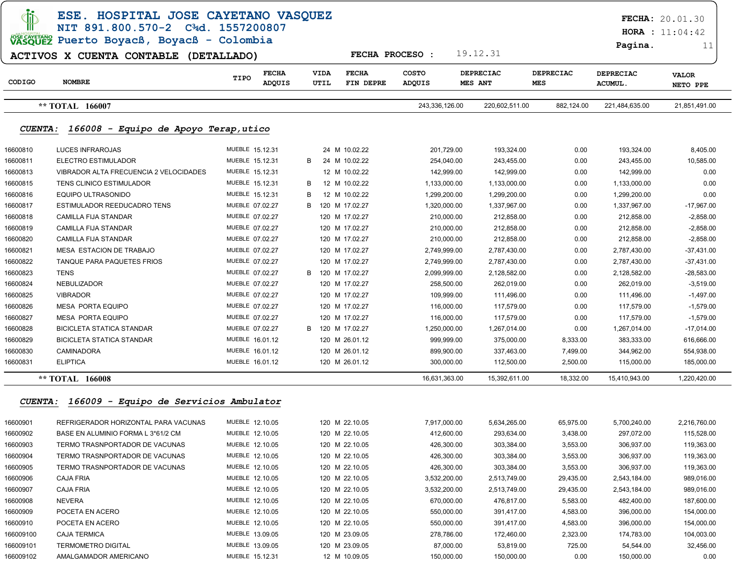# ESE. HOSPITAL JOSE CAYETANO VASQUEZ

NIT 891.800.570-2 C¾d. 1557200807
Puerto Boyacß, Boyacß - Colombia

**FECHA:** 20.01.30
**HORA :** 11:04:42

## ACTIVOS X CUENTA CONTABLE (DETALLADO)

**FECHA PROCESO :** 19.12.31

| CODIGO | NOMBRE | TIPO | FECHA ADQUIS | | VIDA UTIL | FECHA FIN DEPRE | COSTO ADQUIS | DEPRECIAC MES ANT | DEPRECIAC MES | DEPRECIAC ACUMUL. | VALOR NETO PPE |
|---|---|---|---|---|---|---|---|---|---|---|---|
| | **\*\* TOTAL 166007** | | | | | | 243,336,126.00 | 220,602,511.00 | 882,124.00 | 221,484,635.00 | 21,851,491.00 |

### *CUENTA: 166008 - Equipo de Apoyo Terap,utico*

| CODIGO | NOMBRE | TIPO | FECHA ADQUIS | | VIDA UTIL | FECHA FIN DEPRE | COSTO ADQUIS | DEPRECIAC MES ANT | DEPRECIAC MES | DEPRECIAC ACUMUL. | VALOR NETO PPE |
|---|---|---|---|---|---|---|---|---|---|---|---|
| 16600810 | LUCES INFRAROJAS | MUEBLE | 15.12.31 | | 24 M | 10.02.22 | 201,729.00 | 193,324.00 | 0.00 | 193,324.00 | 8,405.00 |
| 16600811 | ELECTRO ESTIMULADOR | MUEBLE | 15.12.31 | B | 24 M | 10.02.22 | 254,040.00 | 243,455.00 | 0.00 | 243,455.00 | 10,585.00 |
| 16600813 | VIBRADOR ALTA FRECUENCIA 2 VELOCIDADES | MUEBLE | 15.12.31 | | 12 M | 10.02.22 | 142,999.00 | 142,999.00 | 0.00 | 142,999.00 | 0.00 |
| 16600815 | TENS CLINICO ESTIMULADOR | MUEBLE | 15.12.31 | B | 12 M | 10.02.22 | 1,133,000.00 | 1,133,000.00 | 0.00 | 1,133,000.00 | 0.00 |
| 16600816 | EQUIPO ULTRASONIDO | MUEBLE | 15.12.31 | B | 12 M | 10.02.22 | 1,299,200.00 | 1,299,200.00 | 0.00 | 1,299,200.00 | 0.00 |
| 16600817 | ESTIMULADOR REEDUCADRO TENS | MUEBLE | 07.02.27 | B | 120 M | 17.02.27 | 1,320,000.00 | 1,337,967.00 | 0.00 | 1,337,967.00 | -17,967.00 |
| 16600818 | CAMILLA FIJA STANDAR | MUEBLE | 07.02.27 | | 120 M | 17.02.27 | 210,000.00 | 212,858.00 | 0.00 | 212,858.00 | -2,858.00 |
| 16600819 | CAMILLA FIJA STANDAR | MUEBLE | 07.02.27 | | 120 M | 17.02.27 | 210,000.00 | 212,858.00 | 0.00 | 212,858.00 | -2,858.00 |
| 16600820 | CAMILLA FIJA STANDAR | MUEBLE | 07.02.27 | | 120 M | 17.02.27 | 210,000.00 | 212,858.00 | 0.00 | 212,858.00 | -2,858.00 |
| 16600821 | MESA ESTACION DE TRABAJO | MUEBLE | 07.02.27 | | 120 M | 17.02.27 | 2,749,999.00 | 2,787,430.00 | 0.00 | 2,787,430.00 | -37,431.00 |
| 16600822 | TANQUE PARA PAQUETES FRIOS | MUEBLE | 07.02.27 | | 120 M | 17.02.27 | 2,749,999.00 | 2,787,430.00 | 0.00 | 2,787,430.00 | -37,431.00 |
| 16600823 | TENS | MUEBLE | 07.02.27 | B | 120 M | 17.02.27 | 2,099,999.00 | 2,128,582.00 | 0.00 | 2,128,582.00 | -28,583.00 |
| 16600824 | NEBULIZADOR | MUEBLE | 07.02.27 | | 120 M | 17.02.27 | 258,500.00 | 262,019.00 | 0.00 | 262,019.00 | -3,519.00 |
| 16600825 | VIBRADOR | MUEBLE | 07.02.27 | | 120 M | 17.02.27 | 109,999.00 | 111,496.00 | 0.00 | 111,496.00 | -1,497.00 |
| 16600826 | MESA PORTA EQUIPO | MUEBLE | 07.02.27 | | 120 M | 17.02.27 | 116,000.00 | 117,579.00 | 0.00 | 117,579.00 | -1,579.00 |
| 16600827 | MESA PORTA EQUIPO | MUEBLE | 07.02.27 | | 120 M | 17.02.27 | 116,000.00 | 117,579.00 | 0.00 | 117,579.00 | -1,579.00 |
| 16600828 | BICICLETA STATICA STANDAR | MUEBLE | 07.02.27 | B | 120 M | 17.02.27 | 1,250,000.00 | 1,267,014.00 | 0.00 | 1,267,014.00 | -17,014.00 |
| 16600829 | BICICLETA STATICA STANDAR | MUEBLE | 16.01.12 | | 120 M | 26.01.12 | 999,999.00 | 375,000.00 | 8,333.00 | 383,333.00 | 616,666.00 |
| 16600830 | CAMINADORA | MUEBLE | 16.01.12 | | 120 M | 26.01.12 | 899,900.00 | 337,463.00 | 7,499.00 | 344,962.00 | 554,938.00 |
| 16600831 | ELIPTICA | MUEBLE | 16.01.12 | | 120 M | 26.01.12 | 300,000.00 | 112,500.00 | 2,500.00 | 115,000.00 | 185,000.00 |
| | **\*\* TOTAL 166008** | | | | | | 16,631,363.00 | 15,392,611.00 | 18,332.00 | 15,410,943.00 | 1,220,420.00 |

### *CUENTA: 166009 - Equipo de Servicios Ambulator*

| CODIGO | NOMBRE | TIPO | FECHA ADQUIS | | VIDA UTIL | FECHA FIN DEPRE | COSTO ADQUIS | DEPRECIAC MES ANT | DEPRECIAC MES | DEPRECIAC ACUMUL. | VALOR NETO PPE |
|---|---|---|---|---|---|---|---|---|---|---|---|
| 16600901 | REFRIGERADOR HORIZONTAL PARA VACUNAS | MUEBLE | 12.10.05 | | 120 M | 22.10.05 | 7,917,000.00 | 5,634,265.00 | 65,975.00 | 5,700,240.00 | 2,216,760.00 |
| 16600902 | BASE EN ALUMINIO FORMA L 3*61/2 CM | MUEBLE | 12.10.05 | | 120 M | 22.10.05 | 412,600.00 | 293,634.00 | 3,438.00 | 297,072.00 | 115,528.00 |
| 16600903 | TERMO TRASNPORTADOR DE VACUNAS | MUEBLE | 12.10.05 | | 120 M | 22.10.05 | 426,300.00 | 303,384.00 | 3,553.00 | 306,937.00 | 119,363.00 |
| 16600904 | TERMO TRASNPORTADOR DE VACUNAS | MUEBLE | 12.10.05 | | 120 M | 22.10.05 | 426,300.00 | 303,384.00 | 3,553.00 | 306,937.00 | 119,363.00 |
| 16600905 | TERMO TRASNPORTADOR DE VACUNAS | MUEBLE | 12.10.05 | | 120 M | 22.10.05 | 426,300.00 | 303,384.00 | 3,553.00 | 306,937.00 | 119,363.00 |
| 16600906 | CAJA FRIA | MUEBLE | 12.10.05 | | 120 M | 22.10.05 | 3,532,200.00 | 2,513,749.00 | 29,435.00 | 2,543,184.00 | 989,016.00 |
| 16600907 | CAJA FRIA | MUEBLE | 12.10.05 | | 120 M | 22.10.05 | 3,532,200.00 | 2,513,749.00 | 29,435.00 | 2,543,184.00 | 989,016.00 |
| 16600908 | NEVERA | MUEBLE | 12.10.05 | | 120 M | 22.10.05 | 670,000.00 | 476,817.00 | 5,583.00 | 482,400.00 | 187,600.00 |
| 16600909 | POCETA EN ACERO | MUEBLE | 12.10.05 | | 120 M | 22.10.05 | 550,000.00 | 391,417.00 | 4,583.00 | 396,000.00 | 154,000.00 |
| 16600910 | POCETA EN ACERO | MUEBLE | 12.10.05 | | 120 M | 22.10.05 | 550,000.00 | 391,417.00 | 4,583.00 | 396,000.00 | 154,000.00 |
| 166009100 | CAJA TERMICA | MUEBLE | 13.09.05 | | 120 M | 23.09.05 | 278,786.00 | 172,460.00 | 2,323.00 | 174,783.00 | 104,003.00 |
| 166009101 | TERMOMETRO DIGITAL | MUEBLE | 13.09.05 | | 120 M | 23.09.05 | 87,000.00 | 53,819.00 | 725.00 | 54,544.00 | 32,456.00 |
| 166009102 | AMALGAMADOR AMERICANO | MUEBLE | 15.12.31 | | 12 M | 10.09.05 | 150,000.00 | 150,000.00 | 0.00 | 150,000.00 | 0.00 |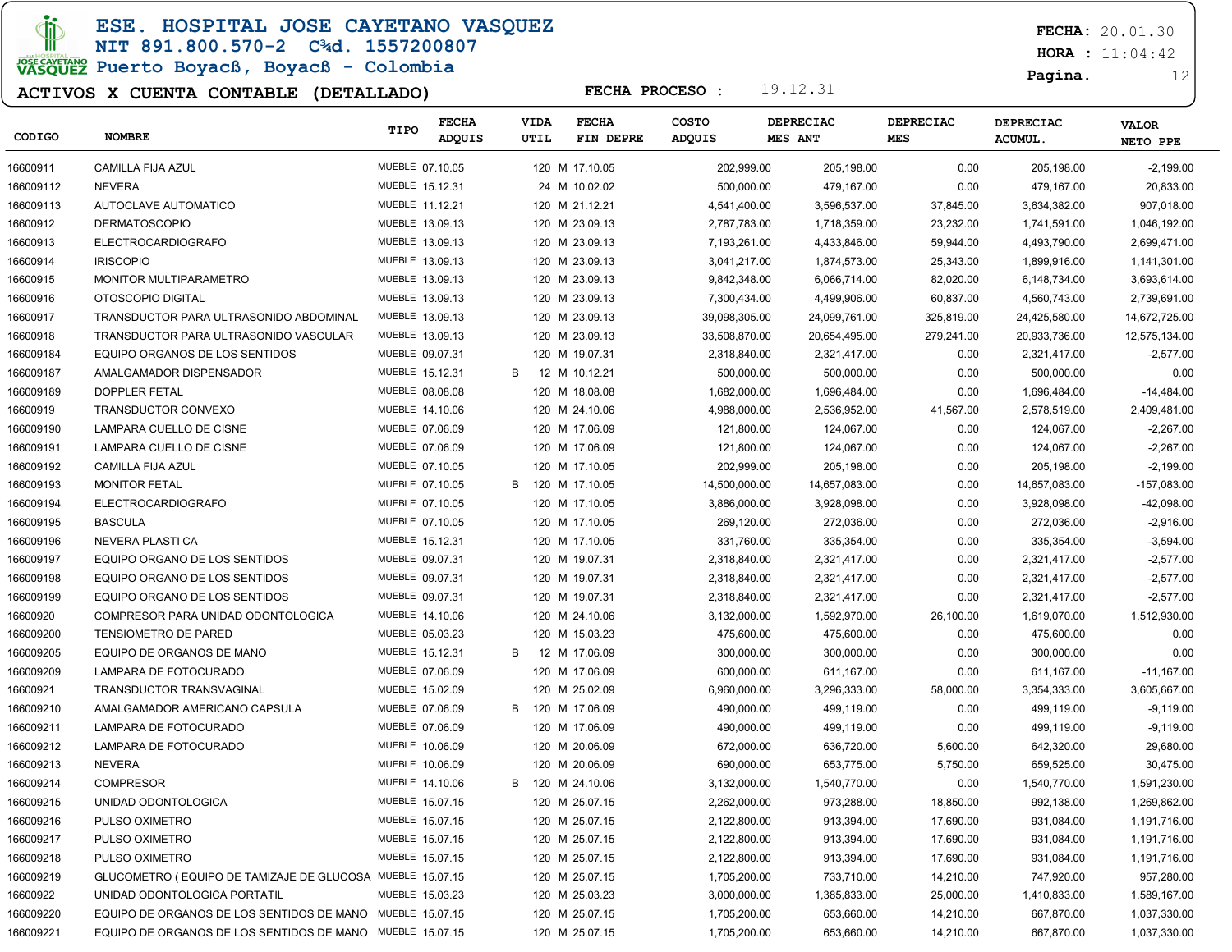# ESE. HOSPITAL JOSE CAYETANO VASQUEZ

NIT 891.800.570-2 C¾d. 1557200807

Puerto Boyacß, Boyacß - Colombia

**FECHA:** 20.01.30
**HORA :** 11:04:42

## ACTIVOS X CUENTA CONTABLE (DETALLADO)

**FECHA PROCESO :** 19.12.31

| CODIGO | NOMBRE | TIPO | FECHA ADQUIS | | VIDA UTIL | FECHA FIN DEPRE | COSTO ADQUIS | DEPRECIAC MES ANT | DEPRECIAC MES | DEPRECIAC ACUMUL. | VALOR NETO PPE |
|---|---|---|---|---|---|---|---|---|---|---|---|
| 16600911 | CAMILLA FIJA AZUL | MUEBLE | 07.10.05 | | 120 M | 17.10.05 | 202,999.00 | 205,198.00 | 0.00 | 205,198.00 | -2,199.00 |
| 166009112 | NEVERA | MUEBLE | 15.12.31 | | 24 M | 10.02.02 | 500,000.00 | 479,167.00 | 0.00 | 479,167.00 | 20,833.00 |
| 166009113 | AUTOCLAVE AUTOMATICO | MUEBLE | 11.12.21 | | 120 M | 21.12.21 | 4,541,400.00 | 3,596,537.00 | 37,845.00 | 3,634,382.00 | 907,018.00 |
| 16600912 | DERMATOSCOPIO | MUEBLE | 13.09.13 | | 120 M | 23.09.13 | 2,787,783.00 | 1,718,359.00 | 23,232.00 | 1,741,591.00 | 1,046,192.00 |
| 16600913 | ELECTROCARDIOGRAFO | MUEBLE | 13.09.13 | | 120 M | 23.09.13 | 7,193,261.00 | 4,433,846.00 | 59,944.00 | 4,493,790.00 | 2,699,471.00 |
| 16600914 | IRISCOPIO | MUEBLE | 13.09.13 | | 120 M | 23.09.13 | 3,041,217.00 | 1,874,573.00 | 25,343.00 | 1,899,916.00 | 1,141,301.00 |
| 16600915 | MONITOR MULTIPARAMETRO | MUEBLE | 13.09.13 | | 120 M | 23.09.13 | 9,842,348.00 | 6,066,714.00 | 82,020.00 | 6,148,734.00 | 3,693,614.00 |
| 16600916 | OTOSCOPIO DIGITAL | MUEBLE | 13.09.13 | | 120 M | 23.09.13 | 7,300,434.00 | 4,499,906.00 | 60,837.00 | 4,560,743.00 | 2,739,691.00 |
| 16600917 | TRANSDUCTOR PARA ULTRASONIDO ABDOMINAL | MUEBLE | 13.09.13 | | 120 M | 23.09.13 | 39,098,305.00 | 24,099,761.00 | 325,819.00 | 24,425,580.00 | 14,672,725.00 |
| 16600918 | TRANSDUCTOR PARA ULTRASONIDO VASCULAR | MUEBLE | 13.09.13 | | 120 M | 23.09.13 | 33,508,870.00 | 20,654,495.00 | 279,241.00 | 20,933,736.00 | 12,575,134.00 |
| 166009184 | EQUIPO ORGANOS DE LOS SENTIDOS | MUEBLE | 09.07.31 | | 120 M | 19.07.31 | 2,318,840.00 | 2,321,417.00 | 0.00 | 2,321,417.00 | -2,577.00 |
| 166009187 | AMALGAMADOR DISPENSADOR | MUEBLE | 15.12.31 | B | 12 M | 10.12.21 | 500,000.00 | 500,000.00 | 0.00 | 500,000.00 | 0.00 |
| 166009189 | DOPPLER FETAL | MUEBLE | 08.08.08 | | 120 M | 18.08.08 | 1,682,000.00 | 1,696,484.00 | 0.00 | 1,696,484.00 | -14,484.00 |
| 16600919 | TRANSDUCTOR CONVEXO | MUEBLE | 14.10.06 | | 120 M | 24.10.06 | 4,988,000.00 | 2,536,952.00 | 41,567.00 | 2,578,519.00 | 2,409,481.00 |
| 166009190 | LAMPARA CUELLO DE CISNE | MUEBLE | 07.06.09 | | 120 M | 17.06.09 | 121,800.00 | 124,067.00 | 0.00 | 124,067.00 | -2,267.00 |
| 166009191 | LAMPARA CUELLO DE CISNE | MUEBLE | 07.06.09 | | 120 M | 17.06.09 | 121,800.00 | 124,067.00 | 0.00 | 124,067.00 | -2,267.00 |
| 166009192 | CAMILLA FIJA AZUL | MUEBLE | 07.10.05 | | 120 M | 17.10.05 | 202,999.00 | 205,198.00 | 0.00 | 205,198.00 | -2,199.00 |
| 166009193 | MONITOR FETAL | MUEBLE | 07.10.05 | B | 120 M | 17.10.05 | 14,500,000.00 | 14,657,083.00 | 0.00 | 14,657,083.00 | -157,083.00 |
| 166009194 | ELECTROCARDIOGRAFO | MUEBLE | 07.10.05 | | 120 M | 17.10.05 | 3,886,000.00 | 3,928,098.00 | 0.00 | 3,928,098.00 | -42,098.00 |
| 166009195 | BASCULA | MUEBLE | 07.10.05 | | 120 M | 17.10.05 | 269,120.00 | 272,036.00 | 0.00 | 272,036.00 | -2,916.00 |
| 166009196 | NEVERA PLASTI CA | MUEBLE | 15.12.31 | | 120 M | 17.10.05 | 331,760.00 | 335,354.00 | 0.00 | 335,354.00 | -3,594.00 |
| 166009197 | EQUIPO ORGANO DE LOS SENTIDOS | MUEBLE | 09.07.31 | | 120 M | 19.07.31 | 2,318,840.00 | 2,321,417.00 | 0.00 | 2,321,417.00 | -2,577.00 |
| 166009198 | EQUIPO ORGANO DE LOS SENTIDOS | MUEBLE | 09.07.31 | | 120 M | 19.07.31 | 2,318,840.00 | 2,321,417.00 | 0.00 | 2,321,417.00 | -2,577.00 |
| 166009199 | EQUIPO ORGANO DE LOS SENTIDOS | MUEBLE | 09.07.31 | | 120 M | 19.07.31 | 2,318,840.00 | 2,321,417.00 | 0.00 | 2,321,417.00 | -2,577.00 |
| 16600920 | COMPRESOR PARA UNIDAD ODONTOLOGICA | MUEBLE | 14.10.06 | | 120 M | 24.10.06 | 3,132,000.00 | 1,592,970.00 | 26,100.00 | 1,619,070.00 | 1,512,930.00 |
| 166009200 | TENSIOMETRO DE PARED | MUEBLE | 05.03.23 | | 120 M | 15.03.23 | 475,600.00 | 475,600.00 | 0.00 | 475,600.00 | 0.00 |
| 166009205 | EQUIPO DE ORGANOS DE MANO | MUEBLE | 15.12.31 | B | 12 M | 17.06.09 | 300,000.00 | 300,000.00 | 0.00 | 300,000.00 | 0.00 |
| 166009209 | LAMPARA DE FOTOCURADO | MUEBLE | 07.06.09 | | 120 M | 17.06.09 | 600,000.00 | 611,167.00 | 0.00 | 611,167.00 | -11,167.00 |
| 16600921 | TRANSDUCTOR TRANSVAGINAL | MUEBLE | 15.02.09 | | 120 M | 25.02.09 | 6,960,000.00 | 3,296,333.00 | 58,000.00 | 3,354,333.00 | 3,605,667.00 |
| 166009210 | AMALGAMADOR AMERICANO CAPSULA | MUEBLE | 07.06.09 | B | 120 M | 17.06.09 | 490,000.00 | 499,119.00 | 0.00 | 499,119.00 | -9,119.00 |
| 166009211 | LAMPARA DE FOTOCURADO | MUEBLE | 07.06.09 | | 120 M | 17.06.09 | 490,000.00 | 499,119.00 | 0.00 | 499,119.00 | -9,119.00 |
| 166009212 | LAMPARA DE FOTOCURADO | MUEBLE | 10.06.09 | | 120 M | 20.06.09 | 672,000.00 | 636,720.00 | 5,600.00 | 642,320.00 | 29,680.00 |
| 166009213 | NEVERA | MUEBLE | 10.06.09 | | 120 M | 20.06.09 | 690,000.00 | 653,775.00 | 5,750.00 | 659,525.00 | 30,475.00 |
| 166009214 | COMPRESOR | MUEBLE | 14.10.06 | B | 120 M | 24.10.06 | 3,132,000.00 | 1,540,770.00 | 0.00 | 1,540,770.00 | 1,591,230.00 |
| 166009215 | UNIDAD ODONTOLOGICA | MUEBLE | 15.07.15 | | 120 M | 25.07.15 | 2,262,000.00 | 973,288.00 | 18,850.00 | 992,138.00 | 1,269,862.00 |
| 166009216 | PULSO OXIMETRO | MUEBLE | 15.07.15 | | 120 M | 25.07.15 | 2,122,800.00 | 913,394.00 | 17,690.00 | 931,084.00 | 1,191,716.00 |
| 166009217 | PULSO OXIMETRO | MUEBLE | 15.07.15 | | 120 M | 25.07.15 | 2,122,800.00 | 913,394.00 | 17,690.00 | 931,084.00 | 1,191,716.00 |
| 166009218 | PULSO OXIMETRO | MUEBLE | 15.07.15 | | 120 M | 25.07.15 | 2,122,800.00 | 913,394.00 | 17,690.00 | 931,084.00 | 1,191,716.00 |
| 166009219 | GLUCOMETRO ( EQUIPO DE TAMIZAJE DE GLUCOSA | MUEBLE | 15.07.15 | | 120 M | 25.07.15 | 1,705,200.00 | 733,710.00 | 14,210.00 | 747,920.00 | 957,280.00 |
| 16600922 | UNIDAD ODONTOLOGICA PORTATIL | MUEBLE | 15.03.23 | | 120 M | 25.03.23 | 3,000,000.00 | 1,385,833.00 | 25,000.00 | 1,410,833.00 | 1,589,167.00 |
| 166009220 | EQUIPO DE ORGANOS DE LOS SENTIDOS DE MANO | MUEBLE | 15.07.15 | | 120 M | 25.07.15 | 1,705,200.00 | 653,660.00 | 14,210.00 | 667,870.00 | 1,037,330.00 |
| 166009221 | EQUIPO DE ORGANOS DE LOS SENTIDOS DE MANO | MUEBLE | 15.07.15 | | 120 M | 25.07.15 | 1,705,200.00 | 653,660.00 | 14,210.00 | 667,870.00 | 1,037,330.00 |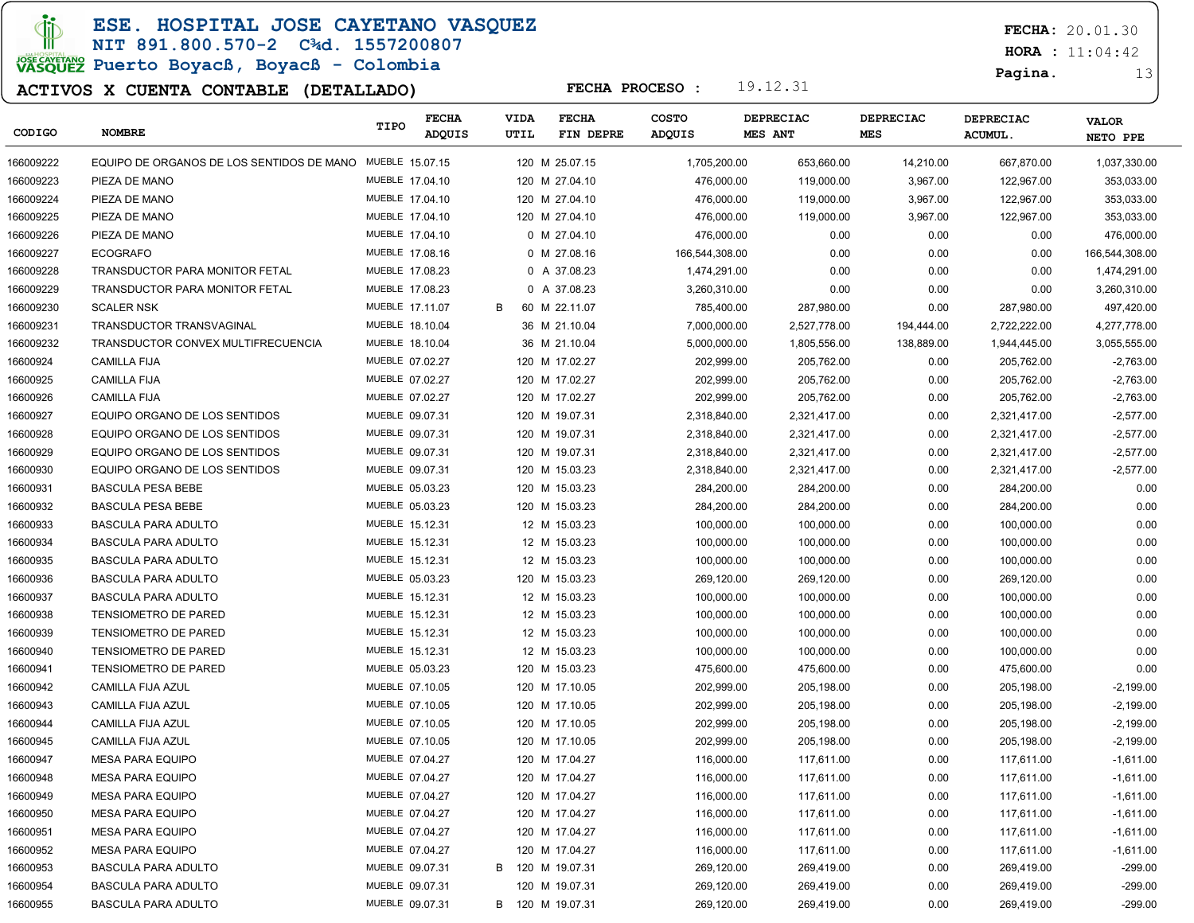# ESE. HOSPITAL JOSE CAYETANO VASQUEZ

NIT 891.800.570-2 C¾d. 1557200807

Puerto Boyacß, Boyacß - Colombia

**FECHA:** 20.01.30

**HORA :** 11:04:42

**ACTIVOS X CUENTA CONTABLE (DETALLADO)**

**FECHA PROCESO :** 19.12.31

| CODIGO | NOMBRE | TIPO | FECHA ADQUIS | | VIDA UTIL | FECHA FIN DEPRE | COSTO ADQUIS | DEPRECIAC MES ANT | DEPRECIAC MES | DEPRECIAC ACUMUL. | VALOR NETO PPE |
|---|---|---|---|---|---|---|---|---|---|---|---|
| 166009222 | EQUIPO DE ORGANOS DE LOS SENTIDOS DE MANO | MUEBLE | 15.07.15 | | 120 | M 25.07.15 | 1,705,200.00 | 653,660.00 | 14,210.00 | 667,870.00 | 1,037,330.00 |
| 166009223 | PIEZA DE MANO | MUEBLE | 17.04.10 | | 120 | M 27.04.10 | 476,000.00 | 119,000.00 | 3,967.00 | 122,967.00 | 353,033.00 |
| 166009224 | PIEZA DE MANO | MUEBLE | 17.04.10 | | 120 | M 27.04.10 | 476,000.00 | 119,000.00 | 3,967.00 | 122,967.00 | 353,033.00 |
| 166009225 | PIEZA DE MANO | MUEBLE | 17.04.10 | | 120 | M 27.04.10 | 476,000.00 | 119,000.00 | 3,967.00 | 122,967.00 | 353,033.00 |
| 166009226 | PIEZA DE MANO | MUEBLE | 17.04.10 | | 0 | M 27.04.10 | 476,000.00 | 0.00 | 0.00 | 0.00 | 476,000.00 |
| 166009227 | ECOGRAFO | MUEBLE | 17.08.16 | | 0 | M 27.08.16 | 166,544,308.00 | 0.00 | 0.00 | 0.00 | 166,544,308.00 |
| 166009228 | TRANSDUCTOR PARA MONITOR FETAL | MUEBLE | 17.08.23 | | 0 | A 37.08.23 | 1,474,291.00 | 0.00 | 0.00 | 0.00 | 1,474,291.00 |
| 166009229 | TRANSDUCTOR PARA MONITOR FETAL | MUEBLE | 17.08.23 | | 0 | A 37.08.23 | 3,260,310.00 | 0.00 | 0.00 | 0.00 | 3,260,310.00 |
| 166009230 | SCALER NSK | MUEBLE | 17.11.07 | B | 60 | M 22.11.07 | 785,400.00 | 287,980.00 | 0.00 | 287,980.00 | 497,420.00 |
| 166009231 | TRANSDUCTOR TRANSVAGINAL | MUEBLE | 18.10.04 | | 36 | M 21.10.04 | 7,000,000.00 | 2,527,778.00 | 194,444.00 | 2,722,222.00 | 4,277,778.00 |
| 166009232 | TRANSDUCTOR CONVEX MULTIFRECUENCIA | MUEBLE | 18.10.04 | | 36 | M 21.10.04 | 5,000,000.00 | 1,805,556.00 | 138,889.00 | 1,944,445.00 | 3,055,555.00 |
| 16600924 | CAMILLA FIJA | MUEBLE | 07.02.27 | | 120 | M 17.02.27 | 202,999.00 | 205,762.00 | 0.00 | 205,762.00 | -2,763.00 |
| 16600925 | CAMILLA FIJA | MUEBLE | 07.02.27 | | 120 | M 17.02.27 | 202,999.00 | 205,762.00 | 0.00 | 205,762.00 | -2,763.00 |
| 16600926 | CAMILLA FIJA | MUEBLE | 07.02.27 | | 120 | M 17.02.27 | 202,999.00 | 205,762.00 | 0.00 | 205,762.00 | -2,763.00 |
| 16600927 | EQUIPO ORGANO DE LOS SENTIDOS | MUEBLE | 09.07.31 | | 120 | M 19.07.31 | 2,318,840.00 | 2,321,417.00 | 0.00 | 2,321,417.00 | -2,577.00 |
| 16600928 | EQUIPO ORGANO DE LOS SENTIDOS | MUEBLE | 09.07.31 | | 120 | M 19.07.31 | 2,318,840.00 | 2,321,417.00 | 0.00 | 2,321,417.00 | -2,577.00 |
| 16600929 | EQUIPO ORGANO DE LOS SENTIDOS | MUEBLE | 09.07.31 | | 120 | M 19.07.31 | 2,318,840.00 | 2,321,417.00 | 0.00 | 2,321,417.00 | -2,577.00 |
| 16600930 | EQUIPO ORGANO DE LOS SENTIDOS | MUEBLE | 09.07.31 | | 120 | M 15.03.23 | 2,318,840.00 | 2,321,417.00 | 0.00 | 2,321,417.00 | -2,577.00 |
| 16600931 | BASCULA PESA BEBE | MUEBLE | 05.03.23 | | 120 | M 15.03.23 | 284,200.00 | 284,200.00 | 0.00 | 284,200.00 | 0.00 |
| 16600932 | BASCULA PESA BEBE | MUEBLE | 05.03.23 | | 120 | M 15.03.23 | 284,200.00 | 284,200.00 | 0.00 | 284,200.00 | 0.00 |
| 16600933 | BASCULA PARA ADULTO | MUEBLE | 15.12.31 | | 12 | M 15.03.23 | 100,000.00 | 100,000.00 | 0.00 | 100,000.00 | 0.00 |
| 16600934 | BASCULA PARA ADULTO | MUEBLE | 15.12.31 | | 12 | M 15.03.23 | 100,000.00 | 100,000.00 | 0.00 | 100,000.00 | 0.00 |
| 16600935 | BASCULA PARA ADULTO | MUEBLE | 15.12.31 | | 12 | M 15.03.23 | 100,000.00 | 100,000.00 | 0.00 | 100,000.00 | 0.00 |
| 16600936 | BASCULA PARA ADULTO | MUEBLE | 05.03.23 | | 120 | M 15.03.23 | 269,120.00 | 269,120.00 | 0.00 | 269,120.00 | 0.00 |
| 16600937 | BASCULA PARA ADULTO | MUEBLE | 15.12.31 | | 12 | M 15.03.23 | 100,000.00 | 100,000.00 | 0.00 | 100,000.00 | 0.00 |
| 16600938 | TENSIOMETRO DE PARED | MUEBLE | 15.12.31 | | 12 | M 15.03.23 | 100,000.00 | 100,000.00 | 0.00 | 100,000.00 | 0.00 |
| 16600939 | TENSIOMETRO DE PARED | MUEBLE | 15.12.31 | | 12 | M 15.03.23 | 100,000.00 | 100,000.00 | 0.00 | 100,000.00 | 0.00 |
| 16600940 | TENSIOMETRO DE PARED | MUEBLE | 15.12.31 | | 12 | M 15.03.23 | 100,000.00 | 100,000.00 | 0.00 | 100,000.00 | 0.00 |
| 16600941 | TENSIOMETRO DE PARED | MUEBLE | 05.03.23 | | 120 | M 15.03.23 | 475,600.00 | 475,600.00 | 0.00 | 475,600.00 | 0.00 |
| 16600942 | CAMILLA FIJA AZUL | MUEBLE | 07.10.05 | | 120 | M 17.10.05 | 202,999.00 | 205,198.00 | 0.00 | 205,198.00 | -2,199.00 |
| 16600943 | CAMILLA FIJA AZUL | MUEBLE | 07.10.05 | | 120 | M 17.10.05 | 202,999.00 | 205,198.00 | 0.00 | 205,198.00 | -2,199.00 |
| 16600944 | CAMILLA FIJA AZUL | MUEBLE | 07.10.05 | | 120 | M 17.10.05 | 202,999.00 | 205,198.00 | 0.00 | 205,198.00 | -2,199.00 |
| 16600945 | CAMILLA FIJA AZUL | MUEBLE | 07.10.05 | | 120 | M 17.10.05 | 202,999.00 | 205,198.00 | 0.00 | 205,198.00 | -2,199.00 |
| 16600947 | MESA PARA EQUIPO | MUEBLE | 07.04.27 | | 120 | M 17.04.27 | 116,000.00 | 117,611.00 | 0.00 | 117,611.00 | -1,611.00 |
| 16600948 | MESA PARA EQUIPO | MUEBLE | 07.04.27 | | 120 | M 17.04.27 | 116,000.00 | 117,611.00 | 0.00 | 117,611.00 | -1,611.00 |
| 16600949 | MESA PARA EQUIPO | MUEBLE | 07.04.27 | | 120 | M 17.04.27 | 116,000.00 | 117,611.00 | 0.00 | 117,611.00 | -1,611.00 |
| 16600950 | MESA PARA EQUIPO | MUEBLE | 07.04.27 | | 120 | M 17.04.27 | 116,000.00 | 117,611.00 | 0.00 | 117,611.00 | -1,611.00 |
| 16600951 | MESA PARA EQUIPO | MUEBLE | 07.04.27 | | 120 | M 17.04.27 | 116,000.00 | 117,611.00 | 0.00 | 117,611.00 | -1,611.00 |
| 16600952 | MESA PARA EQUIPO | MUEBLE | 07.04.27 | | 120 | M 17.04.27 | 116,000.00 | 117,611.00 | 0.00 | 117,611.00 | -1,611.00 |
| 16600953 | BASCULA PARA ADULTO | MUEBLE | 09.07.31 | B | 120 | M 19.07.31 | 269,120.00 | 269,419.00 | 0.00 | 269,419.00 | -299.00 |
| 16600954 | BASCULA PARA ADULTO | MUEBLE | 09.07.31 | | 120 | M 19.07.31 | 269,120.00 | 269,419.00 | 0.00 | 269,419.00 | -299.00 |
| 16600955 | BASCULA PARA ADULTO | MUEBLE | 09.07.31 | B | 120 | M 19.07.31 | 269,120.00 | 269,419.00 | 0.00 | 269,419.00 | -299.00 |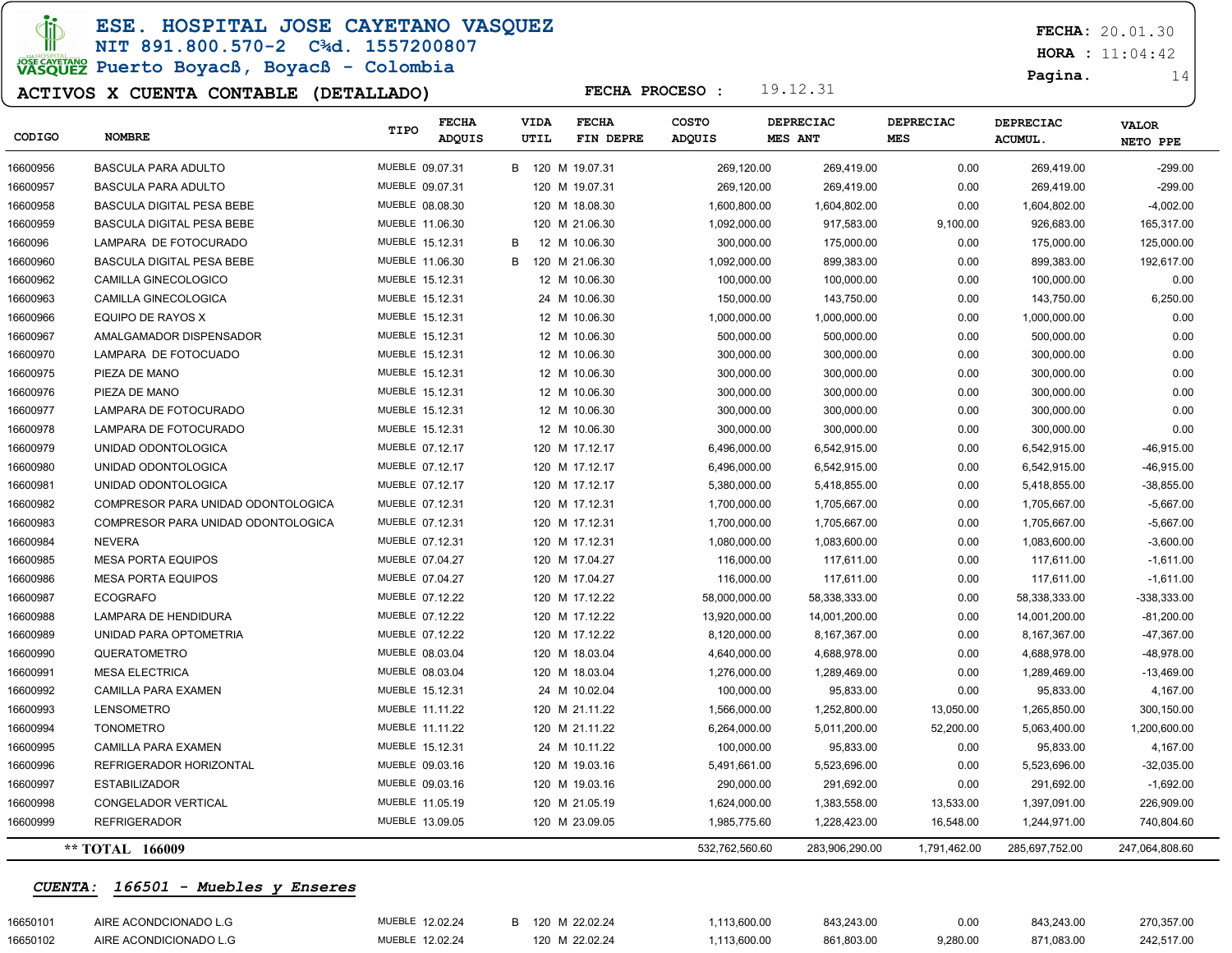**ESE. HOSPITAL JOSE CAYETANO VASQUEZ**
**NIT 891.800.570-2 C¾d. 1557200807**
**Puerto Boyacß, Boyacß - Colombia**

**FECHA:** 20.01.30
**HORA :** 11:04:42

## ACTIVOS X CUENTA CONTABLE (DETALLADO)

**FECHA PROCESO :** 19.12.31

| CODIGO | NOMBRE | TIPO | FECHA ADQUIS | | VIDA UTIL | | FECHA FIN DEPRE | COSTO ADQUIS | DEPRECIAC MES ANT | DEPRECIAC MES | DEPRECIAC ACUMUL. | VALOR NETO PPE |
|---|---|---|---|---|---|---|---|---|---|---|---|---|
| 16600956 | BASCULA PARA ADULTO | MUEBLE | 09.07.31 | B | 120 | M | 19.07.31 | 269,120.00 | 269,419.00 | 0.00 | 269,419.00 | -299.00 |
| 16600957 | BASCULA PARA ADULTO | MUEBLE | 09.07.31 | | 120 | M | 19.07.31 | 269,120.00 | 269,419.00 | 0.00 | 269,419.00 | -299.00 |
| 16600958 | BASCULA DIGITAL PESA BEBE | MUEBLE | 08.08.30 | | 120 | M | 18.08.30 | 1,600,800.00 | 1,604,802.00 | 0.00 | 1,604,802.00 | -4,002.00 |
| 16600959 | BASCULA DIGITAL PESA BEBE | MUEBLE | 11.06.30 | | 120 | M | 21.06.30 | 1,092,000.00 | 917,583.00 | 9,100.00 | 926,683.00 | 165,317.00 |
| 1660096 | LAMPARA DE FOTOCURADO | MUEBLE | 15.12.31 | B | 12 | M | 10.06.30 | 300,000.00 | 175,000.00 | 0.00 | 175,000.00 | 125,000.00 |
| 16600960 | BASCULA DIGITAL PESA BEBE | MUEBLE | 11.06.30 | B | 120 | M | 21.06.30 | 1,092,000.00 | 899,383.00 | 0.00 | 899,383.00 | 192,617.00 |
| 16600962 | CAMILLA GINECOLOGICO | MUEBLE | 15.12.31 | | 12 | M | 10.06.30 | 100,000.00 | 100,000.00 | 0.00 | 100,000.00 | 0.00 |
| 16600963 | CAMILLA GINECOLOGICA | MUEBLE | 15.12.31 | | 24 | M | 10.06.30 | 150,000.00 | 143,750.00 | 0.00 | 143,750.00 | 6,250.00 |
| 16600966 | EQUIPO DE RAYOS X | MUEBLE | 15.12.31 | | 12 | M | 10.06.30 | 1,000,000.00 | 1,000,000.00 | 0.00 | 1,000,000.00 | 0.00 |
| 16600967 | AMALGAMADOR DISPENSADOR | MUEBLE | 15.12.31 | | 12 | M | 10.06.30 | 500,000.00 | 500,000.00 | 0.00 | 500,000.00 | 0.00 |
| 16600970 | LAMPARA DE FOTOCUADO | MUEBLE | 15.12.31 | | 12 | M | 10.06.30 | 300,000.00 | 300,000.00 | 0.00 | 300,000.00 | 0.00 |
| 16600975 | PIEZA DE MANO | MUEBLE | 15.12.31 | | 12 | M | 10.06.30 | 300,000.00 | 300,000.00 | 0.00 | 300,000.00 | 0.00 |
| 16600976 | PIEZA DE MANO | MUEBLE | 15.12.31 | | 12 | M | 10.06.30 | 300,000.00 | 300,000.00 | 0.00 | 300,000.00 | 0.00 |
| 16600977 | LAMPARA DE FOTOCURADO | MUEBLE | 15.12.31 | | 12 | M | 10.06.30 | 300,000.00 | 300,000.00 | 0.00 | 300,000.00 | 0.00 |
| 16600978 | LAMPARA DE FOTOCURADO | MUEBLE | 15.12.31 | | 12 | M | 10.06.30 | 300,000.00 | 300,000.00 | 0.00 | 300,000.00 | 0.00 |
| 16600979 | UNIDAD ODONTOLOGICA | MUEBLE | 07.12.17 | | 120 | M | 17.12.17 | 6,496,000.00 | 6,542,915.00 | 0.00 | 6,542,915.00 | -46,915.00 |
| 16600980 | UNIDAD ODONTOLOGICA | MUEBLE | 07.12.17 | | 120 | M | 17.12.17 | 6,496,000.00 | 6,542,915.00 | 0.00 | 6,542,915.00 | -46,915.00 |
| 16600981 | UNIDAD ODONTOLOGICA | MUEBLE | 07.12.17 | | 120 | M | 17.12.17 | 5,380,000.00 | 5,418,855.00 | 0.00 | 5,418,855.00 | -38,855.00 |
| 16600982 | COMPRESOR PARA UNIDAD ODONTOLOGICA | MUEBLE | 07.12.31 | | 120 | M | 17.12.31 | 1,700,000.00 | 1,705,667.00 | 0.00 | 1,705,667.00 | -5,667.00 |
| 16600983 | COMPRESOR PARA UNIDAD ODONTOLOGICA | MUEBLE | 07.12.31 | | 120 | M | 17.12.31 | 1,700,000.00 | 1,705,667.00 | 0.00 | 1,705,667.00 | -5,667.00 |
| 16600984 | NEVERA | MUEBLE | 07.12.31 | | 120 | M | 17.12.31 | 1,080,000.00 | 1,083,600.00 | 0.00 | 1,083,600.00 | -3,600.00 |
| 16600985 | MESA PORTA EQUIPOS | MUEBLE | 07.04.27 | | 120 | M | 17.04.27 | 116,000.00 | 117,611.00 | 0.00 | 117,611.00 | -1,611.00 |
| 16600986 | MESA PORTA EQUIPOS | MUEBLE | 07.04.27 | | 120 | M | 17.04.27 | 116,000.00 | 117,611.00 | 0.00 | 117,611.00 | -1,611.00 |
| 16600987 | ECOGRAFO | MUEBLE | 07.12.22 | | 120 | M | 17.12.22 | 58,000,000.00 | 58,338,333.00 | 0.00 | 58,338,333.00 | -338,333.00 |
| 16600988 | LAMPARA DE HENDIDURA | MUEBLE | 07.12.22 | | 120 | M | 17.12.22 | 13,920,000.00 | 14,001,200.00 | 0.00 | 14,001,200.00 | -81,200.00 |
| 16600989 | UNIDAD PARA OPTOMETRIA | MUEBLE | 07.12.22 | | 120 | M | 17.12.22 | 8,120,000.00 | 8,167,367.00 | 0.00 | 8,167,367.00 | -47,367.00 |
| 16600990 | QUERATOMETRO | MUEBLE | 08.03.04 | | 120 | M | 18.03.04 | 4,640,000.00 | 4,688,978.00 | 0.00 | 4,688,978.00 | -48,978.00 |
| 16600991 | MESA ELECTRICA | MUEBLE | 08.03.04 | | 120 | M | 18.03.04 | 1,276,000.00 | 1,289,469.00 | 0.00 | 1,289,469.00 | -13,469.00 |
| 16600992 | CAMILLA PARA EXAMEN | MUEBLE | 15.12.31 | | 24 | M | 10.02.04 | 100,000.00 | 95,833.00 | 0.00 | 95,833.00 | 4,167.00 |
| 16600993 | LENSOMETRO | MUEBLE | 11.11.22 | | 120 | M | 21.11.22 | 1,566,000.00 | 1,252,800.00 | 13,050.00 | 1,265,850.00 | 300,150.00 |
| 16600994 | TONOMETRO | MUEBLE | 11.11.22 | | 120 | M | 21.11.22 | 6,264,000.00 | 5,011,200.00 | 52,200.00 | 5,063,400.00 | 1,200,600.00 |
| 16600995 | CAMILLA PARA EXAMEN | MUEBLE | 15.12.31 | | 24 | M | 10.11.22 | 100,000.00 | 95,833.00 | 0.00 | 95,833.00 | 4,167.00 |
| 16600996 | REFRIGERADOR HORIZONTAL | MUEBLE | 09.03.16 | | 120 | M | 19.03.16 | 5,491,661.00 | 5,523,696.00 | 0.00 | 5,523,696.00 | -32,035.00 |
| 16600997 | ESTABILIZADOR | MUEBLE | 09.03.16 | | 120 | M | 19.03.16 | 290,000.00 | 291,692.00 | 0.00 | 291,692.00 | -1,692.00 |
| 16600998 | CONGELADOR VERTICAL | MUEBLE | 11.05.19 | | 120 | M | 21.05.19 | 1,624,000.00 | 1,383,558.00 | 13,533.00 | 1,397,091.00 | 226,909.00 |
| 16600999 | REFRIGERADOR | MUEBLE | 13.09.05 | | 120 | M | 23.09.05 | 1,985,775.60 | 1,228,423.00 | 16,548.00 | 1,244,971.00 | 740,804.60 |
| **\*\* TOTAL 166009** | | | | | | | | 532,762,560.60 | 283,906,290.00 | 1,791,462.00 | 285,697,752.00 | 247,064,808.60 |

***CUENTA: 166501 - Muebles y Enseres***

| CODIGO | NOMBRE | TIPO | FECHA ADQUIS | | VIDA UTIL | | FECHA FIN DEPRE | COSTO ADQUIS | DEPRECIAC MES ANT | DEPRECIAC MES | DEPRECIAC ACUMUL. | VALOR NETO PPE |
|---|---|---|---|---|---|---|---|---|---|---|---|---|
| 16650101 | AIRE ACONDCIONADO L.G | MUEBLE | 12.02.24 | B | 120 | M | 22.02.24 | 1,113,600.00 | 843,243.00 | 0.00 | 843,243.00 | 270,357.00 |
| 16650102 | AIRE ACONDICIONADO L.G | MUEBLE | 12.02.24 | | 120 | M | 22.02.24 | 1,113,600.00 | 861,803.00 | 9,280.00 | 871,083.00 | 242,517.00 |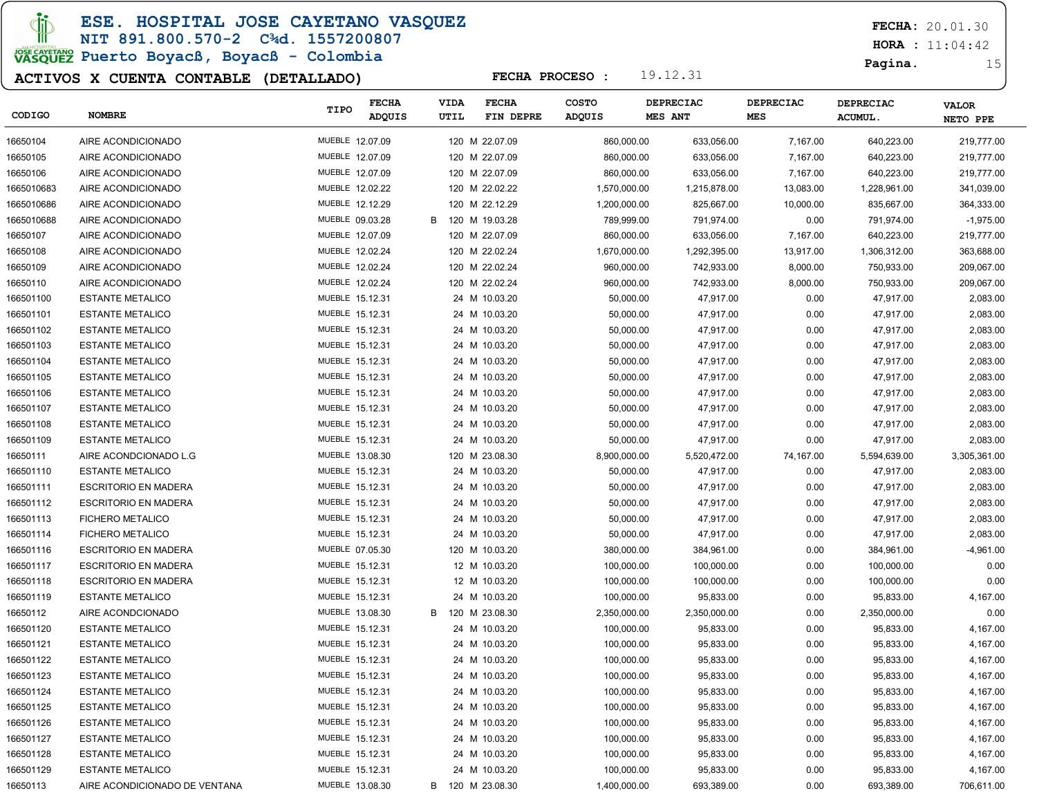# ESE. HOSPITAL JOSE CAYETANO VASQUEZ

NIT 891.800.570-2 C¾d. 1557200807

Puerto Boyacß, Boyacß - Colombia

**FECHA:** 20.01.30
**HORA :** 11:04:42

## ACTIVOS X CUENTA CONTABLE (DETALLADO)

**FECHA PROCESO :** 19.12.31

| CODIGO | NOMBRE | TIPO | FECHA ADQUIS | | VIDA UTIL | FECHA FIN DEPRE | COSTO ADQUIS | DEPRECIAC MES ANT | DEPRECIAC MES | DEPRECIAC ACUMUL. | VALOR NETO PPE |
|---|---|---|---|---|---|---|---|---|---|---|---|
| 16650104 | AIRE ACONDICIONADO | MUEBLE | 12.07.09 | | 120 M | 22.07.09 | 860,000.00 | 633,056.00 | 7,167.00 | 640,223.00 | 219,777.00 |
| 16650105 | AIRE ACONDICIONADO | MUEBLE | 12.07.09 | | 120 M | 22.07.09 | 860,000.00 | 633,056.00 | 7,167.00 | 640,223.00 | 219,777.00 |
| 16650106 | AIRE ACONDICIONADO | MUEBLE | 12.07.09 | | 120 M | 22.07.09 | 860,000.00 | 633,056.00 | 7,167.00 | 640,223.00 | 219,777.00 |
| 1665010683 | AIRE ACONDICIONADO | MUEBLE | 12.02.22 | | 120 M | 22.02.22 | 1,570,000.00 | 1,215,878.00 | 13,083.00 | 1,228,961.00 | 341,039.00 |
| 1665010686 | AIRE ACONDICIONADO | MUEBLE | 12.12.29 | | 120 M | 22.12.29 | 1,200,000.00 | 825,667.00 | 10,000.00 | 835,667.00 | 364,333.00 |
| 1665010688 | AIRE ACONDICIONADO | MUEBLE | 09.03.28 | B | 120 M | 19.03.28 | 789,999.00 | 791,974.00 | 0.00 | 791,974.00 | -1,975.00 |
| 16650107 | AIRE ACONDICIONADO | MUEBLE | 12.07.09 | | 120 M | 22.07.09 | 860,000.00 | 633,056.00 | 7,167.00 | 640,223.00 | 219,777.00 |
| 16650108 | AIRE ACONDICIONADO | MUEBLE | 12.02.24 | | 120 M | 22.02.24 | 1,670,000.00 | 1,292,395.00 | 13,917.00 | 1,306,312.00 | 363,688.00 |
| 16650109 | AIRE ACONDICIONADO | MUEBLE | 12.02.24 | | 120 M | 22.02.24 | 960,000.00 | 742,933.00 | 8,000.00 | 750,933.00 | 209,067.00 |
| 16650110 | AIRE ACONDICIONADO | MUEBLE | 12.02.24 | | 120 M | 22.02.24 | 960,000.00 | 742,933.00 | 8,000.00 | 750,933.00 | 209,067.00 |
| 166501100 | ESTANTE METALICO | MUEBLE | 15.12.31 | | 24 M | 10.03.20 | 50,000.00 | 47,917.00 | 0.00 | 47,917.00 | 2,083.00 |
| 166501101 | ESTANTE METALICO | MUEBLE | 15.12.31 | | 24 M | 10.03.20 | 50,000.00 | 47,917.00 | 0.00 | 47,917.00 | 2,083.00 |
| 166501102 | ESTANTE METALICO | MUEBLE | 15.12.31 | | 24 M | 10.03.20 | 50,000.00 | 47,917.00 | 0.00 | 47,917.00 | 2,083.00 |
| 166501103 | ESTANTE METALICO | MUEBLE | 15.12.31 | | 24 M | 10.03.20 | 50,000.00 | 47,917.00 | 0.00 | 47,917.00 | 2,083.00 |
| 166501104 | ESTANTE METALICO | MUEBLE | 15.12.31 | | 24 M | 10.03.20 | 50,000.00 | 47,917.00 | 0.00 | 47,917.00 | 2,083.00 |
| 166501105 | ESTANTE METALICO | MUEBLE | 15.12.31 | | 24 M | 10.03.20 | 50,000.00 | 47,917.00 | 0.00 | 47,917.00 | 2,083.00 |
| 166501106 | ESTANTE METALICO | MUEBLE | 15.12.31 | | 24 M | 10.03.20 | 50,000.00 | 47,917.00 | 0.00 | 47,917.00 | 2,083.00 |
| 166501107 | ESTANTE METALICO | MUEBLE | 15.12.31 | | 24 M | 10.03.20 | 50,000.00 | 47,917.00 | 0.00 | 47,917.00 | 2,083.00 |
| 166501108 | ESTANTE METALICO | MUEBLE | 15.12.31 | | 24 M | 10.03.20 | 50,000.00 | 47,917.00 | 0.00 | 47,917.00 | 2,083.00 |
| 166501109 | ESTANTE METALICO | MUEBLE | 15.12.31 | | 24 M | 10.03.20 | 50,000.00 | 47,917.00 | 0.00 | 47,917.00 | 2,083.00 |
| 16650111 | AIRE ACONDCIONADO L.G | MUEBLE | 13.08.30 | | 120 M | 23.08.30 | 8,900,000.00 | 5,520,472.00 | 74,167.00 | 5,594,639.00 | 3,305,361.00 |
| 166501110 | ESTANTE METALICO | MUEBLE | 15.12.31 | | 24 M | 10.03.20 | 50,000.00 | 47,917.00 | 0.00 | 47,917.00 | 2,083.00 |
| 166501111 | ESCRITORIO EN MADERA | MUEBLE | 15.12.31 | | 24 M | 10.03.20 | 50,000.00 | 47,917.00 | 0.00 | 47,917.00 | 2,083.00 |
| 166501112 | ESCRITORIO EN MADERA | MUEBLE | 15.12.31 | | 24 M | 10.03.20 | 50,000.00 | 47,917.00 | 0.00 | 47,917.00 | 2,083.00 |
| 166501113 | FICHERO METALICO | MUEBLE | 15.12.31 | | 24 M | 10.03.20 | 50,000.00 | 47,917.00 | 0.00 | 47,917.00 | 2,083.00 |
| 166501114 | FICHERO METALICO | MUEBLE | 15.12.31 | | 24 M | 10.03.20 | 50,000.00 | 47,917.00 | 0.00 | 47,917.00 | 2,083.00 |
| 166501116 | ESCRITORIO EN MADERA | MUEBLE | 07.05.30 | | 120 M | 10.03.20 | 380,000.00 | 384,961.00 | 0.00 | 384,961.00 | -4,961.00 |
| 166501117 | ESCRITORIO EN MADERA | MUEBLE | 15.12.31 | | 12 M | 10.03.20 | 100,000.00 | 100,000.00 | 0.00 | 100,000.00 | 0.00 |
| 166501118 | ESCRITORIO EN MADERA | MUEBLE | 15.12.31 | | 12 M | 10.03.20 | 100,000.00 | 100,000.00 | 0.00 | 100,000.00 | 0.00 |
| 166501119 | ESTANTE METALICO | MUEBLE | 15.12.31 | | 24 M | 10.03.20 | 100,000.00 | 95,833.00 | 0.00 | 95,833.00 | 4,167.00 |
| 16650112 | AIRE ACONDCIONADO | MUEBLE | 13.08.30 | B | 120 M | 23.08.30 | 2,350,000.00 | 2,350,000.00 | 0.00 | 2,350,000.00 | 0.00 |
| 166501120 | ESTANTE METALICO | MUEBLE | 15.12.31 | | 24 M | 10.03.20 | 100,000.00 | 95,833.00 | 0.00 | 95,833.00 | 4,167.00 |
| 166501121 | ESTANTE METALICO | MUEBLE | 15.12.31 | | 24 M | 10.03.20 | 100,000.00 | 95,833.00 | 0.00 | 95,833.00 | 4,167.00 |
| 166501122 | ESTANTE METALICO | MUEBLE | 15.12.31 | | 24 M | 10.03.20 | 100,000.00 | 95,833.00 | 0.00 | 95,833.00 | 4,167.00 |
| 166501123 | ESTANTE METALICO | MUEBLE | 15.12.31 | | 24 M | 10.03.20 | 100,000.00 | 95,833.00 | 0.00 | 95,833.00 | 4,167.00 |
| 166501124 | ESTANTE METALICO | MUEBLE | 15.12.31 | | 24 M | 10.03.20 | 100,000.00 | 95,833.00 | 0.00 | 95,833.00 | 4,167.00 |
| 166501125 | ESTANTE METALICO | MUEBLE | 15.12.31 | | 24 M | 10.03.20 | 100,000.00 | 95,833.00 | 0.00 | 95,833.00 | 4,167.00 |
| 166501126 | ESTANTE METALICO | MUEBLE | 15.12.31 | | 24 M | 10.03.20 | 100,000.00 | 95,833.00 | 0.00 | 95,833.00 | 4,167.00 |
| 166501127 | ESTANTE METALICO | MUEBLE | 15.12.31 | | 24 M | 10.03.20 | 100,000.00 | 95,833.00 | 0.00 | 95,833.00 | 4,167.00 |
| 166501128 | ESTANTE METALICO | MUEBLE | 15.12.31 | | 24 M | 10.03.20 | 100,000.00 | 95,833.00 | 0.00 | 95,833.00 | 4,167.00 |
| 166501129 | ESTANTE METALICO | MUEBLE | 15.12.31 | | 24 M | 10.03.20 | 100,000.00 | 95,833.00 | 0.00 | 95,833.00 | 4,167.00 |
| 16650113 | AIRE ACONDICIONADO DE VENTANA | MUEBLE | 13.08.30 | B | 120 M | 23.08.30 | 1,400,000.00 | 693,389.00 | 0.00 | 693,389.00 | 706,611.00 |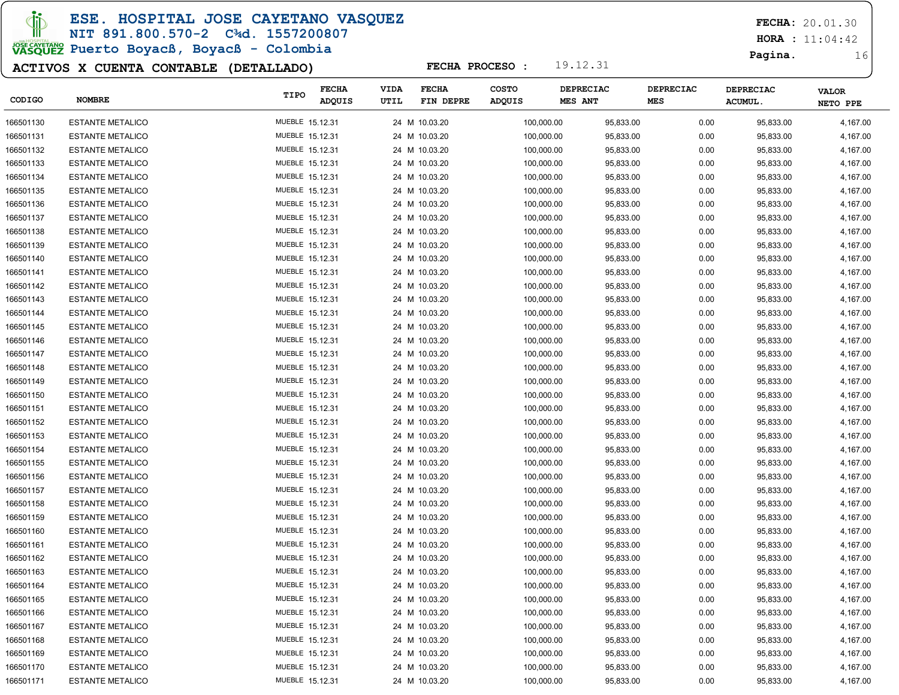# ESE. HOSPITAL JOSE CAYETANO VASQUEZ

**NIT 891.800.570-2 C¾d. 1557200807**

**Puerto Boyacß, Boyacß - Colombia**

**FECHA:** 20.01.30
**HORA :** 11:04:42

## ACTIVOS X CUENTA CONTABLE (DETALLADO)

**FECHA PROCESO :** 19.12.31

| CODIGO | NOMBRE | TIPO | FECHA ADQUIS | VIDA UTIL | FECHA FIN DEPRE | COSTO ADQUIS | DEPRECIAC MES ANT | DEPRECIAC MES | DEPRECIAC ACUMUL. | VALOR NETO PPE |
|---|---|---|---|---|---|---|---|---|---|---|
| 166501130 | ESTANTE METALICO | MUEBLE | 15.12.31 | 24 M | 10.03.20 | 100,000.00 | 95,833.00 | 0.00 | 95,833.00 | 4,167.00 |
| 166501131 | ESTANTE METALICO | MUEBLE | 15.12.31 | 24 M | 10.03.20 | 100,000.00 | 95,833.00 | 0.00 | 95,833.00 | 4,167.00 |
| 166501132 | ESTANTE METALICO | MUEBLE | 15.12.31 | 24 M | 10.03.20 | 100,000.00 | 95,833.00 | 0.00 | 95,833.00 | 4,167.00 |
| 166501133 | ESTANTE METALICO | MUEBLE | 15.12.31 | 24 M | 10.03.20 | 100,000.00 | 95,833.00 | 0.00 | 95,833.00 | 4,167.00 |
| 166501134 | ESTANTE METALICO | MUEBLE | 15.12.31 | 24 M | 10.03.20 | 100,000.00 | 95,833.00 | 0.00 | 95,833.00 | 4,167.00 |
| 166501135 | ESTANTE METALICO | MUEBLE | 15.12.31 | 24 M | 10.03.20 | 100,000.00 | 95,833.00 | 0.00 | 95,833.00 | 4,167.00 |
| 166501136 | ESTANTE METALICO | MUEBLE | 15.12.31 | 24 M | 10.03.20 | 100,000.00 | 95,833.00 | 0.00 | 95,833.00 | 4,167.00 |
| 166501137 | ESTANTE METALICO | MUEBLE | 15.12.31 | 24 M | 10.03.20 | 100,000.00 | 95,833.00 | 0.00 | 95,833.00 | 4,167.00 |
| 166501138 | ESTANTE METALICO | MUEBLE | 15.12.31 | 24 M | 10.03.20 | 100,000.00 | 95,833.00 | 0.00 | 95,833.00 | 4,167.00 |
| 166501139 | ESTANTE METALICO | MUEBLE | 15.12.31 | 24 M | 10.03.20 | 100,000.00 | 95,833.00 | 0.00 | 95,833.00 | 4,167.00 |
| 166501140 | ESTANTE METALICO | MUEBLE | 15.12.31 | 24 M | 10.03.20 | 100,000.00 | 95,833.00 | 0.00 | 95,833.00 | 4,167.00 |
| 166501141 | ESTANTE METALICO | MUEBLE | 15.12.31 | 24 M | 10.03.20 | 100,000.00 | 95,833.00 | 0.00 | 95,833.00 | 4,167.00 |
| 166501142 | ESTANTE METALICO | MUEBLE | 15.12.31 | 24 M | 10.03.20 | 100,000.00 | 95,833.00 | 0.00 | 95,833.00 | 4,167.00 |
| 166501143 | ESTANTE METALICO | MUEBLE | 15.12.31 | 24 M | 10.03.20 | 100,000.00 | 95,833.00 | 0.00 | 95,833.00 | 4,167.00 |
| 166501144 | ESTANTE METALICO | MUEBLE | 15.12.31 | 24 M | 10.03.20 | 100,000.00 | 95,833.00 | 0.00 | 95,833.00 | 4,167.00 |
| 166501145 | ESTANTE METALICO | MUEBLE | 15.12.31 | 24 M | 10.03.20 | 100,000.00 | 95,833.00 | 0.00 | 95,833.00 | 4,167.00 |
| 166501146 | ESTANTE METALICO | MUEBLE | 15.12.31 | 24 M | 10.03.20 | 100,000.00 | 95,833.00 | 0.00 | 95,833.00 | 4,167.00 |
| 166501147 | ESTANTE METALICO | MUEBLE | 15.12.31 | 24 M | 10.03.20 | 100,000.00 | 95,833.00 | 0.00 | 95,833.00 | 4,167.00 |
| 166501148 | ESTANTE METALICO | MUEBLE | 15.12.31 | 24 M | 10.03.20 | 100,000.00 | 95,833.00 | 0.00 | 95,833.00 | 4,167.00 |
| 166501149 | ESTANTE METALICO | MUEBLE | 15.12.31 | 24 M | 10.03.20 | 100,000.00 | 95,833.00 | 0.00 | 95,833.00 | 4,167.00 |
| 166501150 | ESTANTE METALICO | MUEBLE | 15.12.31 | 24 M | 10.03.20 | 100,000.00 | 95,833.00 | 0.00 | 95,833.00 | 4,167.00 |
| 166501151 | ESTANTE METALICO | MUEBLE | 15.12.31 | 24 M | 10.03.20 | 100,000.00 | 95,833.00 | 0.00 | 95,833.00 | 4,167.00 |
| 166501152 | ESTANTE METALICO | MUEBLE | 15.12.31 | 24 M | 10.03.20 | 100,000.00 | 95,833.00 | 0.00 | 95,833.00 | 4,167.00 |
| 166501153 | ESTANTE METALICO | MUEBLE | 15.12.31 | 24 M | 10.03.20 | 100,000.00 | 95,833.00 | 0.00 | 95,833.00 | 4,167.00 |
| 166501154 | ESTANTE METALICO | MUEBLE | 15.12.31 | 24 M | 10.03.20 | 100,000.00 | 95,833.00 | 0.00 | 95,833.00 | 4,167.00 |
| 166501155 | ESTANTE METALICO | MUEBLE | 15.12.31 | 24 M | 10.03.20 | 100,000.00 | 95,833.00 | 0.00 | 95,833.00 | 4,167.00 |
| 166501156 | ESTANTE METALICO | MUEBLE | 15.12.31 | 24 M | 10.03.20 | 100,000.00 | 95,833.00 | 0.00 | 95,833.00 | 4,167.00 |
| 166501157 | ESTANTE METALICO | MUEBLE | 15.12.31 | 24 M | 10.03.20 | 100,000.00 | 95,833.00 | 0.00 | 95,833.00 | 4,167.00 |
| 166501158 | ESTANTE METALICO | MUEBLE | 15.12.31 | 24 M | 10.03.20 | 100,000.00 | 95,833.00 | 0.00 | 95,833.00 | 4,167.00 |
| 166501159 | ESTANTE METALICO | MUEBLE | 15.12.31 | 24 M | 10.03.20 | 100,000.00 | 95,833.00 | 0.00 | 95,833.00 | 4,167.00 |
| 166501160 | ESTANTE METALICO | MUEBLE | 15.12.31 | 24 M | 10.03.20 | 100,000.00 | 95,833.00 | 0.00 | 95,833.00 | 4,167.00 |
| 166501161 | ESTANTE METALICO | MUEBLE | 15.12.31 | 24 M | 10.03.20 | 100,000.00 | 95,833.00 | 0.00 | 95,833.00 | 4,167.00 |
| 166501162 | ESTANTE METALICO | MUEBLE | 15.12.31 | 24 M | 10.03.20 | 100,000.00 | 95,833.00 | 0.00 | 95,833.00 | 4,167.00 |
| 166501163 | ESTANTE METALICO | MUEBLE | 15.12.31 | 24 M | 10.03.20 | 100,000.00 | 95,833.00 | 0.00 | 95,833.00 | 4,167.00 |
| 166501164 | ESTANTE METALICO | MUEBLE | 15.12.31 | 24 M | 10.03.20 | 100,000.00 | 95,833.00 | 0.00 | 95,833.00 | 4,167.00 |
| 166501165 | ESTANTE METALICO | MUEBLE | 15.12.31 | 24 M | 10.03.20 | 100,000.00 | 95,833.00 | 0.00 | 95,833.00 | 4,167.00 |
| 166501166 | ESTANTE METALICO | MUEBLE | 15.12.31 | 24 M | 10.03.20 | 100,000.00 | 95,833.00 | 0.00 | 95,833.00 | 4,167.00 |
| 166501167 | ESTANTE METALICO | MUEBLE | 15.12.31 | 24 M | 10.03.20 | 100,000.00 | 95,833.00 | 0.00 | 95,833.00 | 4,167.00 |
| 166501168 | ESTANTE METALICO | MUEBLE | 15.12.31 | 24 M | 10.03.20 | 100,000.00 | 95,833.00 | 0.00 | 95,833.00 | 4,167.00 |
| 166501169 | ESTANTE METALICO | MUEBLE | 15.12.31 | 24 M | 10.03.20 | 100,000.00 | 95,833.00 | 0.00 | 95,833.00 | 4,167.00 |
| 166501170 | ESTANTE METALICO | MUEBLE | 15.12.31 | 24 M | 10.03.20 | 100,000.00 | 95,833.00 | 0.00 | 95,833.00 | 4,167.00 |
| 166501171 | ESTANTE METALICO | MUEBLE | 15.12.31 | 24 M | 10.03.20 | 100,000.00 | 95,833.00 | 0.00 | 95,833.00 | 4,167.00 |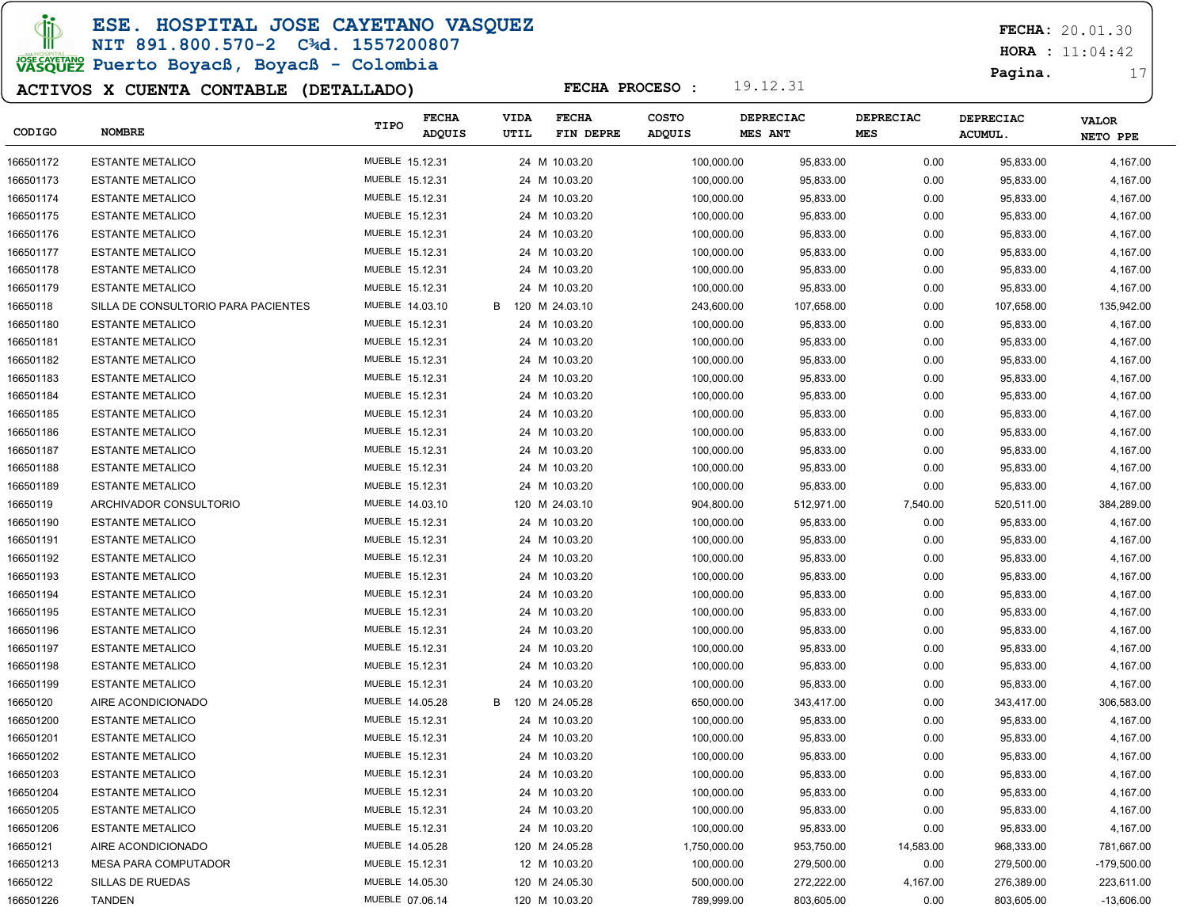# ESE. HOSPITAL JOSE CAYETANO VASQUEZ

NIT 891.800.570-2 C¾d. 1557200807

Puerto Boyacß, Boyacß - Colombia

**FECHA:** 20.01.30
**HORA :** 11:04:42

## ACTIVOS X CUENTA CONTABLE (DETALLADO)

**FECHA PROCESO :** 19.12.31

| CODIGO | NOMBRE | TIPO | FECHA ADQUIS | | VIDA UTIL | | FECHA FIN DEPRE | COSTO ADQUIS | DEPRECIAC MES ANT | DEPRECIAC MES | DEPRECIAC ACUMUL. | VALOR NETO PPE |
|---|---|---|---|---|---|---|---|---|---|---|---|---|
| 166501172 | ESTANTE METALICO | MUEBLE | 15.12.31 | | 24 | M | 10.03.20 | 100,000.00 | 95,833.00 | 0.00 | 95,833.00 | 4,167.00 |
| 166501173 | ESTANTE METALICO | MUEBLE | 15.12.31 | | 24 | M | 10.03.20 | 100,000.00 | 95,833.00 | 0.00 | 95,833.00 | 4,167.00 |
| 166501174 | ESTANTE METALICO | MUEBLE | 15.12.31 | | 24 | M | 10.03.20 | 100,000.00 | 95,833.00 | 0.00 | 95,833.00 | 4,167.00 |
| 166501175 | ESTANTE METALICO | MUEBLE | 15.12.31 | | 24 | M | 10.03.20 | 100,000.00 | 95,833.00 | 0.00 | 95,833.00 | 4,167.00 |
| 166501176 | ESTANTE METALICO | MUEBLE | 15.12.31 | | 24 | M | 10.03.20 | 100,000.00 | 95,833.00 | 0.00 | 95,833.00 | 4,167.00 |
| 166501177 | ESTANTE METALICO | MUEBLE | 15.12.31 | | 24 | M | 10.03.20 | 100,000.00 | 95,833.00 | 0.00 | 95,833.00 | 4,167.00 |
| 166501178 | ESTANTE METALICO | MUEBLE | 15.12.31 | | 24 | M | 10.03.20 | 100,000.00 | 95,833.00 | 0.00 | 95,833.00 | 4,167.00 |
| 166501179 | ESTANTE METALICO | MUEBLE | 15.12.31 | | 24 | M | 10.03.20 | 100,000.00 | 95,833.00 | 0.00 | 95,833.00 | 4,167.00 |
| 16650118 | SILLA DE CONSULTORIO PARA PACIENTES | MUEBLE | 14.03.10 | B | 120 | M | 24.03.10 | 243,600.00 | 107,658.00 | 0.00 | 107,658.00 | 135,942.00 |
| 166501180 | ESTANTE METALICO | MUEBLE | 15.12.31 | | 24 | M | 10.03.20 | 100,000.00 | 95,833.00 | 0.00 | 95,833.00 | 4,167.00 |
| 166501181 | ESTANTE METALICO | MUEBLE | 15.12.31 | | 24 | M | 10.03.20 | 100,000.00 | 95,833.00 | 0.00 | 95,833.00 | 4,167.00 |
| 166501182 | ESTANTE METALICO | MUEBLE | 15.12.31 | | 24 | M | 10.03.20 | 100,000.00 | 95,833.00 | 0.00 | 95,833.00 | 4,167.00 |
| 166501183 | ESTANTE METALICO | MUEBLE | 15.12.31 | | 24 | M | 10.03.20 | 100,000.00 | 95,833.00 | 0.00 | 95,833.00 | 4,167.00 |
| 166501184 | ESTANTE METALICO | MUEBLE | 15.12.31 | | 24 | M | 10.03.20 | 100,000.00 | 95,833.00 | 0.00 | 95,833.00 | 4,167.00 |
| 166501185 | ESTANTE METALICO | MUEBLE | 15.12.31 | | 24 | M | 10.03.20 | 100,000.00 | 95,833.00 | 0.00 | 95,833.00 | 4,167.00 |
| 166501186 | ESTANTE METALICO | MUEBLE | 15.12.31 | | 24 | M | 10.03.20 | 100,000.00 | 95,833.00 | 0.00 | 95,833.00 | 4,167.00 |
| 166501187 | ESTANTE METALICO | MUEBLE | 15.12.31 | | 24 | M | 10.03.20 | 100,000.00 | 95,833.00 | 0.00 | 95,833.00 | 4,167.00 |
| 166501188 | ESTANTE METALICO | MUEBLE | 15.12.31 | | 24 | M | 10.03.20 | 100,000.00 | 95,833.00 | 0.00 | 95,833.00 | 4,167.00 |
| 166501189 | ESTANTE METALICO | MUEBLE | 15.12.31 | | 24 | M | 10.03.20 | 100,000.00 | 95,833.00 | 0.00 | 95,833.00 | 4,167.00 |
| 16650119 | ARCHIVADOR CONSULTORIO | MUEBLE | 14.03.10 | | 120 | M | 24.03.10 | 904,800.00 | 512,971.00 | 7,540.00 | 520,511.00 | 384,289.00 |
| 166501190 | ESTANTE METALICO | MUEBLE | 15.12.31 | | 24 | M | 10.03.20 | 100,000.00 | 95,833.00 | 0.00 | 95,833.00 | 4,167.00 |
| 166501191 | ESTANTE METALICO | MUEBLE | 15.12.31 | | 24 | M | 10.03.20 | 100,000.00 | 95,833.00 | 0.00 | 95,833.00 | 4,167.00 |
| 166501192 | ESTANTE METALICO | MUEBLE | 15.12.31 | | 24 | M | 10.03.20 | 100,000.00 | 95,833.00 | 0.00 | 95,833.00 | 4,167.00 |
| 166501193 | ESTANTE METALICO | MUEBLE | 15.12.31 | | 24 | M | 10.03.20 | 100,000.00 | 95,833.00 | 0.00 | 95,833.00 | 4,167.00 |
| 166501194 | ESTANTE METALICO | MUEBLE | 15.12.31 | | 24 | M | 10.03.20 | 100,000.00 | 95,833.00 | 0.00 | 95,833.00 | 4,167.00 |
| 166501195 | ESTANTE METALICO | MUEBLE | 15.12.31 | | 24 | M | 10.03.20 | 100,000.00 | 95,833.00 | 0.00 | 95,833.00 | 4,167.00 |
| 166501196 | ESTANTE METALICO | MUEBLE | 15.12.31 | | 24 | M | 10.03.20 | 100,000.00 | 95,833.00 | 0.00 | 95,833.00 | 4,167.00 |
| 166501197 | ESTANTE METALICO | MUEBLE | 15.12.31 | | 24 | M | 10.03.20 | 100,000.00 | 95,833.00 | 0.00 | 95,833.00 | 4,167.00 |
| 166501198 | ESTANTE METALICO | MUEBLE | 15.12.31 | | 24 | M | 10.03.20 | 100,000.00 | 95,833.00 | 0.00 | 95,833.00 | 4,167.00 |
| 166501199 | ESTANTE METALICO | MUEBLE | 15.12.31 | | 24 | M | 10.03.20 | 100,000.00 | 95,833.00 | 0.00 | 95,833.00 | 4,167.00 |
| 16650120 | AIRE ACONDICIONADO | MUEBLE | 14.05.28 | B | 120 | M | 24.05.28 | 650,000.00 | 343,417.00 | 0.00 | 343,417.00 | 306,583.00 |
| 166501200 | ESTANTE METALICO | MUEBLE | 15.12.31 | | 24 | M | 10.03.20 | 100,000.00 | 95,833.00 | 0.00 | 95,833.00 | 4,167.00 |
| 166501201 | ESTANTE METALICO | MUEBLE | 15.12.31 | | 24 | M | 10.03.20 | 100,000.00 | 95,833.00 | 0.00 | 95,833.00 | 4,167.00 |
| 166501202 | ESTANTE METALICO | MUEBLE | 15.12.31 | | 24 | M | 10.03.20 | 100,000.00 | 95,833.00 | 0.00 | 95,833.00 | 4,167.00 |
| 166501203 | ESTANTE METALICO | MUEBLE | 15.12.31 | | 24 | M | 10.03.20 | 100,000.00 | 95,833.00 | 0.00 | 95,833.00 | 4,167.00 |
| 166501204 | ESTANTE METALICO | MUEBLE | 15.12.31 | | 24 | M | 10.03.20 | 100,000.00 | 95,833.00 | 0.00 | 95,833.00 | 4,167.00 |
| 166501205 | ESTANTE METALICO | MUEBLE | 15.12.31 | | 24 | M | 10.03.20 | 100,000.00 | 95,833.00 | 0.00 | 95,833.00 | 4,167.00 |
| 166501206 | ESTANTE METALICO | MUEBLE | 15.12.31 | | 24 | M | 10.03.20 | 100,000.00 | 95,833.00 | 0.00 | 95,833.00 | 4,167.00 |
| 16650121 | AIRE ACONDICIONADO | MUEBLE | 14.05.28 | | 120 | M | 24.05.28 | 1,750,000.00 | 953,750.00 | 14,583.00 | 968,333.00 | 781,667.00 |
| 166501213 | MESA PARA COMPUTADOR | MUEBLE | 15.12.31 | | 12 | M | 10.03.20 | 100,000.00 | 279,500.00 | 0.00 | 279,500.00 | -179,500.00 |
| 16650122 | SILLAS DE RUEDAS | MUEBLE | 14.05.30 | | 120 | M | 24.05.30 | 500,000.00 | 272,222.00 | 4,167.00 | 276,389.00 | 223,611.00 |
| 166501226 | TANDEN | MUEBLE | 07.06.14 | | 120 | M | 10.03.20 | 789,999.00 | 803,605.00 | 0.00 | 803,605.00 | -13,606.00 |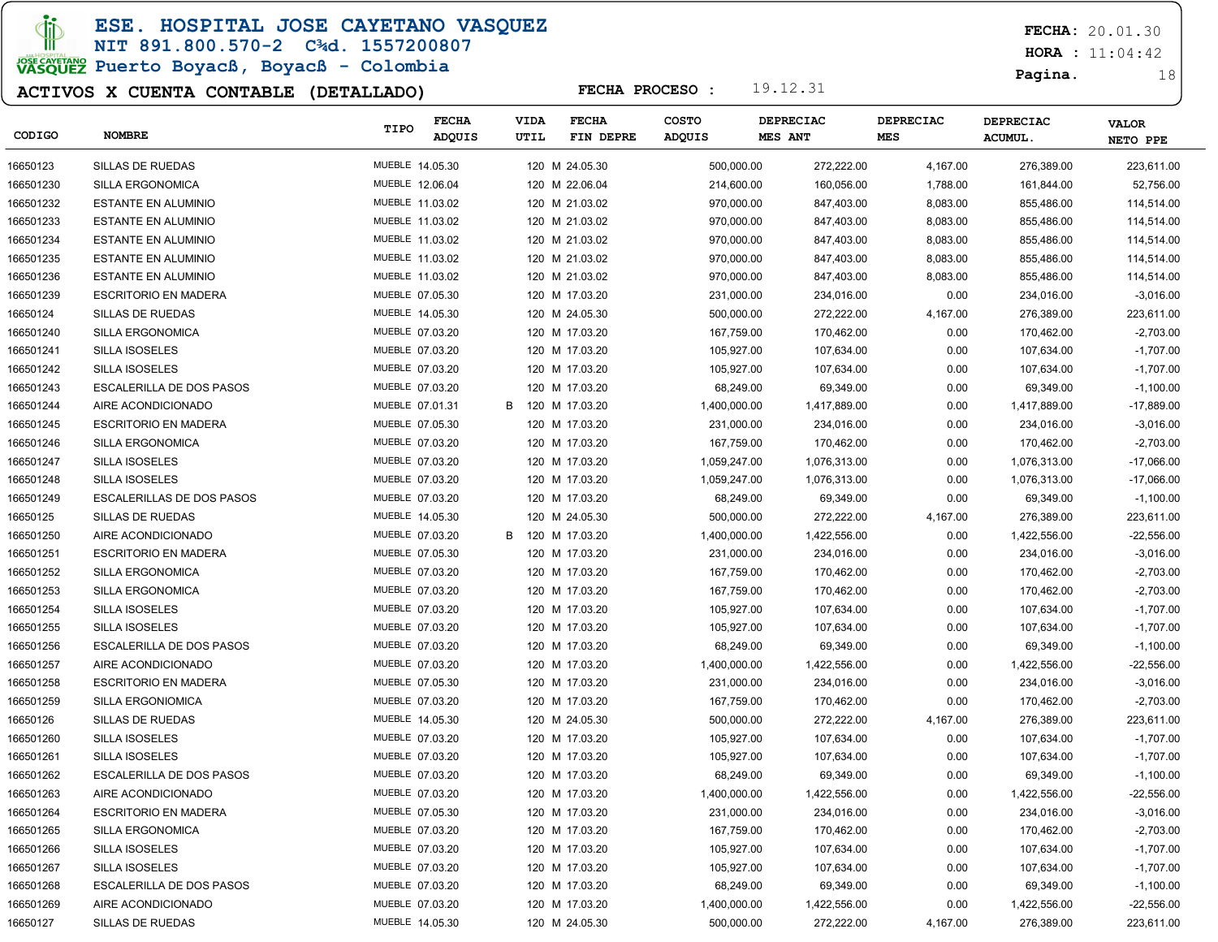# ESE. HOSPITAL JOSE CAYETANO VASQUEZ

NIT 891.800.570-2 C¾d. 1557200807

Puerto Boyacß, Boyacß - Colombia

FECHA: 20.01.30

HORA : 11:04:42

**ACTIVOS X CUENTA CONTABLE (DETALLADO)**

FECHA PROCESO : 19.12.31

| CODIGO | NOMBRE | TIPO | FECHA ADQUIS | | VIDA UTIL | FECHA FIN DEPRE | COSTO ADQUIS | DEPRECIAC MES ANT | DEPRECIAC MES | DEPRECIAC ACUMUL. | VALOR NETO PPE |
|---|---|---|---|---|---|---|---|---|---|---|---|
| 16650123 | SILLAS DE RUEDAS | MUEBLE | 14.05.30 | | 120 M | 24.05.30 | 500,000.00 | 272,222.00 | 4,167.00 | 276,389.00 | 223,611.00 |
| 166501230 | SILLA ERGONOMICA | MUEBLE | 12.06.04 | | 120 M | 22.06.04 | 214,600.00 | 160,056.00 | 1,788.00 | 161,844.00 | 52,756.00 |
| 166501232 | ESTANTE EN ALUMINIO | MUEBLE | 11.03.02 | | 120 M | 21.03.02 | 970,000.00 | 847,403.00 | 8,083.00 | 855,486.00 | 114,514.00 |
| 166501233 | ESTANTE EN ALUMINIO | MUEBLE | 11.03.02 | | 120 M | 21.03.02 | 970,000.00 | 847,403.00 | 8,083.00 | 855,486.00 | 114,514.00 |
| 166501234 | ESTANTE EN ALUMINIO | MUEBLE | 11.03.02 | | 120 M | 21.03.02 | 970,000.00 | 847,403.00 | 8,083.00 | 855,486.00 | 114,514.00 |
| 166501235 | ESTANTE EN ALUMINIO | MUEBLE | 11.03.02 | | 120 M | 21.03.02 | 970,000.00 | 847,403.00 | 8,083.00 | 855,486.00 | 114,514.00 |
| 166501236 | ESTANTE EN ALUMINIO | MUEBLE | 11.03.02 | | 120 M | 21.03.02 | 970,000.00 | 847,403.00 | 8,083.00 | 855,486.00 | 114,514.00 |
| 166501239 | ESCRITORIO EN MADERA | MUEBLE | 07.05.30 | | 120 M | 17.03.20 | 231,000.00 | 234,016.00 | 0.00 | 234,016.00 | -3,016.00 |
| 16650124 | SILLAS DE RUEDAS | MUEBLE | 14.05.30 | | 120 M | 24.05.30 | 500,000.00 | 272,222.00 | 4,167.00 | 276,389.00 | 223,611.00 |
| 166501240 | SILLA ERGONOMICA | MUEBLE | 07.03.20 | | 120 M | 17.03.20 | 167,759.00 | 170,462.00 | 0.00 | 170,462.00 | -2,703.00 |
| 166501241 | SILLA ISOSELES | MUEBLE | 07.03.20 | | 120 M | 17.03.20 | 105,927.00 | 107,634.00 | 0.00 | 107,634.00 | -1,707.00 |
| 166501242 | SILLA ISOSELES | MUEBLE | 07.03.20 | | 120 M | 17.03.20 | 105,927.00 | 107,634.00 | 0.00 | 107,634.00 | -1,707.00 |
| 166501243 | ESCALERILLA DE DOS PASOS | MUEBLE | 07.03.20 | | 120 M | 17.03.20 | 68,249.00 | 69,349.00 | 0.00 | 69,349.00 | -1,100.00 |
| 166501244 | AIRE ACONDICIONADO | MUEBLE | 07.01.31 | B | 120 M | 17.03.20 | 1,400,000.00 | 1,417,889.00 | 0.00 | 1,417,889.00 | -17,889.00 |
| 166501245 | ESCRITORIO EN MADERA | MUEBLE | 07.05.30 | | 120 M | 17.03.20 | 231,000.00 | 234,016.00 | 0.00 | 234,016.00 | -3,016.00 |
| 166501246 | SILLA ERGONOMICA | MUEBLE | 07.03.20 | | 120 M | 17.03.20 | 167,759.00 | 170,462.00 | 0.00 | 170,462.00 | -2,703.00 |
| 166501247 | SILLA ISOSELES | MUEBLE | 07.03.20 | | 120 M | 17.03.20 | 1,059,247.00 | 1,076,313.00 | 0.00 | 1,076,313.00 | -17,066.00 |
| 166501248 | SILLA ISOSELES | MUEBLE | 07.03.20 | | 120 M | 17.03.20 | 1,059,247.00 | 1,076,313.00 | 0.00 | 1,076,313.00 | -17,066.00 |
| 166501249 | ESCALERILLAS DE DOS PASOS | MUEBLE | 07.03.20 | | 120 M | 17.03.20 | 68,249.00 | 69,349.00 | 0.00 | 69,349.00 | -1,100.00 |
| 16650125 | SILLAS DE RUEDAS | MUEBLE | 14.05.30 | | 120 M | 24.05.30 | 500,000.00 | 272,222.00 | 4,167.00 | 276,389.00 | 223,611.00 |
| 166501250 | AIRE ACONDICIONADO | MUEBLE | 07.03.20 | B | 120 M | 17.03.20 | 1,400,000.00 | 1,422,556.00 | 0.00 | 1,422,556.00 | -22,556.00 |
| 166501251 | ESCRITORIO EN MADERA | MUEBLE | 07.05.30 | | 120 M | 17.03.20 | 231,000.00 | 234,016.00 | 0.00 | 234,016.00 | -3,016.00 |
| 166501252 | SILLA ERGONOMICA | MUEBLE | 07.03.20 | | 120 M | 17.03.20 | 167,759.00 | 170,462.00 | 0.00 | 170,462.00 | -2,703.00 |
| 166501253 | SILLA ERGONOMICA | MUEBLE | 07.03.20 | | 120 M | 17.03.20 | 167,759.00 | 170,462.00 | 0.00 | 170,462.00 | -2,703.00 |
| 166501254 | SILLA ISOSELES | MUEBLE | 07.03.20 | | 120 M | 17.03.20 | 105,927.00 | 107,634.00 | 0.00 | 107,634.00 | -1,707.00 |
| 166501255 | SILLA ISOSELES | MUEBLE | 07.03.20 | | 120 M | 17.03.20 | 105,927.00 | 107,634.00 | 0.00 | 107,634.00 | -1,707.00 |
| 166501256 | ESCALERILLA DE DOS PASOS | MUEBLE | 07.03.20 | | 120 M | 17.03.20 | 68,249.00 | 69,349.00 | 0.00 | 69,349.00 | -1,100.00 |
| 166501257 | AIRE ACONDICIONADO | MUEBLE | 07.03.20 | | 120 M | 17.03.20 | 1,400,000.00 | 1,422,556.00 | 0.00 | 1,422,556.00 | -22,556.00 |
| 166501258 | ESCRITORIO EN MADERA | MUEBLE | 07.05.30 | | 120 M | 17.03.20 | 231,000.00 | 234,016.00 | 0.00 | 234,016.00 | -3,016.00 |
| 166501259 | SILLA ERGONIOMICA | MUEBLE | 07.03.20 | | 120 M | 17.03.20 | 167,759.00 | 170,462.00 | 0.00 | 170,462.00 | -2,703.00 |
| 16650126 | SILLAS DE RUEDAS | MUEBLE | 14.05.30 | | 120 M | 24.05.30 | 500,000.00 | 272,222.00 | 4,167.00 | 276,389.00 | 223,611.00 |
| 166501260 | SILLA ISOSELES | MUEBLE | 07.03.20 | | 120 M | 17.03.20 | 105,927.00 | 107,634.00 | 0.00 | 107,634.00 | -1,707.00 |
| 166501261 | SILLA ISOSELES | MUEBLE | 07.03.20 | | 120 M | 17.03.20 | 105,927.00 | 107,634.00 | 0.00 | 107,634.00 | -1,707.00 |
| 166501262 | ESCALERILLA DE DOS PASOS | MUEBLE | 07.03.20 | | 120 M | 17.03.20 | 68,249.00 | 69,349.00 | 0.00 | 69,349.00 | -1,100.00 |
| 166501263 | AIRE ACONDICIONADO | MUEBLE | 07.03.20 | | 120 M | 17.03.20 | 1,400,000.00 | 1,422,556.00 | 0.00 | 1,422,556.00 | -22,556.00 |
| 166501264 | ESCRITORIO EN MADERA | MUEBLE | 07.05.30 | | 120 M | 17.03.20 | 231,000.00 | 234,016.00 | 0.00 | 234,016.00 | -3,016.00 |
| 166501265 | SILLA ERGONOMICA | MUEBLE | 07.03.20 | | 120 M | 17.03.20 | 167,759.00 | 170,462.00 | 0.00 | 170,462.00 | -2,703.00 |
| 166501266 | SILLA ISOSELES | MUEBLE | 07.03.20 | | 120 M | 17.03.20 | 105,927.00 | 107,634.00 | 0.00 | 107,634.00 | -1,707.00 |
| 166501267 | SILLA ISOSELES | MUEBLE | 07.03.20 | | 120 M | 17.03.20 | 105,927.00 | 107,634.00 | 0.00 | 107,634.00 | -1,707.00 |
| 166501268 | ESCALERILLA DE DOS PASOS | MUEBLE | 07.03.20 | | 120 M | 17.03.20 | 68,249.00 | 69,349.00 | 0.00 | 69,349.00 | -1,100.00 |
| 166501269 | AIRE ACONDICIONADO | MUEBLE | 07.03.20 | | 120 M | 17.03.20 | 1,400,000.00 | 1,422,556.00 | 0.00 | 1,422,556.00 | -22,556.00 |
| 16650127 | SILLAS DE RUEDAS | MUEBLE | 14.05.30 | | 120 M | 24.05.30 | 500,000.00 | 272,222.00 | 4,167.00 | 276,389.00 | 223,611.00 |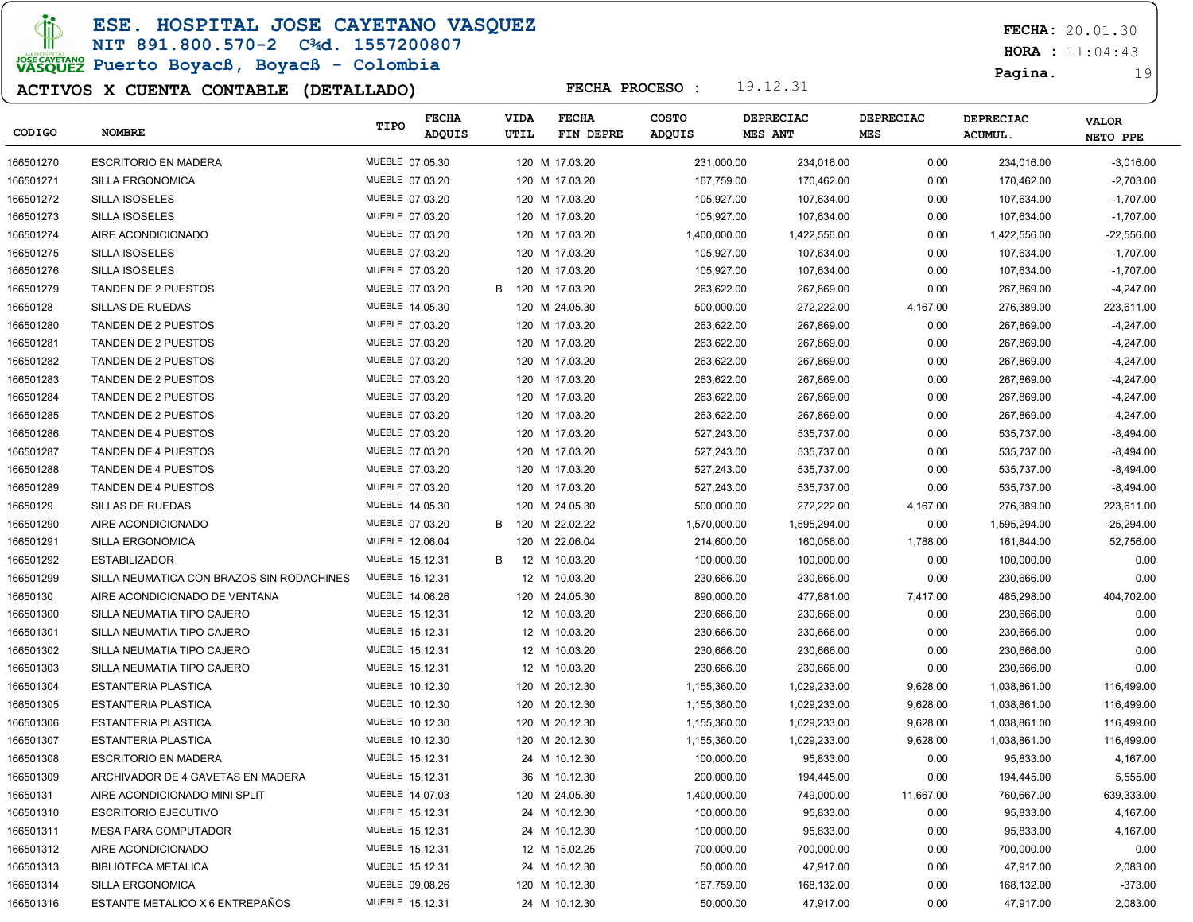# ESE. HOSPITAL JOSE CAYETANO VASQUEZ

NIT 891.800.570-2 C¾d. 1557200807

Puerto Boyacß, Boyacß - Colombia

**FECHA:** 20.01.30
**HORA :** 11:04:43

## ACTIVOS X CUENTA CONTABLE (DETALLADO)

**FECHA PROCESO :** 19.12.31

| CODIGO | NOMBRE | TIPO | FECHA ADQUIS | | VIDA UTIL | | FECHA FIN DEPRE | COSTO ADQUIS | DEPRECIAC MES ANT | DEPRECIAC MES | DEPRECIAC ACUMUL. | VALOR NETO PPE |
|---|---|---|---|---|---|---|---|---|---|---|---|---|
| 166501270 | ESCRITORIO EN MADERA | MUEBLE | 07.05.30 | | 120 | M | 17.03.20 | 231,000.00 | 234,016.00 | 0.00 | 234,016.00 | -3,016.00 |
| 166501271 | SILLA ERGONOMICA | MUEBLE | 07.03.20 | | 120 | M | 17.03.20 | 167,759.00 | 170,462.00 | 0.00 | 170,462.00 | -2,703.00 |
| 166501272 | SILLA ISOSELES | MUEBLE | 07.03.20 | | 120 | M | 17.03.20 | 105,927.00 | 107,634.00 | 0.00 | 107,634.00 | -1,707.00 |
| 166501273 | SILLA ISOSELES | MUEBLE | 07.03.20 | | 120 | M | 17.03.20 | 105,927.00 | 107,634.00 | 0.00 | 107,634.00 | -1,707.00 |
| 166501274 | AIRE ACONDICIONADO | MUEBLE | 07.03.20 | | 120 | M | 17.03.20 | 1,400,000.00 | 1,422,556.00 | 0.00 | 1,422,556.00 | -22,556.00 |
| 166501275 | SILLA ISOSELES | MUEBLE | 07.03.20 | | 120 | M | 17.03.20 | 105,927.00 | 107,634.00 | 0.00 | 107,634.00 | -1,707.00 |
| 166501276 | SILLA ISOSELES | MUEBLE | 07.03.20 | | 120 | M | 17.03.20 | 105,927.00 | 107,634.00 | 0.00 | 107,634.00 | -1,707.00 |
| 166501279 | TANDEN DE 2 PUESTOS | MUEBLE | 07.03.20 | B | 120 | M | 17.03.20 | 263,622.00 | 267,869.00 | 0.00 | 267,869.00 | -4,247.00 |
| 16650128 | SILLAS DE RUEDAS | MUEBLE | 14.05.30 | | 120 | M | 24.05.30 | 500,000.00 | 272,222.00 | 4,167.00 | 276,389.00 | 223,611.00 |
| 166501280 | TANDEN DE 2 PUESTOS | MUEBLE | 07.03.20 | | 120 | M | 17.03.20 | 263,622.00 | 267,869.00 | 0.00 | 267,869.00 | -4,247.00 |
| 166501281 | TANDEN DE 2 PUESTOS | MUEBLE | 07.03.20 | | 120 | M | 17.03.20 | 263,622.00 | 267,869.00 | 0.00 | 267,869.00 | -4,247.00 |
| 166501282 | TANDEN DE 2 PUESTOS | MUEBLE | 07.03.20 | | 120 | M | 17.03.20 | 263,622.00 | 267,869.00 | 0.00 | 267,869.00 | -4,247.00 |
| 166501283 | TANDEN DE 2 PUESTOS | MUEBLE | 07.03.20 | | 120 | M | 17.03.20 | 263,622.00 | 267,869.00 | 0.00 | 267,869.00 | -4,247.00 |
| 166501284 | TANDEN DE 2 PUESTOS | MUEBLE | 07.03.20 | | 120 | M | 17.03.20 | 263,622.00 | 267,869.00 | 0.00 | 267,869.00 | -4,247.00 |
| 166501285 | TANDEN DE 2 PUESTOS | MUEBLE | 07.03.20 | | 120 | M | 17.03.20 | 263,622.00 | 267,869.00 | 0.00 | 267,869.00 | -4,247.00 |
| 166501286 | TANDEN DE 4 PUESTOS | MUEBLE | 07.03.20 | | 120 | M | 17.03.20 | 527,243.00 | 535,737.00 | 0.00 | 535,737.00 | -8,494.00 |
| 166501287 | TANDEN DE 4 PUESTOS | MUEBLE | 07.03.20 | | 120 | M | 17.03.20 | 527,243.00 | 535,737.00 | 0.00 | 535,737.00 | -8,494.00 |
| 166501288 | TANDEN DE 4 PUESTOS | MUEBLE | 07.03.20 | | 120 | M | 17.03.20 | 527,243.00 | 535,737.00 | 0.00 | 535,737.00 | -8,494.00 |
| 166501289 | TANDEN DE 4 PUESTOS | MUEBLE | 07.03.20 | | 120 | M | 17.03.20 | 527,243.00 | 535,737.00 | 0.00 | 535,737.00 | -8,494.00 |
| 16650129 | SILLAS DE RUEDAS | MUEBLE | 14.05.30 | | 120 | M | 24.05.30 | 500,000.00 | 272,222.00 | 4,167.00 | 276,389.00 | 223,611.00 |
| 166501290 | AIRE ACONDICIONADO | MUEBLE | 07.03.20 | B | 120 | M | 22.02.22 | 1,570,000.00 | 1,595,294.00 | 0.00 | 1,595,294.00 | -25,294.00 |
| 166501291 | SILLA ERGONOMICA | MUEBLE | 12.06.04 | | 120 | M | 22.06.04 | 214,600.00 | 160,056.00 | 1,788.00 | 161,844.00 | 52,756.00 |
| 166501292 | ESTABILIZADOR | MUEBLE | 15.12.31 | B | 12 | M | 10.03.20 | 100,000.00 | 100,000.00 | 0.00 | 100,000.00 | 0.00 |
| 166501299 | SILLA NEUMATICA CON BRAZOS SIN RODACHINES | MUEBLE | 15.12.31 | | 12 | M | 10.03.20 | 230,666.00 | 230,666.00 | 0.00 | 230,666.00 | 0.00 |
| 16650130 | AIRE ACONDICIONADO DE VENTANA | MUEBLE | 14.06.26 | | 120 | M | 24.05.30 | 890,000.00 | 477,881.00 | 7,417.00 | 485,298.00 | 404,702.00 |
| 166501300 | SILLA NEUMATIA TIPO CAJERO | MUEBLE | 15.12.31 | | 12 | M | 10.03.20 | 230,666.00 | 230,666.00 | 0.00 | 230,666.00 | 0.00 |
| 166501301 | SILLA NEUMATIA TIPO CAJERO | MUEBLE | 15.12.31 | | 12 | M | 10.03.20 | 230,666.00 | 230,666.00 | 0.00 | 230,666.00 | 0.00 |
| 166501302 | SILLA NEUMATIA TIPO CAJERO | MUEBLE | 15.12.31 | | 12 | M | 10.03.20 | 230,666.00 | 230,666.00 | 0.00 | 230,666.00 | 0.00 |
| 166501303 | SILLA NEUMATIA TIPO CAJERO | MUEBLE | 15.12.31 | | 12 | M | 10.03.20 | 230,666.00 | 230,666.00 | 0.00 | 230,666.00 | 0.00 |
| 166501304 | ESTANTERIA PLASTICA | MUEBLE | 10.12.30 | | 120 | M | 20.12.30 | 1,155,360.00 | 1,029,233.00 | 9,628.00 | 1,038,861.00 | 116,499.00 |
| 166501305 | ESTANTERIA PLASTICA | MUEBLE | 10.12.30 | | 120 | M | 20.12.30 | 1,155,360.00 | 1,029,233.00 | 9,628.00 | 1,038,861.00 | 116,499.00 |
| 166501306 | ESTANTERIA PLASTICA | MUEBLE | 10.12.30 | | 120 | M | 20.12.30 | 1,155,360.00 | 1,029,233.00 | 9,628.00 | 1,038,861.00 | 116,499.00 |
| 166501307 | ESTANTERIA PLASTICA | MUEBLE | 10.12.30 | | 120 | M | 20.12.30 | 1,155,360.00 | 1,029,233.00 | 9,628.00 | 1,038,861.00 | 116,499.00 |
| 166501308 | ESCRITORIO EN MADERA | MUEBLE | 15.12.31 | | 24 | M | 10.12.30 | 100,000.00 | 95,833.00 | 0.00 | 95,833.00 | 4,167.00 |
| 166501309 | ARCHIVADOR DE 4 GAVETAS EN MADERA | MUEBLE | 15.12.31 | | 36 | M | 10.12.30 | 200,000.00 | 194,445.00 | 0.00 | 194,445.00 | 5,555.00 |
| 16650131 | AIRE ACONDICIONADO MINI SPLIT | MUEBLE | 14.07.03 | | 120 | M | 24.05.30 | 1,400,000.00 | 749,000.00 | 11,667.00 | 760,667.00 | 639,333.00 |
| 166501310 | ESCRITORIO EJECUTIVO | MUEBLE | 15.12.31 | | 24 | M | 10.12.30 | 100,000.00 | 95,833.00 | 0.00 | 95,833.00 | 4,167.00 |
| 166501311 | MESA PARA COMPUTADOR | MUEBLE | 15.12.31 | | 24 | M | 10.12.30 | 100,000.00 | 95,833.00 | 0.00 | 95,833.00 | 4,167.00 |
| 166501312 | AIRE ACONDICIONADO | MUEBLE | 15.12.31 | | 12 | M | 15.02.25 | 700,000.00 | 700,000.00 | 0.00 | 700,000.00 | 0.00 |
| 166501313 | BIBLIOTECA METALICA | MUEBLE | 15.12.31 | | 24 | M | 10.12.30 | 50,000.00 | 47,917.00 | 0.00 | 47,917.00 | 2,083.00 |
| 166501314 | SILLA ERGONOMICA | MUEBLE | 09.08.26 | | 120 | M | 10.12.30 | 167,759.00 | 168,132.00 | 0.00 | 168,132.00 | -373.00 |
| 166501316 | ESTANTE METALICO X 6 ENTREPAÑOS | MUEBLE | 15.12.31 | | 24 | M | 10.12.30 | 50,000.00 | 47,917.00 | 0.00 | 47,917.00 | 2,083.00 |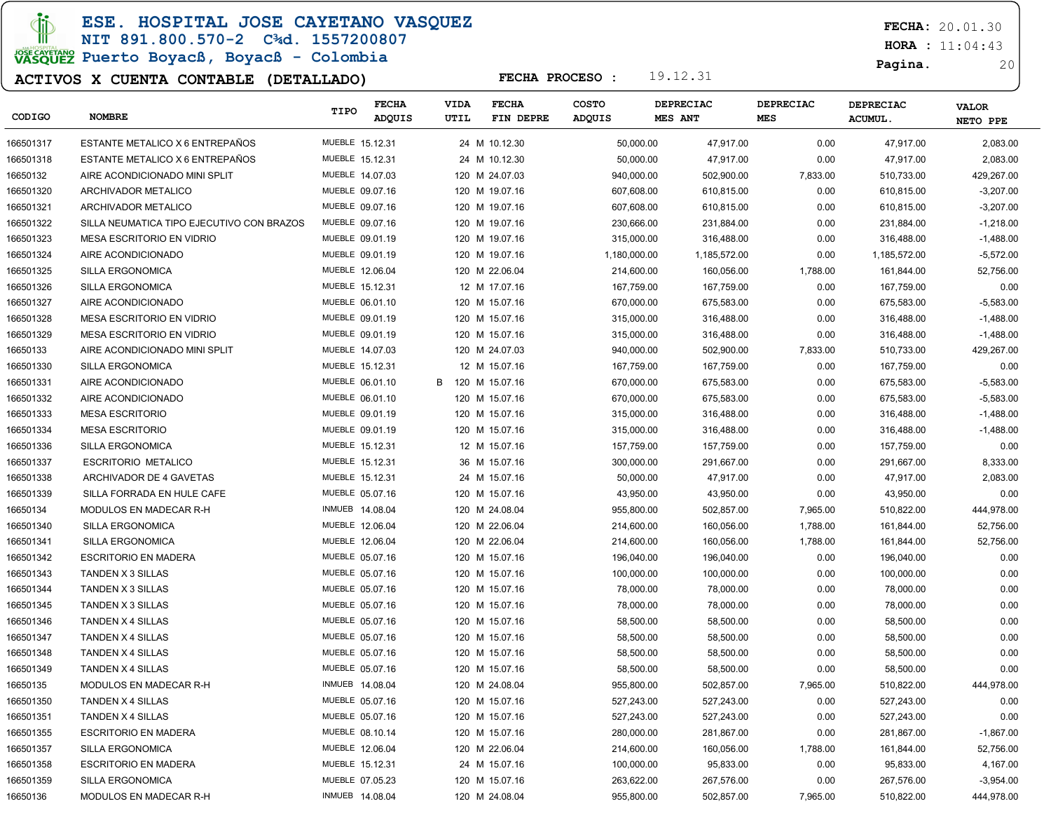# ESE. HOSPITAL JOSE CAYETANO VASQUEZ

NIT 891.800.570-2 C¾d. 1557200807

Puerto Boyacß, Boyacß - Colombia

**ACTIVOS X CUENTA CONTABLE (DETALLADO)**

FECHA PROCESO : 19.12.31

FECHA: 20.01.30
HORA : 11:04:43

| CODIGO | NOMBRE | TIPO | FECHA ADQUIS | | VIDA UTIL | FECHA FIN DEPRE | COSTO ADQUIS | DEPRECIAC MES ANT | DEPRECIAC MES | DEPRECIAC ACUMUL. | VALOR NETO PPE |
|---|---|---|---|---|---|---|---|---|---|---|---|
| 166501317 | ESTANTE METALICO X 6 ENTREPAÑOS | MUEBLE | 15.12.31 | | 24 M | 10.12.30 | 50,000.00 | 47,917.00 | 0.00 | 47,917.00 | 2,083.00 |
| 166501318 | ESTANTE METALICO X 6 ENTREPAÑOS | MUEBLE | 15.12.31 | | 24 M | 10.12.30 | 50,000.00 | 47,917.00 | 0.00 | 47,917.00 | 2,083.00 |
| 16650132 | AIRE ACONDICIONADO MINI SPLIT | MUEBLE | 14.07.03 | | 120 M | 24.07.03 | 940,000.00 | 502,900.00 | 7,833.00 | 510,733.00 | 429,267.00 |
| 166501320 | ARCHIVADOR METALICO | MUEBLE | 09.07.16 | | 120 M | 19.07.16 | 607,608.00 | 610,815.00 | 0.00 | 610,815.00 | -3,207.00 |
| 166501321 | ARCHIVADOR METALICO | MUEBLE | 09.07.16 | | 120 M | 19.07.16 | 607,608.00 | 610,815.00 | 0.00 | 610,815.00 | -3,207.00 |
| 166501322 | SILLA NEUMATICA TIPO EJECUTIVO CON BRAZOS | MUEBLE | 09.07.16 | | 120 M | 19.07.16 | 230,666.00 | 231,884.00 | 0.00 | 231,884.00 | -1,218.00 |
| 166501323 | MESA ESCRITORIO EN VIDRIO | MUEBLE | 09.01.19 | | 120 M | 19.07.16 | 315,000.00 | 316,488.00 | 0.00 | 316,488.00 | -1,488.00 |
| 166501324 | AIRE ACONDICIONADO | MUEBLE | 09.01.19 | | 120 M | 19.07.16 | 1,180,000.00 | 1,185,572.00 | 0.00 | 1,185,572.00 | -5,572.00 |
| 166501325 | SILLA ERGONOMICA | MUEBLE | 12.06.04 | | 120 M | 22.06.04 | 214,600.00 | 160,056.00 | 1,788.00 | 161,844.00 | 52,756.00 |
| 166501326 | SILLA ERGONOMICA | MUEBLE | 15.12.31 | | 12 M | 17.07.16 | 167,759.00 | 167,759.00 | 0.00 | 167,759.00 | 0.00 |
| 166501327 | AIRE ACONDICIONADO | MUEBLE | 06.01.10 | | 120 M | 15.07.16 | 670,000.00 | 675,583.00 | 0.00 | 675,583.00 | -5,583.00 |
| 166501328 | MESA ESCRITORIO EN VIDRIO | MUEBLE | 09.01.19 | | 120 M | 15.07.16 | 315,000.00 | 316,488.00 | 0.00 | 316,488.00 | -1,488.00 |
| 166501329 | MESA ESCRITORIO EN VIDRIO | MUEBLE | 09.01.19 | | 120 M | 15.07.16 | 315,000.00 | 316,488.00 | 0.00 | 316,488.00 | -1,488.00 |
| 16650133 | AIRE ACONDICIONADO MINI SPLIT | MUEBLE | 14.07.03 | | 120 M | 24.07.03 | 940,000.00 | 502,900.00 | 7,833.00 | 510,733.00 | 429,267.00 |
| 166501330 | SILLA ERGONOMICA | MUEBLE | 15.12.31 | | 12 M | 15.07.16 | 167,759.00 | 167,759.00 | 0.00 | 167,759.00 | 0.00 |
| 166501331 | AIRE ACONDICIONADO | MUEBLE | 06.01.10 | B | 120 M | 15.07.16 | 670,000.00 | 675,583.00 | 0.00 | 675,583.00 | -5,583.00 |
| 166501332 | AIRE ACONDICIONADO | MUEBLE | 06.01.10 | | 120 M | 15.07.16 | 670,000.00 | 675,583.00 | 0.00 | 675,583.00 | -5,583.00 |
| 166501333 | MESA ESCRITORIO | MUEBLE | 09.01.19 | | 120 M | 15.07.16 | 315,000.00 | 316,488.00 | 0.00 | 316,488.00 | -1,488.00 |
| 166501334 | MESA ESCRITORIO | MUEBLE | 09.01.19 | | 120 M | 15.07.16 | 315,000.00 | 316,488.00 | 0.00 | 316,488.00 | -1,488.00 |
| 166501336 | SILLA ERGONOMICA | MUEBLE | 15.12.31 | | 12 M | 15.07.16 | 157,759.00 | 157,759.00 | 0.00 | 157,759.00 | 0.00 |
| 166501337 | ESCRITORIO METALICO | MUEBLE | 15.12.31 | | 36 M | 15.07.16 | 300,000.00 | 291,667.00 | 0.00 | 291,667.00 | 8,333.00 |
| 166501338 | ARCHIVADOR DE 4 GAVETAS | MUEBLE | 15.12.31 | | 24 M | 15.07.16 | 50,000.00 | 47,917.00 | 0.00 | 47,917.00 | 2,083.00 |
| 166501339 | SILLA FORRADA EN HULE CAFE | MUEBLE | 05.07.16 | | 120 M | 15.07.16 | 43,950.00 | 43,950.00 | 0.00 | 43,950.00 | 0.00 |
| 16650134 | MODULOS EN MADECAR R-H | INMUEB | 14.08.04 | | 120 M | 24.08.04 | 955,800.00 | 502,857.00 | 7,965.00 | 510,822.00 | 444,978.00 |
| 166501340 | SILLA ERGONOMICA | MUEBLE | 12.06.04 | | 120 M | 22.06.04 | 214,600.00 | 160,056.00 | 1,788.00 | 161,844.00 | 52,756.00 |
| 166501341 | SILLA ERGONOMICA | MUEBLE | 12.06.04 | | 120 M | 22.06.04 | 214,600.00 | 160,056.00 | 1,788.00 | 161,844.00 | 52,756.00 |
| 166501342 | ESCRITORIO EN MADERA | MUEBLE | 05.07.16 | | 120 M | 15.07.16 | 196,040.00 | 196,040.00 | 0.00 | 196,040.00 | 0.00 |
| 166501343 | TANDEN X 3 SILLAS | MUEBLE | 05.07.16 | | 120 M | 15.07.16 | 100,000.00 | 100,000.00 | 0.00 | 100,000.00 | 0.00 |
| 166501344 | TANDEN X 3 SILLAS | MUEBLE | 05.07.16 | | 120 M | 15.07.16 | 78,000.00 | 78,000.00 | 0.00 | 78,000.00 | 0.00 |
| 166501345 | TANDEN X 3 SILLAS | MUEBLE | 05.07.16 | | 120 M | 15.07.16 | 78,000.00 | 78,000.00 | 0.00 | 78,000.00 | 0.00 |
| 166501346 | TANDEN X 4 SILLAS | MUEBLE | 05.07.16 | | 120 M | 15.07.16 | 58,500.00 | 58,500.00 | 0.00 | 58,500.00 | 0.00 |
| 166501347 | TANDEN X 4 SILLAS | MUEBLE | 05.07.16 | | 120 M | 15.07.16 | 58,500.00 | 58,500.00 | 0.00 | 58,500.00 | 0.00 |
| 166501348 | TANDEN X 4 SILLAS | MUEBLE | 05.07.16 | | 120 M | 15.07.16 | 58,500.00 | 58,500.00 | 0.00 | 58,500.00 | 0.00 |
| 166501349 | TANDEN X 4 SILLAS | MUEBLE | 05.07.16 | | 120 M | 15.07.16 | 58,500.00 | 58,500.00 | 0.00 | 58,500.00 | 0.00 |
| 16650135 | MODULOS EN MADECAR R-H | INMUEB | 14.08.04 | | 120 M | 24.08.04 | 955,800.00 | 502,857.00 | 7,965.00 | 510,822.00 | 444,978.00 |
| 166501350 | TANDEN X 4 SILLAS | MUEBLE | 05.07.16 | | 120 M | 15.07.16 | 527,243.00 | 527,243.00 | 0.00 | 527,243.00 | 0.00 |
| 166501351 | TANDEN X 4 SILLAS | MUEBLE | 05.07.16 | | 120 M | 15.07.16 | 527,243.00 | 527,243.00 | 0.00 | 527,243.00 | 0.00 |
| 166501355 | ESCRITORIO EN MADERA | MUEBLE | 08.10.14 | | 120 M | 15.07.16 | 280,000.00 | 281,867.00 | 0.00 | 281,867.00 | -1,867.00 |
| 166501357 | SILLA ERGONOMICA | MUEBLE | 12.06.04 | | 120 M | 22.06.04 | 214,600.00 | 160,056.00 | 1,788.00 | 161,844.00 | 52,756.00 |
| 166501358 | ESCRITORIO EN MADERA | MUEBLE | 15.12.31 | | 24 M | 15.07.16 | 100,000.00 | 95,833.00 | 0.00 | 95,833.00 | 4,167.00 |
| 166501359 | SILLA ERGONOMICA | MUEBLE | 07.05.23 | | 120 M | 15.07.16 | 263,622.00 | 267,576.00 | 0.00 | 267,576.00 | -3,954.00 |
| 16650136 | MODULOS EN MADECAR R-H | INMUEB | 14.08.04 | | 120 M | 24.08.04 | 955,800.00 | 502,857.00 | 7,965.00 | 510,822.00 | 444,978.00 |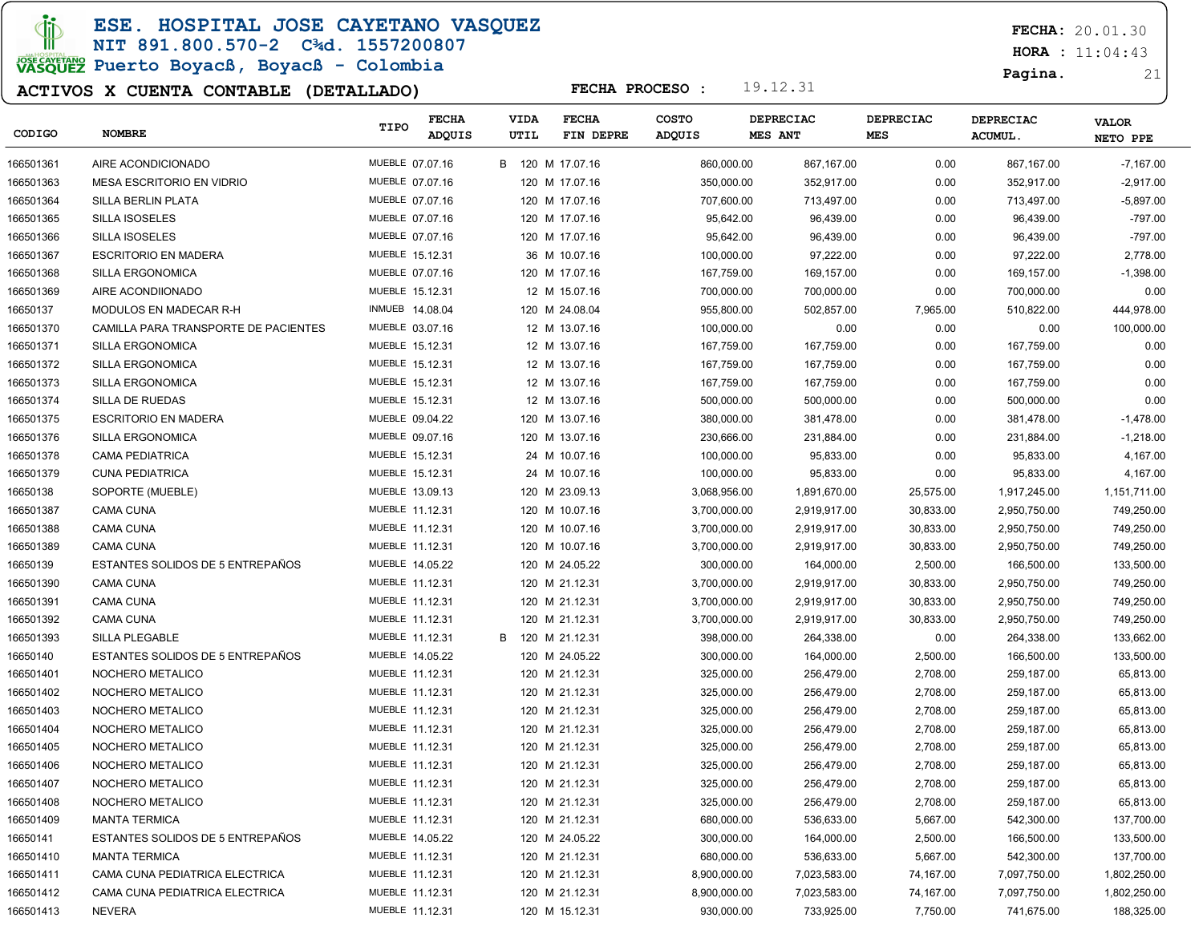# ESE. HOSPITAL JOSE CAYETANO VASQUEZ

NIT 891.800.570-2 C¾d. 1557200807

Puerto Boyacß, Boyacß - Colombia

**FECHA:** 20.01.30

**HORA :** 11:04:43

**ACTIVOS X CUENTA CONTABLE (DETALLADO)**

**FECHA PROCESO :** 19.12.31

| CODIGO | NOMBRE | TIPO | FECHA ADQUIS | | VIDA UTIL | | FECHA FIN DEPRE | COSTO ADQUIS | DEPRECIAC MES ANT | DEPRECIAC MES | DEPRECIAC ACUMUL. | VALOR NETO PPE |
|---|---|---|---|---|---|---|---|---|---|---|---|---|
| 166501361 | AIRE ACONDICIONADO | MUEBLE | 07.07.16 | B | 120 | M | 17.07.16 | 860,000.00 | 867,167.00 | 0.00 | 867,167.00 | -7,167.00 |
| 166501363 | MESA ESCRITORIO EN VIDRIO | MUEBLE | 07.07.16 | | 120 | M | 17.07.16 | 350,000.00 | 352,917.00 | 0.00 | 352,917.00 | -2,917.00 |
| 166501364 | SILLA BERLIN PLATA | MUEBLE | 07.07.16 | | 120 | M | 17.07.16 | 707,600.00 | 713,497.00 | 0.00 | 713,497.00 | -5,897.00 |
| 166501365 | SILLA ISOSELES | MUEBLE | 07.07.16 | | 120 | M | 17.07.16 | 95,642.00 | 96,439.00 | 0.00 | 96,439.00 | -797.00 |
| 166501366 | SILLA ISOSELES | MUEBLE | 07.07.16 | | 120 | M | 17.07.16 | 95,642.00 | 96,439.00 | 0.00 | 96,439.00 | -797.00 |
| 166501367 | ESCRITORIO EN MADERA | MUEBLE | 15.12.31 | | 36 | M | 10.07.16 | 100,000.00 | 97,222.00 | 0.00 | 97,222.00 | 2,778.00 |
| 166501368 | SILLA ERGONOMICA | MUEBLE | 07.07.16 | | 120 | M | 17.07.16 | 167,759.00 | 169,157.00 | 0.00 | 169,157.00 | -1,398.00 |
| 166501369 | AIRE ACONDIIONADO | MUEBLE | 15.12.31 | | 12 | M | 15.07.16 | 700,000.00 | 700,000.00 | 0.00 | 700,000.00 | 0.00 |
| 16650137 | MODULOS EN MADECAR R-H | INMUEB | 14.08.04 | | 120 | M | 24.08.04 | 955,800.00 | 502,857.00 | 7,965.00 | 510,822.00 | 444,978.00 |
| 166501370 | CAMILLA PARA TRANSPORTE DE PACIENTES | MUEBLE | 03.07.16 | | 12 | M | 13.07.16 | 100,000.00 | 0.00 | 0.00 | 0.00 | 100,000.00 |
| 166501371 | SILLA ERGONOMICA | MUEBLE | 15.12.31 | | 12 | M | 13.07.16 | 167,759.00 | 167,759.00 | 0.00 | 167,759.00 | 0.00 |
| 166501372 | SILLA ERGONOMICA | MUEBLE | 15.12.31 | | 12 | M | 13.07.16 | 167,759.00 | 167,759.00 | 0.00 | 167,759.00 | 0.00 |
| 166501373 | SILLA ERGONOMICA | MUEBLE | 15.12.31 | | 12 | M | 13.07.16 | 167,759.00 | 167,759.00 | 0.00 | 167,759.00 | 0.00 |
| 166501374 | SILLA DE RUEDAS | MUEBLE | 15.12.31 | | 12 | M | 13.07.16 | 500,000.00 | 500,000.00 | 0.00 | 500,000.00 | 0.00 |
| 166501375 | ESCRITORIO EN MADERA | MUEBLE | 09.04.22 | | 120 | M | 13.07.16 | 380,000.00 | 381,478.00 | 0.00 | 381,478.00 | -1,478.00 |
| 166501376 | SILLA ERGONOMICA | MUEBLE | 09.07.16 | | 120 | M | 13.07.16 | 230,666.00 | 231,884.00 | 0.00 | 231,884.00 | -1,218.00 |
| 166501378 | CAMA PEDIATRICA | MUEBLE | 15.12.31 | | 24 | M | 10.07.16 | 100,000.00 | 95,833.00 | 0.00 | 95,833.00 | 4,167.00 |
| 166501379 | CUNA PEDIATRICA | MUEBLE | 15.12.31 | | 24 | M | 10.07.16 | 100,000.00 | 95,833.00 | 0.00 | 95,833.00 | 4,167.00 |
| 16650138 | SOPORTE (MUEBLE) | MUEBLE | 13.09.13 | | 120 | M | 23.09.13 | 3,068,956.00 | 1,891,670.00 | 25,575.00 | 1,917,245.00 | 1,151,711.00 |
| 166501387 | CAMA CUNA | MUEBLE | 11.12.31 | | 120 | M | 10.07.16 | 3,700,000.00 | 2,919,917.00 | 30,833.00 | 2,950,750.00 | 749,250.00 |
| 166501388 | CAMA CUNA | MUEBLE | 11.12.31 | | 120 | M | 10.07.16 | 3,700,000.00 | 2,919,917.00 | 30,833.00 | 2,950,750.00 | 749,250.00 |
| 166501389 | CAMA CUNA | MUEBLE | 11.12.31 | | 120 | M | 10.07.16 | 3,700,000.00 | 2,919,917.00 | 30,833.00 | 2,950,750.00 | 749,250.00 |
| 16650139 | ESTANTES SOLIDOS DE 5 ENTREPAÑOS | MUEBLE | 14.05.22 | | 120 | M | 24.05.22 | 300,000.00 | 164,000.00 | 2,500.00 | 166,500.00 | 133,500.00 |
| 166501390 | CAMA CUNA | MUEBLE | 11.12.31 | | 120 | M | 21.12.31 | 3,700,000.00 | 2,919,917.00 | 30,833.00 | 2,950,750.00 | 749,250.00 |
| 166501391 | CAMA CUNA | MUEBLE | 11.12.31 | | 120 | M | 21.12.31 | 3,700,000.00 | 2,919,917.00 | 30,833.00 | 2,950,750.00 | 749,250.00 |
| 166501392 | CAMA CUNA | MUEBLE | 11.12.31 | | 120 | M | 21.12.31 | 3,700,000.00 | 2,919,917.00 | 30,833.00 | 2,950,750.00 | 749,250.00 |
| 166501393 | SILLA PLEGABLE | MUEBLE | 11.12.31 | B | 120 | M | 21.12.31 | 398,000.00 | 264,338.00 | 0.00 | 264,338.00 | 133,662.00 |
| 16650140 | ESTANTES SOLIDOS DE 5 ENTREPAÑOS | MUEBLE | 14.05.22 | | 120 | M | 24.05.22 | 300,000.00 | 164,000.00 | 2,500.00 | 166,500.00 | 133,500.00 |
| 166501401 | NOCHERO METALICO | MUEBLE | 11.12.31 | | 120 | M | 21.12.31 | 325,000.00 | 256,479.00 | 2,708.00 | 259,187.00 | 65,813.00 |
| 166501402 | NOCHERO METALICO | MUEBLE | 11.12.31 | | 120 | M | 21.12.31 | 325,000.00 | 256,479.00 | 2,708.00 | 259,187.00 | 65,813.00 |
| 166501403 | NOCHERO METALICO | MUEBLE | 11.12.31 | | 120 | M | 21.12.31 | 325,000.00 | 256,479.00 | 2,708.00 | 259,187.00 | 65,813.00 |
| 166501404 | NOCHERO METALICO | MUEBLE | 11.12.31 | | 120 | M | 21.12.31 | 325,000.00 | 256,479.00 | 2,708.00 | 259,187.00 | 65,813.00 |
| 166501405 | NOCHERO METALICO | MUEBLE | 11.12.31 | | 120 | M | 21.12.31 | 325,000.00 | 256,479.00 | 2,708.00 | 259,187.00 | 65,813.00 |
| 166501406 | NOCHERO METALICO | MUEBLE | 11.12.31 | | 120 | M | 21.12.31 | 325,000.00 | 256,479.00 | 2,708.00 | 259,187.00 | 65,813.00 |
| 166501407 | NOCHERO METALICO | MUEBLE | 11.12.31 | | 120 | M | 21.12.31 | 325,000.00 | 256,479.00 | 2,708.00 | 259,187.00 | 65,813.00 |
| 166501408 | NOCHERO METALICO | MUEBLE | 11.12.31 | | 120 | M | 21.12.31 | 325,000.00 | 256,479.00 | 2,708.00 | 259,187.00 | 65,813.00 |
| 166501409 | MANTA TERMICA | MUEBLE | 11.12.31 | | 120 | M | 21.12.31 | 680,000.00 | 536,633.00 | 5,667.00 | 542,300.00 | 137,700.00 |
| 16650141 | ESTANTES SOLIDOS DE 5 ENTREPAÑOS | MUEBLE | 14.05.22 | | 120 | M | 24.05.22 | 300,000.00 | 164,000.00 | 2,500.00 | 166,500.00 | 133,500.00 |
| 166501410 | MANTA TERMICA | MUEBLE | 11.12.31 | | 120 | M | 21.12.31 | 680,000.00 | 536,633.00 | 5,667.00 | 542,300.00 | 137,700.00 |
| 166501411 | CAMA CUNA PEDIATRICA ELECTRICA | MUEBLE | 11.12.31 | | 120 | M | 21.12.31 | 8,900,000.00 | 7,023,583.00 | 74,167.00 | 7,097,750.00 | 1,802,250.00 |
| 166501412 | CAMA CUNA PEDIATRICA ELECTRICA | MUEBLE | 11.12.31 | | 120 | M | 21.12.31 | 8,900,000.00 | 7,023,583.00 | 74,167.00 | 7,097,750.00 | 1,802,250.00 |
| 166501413 | NEVERA | MUEBLE | 11.12.31 | | 120 | M | 15.12.31 | 930,000.00 | 733,925.00 | 7,750.00 | 741,675.00 | 188,325.00 |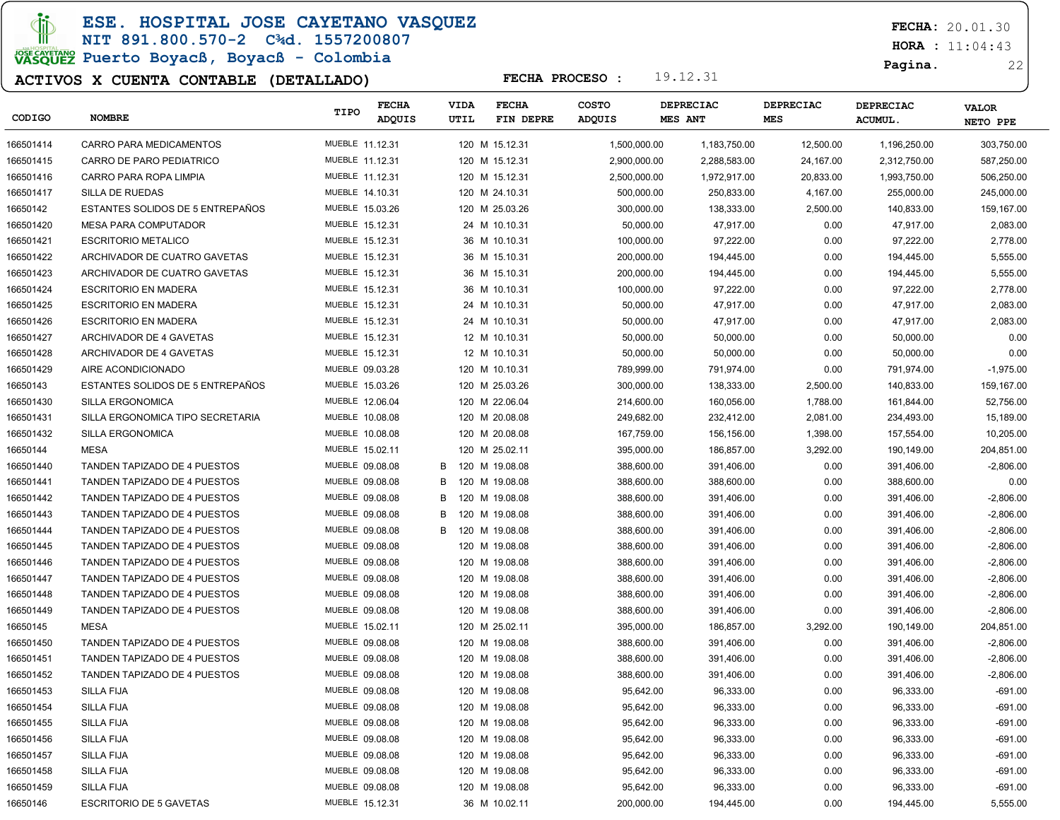# ESE. HOSPITAL JOSE CAYETANO VASQUEZ

NIT 891.800.570-2 C¾d. 1557200807

Puerto Boyacß, Boyacß - Colombia

**FECHA:** 20.01.30
**HORA :** 11:04:43

## ACTIVOS X CUENTA CONTABLE (DETALLADO)

**FECHA PROCESO :** 19.12.31

| CODIGO | NOMBRE | TIPO | FECHA ADQUIS | | VIDA UTIL | FECHA FIN DEPRE | COSTO ADQUIS | DEPRECIAC MES ANT | DEPRECIAC MES | DEPRECIAC ACUMUL. | VALOR NETO PPE |
|---|---|---|---|---|---|---|---|---|---|---|---|
| 166501414 | CARRO PARA MEDICAMENTOS | MUEBLE | 11.12.31 | | 120 M | 15.12.31 | 1,500,000.00 | 1,183,750.00 | 12,500.00 | 1,196,250.00 | 303,750.00 |
| 166501415 | CARRO DE PARO PEDIATRICO | MUEBLE | 11.12.31 | | 120 M | 15.12.31 | 2,900,000.00 | 2,288,583.00 | 24,167.00 | 2,312,750.00 | 587,250.00 |
| 166501416 | CARRO PARA ROPA LIMPIA | MUEBLE | 11.12.31 | | 120 M | 15.12.31 | 2,500,000.00 | 1,972,917.00 | 20,833.00 | 1,993,750.00 | 506,250.00 |
| 166501417 | SILLA DE RUEDAS | MUEBLE | 14.10.31 | | 120 M | 24.10.31 | 500,000.00 | 250,833.00 | 4,167.00 | 255,000.00 | 245,000.00 |
| 16650142 | ESTANTES SOLIDOS DE 5 ENTREPAÑOS | MUEBLE | 15.03.26 | | 120 M | 25.03.26 | 300,000.00 | 138,333.00 | 2,500.00 | 140,833.00 | 159,167.00 |
| 166501420 | MESA PARA COMPUTADOR | MUEBLE | 15.12.31 | | 24 M | 10.10.31 | 50,000.00 | 47,917.00 | 0.00 | 47,917.00 | 2,083.00 |
| 166501421 | ESCRITORIO METALICO | MUEBLE | 15.12.31 | | 36 M | 10.10.31 | 100,000.00 | 97,222.00 | 0.00 | 97,222.00 | 2,778.00 |
| 166501422 | ARCHIVADOR DE CUATRO GAVETAS | MUEBLE | 15.12.31 | | 36 M | 15.10.31 | 200,000.00 | 194,445.00 | 0.00 | 194,445.00 | 5,555.00 |
| 166501423 | ARCHIVADOR DE CUATRO GAVETAS | MUEBLE | 15.12.31 | | 36 M | 15.10.31 | 200,000.00 | 194,445.00 | 0.00 | 194,445.00 | 5,555.00 |
| 166501424 | ESCRITORIO EN MADERA | MUEBLE | 15.12.31 | | 36 M | 10.10.31 | 100,000.00 | 97,222.00 | 0.00 | 97,222.00 | 2,778.00 |
| 166501425 | ESCRITORIO EN MADERA | MUEBLE | 15.12.31 | | 24 M | 10.10.31 | 50,000.00 | 47,917.00 | 0.00 | 47,917.00 | 2,083.00 |
| 166501426 | ESCRITORIO EN MADERA | MUEBLE | 15.12.31 | | 24 M | 10.10.31 | 50,000.00 | 47,917.00 | 0.00 | 47,917.00 | 2,083.00 |
| 166501427 | ARCHIVADOR DE 4 GAVETAS | MUEBLE | 15.12.31 | | 12 M | 10.10.31 | 50,000.00 | 50,000.00 | 0.00 | 50,000.00 | 0.00 |
| 166501428 | ARCHIVADOR DE 4 GAVETAS | MUEBLE | 15.12.31 | | 12 M | 10.10.31 | 50,000.00 | 50,000.00 | 0.00 | 50,000.00 | 0.00 |
| 166501429 | AIRE ACONDICIONADO | MUEBLE | 09.03.28 | | 120 M | 10.10.31 | 789,999.00 | 791,974.00 | 0.00 | 791,974.00 | -1,975.00 |
| 16650143 | ESTANTES SOLIDOS DE 5 ENTREPAÑOS | MUEBLE | 15.03.26 | | 120 M | 25.03.26 | 300,000.00 | 138,333.00 | 2,500.00 | 140,833.00 | 159,167.00 |
| 166501430 | SILLA ERGONOMICA | MUEBLE | 12.06.04 | | 120 M | 22.06.04 | 214,600.00 | 160,056.00 | 1,788.00 | 161,844.00 | 52,756.00 |
| 166501431 | SILLA ERGONOMICA TIPO SECRETARIA | MUEBLE | 10.08.08 | | 120 M | 20.08.08 | 249,682.00 | 232,412.00 | 2,081.00 | 234,493.00 | 15,189.00 |
| 166501432 | SILLA ERGONOMICA | MUEBLE | 10.08.08 | | 120 M | 20.08.08 | 167,759.00 | 156,156.00 | 1,398.00 | 157,554.00 | 10,205.00 |
| 16650144 | MESA | MUEBLE | 15.02.11 | | 120 M | 25.02.11 | 395,000.00 | 186,857.00 | 3,292.00 | 190,149.00 | 204,851.00 |
| 166501440 | TANDEN TAPIZADO DE 4 PUESTOS | MUEBLE | 09.08.08 | B | 120 M | 19.08.08 | 388,600.00 | 391,406.00 | 0.00 | 391,406.00 | -2,806.00 |
| 166501441 | TANDEN TAPIZADO DE 4 PUESTOS | MUEBLE | 09.08.08 | B | 120 M | 19.08.08 | 388,600.00 | 388,600.00 | 0.00 | 388,600.00 | 0.00 |
| 166501442 | TANDEN TAPIZADO DE 4 PUESTOS | MUEBLE | 09.08.08 | B | 120 M | 19.08.08 | 388,600.00 | 391,406.00 | 0.00 | 391,406.00 | -2,806.00 |
| 166501443 | TANDEN TAPIZADO DE 4 PUESTOS | MUEBLE | 09.08.08 | B | 120 M | 19.08.08 | 388,600.00 | 391,406.00 | 0.00 | 391,406.00 | -2,806.00 |
| 166501444 | TANDEN TAPIZADO DE 4 PUESTOS | MUEBLE | 09.08.08 | B | 120 M | 19.08.08 | 388,600.00 | 391,406.00 | 0.00 | 391,406.00 | -2,806.00 |
| 166501445 | TANDEN TAPIZADO DE 4 PUESTOS | MUEBLE | 09.08.08 | | 120 M | 19.08.08 | 388,600.00 | 391,406.00 | 0.00 | 391,406.00 | -2,806.00 |
| 166501446 | TANDEN TAPIZADO DE 4 PUESTOS | MUEBLE | 09.08.08 | | 120 M | 19.08.08 | 388,600.00 | 391,406.00 | 0.00 | 391,406.00 | -2,806.00 |
| 166501447 | TANDEN TAPIZADO DE 4 PUESTOS | MUEBLE | 09.08.08 | | 120 M | 19.08.08 | 388,600.00 | 391,406.00 | 0.00 | 391,406.00 | -2,806.00 |
| 166501448 | TANDEN TAPIZADO DE 4 PUESTOS | MUEBLE | 09.08.08 | | 120 M | 19.08.08 | 388,600.00 | 391,406.00 | 0.00 | 391,406.00 | -2,806.00 |
| 166501449 | TANDEN TAPIZADO DE 4 PUESTOS | MUEBLE | 09.08.08 | | 120 M | 19.08.08 | 388,600.00 | 391,406.00 | 0.00 | 391,406.00 | -2,806.00 |
| 16650145 | MESA | MUEBLE | 15.02.11 | | 120 M | 25.02.11 | 395,000.00 | 186,857.00 | 3,292.00 | 190,149.00 | 204,851.00 |
| 166501450 | TANDEN TAPIZADO DE 4 PUESTOS | MUEBLE | 09.08.08 | | 120 M | 19.08.08 | 388,600.00 | 391,406.00 | 0.00 | 391,406.00 | -2,806.00 |
| 166501451 | TANDEN TAPIZADO DE 4 PUESTOS | MUEBLE | 09.08.08 | | 120 M | 19.08.08 | 388,600.00 | 391,406.00 | 0.00 | 391,406.00 | -2,806.00 |
| 166501452 | TANDEN TAPIZADO DE 4 PUESTOS | MUEBLE | 09.08.08 | | 120 M | 19.08.08 | 388,600.00 | 391,406.00 | 0.00 | 391,406.00 | -2,806.00 |
| 166501453 | SILLA FIJA | MUEBLE | 09.08.08 | | 120 M | 19.08.08 | 95,642.00 | 96,333.00 | 0.00 | 96,333.00 | -691.00 |
| 166501454 | SILLA FIJA | MUEBLE | 09.08.08 | | 120 M | 19.08.08 | 95,642.00 | 96,333.00 | 0.00 | 96,333.00 | -691.00 |
| 166501455 | SILLA FIJA | MUEBLE | 09.08.08 | | 120 M | 19.08.08 | 95,642.00 | 96,333.00 | 0.00 | 96,333.00 | -691.00 |
| 166501456 | SILLA FIJA | MUEBLE | 09.08.08 | | 120 M | 19.08.08 | 95,642.00 | 96,333.00 | 0.00 | 96,333.00 | -691.00 |
| 166501457 | SILLA FIJA | MUEBLE | 09.08.08 | | 120 M | 19.08.08 | 95,642.00 | 96,333.00 | 0.00 | 96,333.00 | -691.00 |
| 166501458 | SILLA FIJA | MUEBLE | 09.08.08 | | 120 M | 19.08.08 | 95,642.00 | 96,333.00 | 0.00 | 96,333.00 | -691.00 |
| 166501459 | SILLA FIJA | MUEBLE | 09.08.08 | | 120 M | 19.08.08 | 95,642.00 | 96,333.00 | 0.00 | 96,333.00 | -691.00 |
| 16650146 | ESCRITORIO DE 5 GAVETAS | MUEBLE | 15.12.31 | | 36 M | 10.02.11 | 200,000.00 | 194,445.00 | 0.00 | 194,445.00 | 5,555.00 |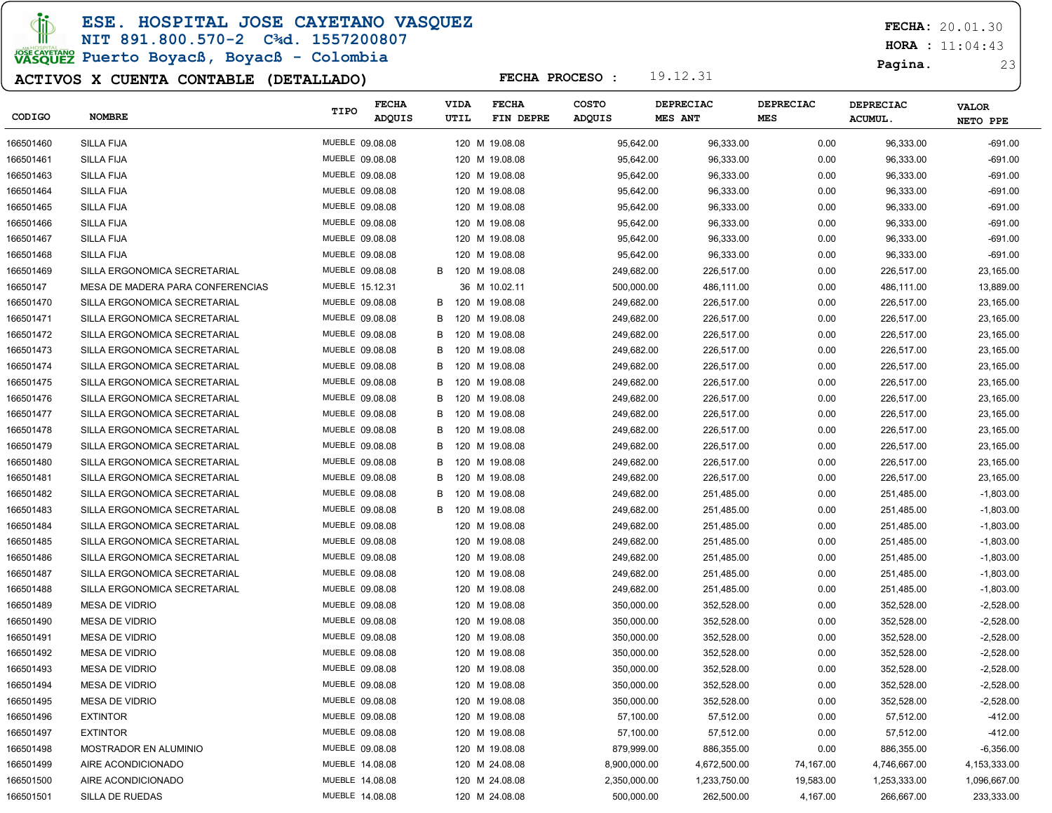# ESE. HOSPITAL JOSE CAYETANO VASQUEZ

NIT 891.800.570-2 C¾d. 1557200807

Puerto Boyacß, Boyacß - Colombia

**FECHA:** 20.01.30
**HORA :** 11:04:43

## ACTIVOS X CUENTA CONTABLE (DETALLADO)

**FECHA PROCESO :** 19.12.31

| CODIGO | NOMBRE | TIPO | FECHA ADQUIS | | VIDA UTIL | FECHA FIN DEPRE | COSTO ADQUIS | DEPRECIAC MES ANT | DEPRECIAC MES | DEPRECIAC ACUMUL. | VALOR NETO PPE |
|---|---|---|---|---|---|---|---|---|---|---|---|
| 166501460 | SILLA FIJA | MUEBLE | 09.08.08 | | 120 M | 19.08.08 | 95,642.00 | 96,333.00 | 0.00 | 96,333.00 | -691.00 |
| 166501461 | SILLA FIJA | MUEBLE | 09.08.08 | | 120 M | 19.08.08 | 95,642.00 | 96,333.00 | 0.00 | 96,333.00 | -691.00 |
| 166501463 | SILLA FIJA | MUEBLE | 09.08.08 | | 120 M | 19.08.08 | 95,642.00 | 96,333.00 | 0.00 | 96,333.00 | -691.00 |
| 166501464 | SILLA FIJA | MUEBLE | 09.08.08 | | 120 M | 19.08.08 | 95,642.00 | 96,333.00 | 0.00 | 96,333.00 | -691.00 |
| 166501465 | SILLA FIJA | MUEBLE | 09.08.08 | | 120 M | 19.08.08 | 95,642.00 | 96,333.00 | 0.00 | 96,333.00 | -691.00 |
| 166501466 | SILLA FIJA | MUEBLE | 09.08.08 | | 120 M | 19.08.08 | 95,642.00 | 96,333.00 | 0.00 | 96,333.00 | -691.00 |
| 166501467 | SILLA FIJA | MUEBLE | 09.08.08 | | 120 M | 19.08.08 | 95,642.00 | 96,333.00 | 0.00 | 96,333.00 | -691.00 |
| 166501468 | SILLA FIJA | MUEBLE | 09.08.08 | | 120 M | 19.08.08 | 95,642.00 | 96,333.00 | 0.00 | 96,333.00 | -691.00 |
| 166501469 | SILLA ERGONOMICA SECRETARIAL | MUEBLE | 09.08.08 | B | 120 M | 19.08.08 | 249,682.00 | 226,517.00 | 0.00 | 226,517.00 | 23,165.00 |
| 16650147 | MESA DE MADERA PARA CONFERENCIAS | MUEBLE | 15.12.31 | | 36 M | 10.02.11 | 500,000.00 | 486,111.00 | 0.00 | 486,111.00 | 13,889.00 |
| 166501470 | SILLA ERGONOMICA SECRETARIAL | MUEBLE | 09.08.08 | B | 120 M | 19.08.08 | 249,682.00 | 226,517.00 | 0.00 | 226,517.00 | 23,165.00 |
| 166501471 | SILLA ERGONOMICA SECRETARIAL | MUEBLE | 09.08.08 | B | 120 M | 19.08.08 | 249,682.00 | 226,517.00 | 0.00 | 226,517.00 | 23,165.00 |
| 166501472 | SILLA ERGONOMICA SECRETARIAL | MUEBLE | 09.08.08 | B | 120 M | 19.08.08 | 249,682.00 | 226,517.00 | 0.00 | 226,517.00 | 23,165.00 |
| 166501473 | SILLA ERGONOMICA SECRETARIAL | MUEBLE | 09.08.08 | B | 120 M | 19.08.08 | 249,682.00 | 226,517.00 | 0.00 | 226,517.00 | 23,165.00 |
| 166501474 | SILLA ERGONOMICA SECRETARIAL | MUEBLE | 09.08.08 | B | 120 M | 19.08.08 | 249,682.00 | 226,517.00 | 0.00 | 226,517.00 | 23,165.00 |
| 166501475 | SILLA ERGONOMICA SECRETARIAL | MUEBLE | 09.08.08 | B | 120 M | 19.08.08 | 249,682.00 | 226,517.00 | 0.00 | 226,517.00 | 23,165.00 |
| 166501476 | SILLA ERGONOMICA SECRETARIAL | MUEBLE | 09.08.08 | B | 120 M | 19.08.08 | 249,682.00 | 226,517.00 | 0.00 | 226,517.00 | 23,165.00 |
| 166501477 | SILLA ERGONOMICA SECRETARIAL | MUEBLE | 09.08.08 | B | 120 M | 19.08.08 | 249,682.00 | 226,517.00 | 0.00 | 226,517.00 | 23,165.00 |
| 166501478 | SILLA ERGONOMICA SECRETARIAL | MUEBLE | 09.08.08 | B | 120 M | 19.08.08 | 249,682.00 | 226,517.00 | 0.00 | 226,517.00 | 23,165.00 |
| 166501479 | SILLA ERGONOMICA SECRETARIAL | MUEBLE | 09.08.08 | B | 120 M | 19.08.08 | 249,682.00 | 226,517.00 | 0.00 | 226,517.00 | 23,165.00 |
| 166501480 | SILLA ERGONOMICA SECRETARIAL | MUEBLE | 09.08.08 | B | 120 M | 19.08.08 | 249,682.00 | 226,517.00 | 0.00 | 226,517.00 | 23,165.00 |
| 166501481 | SILLA ERGONOMICA SECRETARIAL | MUEBLE | 09.08.08 | B | 120 M | 19.08.08 | 249,682.00 | 226,517.00 | 0.00 | 226,517.00 | 23,165.00 |
| 166501482 | SILLA ERGONOMICA SECRETARIAL | MUEBLE | 09.08.08 | B | 120 M | 19.08.08 | 249,682.00 | 251,485.00 | 0.00 | 251,485.00 | -1,803.00 |
| 166501483 | SILLA ERGONOMICA SECRETARIAL | MUEBLE | 09.08.08 | B | 120 M | 19.08.08 | 249,682.00 | 251,485.00 | 0.00 | 251,485.00 | -1,803.00 |
| 166501484 | SILLA ERGONOMICA SECRETARIAL | MUEBLE | 09.08.08 | | 120 M | 19.08.08 | 249,682.00 | 251,485.00 | 0.00 | 251,485.00 | -1,803.00 |
| 166501485 | SILLA ERGONOMICA SECRETARIAL | MUEBLE | 09.08.08 | | 120 M | 19.08.08 | 249,682.00 | 251,485.00 | 0.00 | 251,485.00 | -1,803.00 |
| 166501486 | SILLA ERGONOMICA SECRETARIAL | MUEBLE | 09.08.08 | | 120 M | 19.08.08 | 249,682.00 | 251,485.00 | 0.00 | 251,485.00 | -1,803.00 |
| 166501487 | SILLA ERGONOMICA SECRETARIAL | MUEBLE | 09.08.08 | | 120 M | 19.08.08 | 249,682.00 | 251,485.00 | 0.00 | 251,485.00 | -1,803.00 |
| 166501488 | SILLA ERGONOMICA SECRETARIAL | MUEBLE | 09.08.08 | | 120 M | 19.08.08 | 249,682.00 | 251,485.00 | 0.00 | 251,485.00 | -1,803.00 |
| 166501489 | MESA DE VIDRIO | MUEBLE | 09.08.08 | | 120 M | 19.08.08 | 350,000.00 | 352,528.00 | 0.00 | 352,528.00 | -2,528.00 |
| 166501490 | MESA DE VIDRIO | MUEBLE | 09.08.08 | | 120 M | 19.08.08 | 350,000.00 | 352,528.00 | 0.00 | 352,528.00 | -2,528.00 |
| 166501491 | MESA DE VIDRIO | MUEBLE | 09.08.08 | | 120 M | 19.08.08 | 350,000.00 | 352,528.00 | 0.00 | 352,528.00 | -2,528.00 |
| 166501492 | MESA DE VIDRIO | MUEBLE | 09.08.08 | | 120 M | 19.08.08 | 350,000.00 | 352,528.00 | 0.00 | 352,528.00 | -2,528.00 |
| 166501493 | MESA DE VIDRIO | MUEBLE | 09.08.08 | | 120 M | 19.08.08 | 350,000.00 | 352,528.00 | 0.00 | 352,528.00 | -2,528.00 |
| 166501494 | MESA DE VIDRIO | MUEBLE | 09.08.08 | | 120 M | 19.08.08 | 350,000.00 | 352,528.00 | 0.00 | 352,528.00 | -2,528.00 |
| 166501495 | MESA DE VIDRIO | MUEBLE | 09.08.08 | | 120 M | 19.08.08 | 350,000.00 | 352,528.00 | 0.00 | 352,528.00 | -2,528.00 |
| 166501496 | EXTINTOR | MUEBLE | 09.08.08 | | 120 M | 19.08.08 | 57,100.00 | 57,512.00 | 0.00 | 57,512.00 | -412.00 |
| 166501497 | EXTINTOR | MUEBLE | 09.08.08 | | 120 M | 19.08.08 | 57,100.00 | 57,512.00 | 0.00 | 57,512.00 | -412.00 |
| 166501498 | MOSTRADOR EN ALUMINIO | MUEBLE | 09.08.08 | | 120 M | 19.08.08 | 879,999.00 | 886,355.00 | 0.00 | 886,355.00 | -6,356.00 |
| 166501499 | AIRE ACONDICIONADO | MUEBLE | 14.08.08 | | 120 M | 24.08.08 | 8,900,000.00 | 4,672,500.00 | 74,167.00 | 4,746,667.00 | 4,153,333.00 |
| 166501500 | AIRE ACONDICIONADO | MUEBLE | 14.08.08 | | 120 M | 24.08.08 | 2,350,000.00 | 1,233,750.00 | 19,583.00 | 1,253,333.00 | 1,096,667.00 |
| 166501501 | SILLA DE RUEDAS | MUEBLE | 14.08.08 | | 120 M | 24.08.08 | 500,000.00 | 262,500.00 | 4,167.00 | 266,667.00 | 233,333.00 |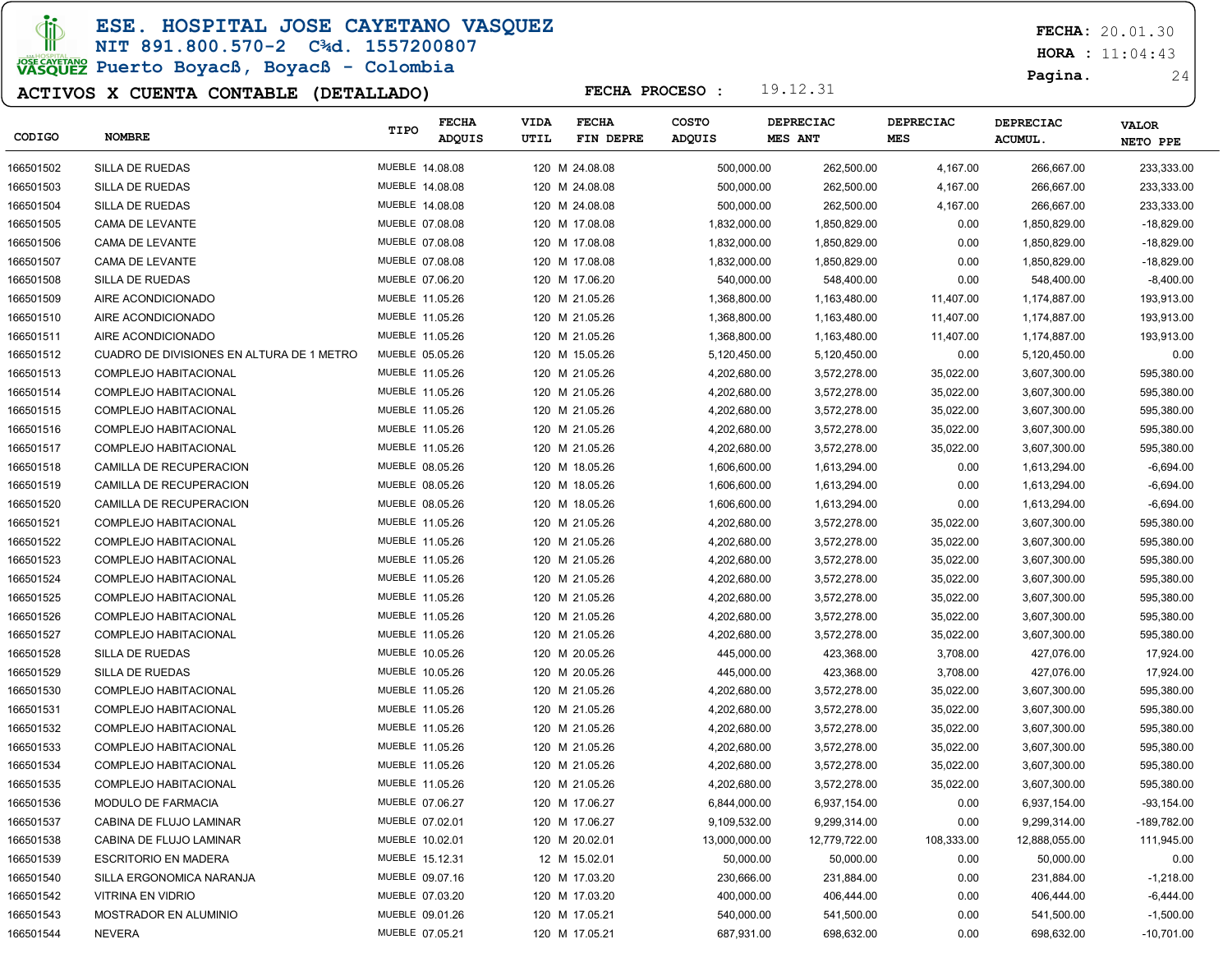**ESE. HOSPITAL JOSE CAYETANO VASQUEZ**
**NIT 891.800.570-2 C¾d. 1557200807**
**Puerto Boyacß, Boyacß - Colombia**

**FECHA:** 20.01.30
**HORA :** 11:04:43

## ACTIVOS X CUENTA CONTABLE (DETALLADO)

**FECHA PROCESO :** 19.12.31

| CODIGO | NOMBRE | TIPO | FECHA ADQUIS | VIDA UTIL | FECHA FIN DEPRE | COSTO ADQUIS | DEPRECIAC MES ANT | DEPRECIAC MES | DEPRECIAC ACUMUL. | VALOR NETO PPE |
|---|---|---|---|---|---|---|---|---|---|---|
| 166501502 | SILLA DE RUEDAS | MUEBLE | 14.08.08 | 120 M | 24.08.08 | 500,000.00 | 262,500.00 | 4,167.00 | 266,667.00 | 233,333.00 |
| 166501503 | SILLA DE RUEDAS | MUEBLE | 14.08.08 | 120 M | 24.08.08 | 500,000.00 | 262,500.00 | 4,167.00 | 266,667.00 | 233,333.00 |
| 166501504 | SILLA DE RUEDAS | MUEBLE | 14.08.08 | 120 M | 24.08.08 | 500,000.00 | 262,500.00 | 4,167.00 | 266,667.00 | 233,333.00 |
| 166501505 | CAMA DE LEVANTE | MUEBLE | 07.08.08 | 120 M | 17.08.08 | 1,832,000.00 | 1,850,829.00 | 0.00 | 1,850,829.00 | -18,829.00 |
| 166501506 | CAMA DE LEVANTE | MUEBLE | 07.08.08 | 120 M | 17.08.08 | 1,832,000.00 | 1,850,829.00 | 0.00 | 1,850,829.00 | -18,829.00 |
| 166501507 | CAMA DE LEVANTE | MUEBLE | 07.08.08 | 120 M | 17.08.08 | 1,832,000.00 | 1,850,829.00 | 0.00 | 1,850,829.00 | -18,829.00 |
| 166501508 | SILLA DE RUEDAS | MUEBLE | 07.06.20 | 120 M | 17.06.20 | 540,000.00 | 548,400.00 | 0.00 | 548,400.00 | -8,400.00 |
| 166501509 | AIRE ACONDICIONADO | MUEBLE | 11.05.26 | 120 M | 21.05.26 | 1,368,800.00 | 1,163,480.00 | 11,407.00 | 1,174,887.00 | 193,913.00 |
| 166501510 | AIRE ACONDICIONADO | MUEBLE | 11.05.26 | 120 M | 21.05.26 | 1,368,800.00 | 1,163,480.00 | 11,407.00 | 1,174,887.00 | 193,913.00 |
| 166501511 | AIRE ACONDICIONADO | MUEBLE | 11.05.26 | 120 M | 21.05.26 | 1,368,800.00 | 1,163,480.00 | 11,407.00 | 1,174,887.00 | 193,913.00 |
| 166501512 | CUADRO DE DIVISIONES EN ALTURA DE 1 METRO | MUEBLE | 05.05.26 | 120 M | 15.05.26 | 5,120,450.00 | 5,120,450.00 | 0.00 | 5,120,450.00 | 0.00 |
| 166501513 | COMPLEJO HABITACIONAL | MUEBLE | 11.05.26 | 120 M | 21.05.26 | 4,202,680.00 | 3,572,278.00 | 35,022.00 | 3,607,300.00 | 595,380.00 |
| 166501514 | COMPLEJO HABITACIONAL | MUEBLE | 11.05.26 | 120 M | 21.05.26 | 4,202,680.00 | 3,572,278.00 | 35,022.00 | 3,607,300.00 | 595,380.00 |
| 166501515 | COMPLEJO HABITACIONAL | MUEBLE | 11.05.26 | 120 M | 21.05.26 | 4,202,680.00 | 3,572,278.00 | 35,022.00 | 3,607,300.00 | 595,380.00 |
| 166501516 | COMPLEJO HABITACIONAL | MUEBLE | 11.05.26 | 120 M | 21.05.26 | 4,202,680.00 | 3,572,278.00 | 35,022.00 | 3,607,300.00 | 595,380.00 |
| 166501517 | COMPLEJO HABITACIONAL | MUEBLE | 11.05.26 | 120 M | 21.05.26 | 4,202,680.00 | 3,572,278.00 | 35,022.00 | 3,607,300.00 | 595,380.00 |
| 166501518 | CAMILLA DE RECUPERACION | MUEBLE | 08.05.26 | 120 M | 18.05.26 | 1,606,600.00 | 1,613,294.00 | 0.00 | 1,613,294.00 | -6,694.00 |
| 166501519 | CAMILLA DE RECUPERACION | MUEBLE | 08.05.26 | 120 M | 18.05.26 | 1,606,600.00 | 1,613,294.00 | 0.00 | 1,613,294.00 | -6,694.00 |
| 166501520 | CAMILLA DE RECUPERACION | MUEBLE | 08.05.26 | 120 M | 18.05.26 | 1,606,600.00 | 1,613,294.00 | 0.00 | 1,613,294.00 | -6,694.00 |
| 166501521 | COMPLEJO HABITACIONAL | MUEBLE | 11.05.26 | 120 M | 21.05.26 | 4,202,680.00 | 3,572,278.00 | 35,022.00 | 3,607,300.00 | 595,380.00 |
| 166501522 | COMPLEJO HABITACIONAL | MUEBLE | 11.05.26 | 120 M | 21.05.26 | 4,202,680.00 | 3,572,278.00 | 35,022.00 | 3,607,300.00 | 595,380.00 |
| 166501523 | COMPLEJO HABITACIONAL | MUEBLE | 11.05.26 | 120 M | 21.05.26 | 4,202,680.00 | 3,572,278.00 | 35,022.00 | 3,607,300.00 | 595,380.00 |
| 166501524 | COMPLEJO HABITACIONAL | MUEBLE | 11.05.26 | 120 M | 21.05.26 | 4,202,680.00 | 3,572,278.00 | 35,022.00 | 3,607,300.00 | 595,380.00 |
| 166501525 | COMPLEJO HABITACIONAL | MUEBLE | 11.05.26 | 120 M | 21.05.26 | 4,202,680.00 | 3,572,278.00 | 35,022.00 | 3,607,300.00 | 595,380.00 |
| 166501526 | COMPLEJO HABITACIONAL | MUEBLE | 11.05.26 | 120 M | 21.05.26 | 4,202,680.00 | 3,572,278.00 | 35,022.00 | 3,607,300.00 | 595,380.00 |
| 166501527 | COMPLEJO HABITACIONAL | MUEBLE | 11.05.26 | 120 M | 21.05.26 | 4,202,680.00 | 3,572,278.00 | 35,022.00 | 3,607,300.00 | 595,380.00 |
| 166501528 | SILLA DE RUEDAS | MUEBLE | 10.05.26 | 120 M | 20.05.26 | 445,000.00 | 423,368.00 | 3,708.00 | 427,076.00 | 17,924.00 |
| 166501529 | SILLA DE RUEDAS | MUEBLE | 10.05.26 | 120 M | 20.05.26 | 445,000.00 | 423,368.00 | 3,708.00 | 427,076.00 | 17,924.00 |
| 166501530 | COMPLEJO HABITACIONAL | MUEBLE | 11.05.26 | 120 M | 21.05.26 | 4,202,680.00 | 3,572,278.00 | 35,022.00 | 3,607,300.00 | 595,380.00 |
| 166501531 | COMPLEJO HABITACIONAL | MUEBLE | 11.05.26 | 120 M | 21.05.26 | 4,202,680.00 | 3,572,278.00 | 35,022.00 | 3,607,300.00 | 595,380.00 |
| 166501532 | COMPLEJO HABITACIONAL | MUEBLE | 11.05.26 | 120 M | 21.05.26 | 4,202,680.00 | 3,572,278.00 | 35,022.00 | 3,607,300.00 | 595,380.00 |
| 166501533 | COMPLEJO HABITACIONAL | MUEBLE | 11.05.26 | 120 M | 21.05.26 | 4,202,680.00 | 3,572,278.00 | 35,022.00 | 3,607,300.00 | 595,380.00 |
| 166501534 | COMPLEJO HABITACIONAL | MUEBLE | 11.05.26 | 120 M | 21.05.26 | 4,202,680.00 | 3,572,278.00 | 35,022.00 | 3,607,300.00 | 595,380.00 |
| 166501535 | COMPLEJO HABITACIONAL | MUEBLE | 11.05.26 | 120 M | 21.05.26 | 4,202,680.00 | 3,572,278.00 | 35,022.00 | 3,607,300.00 | 595,380.00 |
| 166501536 | MODULO DE FARMACIA | MUEBLE | 07.06.27 | 120 M | 17.06.27 | 6,844,000.00 | 6,937,154.00 | 0.00 | 6,937,154.00 | -93,154.00 |
| 166501537 | CABINA DE FLUJO LAMINAR | MUEBLE | 07.02.01 | 120 M | 17.06.27 | 9,109,532.00 | 9,299,314.00 | 0.00 | 9,299,314.00 | -189,782.00 |
| 166501538 | CABINA DE FLUJO LAMINAR | MUEBLE | 10.02.01 | 120 M | 20.02.01 | 13,000,000.00 | 12,779,722.00 | 108,333.00 | 12,888,055.00 | 111,945.00 |
| 166501539 | ESCRITORIO EN MADERA | MUEBLE | 15.12.31 | 12 M | 15.02.01 | 50,000.00 | 50,000.00 | 0.00 | 50,000.00 | 0.00 |
| 166501540 | SILLA ERGONOMICA NARANJA | MUEBLE | 09.07.16 | 120 M | 17.03.20 | 230,666.00 | 231,884.00 | 0.00 | 231,884.00 | -1,218.00 |
| 166501542 | VITRINA EN VIDRIO | MUEBLE | 07.03.20 | 120 M | 17.03.20 | 400,000.00 | 406,444.00 | 0.00 | 406,444.00 | -6,444.00 |
| 166501543 | MOSTRADOR EN ALUMINIO | MUEBLE | 09.01.26 | 120 M | 17.05.21 | 540,000.00 | 541,500.00 | 0.00 | 541,500.00 | -1,500.00 |
| 166501544 | NEVERA | MUEBLE | 07.05.21 | 120 M | 17.05.21 | 687,931.00 | 698,632.00 | 0.00 | 698,632.00 | -10,701.00 |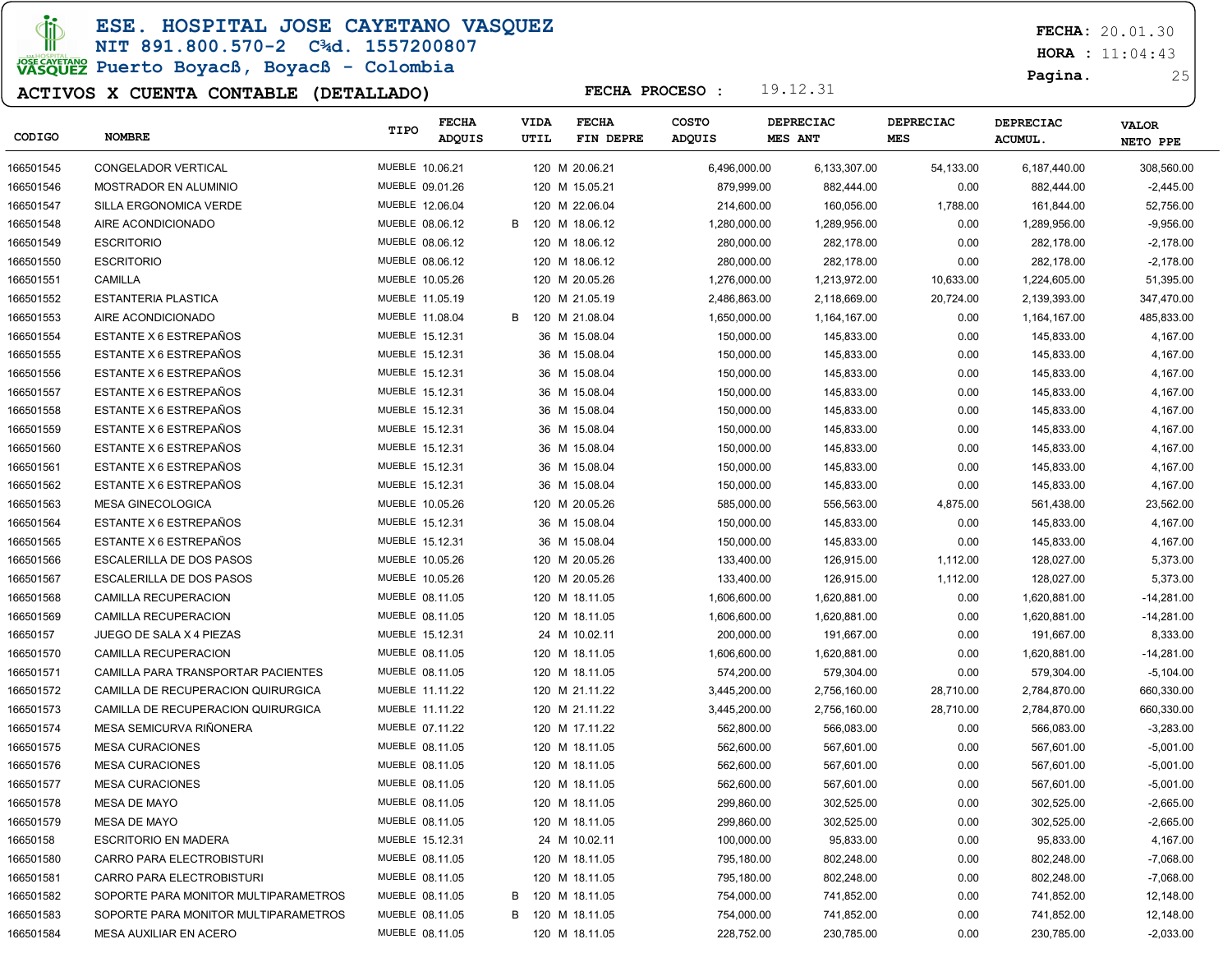# ESE. HOSPITAL JOSE CAYETANO VASQUEZ

NIT 891.800.570-2 C¾d. 1557200807

Puerto Boyacß, Boyacß - Colombia

FECHA: 20.01.30

HORA : 11:04:43

## ACTIVOS X CUENTA CONTABLE (DETALLADO)

FECHA PROCESO : 19.12.31

| CODIGO | NOMBRE | TIPO | FECHA ADQUIS | | VIDA UTIL | | FECHA FIN DEPRE | COSTO ADQUIS | DEPRECIAC MES ANT | DEPRECIAC MES | DEPRECIAC ACUMUL. | VALOR NETO PPE |
|---|---|---|---|---|---|---|---|---|---|---|---|---|
| 166501545 | CONGELADOR VERTICAL | MUEBLE | 10.06.21 | | 120 | M | 20.06.21 | 6,496,000.00 | 6,133,307.00 | 54,133.00 | 6,187,440.00 | 308,560.00 |
| 166501546 | MOSTRADOR EN ALUMINIO | MUEBLE | 09.01.26 | | 120 | M | 15.05.21 | 879,999.00 | 882,444.00 | 0.00 | 882,444.00 | -2,445.00 |
| 166501547 | SILLA ERGONOMICA VERDE | MUEBLE | 12.06.04 | | 120 | M | 22.06.04 | 214,600.00 | 160,056.00 | 1,788.00 | 161,844.00 | 52,756.00 |
| 166501548 | AIRE ACONDICIONADO | MUEBLE | 08.06.12 | B | 120 | M | 18.06.12 | 1,280,000.00 | 1,289,956.00 | 0.00 | 1,289,956.00 | -9,956.00 |
| 166501549 | ESCRITORIO | MUEBLE | 08.06.12 | | 120 | M | 18.06.12 | 280,000.00 | 282,178.00 | 0.00 | 282,178.00 | -2,178.00 |
| 166501550 | ESCRITORIO | MUEBLE | 08.06.12 | | 120 | M | 18.06.12 | 280,000.00 | 282,178.00 | 0.00 | 282,178.00 | -2,178.00 |
| 166501551 | CAMILLA | MUEBLE | 10.05.26 | | 120 | M | 20.05.26 | 1,276,000.00 | 1,213,972.00 | 10,633.00 | 1,224,605.00 | 51,395.00 |
| 166501552 | ESTANTERIA PLASTICA | MUEBLE | 11.05.19 | | 120 | M | 21.05.19 | 2,486,863.00 | 2,118,669.00 | 20,724.00 | 2,139,393.00 | 347,470.00 |
| 166501553 | AIRE ACONDICIONADO | MUEBLE | 11.08.04 | B | 120 | M | 21.08.04 | 1,650,000.00 | 1,164,167.00 | 0.00 | 1,164,167.00 | 485,833.00 |
| 166501554 | ESTANTE X 6 ESTREPAÑOS | MUEBLE | 15.12.31 | | 36 | M | 15.08.04 | 150,000.00 | 145,833.00 | 0.00 | 145,833.00 | 4,167.00 |
| 166501555 | ESTANTE X 6 ESTREPAÑOS | MUEBLE | 15.12.31 | | 36 | M | 15.08.04 | 150,000.00 | 145,833.00 | 0.00 | 145,833.00 | 4,167.00 |
| 166501556 | ESTANTE X 6 ESTREPAÑOS | MUEBLE | 15.12.31 | | 36 | M | 15.08.04 | 150,000.00 | 145,833.00 | 0.00 | 145,833.00 | 4,167.00 |
| 166501557 | ESTANTE X 6 ESTREPAÑOS | MUEBLE | 15.12.31 | | 36 | M | 15.08.04 | 150,000.00 | 145,833.00 | 0.00 | 145,833.00 | 4,167.00 |
| 166501558 | ESTANTE X 6 ESTREPAÑOS | MUEBLE | 15.12.31 | | 36 | M | 15.08.04 | 150,000.00 | 145,833.00 | 0.00 | 145,833.00 | 4,167.00 |
| 166501559 | ESTANTE X 6 ESTREPAÑOS | MUEBLE | 15.12.31 | | 36 | M | 15.08.04 | 150,000.00 | 145,833.00 | 0.00 | 145,833.00 | 4,167.00 |
| 166501560 | ESTANTE X 6 ESTREPAÑOS | MUEBLE | 15.12.31 | | 36 | M | 15.08.04 | 150,000.00 | 145,833.00 | 0.00 | 145,833.00 | 4,167.00 |
| 166501561 | ESTANTE X 6 ESTREPAÑOS | MUEBLE | 15.12.31 | | 36 | M | 15.08.04 | 150,000.00 | 145,833.00 | 0.00 | 145,833.00 | 4,167.00 |
| 166501562 | ESTANTE X 6 ESTREPAÑOS | MUEBLE | 15.12.31 | | 36 | M | 15.08.04 | 150,000.00 | 145,833.00 | 0.00 | 145,833.00 | 4,167.00 |
| 166501563 | MESA GINECOLOGICA | MUEBLE | 10.05.26 | | 120 | M | 20.05.26 | 585,000.00 | 556,563.00 | 4,875.00 | 561,438.00 | 23,562.00 |
| 166501564 | ESTANTE X 6 ESTREPAÑOS | MUEBLE | 15.12.31 | | 36 | M | 15.08.04 | 150,000.00 | 145,833.00 | 0.00 | 145,833.00 | 4,167.00 |
| 166501565 | ESTANTE X 6 ESTREPAÑOS | MUEBLE | 15.12.31 | | 36 | M | 15.08.04 | 150,000.00 | 145,833.00 | 0.00 | 145,833.00 | 4,167.00 |
| 166501566 | ESCALERILLA DE DOS PASOS | MUEBLE | 10.05.26 | | 120 | M | 20.05.26 | 133,400.00 | 126,915.00 | 1,112.00 | 128,027.00 | 5,373.00 |
| 166501567 | ESCALERILLA DE DOS PASOS | MUEBLE | 10.05.26 | | 120 | M | 20.05.26 | 133,400.00 | 126,915.00 | 1,112.00 | 128,027.00 | 5,373.00 |
| 166501568 | CAMILLA RECUPERACION | MUEBLE | 08.11.05 | | 120 | M | 18.11.05 | 1,606,600.00 | 1,620,881.00 | 0.00 | 1,620,881.00 | -14,281.00 |
| 166501569 | CAMILLA RECUPERACION | MUEBLE | 08.11.05 | | 120 | M | 18.11.05 | 1,606,600.00 | 1,620,881.00 | 0.00 | 1,620,881.00 | -14,281.00 |
| 16650157 | JUEGO DE SALA X 4 PIEZAS | MUEBLE | 15.12.31 | | 24 | M | 10.02.11 | 200,000.00 | 191,667.00 | 0.00 | 191,667.00 | 8,333.00 |
| 166501570 | CAMILLA RECUPERACION | MUEBLE | 08.11.05 | | 120 | M | 18.11.05 | 1,606,600.00 | 1,620,881.00 | 0.00 | 1,620,881.00 | -14,281.00 |
| 166501571 | CAMILLA PARA TRANSPORTAR PACIENTES | MUEBLE | 08.11.05 | | 120 | M | 18.11.05 | 574,200.00 | 579,304.00 | 0.00 | 579,304.00 | -5,104.00 |
| 166501572 | CAMILLA DE RECUPERACION QUIRURGICA | MUEBLE | 11.11.22 | | 120 | M | 21.11.22 | 3,445,200.00 | 2,756,160.00 | 28,710.00 | 2,784,870.00 | 660,330.00 |
| 166501573 | CAMILLA DE RECUPERACION QUIRURGICA | MUEBLE | 11.11.22 | | 120 | M | 21.11.22 | 3,445,200.00 | 2,756,160.00 | 28,710.00 | 2,784,870.00 | 660,330.00 |
| 166501574 | MESA SEMICURVA RIÑONERA | MUEBLE | 07.11.22 | | 120 | M | 17.11.22 | 562,800.00 | 566,083.00 | 0.00 | 566,083.00 | -3,283.00 |
| 166501575 | MESA CURACIONES | MUEBLE | 08.11.05 | | 120 | M | 18.11.05 | 562,600.00 | 567,601.00 | 0.00 | 567,601.00 | -5,001.00 |
| 166501576 | MESA CURACIONES | MUEBLE | 08.11.05 | | 120 | M | 18.11.05 | 562,600.00 | 567,601.00 | 0.00 | 567,601.00 | -5,001.00 |
| 166501577 | MESA CURACIONES | MUEBLE | 08.11.05 | | 120 | M | 18.11.05 | 562,600.00 | 567,601.00 | 0.00 | 567,601.00 | -5,001.00 |
| 166501578 | MESA DE MAYO | MUEBLE | 08.11.05 | | 120 | M | 18.11.05 | 299,860.00 | 302,525.00 | 0.00 | 302,525.00 | -2,665.00 |
| 166501579 | MESA DE MAYO | MUEBLE | 08.11.05 | | 120 | M | 18.11.05 | 299,860.00 | 302,525.00 | 0.00 | 302,525.00 | -2,665.00 |
| 16650158 | ESCRITORIO EN MADERA | MUEBLE | 15.12.31 | | 24 | M | 10.02.11 | 100,000.00 | 95,833.00 | 0.00 | 95,833.00 | 4,167.00 |
| 166501580 | CARRO PARA ELECTROBISTURI | MUEBLE | 08.11.05 | | 120 | M | 18.11.05 | 795,180.00 | 802,248.00 | 0.00 | 802,248.00 | -7,068.00 |
| 166501581 | CARRO PARA ELECTROBISTURI | MUEBLE | 08.11.05 | | 120 | M | 18.11.05 | 795,180.00 | 802,248.00 | 0.00 | 802,248.00 | -7,068.00 |
| 166501582 | SOPORTE PARA MONITOR MULTIPARAMETROS | MUEBLE | 08.11.05 | B | 120 | M | 18.11.05 | 754,000.00 | 741,852.00 | 0.00 | 741,852.00 | 12,148.00 |
| 166501583 | SOPORTE PARA MONITOR MULTIPARAMETROS | MUEBLE | 08.11.05 | B | 120 | M | 18.11.05 | 754,000.00 | 741,852.00 | 0.00 | 741,852.00 | 12,148.00 |
| 166501584 | MESA AUXILIAR EN ACERO | MUEBLE | 08.11.05 | | 120 | M | 18.11.05 | 228,752.00 | 230,785.00 | 0.00 | 230,785.00 | -2,033.00 |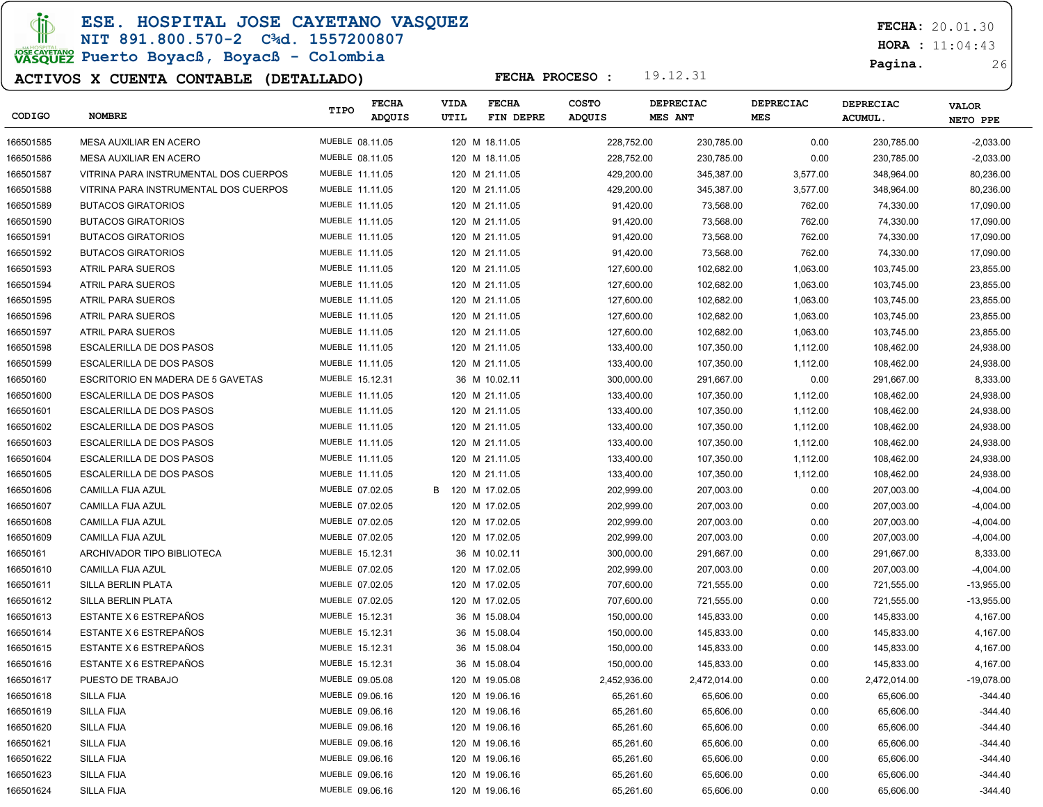# ESE. HOSPITAL JOSE CAYETANO VASQUEZ

NIT 891.800.570-2 C¾d. 1557200807

Puerto Boyacß, Boyacß - Colombia

**ACTIVOS X CUENTA CONTABLE (DETALLADO)**

**FECHA PROCESO :** 19.12.31

**FECHA:** 20.01.30
**HORA :** 11:04:43

| CODIGO | NOMBRE | TIPO | FECHA ADQUIS | | VIDA UTIL | FECHA FIN DEPRE | COSTO ADQUIS | DEPRECIAC MES ANT | DEPRECIAC MES | DEPRECIAC ACUMUL. | VALOR NETO PPE |
|---|---|---|---|---|---|---|---|---|---|---|---|
| 166501585 | MESA AUXILIAR EN ACERO | MUEBLE | 08.11.05 | | 120 M | 18.11.05 | 228,752.00 | 230,785.00 | 0.00 | 230,785.00 | -2,033.00 |
| 166501586 | MESA AUXILIAR EN ACERO | MUEBLE | 08.11.05 | | 120 M | 18.11.05 | 228,752.00 | 230,785.00 | 0.00 | 230,785.00 | -2,033.00 |
| 166501587 | VITRINA PARA INSTRUMENTAL DOS CUERPOS | MUEBLE | 11.11.05 | | 120 M | 21.11.05 | 429,200.00 | 345,387.00 | 3,577.00 | 348,964.00 | 80,236.00 |
| 166501588 | VITRINA PARA INSTRUMENTAL DOS CUERPOS | MUEBLE | 11.11.05 | | 120 M | 21.11.05 | 429,200.00 | 345,387.00 | 3,577.00 | 348,964.00 | 80,236.00 |
| 166501589 | BUTACOS GIRATORIOS | MUEBLE | 11.11.05 | | 120 M | 21.11.05 | 91,420.00 | 73,568.00 | 762.00 | 74,330.00 | 17,090.00 |
| 166501590 | BUTACOS GIRATORIOS | MUEBLE | 11.11.05 | | 120 M | 21.11.05 | 91,420.00 | 73,568.00 | 762.00 | 74,330.00 | 17,090.00 |
| 166501591 | BUTACOS GIRATORIOS | MUEBLE | 11.11.05 | | 120 M | 21.11.05 | 91,420.00 | 73,568.00 | 762.00 | 74,330.00 | 17,090.00 |
| 166501592 | BUTACOS GIRATORIOS | MUEBLE | 11.11.05 | | 120 M | 21.11.05 | 91,420.00 | 73,568.00 | 762.00 | 74,330.00 | 17,090.00 |
| 166501593 | ATRIL PARA SUEROS | MUEBLE | 11.11.05 | | 120 M | 21.11.05 | 127,600.00 | 102,682.00 | 1,063.00 | 103,745.00 | 23,855.00 |
| 166501594 | ATRIL PARA SUEROS | MUEBLE | 11.11.05 | | 120 M | 21.11.05 | 127,600.00 | 102,682.00 | 1,063.00 | 103,745.00 | 23,855.00 |
| 166501595 | ATRIL PARA SUEROS | MUEBLE | 11.11.05 | | 120 M | 21.11.05 | 127,600.00 | 102,682.00 | 1,063.00 | 103,745.00 | 23,855.00 |
| 166501596 | ATRIL PARA SUEROS | MUEBLE | 11.11.05 | | 120 M | 21.11.05 | 127,600.00 | 102,682.00 | 1,063.00 | 103,745.00 | 23,855.00 |
| 166501597 | ATRIL PARA SUEROS | MUEBLE | 11.11.05 | | 120 M | 21.11.05 | 127,600.00 | 102,682.00 | 1,063.00 | 103,745.00 | 23,855.00 |
| 166501598 | ESCALERILLA DE DOS PASOS | MUEBLE | 11.11.05 | | 120 M | 21.11.05 | 133,400.00 | 107,350.00 | 1,112.00 | 108,462.00 | 24,938.00 |
| 166501599 | ESCALERILLA DE DOS PASOS | MUEBLE | 11.11.05 | | 120 M | 21.11.05 | 133,400.00 | 107,350.00 | 1,112.00 | 108,462.00 | 24,938.00 |
| 16650160 | ESCRITORIO EN MADERA DE 5 GAVETAS | MUEBLE | 15.12.31 | | 36 M | 10.02.11 | 300,000.00 | 291,667.00 | 0.00 | 291,667.00 | 8,333.00 |
| 166501600 | ESCALERILLA DE DOS PASOS | MUEBLE | 11.11.05 | | 120 M | 21.11.05 | 133,400.00 | 107,350.00 | 1,112.00 | 108,462.00 | 24,938.00 |
| 166501601 | ESCALERILLA DE DOS PASOS | MUEBLE | 11.11.05 | | 120 M | 21.11.05 | 133,400.00 | 107,350.00 | 1,112.00 | 108,462.00 | 24,938.00 |
| 166501602 | ESCALERILLA DE DOS PASOS | MUEBLE | 11.11.05 | | 120 M | 21.11.05 | 133,400.00 | 107,350.00 | 1,112.00 | 108,462.00 | 24,938.00 |
| 166501603 | ESCALERILLA DE DOS PASOS | MUEBLE | 11.11.05 | | 120 M | 21.11.05 | 133,400.00 | 107,350.00 | 1,112.00 | 108,462.00 | 24,938.00 |
| 166501604 | ESCALERILLA DE DOS PASOS | MUEBLE | 11.11.05 | | 120 M | 21.11.05 | 133,400.00 | 107,350.00 | 1,112.00 | 108,462.00 | 24,938.00 |
| 166501605 | ESCALERILLA DE DOS PASOS | MUEBLE | 11.11.05 | | 120 M | 21.11.05 | 133,400.00 | 107,350.00 | 1,112.00 | 108,462.00 | 24,938.00 |
| 166501606 | CAMILLA FIJA AZUL | MUEBLE | 07.02.05 | B | 120 M | 17.02.05 | 202,999.00 | 207,003.00 | 0.00 | 207,003.00 | -4,004.00 |
| 166501607 | CAMILLA FIJA AZUL | MUEBLE | 07.02.05 | | 120 M | 17.02.05 | 202,999.00 | 207,003.00 | 0.00 | 207,003.00 | -4,004.00 |
| 166501608 | CAMILLA FIJA AZUL | MUEBLE | 07.02.05 | | 120 M | 17.02.05 | 202,999.00 | 207,003.00 | 0.00 | 207,003.00 | -4,004.00 |
| 166501609 | CAMILLA FIJA AZUL | MUEBLE | 07.02.05 | | 120 M | 17.02.05 | 202,999.00 | 207,003.00 | 0.00 | 207,003.00 | -4,004.00 |
| 16650161 | ARCHIVADOR TIPO BIBLIOTECA | MUEBLE | 15.12.31 | | 36 M | 10.02.11 | 300,000.00 | 291,667.00 | 0.00 | 291,667.00 | 8,333.00 |
| 166501610 | CAMILLA FIJA AZUL | MUEBLE | 07.02.05 | | 120 M | 17.02.05 | 202,999.00 | 207,003.00 | 0.00 | 207,003.00 | -4,004.00 |
| 166501611 | SILLA BERLIN PLATA | MUEBLE | 07.02.05 | | 120 M | 17.02.05 | 707,600.00 | 721,555.00 | 0.00 | 721,555.00 | -13,955.00 |
| 166501612 | SILLA BERLIN PLATA | MUEBLE | 07.02.05 | | 120 M | 17.02.05 | 707,600.00 | 721,555.00 | 0.00 | 721,555.00 | -13,955.00 |
| 166501613 | ESTANTE X 6 ESTREPAÑOS | MUEBLE | 15.12.31 | | 36 M | 15.08.04 | 150,000.00 | 145,833.00 | 0.00 | 145,833.00 | 4,167.00 |
| 166501614 | ESTANTE X 6 ESTREPAÑOS | MUEBLE | 15.12.31 | | 36 M | 15.08.04 | 150,000.00 | 145,833.00 | 0.00 | 145,833.00 | 4,167.00 |
| 166501615 | ESTANTE X 6 ESTREPAÑOS | MUEBLE | 15.12.31 | | 36 M | 15.08.04 | 150,000.00 | 145,833.00 | 0.00 | 145,833.00 | 4,167.00 |
| 166501616 | ESTANTE X 6 ESTREPAÑOS | MUEBLE | 15.12.31 | | 36 M | 15.08.04 | 150,000.00 | 145,833.00 | 0.00 | 145,833.00 | 4,167.00 |
| 166501617 | PUESTO DE TRABAJO | MUEBLE | 09.05.08 | | 120 M | 19.05.08 | 2,452,936.00 | 2,472,014.00 | 0.00 | 2,472,014.00 | -19,078.00 |
| 166501618 | SILLA FIJA | MUEBLE | 09.06.16 | | 120 M | 19.06.16 | 65,261.60 | 65,606.00 | 0.00 | 65,606.00 | -344.40 |
| 166501619 | SILLA FIJA | MUEBLE | 09.06.16 | | 120 M | 19.06.16 | 65,261.60 | 65,606.00 | 0.00 | 65,606.00 | -344.40 |
| 166501620 | SILLA FIJA | MUEBLE | 09.06.16 | | 120 M | 19.06.16 | 65,261.60 | 65,606.00 | 0.00 | 65,606.00 | -344.40 |
| 166501621 | SILLA FIJA | MUEBLE | 09.06.16 | | 120 M | 19.06.16 | 65,261.60 | 65,606.00 | 0.00 | 65,606.00 | -344.40 |
| 166501622 | SILLA FIJA | MUEBLE | 09.06.16 | | 120 M | 19.06.16 | 65,261.60 | 65,606.00 | 0.00 | 65,606.00 | -344.40 |
| 166501623 | SILLA FIJA | MUEBLE | 09.06.16 | | 120 M | 19.06.16 | 65,261.60 | 65,606.00 | 0.00 | 65,606.00 | -344.40 |
| 166501624 | SILLA FIJA | MUEBLE | 09.06.16 | | 120 M | 19.06.16 | 65,261.60 | 65,606.00 | 0.00 | 65,606.00 | -344.40 |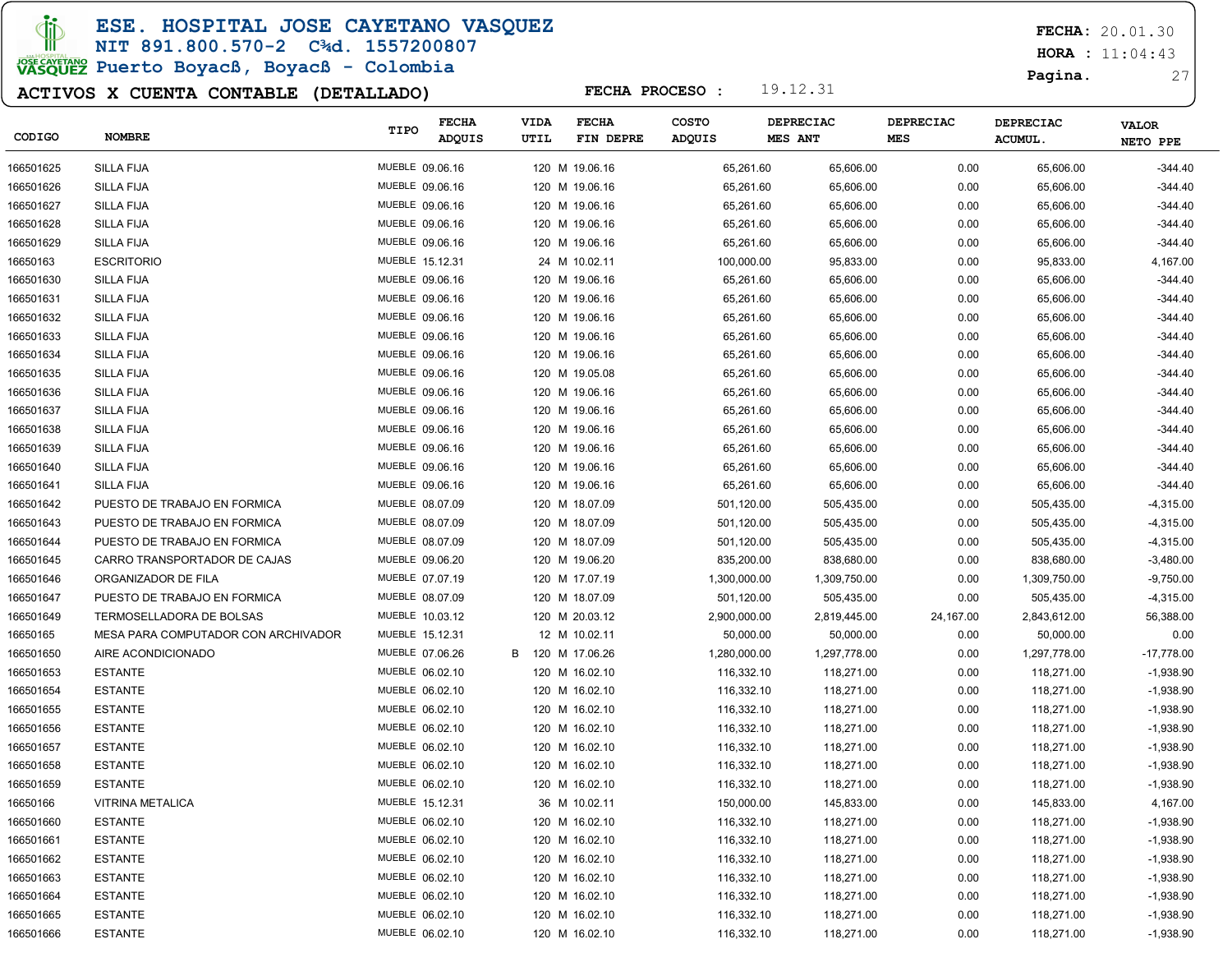# ESE. HOSPITAL JOSE CAYETANO VASQUEZ

NIT 891.800.570-2 C¾d. 1557200807

Puerto Boyacß, Boyacß - Colombia

**FECHA:** 20.01.30

**HORA :** 11:04:43

## ACTIVOS X CUENTA CONTABLE (DETALLADO)

**FECHA PROCESO :** 19.12.31

| CODIGO | NOMBRE | TIPO | FECHA ADQUIS | | VIDA UTIL | FECHA FIN DEPRE | COSTO ADQUIS | DEPRECIAC MES ANT | DEPRECIAC MES | DEPRECIAC ACUMUL. | VALOR NETO PPE |
|---|---|---|---|---|---|---|---|---|---|---|---|
| 166501625 | SILLA FIJA | MUEBLE | 09.06.16 | | 120 M | 19.06.16 | 65,261.60 | 65,606.00 | 0.00 | 65,606.00 | -344.40 |
| 166501626 | SILLA FIJA | MUEBLE | 09.06.16 | | 120 M | 19.06.16 | 65,261.60 | 65,606.00 | 0.00 | 65,606.00 | -344.40 |
| 166501627 | SILLA FIJA | MUEBLE | 09.06.16 | | 120 M | 19.06.16 | 65,261.60 | 65,606.00 | 0.00 | 65,606.00 | -344.40 |
| 166501628 | SILLA FIJA | MUEBLE | 09.06.16 | | 120 M | 19.06.16 | 65,261.60 | 65,606.00 | 0.00 | 65,606.00 | -344.40 |
| 166501629 | SILLA FIJA | MUEBLE | 09.06.16 | | 120 M | 19.06.16 | 65,261.60 | 65,606.00 | 0.00 | 65,606.00 | -344.40 |
| 16650163 | ESCRITORIO | MUEBLE | 15.12.31 | | 24 M | 10.02.11 | 100,000.00 | 95,833.00 | 0.00 | 95,833.00 | 4,167.00 |
| 166501630 | SILLA FIJA | MUEBLE | 09.06.16 | | 120 M | 19.06.16 | 65,261.60 | 65,606.00 | 0.00 | 65,606.00 | -344.40 |
| 166501631 | SILLA FIJA | MUEBLE | 09.06.16 | | 120 M | 19.06.16 | 65,261.60 | 65,606.00 | 0.00 | 65,606.00 | -344.40 |
| 166501632 | SILLA FIJA | MUEBLE | 09.06.16 | | 120 M | 19.06.16 | 65,261.60 | 65,606.00 | 0.00 | 65,606.00 | -344.40 |
| 166501633 | SILLA FIJA | MUEBLE | 09.06.16 | | 120 M | 19.06.16 | 65,261.60 | 65,606.00 | 0.00 | 65,606.00 | -344.40 |
| 166501634 | SILLA FIJA | MUEBLE | 09.06.16 | | 120 M | 19.06.16 | 65,261.60 | 65,606.00 | 0.00 | 65,606.00 | -344.40 |
| 166501635 | SILLA FIJA | MUEBLE | 09.06.16 | | 120 M | 19.05.08 | 65,261.60 | 65,606.00 | 0.00 | 65,606.00 | -344.40 |
| 166501636 | SILLA FIJA | MUEBLE | 09.06.16 | | 120 M | 19.06.16 | 65,261.60 | 65,606.00 | 0.00 | 65,606.00 | -344.40 |
| 166501637 | SILLA FIJA | MUEBLE | 09.06.16 | | 120 M | 19.06.16 | 65,261.60 | 65,606.00 | 0.00 | 65,606.00 | -344.40 |
| 166501638 | SILLA FIJA | MUEBLE | 09.06.16 | | 120 M | 19.06.16 | 65,261.60 | 65,606.00 | 0.00 | 65,606.00 | -344.40 |
| 166501639 | SILLA FIJA | MUEBLE | 09.06.16 | | 120 M | 19.06.16 | 65,261.60 | 65,606.00 | 0.00 | 65,606.00 | -344.40 |
| 166501640 | SILLA FIJA | MUEBLE | 09.06.16 | | 120 M | 19.06.16 | 65,261.60 | 65,606.00 | 0.00 | 65,606.00 | -344.40 |
| 166501641 | SILLA FIJA | MUEBLE | 09.06.16 | | 120 M | 19.06.16 | 65,261.60 | 65,606.00 | 0.00 | 65,606.00 | -344.40 |
| 166501642 | PUESTO DE TRABAJO EN FORMICA | MUEBLE | 08.07.09 | | 120 M | 18.07.09 | 501,120.00 | 505,435.00 | 0.00 | 505,435.00 | -4,315.00 |
| 166501643 | PUESTO DE TRABAJO EN FORMICA | MUEBLE | 08.07.09 | | 120 M | 18.07.09 | 501,120.00 | 505,435.00 | 0.00 | 505,435.00 | -4,315.00 |
| 166501644 | PUESTO DE TRABAJO EN FORMICA | MUEBLE | 08.07.09 | | 120 M | 18.07.09 | 501,120.00 | 505,435.00 | 0.00 | 505,435.00 | -4,315.00 |
| 166501645 | CARRO TRANSPORTADOR DE CAJAS | MUEBLE | 09.06.20 | | 120 M | 19.06.20 | 835,200.00 | 838,680.00 | 0.00 | 838,680.00 | -3,480.00 |
| 166501646 | ORGANIZADOR DE FILA | MUEBLE | 07.07.19 | | 120 M | 17.07.19 | 1,300,000.00 | 1,309,750.00 | 0.00 | 1,309,750.00 | -9,750.00 |
| 166501647 | PUESTO DE TRABAJO EN FORMICA | MUEBLE | 08.07.09 | | 120 M | 18.07.09 | 501,120.00 | 505,435.00 | 0.00 | 505,435.00 | -4,315.00 |
| 166501649 | TERMOSELLADORA DE BOLSAS | MUEBLE | 10.03.12 | | 120 M | 20.03.12 | 2,900,000.00 | 2,819,445.00 | 24,167.00 | 2,843,612.00 | 56,388.00 |
| 16650165 | MESA PARA COMPUTADOR CON ARCHIVADOR | MUEBLE | 15.12.31 | | 12 M | 10.02.11 | 50,000.00 | 50,000.00 | 0.00 | 50,000.00 | 0.00 |
| 166501650 | AIRE ACONDICIONADO | MUEBLE | 07.06.26 | B | 120 M | 17.06.26 | 1,280,000.00 | 1,297,778.00 | 0.00 | 1,297,778.00 | -17,778.00 |
| 166501653 | ESTANTE | MUEBLE | 06.02.10 | | 120 M | 16.02.10 | 116,332.10 | 118,271.00 | 0.00 | 118,271.00 | -1,938.90 |
| 166501654 | ESTANTE | MUEBLE | 06.02.10 | | 120 M | 16.02.10 | 116,332.10 | 118,271.00 | 0.00 | 118,271.00 | -1,938.90 |
| 166501655 | ESTANTE | MUEBLE | 06.02.10 | | 120 M | 16.02.10 | 116,332.10 | 118,271.00 | 0.00 | 118,271.00 | -1,938.90 |
| 166501656 | ESTANTE | MUEBLE | 06.02.10 | | 120 M | 16.02.10 | 116,332.10 | 118,271.00 | 0.00 | 118,271.00 | -1,938.90 |
| 166501657 | ESTANTE | MUEBLE | 06.02.10 | | 120 M | 16.02.10 | 116,332.10 | 118,271.00 | 0.00 | 118,271.00 | -1,938.90 |
| 166501658 | ESTANTE | MUEBLE | 06.02.10 | | 120 M | 16.02.10 | 116,332.10 | 118,271.00 | 0.00 | 118,271.00 | -1,938.90 |
| 166501659 | ESTANTE | MUEBLE | 06.02.10 | | 120 M | 16.02.10 | 116,332.10 | 118,271.00 | 0.00 | 118,271.00 | -1,938.90 |
| 16650166 | VITRINA METALICA | MUEBLE | 15.12.31 | | 36 M | 10.02.11 | 150,000.00 | 145,833.00 | 0.00 | 145,833.00 | 4,167.00 |
| 166501660 | ESTANTE | MUEBLE | 06.02.10 | | 120 M | 16.02.10 | 116,332.10 | 118,271.00 | 0.00 | 118,271.00 | -1,938.90 |
| 166501661 | ESTANTE | MUEBLE | 06.02.10 | | 120 M | 16.02.10 | 116,332.10 | 118,271.00 | 0.00 | 118,271.00 | -1,938.90 |
| 166501662 | ESTANTE | MUEBLE | 06.02.10 | | 120 M | 16.02.10 | 116,332.10 | 118,271.00 | 0.00 | 118,271.00 | -1,938.90 |
| 166501663 | ESTANTE | MUEBLE | 06.02.10 | | 120 M | 16.02.10 | 116,332.10 | 118,271.00 | 0.00 | 118,271.00 | -1,938.90 |
| 166501664 | ESTANTE | MUEBLE | 06.02.10 | | 120 M | 16.02.10 | 116,332.10 | 118,271.00 | 0.00 | 118,271.00 | -1,938.90 |
| 166501665 | ESTANTE | MUEBLE | 06.02.10 | | 120 M | 16.02.10 | 116,332.10 | 118,271.00 | 0.00 | 118,271.00 | -1,938.90 |
| 166501666 | ESTANTE | MUEBLE | 06.02.10 | | 120 M | 16.02.10 | 116,332.10 | 118,271.00 | 0.00 | 118,271.00 | -1,938.90 |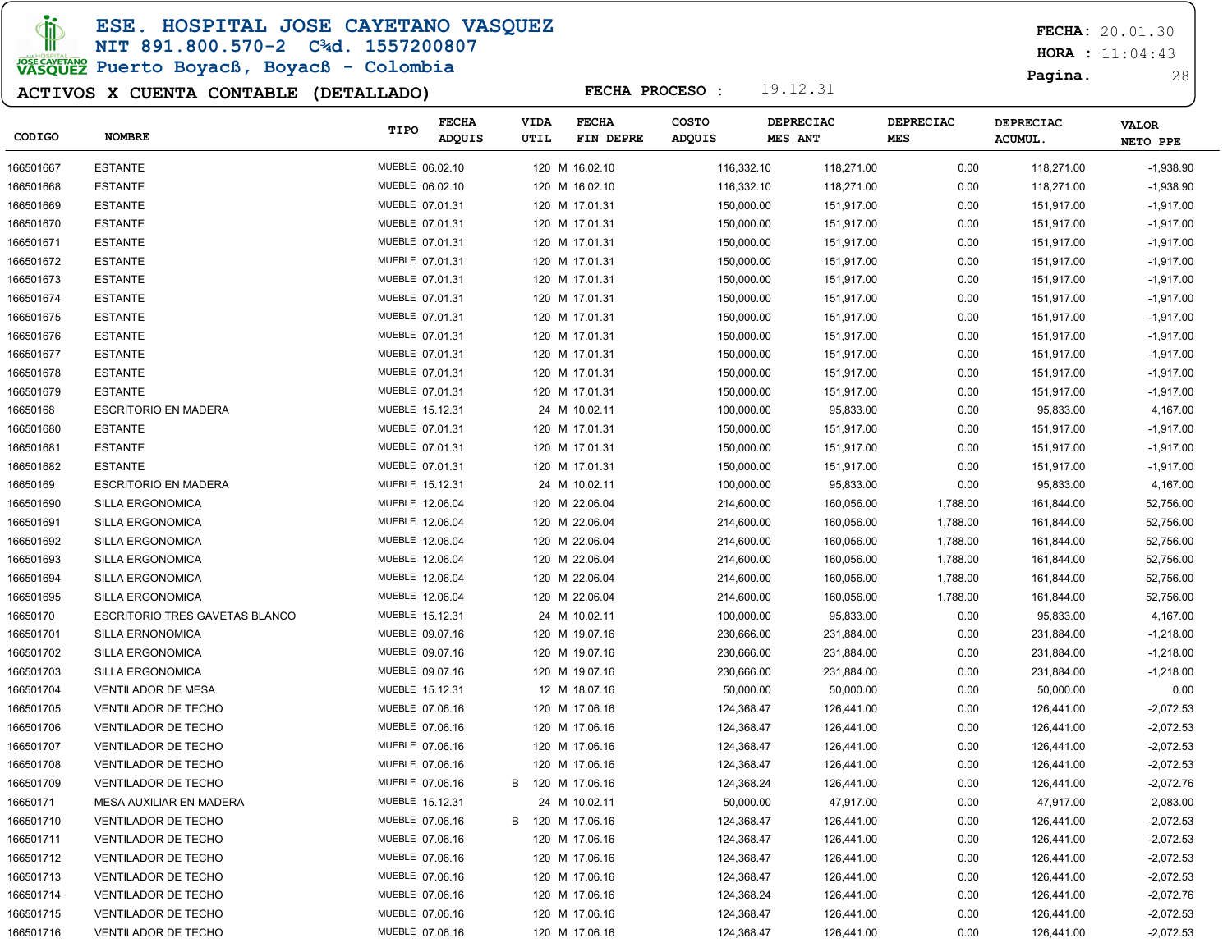# ESE. HOSPITAL JOSE CAYETANO VASQUEZ

NIT 891.800.570-2 C¾d. 1557200807

Puerto Boyacß, Boyacß - Colombia

**FECHA:** 20.01.30
**HORA :** 11:04:43
**Pagina.** 28

## ACTIVOS X CUENTA CONTABLE (DETALLADO)

**FECHA PROCESO :** 19.12.31

| CODIGO | NOMBRE | TIPO | FECHA ADQUIS | | VIDA UTIL | FECHA FIN DEPRE | COSTO ADQUIS | DEPRECIAC MES ANT | DEPRECIAC MES | DEPRECIAC ACUMUL. | VALOR NETO PPE |
|---|---|---|---|---|---|---|---|---|---|---|---|
| 166501667 | ESTANTE | MUEBLE | 06.02.10 | | 120 M | 16.02.10 | 116,332.10 | 118,271.00 | 0.00 | 118,271.00 | -1,938.90 |
| 166501668 | ESTANTE | MUEBLE | 06.02.10 | | 120 M | 16.02.10 | 116,332.10 | 118,271.00 | 0.00 | 118,271.00 | -1,938.90 |
| 166501669 | ESTANTE | MUEBLE | 07.01.31 | | 120 M | 17.01.31 | 150,000.00 | 151,917.00 | 0.00 | 151,917.00 | -1,917.00 |
| 166501670 | ESTANTE | MUEBLE | 07.01.31 | | 120 M | 17.01.31 | 150,000.00 | 151,917.00 | 0.00 | 151,917.00 | -1,917.00 |
| 166501671 | ESTANTE | MUEBLE | 07.01.31 | | 120 M | 17.01.31 | 150,000.00 | 151,917.00 | 0.00 | 151,917.00 | -1,917.00 |
| 166501672 | ESTANTE | MUEBLE | 07.01.31 | | 120 M | 17.01.31 | 150,000.00 | 151,917.00 | 0.00 | 151,917.00 | -1,917.00 |
| 166501673 | ESTANTE | MUEBLE | 07.01.31 | | 120 M | 17.01.31 | 150,000.00 | 151,917.00 | 0.00 | 151,917.00 | -1,917.00 |
| 166501674 | ESTANTE | MUEBLE | 07.01.31 | | 120 M | 17.01.31 | 150,000.00 | 151,917.00 | 0.00 | 151,917.00 | -1,917.00 |
| 166501675 | ESTANTE | MUEBLE | 07.01.31 | | 120 M | 17.01.31 | 150,000.00 | 151,917.00 | 0.00 | 151,917.00 | -1,917.00 |
| 166501676 | ESTANTE | MUEBLE | 07.01.31 | | 120 M | 17.01.31 | 150,000.00 | 151,917.00 | 0.00 | 151,917.00 | -1,917.00 |
| 166501677 | ESTANTE | MUEBLE | 07.01.31 | | 120 M | 17.01.31 | 150,000.00 | 151,917.00 | 0.00 | 151,917.00 | -1,917.00 |
| 166501678 | ESTANTE | MUEBLE | 07.01.31 | | 120 M | 17.01.31 | 150,000.00 | 151,917.00 | 0.00 | 151,917.00 | -1,917.00 |
| 166501679 | ESTANTE | MUEBLE | 07.01.31 | | 120 M | 17.01.31 | 150,000.00 | 151,917.00 | 0.00 | 151,917.00 | -1,917.00 |
| 16650168 | ESCRITORIO EN MADERA | MUEBLE | 15.12.31 | | 24 M | 10.02.11 | 100,000.00 | 95,833.00 | 0.00 | 95,833.00 | 4,167.00 |
| 166501680 | ESTANTE | MUEBLE | 07.01.31 | | 120 M | 17.01.31 | 150,000.00 | 151,917.00 | 0.00 | 151,917.00 | -1,917.00 |
| 166501681 | ESTANTE | MUEBLE | 07.01.31 | | 120 M | 17.01.31 | 150,000.00 | 151,917.00 | 0.00 | 151,917.00 | -1,917.00 |
| 166501682 | ESTANTE | MUEBLE | 07.01.31 | | 120 M | 17.01.31 | 150,000.00 | 151,917.00 | 0.00 | 151,917.00 | -1,917.00 |
| 16650169 | ESCRITORIO EN MADERA | MUEBLE | 15.12.31 | | 24 M | 10.02.11 | 100,000.00 | 95,833.00 | 0.00 | 95,833.00 | 4,167.00 |
| 166501690 | SILLA ERGONOMICA | MUEBLE | 12.06.04 | | 120 M | 22.06.04 | 214,600.00 | 160,056.00 | 1,788.00 | 161,844.00 | 52,756.00 |
| 166501691 | SILLA ERGONOMICA | MUEBLE | 12.06.04 | | 120 M | 22.06.04 | 214,600.00 | 160,056.00 | 1,788.00 | 161,844.00 | 52,756.00 |
| 166501692 | SILLA ERGONOMICA | MUEBLE | 12.06.04 | | 120 M | 22.06.04 | 214,600.00 | 160,056.00 | 1,788.00 | 161,844.00 | 52,756.00 |
| 166501693 | SILLA ERGONOMICA | MUEBLE | 12.06.04 | | 120 M | 22.06.04 | 214,600.00 | 160,056.00 | 1,788.00 | 161,844.00 | 52,756.00 |
| 166501694 | SILLA ERGONOMICA | MUEBLE | 12.06.04 | | 120 M | 22.06.04 | 214,600.00 | 160,056.00 | 1,788.00 | 161,844.00 | 52,756.00 |
| 166501695 | SILLA ERGONOMICA | MUEBLE | 12.06.04 | | 120 M | 22.06.04 | 214,600.00 | 160,056.00 | 1,788.00 | 161,844.00 | 52,756.00 |
| 16650170 | ESCRITORIO TRES GAVETAS BLANCO | MUEBLE | 15.12.31 | | 24 M | 10.02.11 | 100,000.00 | 95,833.00 | 0.00 | 95,833.00 | 4,167.00 |
| 166501701 | SILLA ERNONOMICA | MUEBLE | 09.07.16 | | 120 M | 19.07.16 | 230,666.00 | 231,884.00 | 0.00 | 231,884.00 | -1,218.00 |
| 166501702 | SILLA ERGONOMICA | MUEBLE | 09.07.16 | | 120 M | 19.07.16 | 230,666.00 | 231,884.00 | 0.00 | 231,884.00 | -1,218.00 |
| 166501703 | SILLA ERGONOMICA | MUEBLE | 09.07.16 | | 120 M | 19.07.16 | 230,666.00 | 231,884.00 | 0.00 | 231,884.00 | -1,218.00 |
| 166501704 | VENTILADOR DE MESA | MUEBLE | 15.12.31 | | 12 M | 18.07.16 | 50,000.00 | 50,000.00 | 0.00 | 50,000.00 | 0.00 |
| 166501705 | VENTILADOR DE TECHO | MUEBLE | 07.06.16 | | 120 M | 17.06.16 | 124,368.47 | 126,441.00 | 0.00 | 126,441.00 | -2,072.53 |
| 166501706 | VENTILADOR DE TECHO | MUEBLE | 07.06.16 | | 120 M | 17.06.16 | 124,368.47 | 126,441.00 | 0.00 | 126,441.00 | -2,072.53 |
| 166501707 | VENTILADOR DE TECHO | MUEBLE | 07.06.16 | | 120 M | 17.06.16 | 124,368.47 | 126,441.00 | 0.00 | 126,441.00 | -2,072.53 |
| 166501708 | VENTILADOR DE TECHO | MUEBLE | 07.06.16 | | 120 M | 17.06.16 | 124,368.47 | 126,441.00 | 0.00 | 126,441.00 | -2,072.53 |
| 166501709 | VENTILADOR DE TECHO | MUEBLE | 07.06.16 | B | 120 M | 17.06.16 | 124,368.24 | 126,441.00 | 0.00 | 126,441.00 | -2,072.76 |
| 16650171 | MESA AUXILIAR EN MADERA | MUEBLE | 15.12.31 | | 24 M | 10.02.11 | 50,000.00 | 47,917.00 | 0.00 | 47,917.00 | 2,083.00 |
| 166501710 | VENTILADOR DE TECHO | MUEBLE | 07.06.16 | B | 120 M | 17.06.16 | 124,368.47 | 126,441.00 | 0.00 | 126,441.00 | -2,072.53 |
| 166501711 | VENTILADOR DE TECHO | MUEBLE | 07.06.16 | | 120 M | 17.06.16 | 124,368.47 | 126,441.00 | 0.00 | 126,441.00 | -2,072.53 |
| 166501712 | VENTILADOR DE TECHO | MUEBLE | 07.06.16 | | 120 M | 17.06.16 | 124,368.47 | 126,441.00 | 0.00 | 126,441.00 | -2,072.53 |
| 166501713 | VENTILADOR DE TECHO | MUEBLE | 07.06.16 | | 120 M | 17.06.16 | 124,368.47 | 126,441.00 | 0.00 | 126,441.00 | -2,072.53 |
| 166501714 | VENTILADOR DE TECHO | MUEBLE | 07.06.16 | | 120 M | 17.06.16 | 124,368.24 | 126,441.00 | 0.00 | 126,441.00 | -2,072.76 |
| 166501715 | VENTILADOR DE TECHO | MUEBLE | 07.06.16 | | 120 M | 17.06.16 | 124,368.47 | 126,441.00 | 0.00 | 126,441.00 | -2,072.53 |
| 166501716 | VENTILADOR DE TECHO | MUEBLE | 07.06.16 | | 120 M | 17.06.16 | 124,368.47 | 126,441.00 | 0.00 | 126,441.00 | -2,072.53 |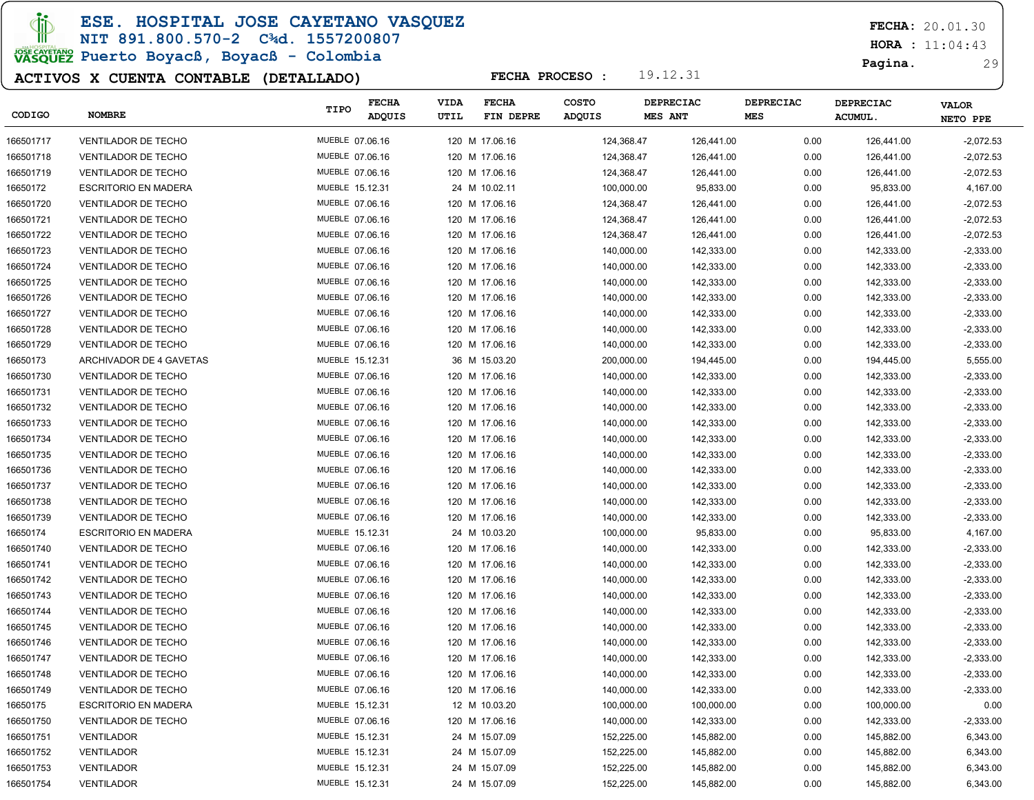# ESE. HOSPITAL JOSE CAYETANO VASQUEZ

NIT 891.800.570-2 C¾d. 1557200807
Puerto Boyacß, Boyacß - Colombia

**FECHA:** 20.01.30
**HORA :** 11:04:43

## ACTIVOS X CUENTA CONTABLE (DETALLADO)

**FECHA PROCESO :** 19.12.31

| CODIGO | NOMBRE | TIPO | FECHA ADQUIS | VIDA UTIL | FECHA FIN DEPRE | COSTO ADQUIS | DEPRECIAC MES ANT | DEPRECIAC MES | DEPRECIAC ACUMUL. | VALOR NETO PPE |
|---|---|---|---|---|---|---|---|---|---|---|
| 166501717 | VENTILADOR DE TECHO | MUEBLE | 07.06.16 | 120 M | 17.06.16 | 124,368.47 | 126,441.00 | 0.00 | 126,441.00 | -2,072.53 |
| 166501718 | VENTILADOR DE TECHO | MUEBLE | 07.06.16 | 120 M | 17.06.16 | 124,368.47 | 126,441.00 | 0.00 | 126,441.00 | -2,072.53 |
| 166501719 | VENTILADOR DE TECHO | MUEBLE | 07.06.16 | 120 M | 17.06.16 | 124,368.47 | 126,441.00 | 0.00 | 126,441.00 | -2,072.53 |
| 16650172 | ESCRITORIO EN MADERA | MUEBLE | 15.12.31 | 24 M | 10.02.11 | 100,000.00 | 95,833.00 | 0.00 | 95,833.00 | 4,167.00 |
| 166501720 | VENTILADOR DE TECHO | MUEBLE | 07.06.16 | 120 M | 17.06.16 | 124,368.47 | 126,441.00 | 0.00 | 126,441.00 | -2,072.53 |
| 166501721 | VENTILADOR DE TECHO | MUEBLE | 07.06.16 | 120 M | 17.06.16 | 124,368.47 | 126,441.00 | 0.00 | 126,441.00 | -2,072.53 |
| 166501722 | VENTILADOR DE TECHO | MUEBLE | 07.06.16 | 120 M | 17.06.16 | 124,368.47 | 126,441.00 | 0.00 | 126,441.00 | -2,072.53 |
| 166501723 | VENTILADOR DE TECHO | MUEBLE | 07.06.16 | 120 M | 17.06.16 | 140,000.00 | 142,333.00 | 0.00 | 142,333.00 | -2,333.00 |
| 166501724 | VENTILADOR DE TECHO | MUEBLE | 07.06.16 | 120 M | 17.06.16 | 140,000.00 | 142,333.00 | 0.00 | 142,333.00 | -2,333.00 |
| 166501725 | VENTILADOR DE TECHO | MUEBLE | 07.06.16 | 120 M | 17.06.16 | 140,000.00 | 142,333.00 | 0.00 | 142,333.00 | -2,333.00 |
| 166501726 | VENTILADOR DE TECHO | MUEBLE | 07.06.16 | 120 M | 17.06.16 | 140,000.00 | 142,333.00 | 0.00 | 142,333.00 | -2,333.00 |
| 166501727 | VENTILADOR DE TECHO | MUEBLE | 07.06.16 | 120 M | 17.06.16 | 140,000.00 | 142,333.00 | 0.00 | 142,333.00 | -2,333.00 |
| 166501728 | VENTILADOR DE TECHO | MUEBLE | 07.06.16 | 120 M | 17.06.16 | 140,000.00 | 142,333.00 | 0.00 | 142,333.00 | -2,333.00 |
| 166501729 | VENTILADOR DE TECHO | MUEBLE | 07.06.16 | 120 M | 17.06.16 | 140,000.00 | 142,333.00 | 0.00 | 142,333.00 | -2,333.00 |
| 16650173 | ARCHIVADOR DE 4 GAVETAS | MUEBLE | 15.12.31 | 36 M | 15.03.20 | 200,000.00 | 194,445.00 | 0.00 | 194,445.00 | 5,555.00 |
| 166501730 | VENTILADOR DE TECHO | MUEBLE | 07.06.16 | 120 M | 17.06.16 | 140,000.00 | 142,333.00 | 0.00 | 142,333.00 | -2,333.00 |
| 166501731 | VENTILADOR DE TECHO | MUEBLE | 07.06.16 | 120 M | 17.06.16 | 140,000.00 | 142,333.00 | 0.00 | 142,333.00 | -2,333.00 |
| 166501732 | VENTILADOR DE TECHO | MUEBLE | 07.06.16 | 120 M | 17.06.16 | 140,000.00 | 142,333.00 | 0.00 | 142,333.00 | -2,333.00 |
| 166501733 | VENTILADOR DE TECHO | MUEBLE | 07.06.16 | 120 M | 17.06.16 | 140,000.00 | 142,333.00 | 0.00 | 142,333.00 | -2,333.00 |
| 166501734 | VENTILADOR DE TECHO | MUEBLE | 07.06.16 | 120 M | 17.06.16 | 140,000.00 | 142,333.00 | 0.00 | 142,333.00 | -2,333.00 |
| 166501735 | VENTILADOR DE TECHO | MUEBLE | 07.06.16 | 120 M | 17.06.16 | 140,000.00 | 142,333.00 | 0.00 | 142,333.00 | -2,333.00 |
| 166501736 | VENTILADOR DE TECHO | MUEBLE | 07.06.16 | 120 M | 17.06.16 | 140,000.00 | 142,333.00 | 0.00 | 142,333.00 | -2,333.00 |
| 166501737 | VENTILADOR DE TECHO | MUEBLE | 07.06.16 | 120 M | 17.06.16 | 140,000.00 | 142,333.00 | 0.00 | 142,333.00 | -2,333.00 |
| 166501738 | VENTILADOR DE TECHO | MUEBLE | 07.06.16 | 120 M | 17.06.16 | 140,000.00 | 142,333.00 | 0.00 | 142,333.00 | -2,333.00 |
| 166501739 | VENTILADOR DE TECHO | MUEBLE | 07.06.16 | 120 M | 17.06.16 | 140,000.00 | 142,333.00 | 0.00 | 142,333.00 | -2,333.00 |
| 16650174 | ESCRITORIO EN MADERA | MUEBLE | 15.12.31 | 24 M | 10.03.20 | 100,000.00 | 95,833.00 | 0.00 | 95,833.00 | 4,167.00 |
| 166501740 | VENTILADOR DE TECHO | MUEBLE | 07.06.16 | 120 M | 17.06.16 | 140,000.00 | 142,333.00 | 0.00 | 142,333.00 | -2,333.00 |
| 166501741 | VENTILADOR DE TECHO | MUEBLE | 07.06.16 | 120 M | 17.06.16 | 140,000.00 | 142,333.00 | 0.00 | 142,333.00 | -2,333.00 |
| 166501742 | VENTILADOR DE TECHO | MUEBLE | 07.06.16 | 120 M | 17.06.16 | 140,000.00 | 142,333.00 | 0.00 | 142,333.00 | -2,333.00 |
| 166501743 | VENTILADOR DE TECHO | MUEBLE | 07.06.16 | 120 M | 17.06.16 | 140,000.00 | 142,333.00 | 0.00 | 142,333.00 | -2,333.00 |
| 166501744 | VENTILADOR DE TECHO | MUEBLE | 07.06.16 | 120 M | 17.06.16 | 140,000.00 | 142,333.00 | 0.00 | 142,333.00 | -2,333.00 |
| 166501745 | VENTILADOR DE TECHO | MUEBLE | 07.06.16 | 120 M | 17.06.16 | 140,000.00 | 142,333.00 | 0.00 | 142,333.00 | -2,333.00 |
| 166501746 | VENTILADOR DE TECHO | MUEBLE | 07.06.16 | 120 M | 17.06.16 | 140,000.00 | 142,333.00 | 0.00 | 142,333.00 | -2,333.00 |
| 166501747 | VENTILADOR DE TECHO | MUEBLE | 07.06.16 | 120 M | 17.06.16 | 140,000.00 | 142,333.00 | 0.00 | 142,333.00 | -2,333.00 |
| 166501748 | VENTILADOR DE TECHO | MUEBLE | 07.06.16 | 120 M | 17.06.16 | 140,000.00 | 142,333.00 | 0.00 | 142,333.00 | -2,333.00 |
| 166501749 | VENTILADOR DE TECHO | MUEBLE | 07.06.16 | 120 M | 17.06.16 | 140,000.00 | 142,333.00 | 0.00 | 142,333.00 | -2,333.00 |
| 16650175 | ESCRITORIO EN MADERA | MUEBLE | 15.12.31 | 12 M | 10.03.20 | 100,000.00 | 100,000.00 | 0.00 | 100,000.00 | 0.00 |
| 166501750 | VENTILADOR DE TECHO | MUEBLE | 07.06.16 | 120 M | 17.06.16 | 140,000.00 | 142,333.00 | 0.00 | 142,333.00 | -2,333.00 |
| 166501751 | VENTILADOR | MUEBLE | 15.12.31 | 24 M | 15.07.09 | 152,225.00 | 145,882.00 | 0.00 | 145,882.00 | 6,343.00 |
| 166501752 | VENTILADOR | MUEBLE | 15.12.31 | 24 M | 15.07.09 | 152,225.00 | 145,882.00 | 0.00 | 145,882.00 | 6,343.00 |
| 166501753 | VENTILADOR | MUEBLE | 15.12.31 | 24 M | 15.07.09 | 152,225.00 | 145,882.00 | 0.00 | 145,882.00 | 6,343.00 |
| 166501754 | VENTILADOR | MUEBLE | 15.12.31 | 24 M | 15.07.09 | 152,225.00 | 145,882.00 | 0.00 | 145,882.00 | 6,343.00 |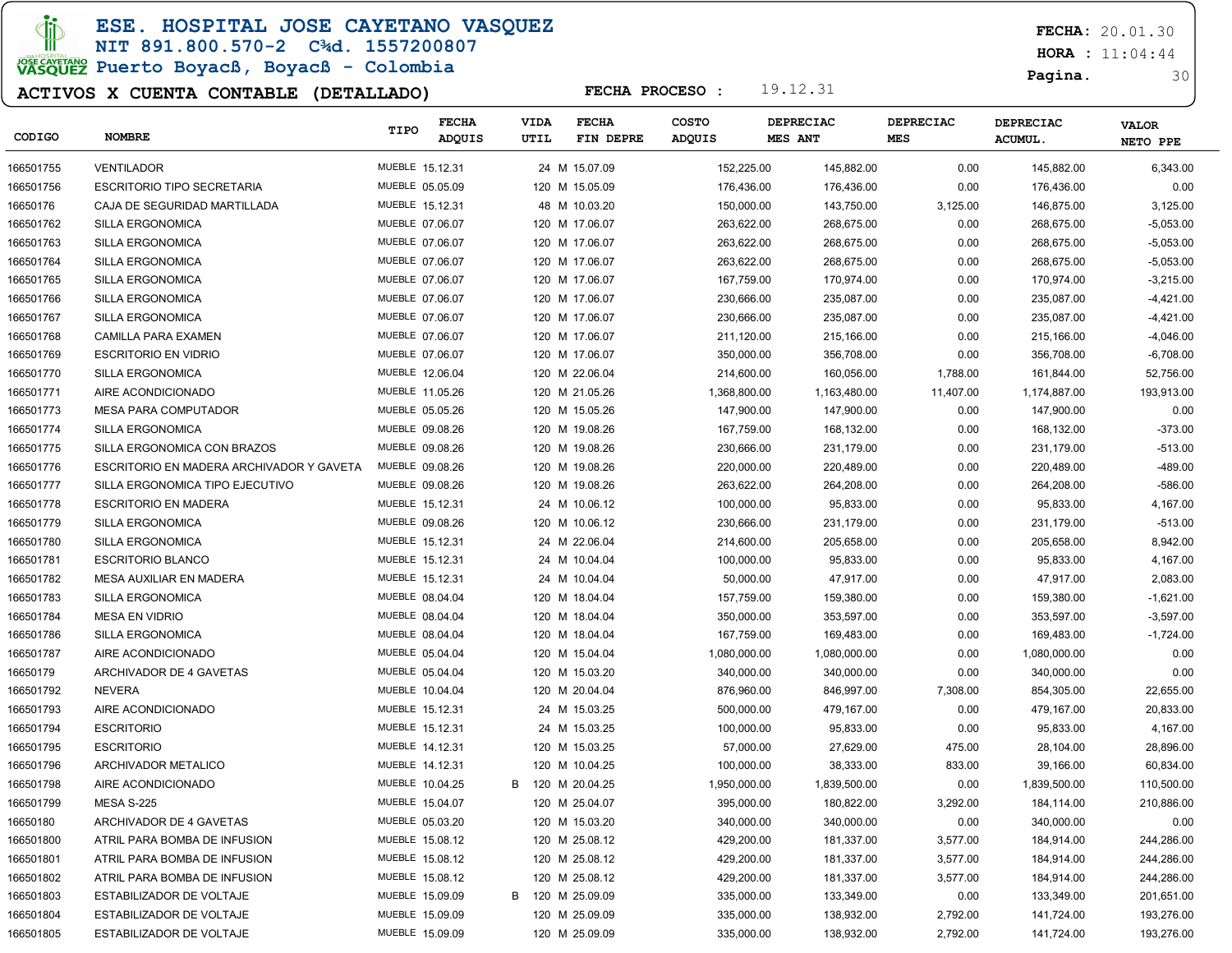# ESE. HOSPITAL JOSE CAYETANO VASQUEZ

NIT 891.800.570-2 C¾d. 1557200807

Puerto Boyacß, Boyacß - Colombia

**FECHA:** 20.01.30

**HORA :** 11:04:44

## ACTIVOS X CUENTA CONTABLE (DETALLADO)

**FECHA PROCESO :** 19.12.31

| CODIGO | NOMBRE | TIPO | FECHA ADQUIS | | VIDA UTIL | FECHA FIN DEPRE | COSTO ADQUIS | DEPRECIAC MES ANT | DEPRECIAC MES | DEPRECIAC ACUMUL. | VALOR NETO PPE |
|---|---|---|---|---|---|---|---|---|---|---|---|
| 166501755 | VENTILADOR | MUEBLE | 15.12.31 | | 24 M | 15.07.09 | 152,225.00 | 145,882.00 | 0.00 | 145,882.00 | 6,343.00 |
| 166501756 | ESCRITORIO TIPO SECRETARIA | MUEBLE | 05.05.09 | | 120 M | 15.05.09 | 176,436.00 | 176,436.00 | 0.00 | 176,436.00 | 0.00 |
| 16650176 | CAJA DE SEGURIDAD MARTILLADA | MUEBLE | 15.12.31 | | 48 M | 10.03.20 | 150,000.00 | 143,750.00 | 3,125.00 | 146,875.00 | 3,125.00 |
| 166501762 | SILLA ERGONOMICA | MUEBLE | 07.06.07 | | 120 M | 17.06.07 | 263,622.00 | 268,675.00 | 0.00 | 268,675.00 | -5,053.00 |
| 166501763 | SILLA ERGONOMICA | MUEBLE | 07.06.07 | | 120 M | 17.06.07 | 263,622.00 | 268,675.00 | 0.00 | 268,675.00 | -5,053.00 |
| 166501764 | SILLA ERGONOMICA | MUEBLE | 07.06.07 | | 120 M | 17.06.07 | 263,622.00 | 268,675.00 | 0.00 | 268,675.00 | -5,053.00 |
| 166501765 | SILLA ERGONOMICA | MUEBLE | 07.06.07 | | 120 M | 17.06.07 | 167,759.00 | 170,974.00 | 0.00 | 170,974.00 | -3,215.00 |
| 166501766 | SILLA ERGONOMICA | MUEBLE | 07.06.07 | | 120 M | 17.06.07 | 230,666.00 | 235,087.00 | 0.00 | 235,087.00 | -4,421.00 |
| 166501767 | SILLA ERGONOMICA | MUEBLE | 07.06.07 | | 120 M | 17.06.07 | 230,666.00 | 235,087.00 | 0.00 | 235,087.00 | -4,421.00 |
| 166501768 | CAMILLA PARA EXAMEN | MUEBLE | 07.06.07 | | 120 M | 17.06.07 | 211,120.00 | 215,166.00 | 0.00 | 215,166.00 | -4,046.00 |
| 166501769 | ESCRITORIO EN VIDRIO | MUEBLE | 07.06.07 | | 120 M | 17.06.07 | 350,000.00 | 356,708.00 | 0.00 | 356,708.00 | -6,708.00 |
| 166501770 | SILLA ERGONOMICA | MUEBLE | 12.06.04 | | 120 M | 22.06.04 | 214,600.00 | 160,056.00 | 1,788.00 | 161,844.00 | 52,756.00 |
| 166501771 | AIRE ACONDICIONADO | MUEBLE | 11.05.26 | | 120 M | 21.05.26 | 1,368,800.00 | 1,163,480.00 | 11,407.00 | 1,174,887.00 | 193,913.00 |
| 166501773 | MESA PARA COMPUTADOR | MUEBLE | 05.05.26 | | 120 M | 15.05.26 | 147,900.00 | 147,900.00 | 0.00 | 147,900.00 | 0.00 |
| 166501774 | SILLA ERGONOMICA | MUEBLE | 09.08.26 | | 120 M | 19.08.26 | 167,759.00 | 168,132.00 | 0.00 | 168,132.00 | -373.00 |
| 166501775 | SILLA ERGONOMICA CON BRAZOS | MUEBLE | 09.08.26 | | 120 M | 19.08.26 | 230,666.00 | 231,179.00 | 0.00 | 231,179.00 | -513.00 |
| 166501776 | ESCRITORIO EN MADERA ARCHIVADOR Y GAVETA | MUEBLE | 09.08.26 | | 120 M | 19.08.26 | 220,000.00 | 220,489.00 | 0.00 | 220,489.00 | -489.00 |
| 166501777 | SILLA ERGONOMICA TIPO EJECUTIVO | MUEBLE | 09.08.26 | | 120 M | 19.08.26 | 263,622.00 | 264,208.00 | 0.00 | 264,208.00 | -586.00 |
| 166501778 | ESCRITORIO EN MADERA | MUEBLE | 15.12.31 | | 24 M | 10.06.12 | 100,000.00 | 95,833.00 | 0.00 | 95,833.00 | 4,167.00 |
| 166501779 | SILLA ERGONOMICA | MUEBLE | 09.08.26 | | 120 M | 10.06.12 | 230,666.00 | 231,179.00 | 0.00 | 231,179.00 | -513.00 |
| 166501780 | SILLA ERGONOMICA | MUEBLE | 15.12.31 | | 24 M | 22.06.04 | 214,600.00 | 205,658.00 | 0.00 | 205,658.00 | 8,942.00 |
| 166501781 | ESCRITORIO BLANCO | MUEBLE | 15.12.31 | | 24 M | 10.04.04 | 100,000.00 | 95,833.00 | 0.00 | 95,833.00 | 4,167.00 |
| 166501782 | MESA AUXILIAR EN MADERA | MUEBLE | 15.12.31 | | 24 M | 10.04.04 | 50,000.00 | 47,917.00 | 0.00 | 47,917.00 | 2,083.00 |
| 166501783 | SILLA ERGONOMICA | MUEBLE | 08.04.04 | | 120 M | 18.04.04 | 157,759.00 | 159,380.00 | 0.00 | 159,380.00 | -1,621.00 |
| 166501784 | MESA EN VIDRIO | MUEBLE | 08.04.04 | | 120 M | 18.04.04 | 350,000.00 | 353,597.00 | 0.00 | 353,597.00 | -3,597.00 |
| 166501786 | SILLA ERGONOMICA | MUEBLE | 08.04.04 | | 120 M | 18.04.04 | 167,759.00 | 169,483.00 | 0.00 | 169,483.00 | -1,724.00 |
| 166501787 | AIRE ACONDICIONADO | MUEBLE | 05.04.04 | | 120 M | 15.04.04 | 1,080,000.00 | 1,080,000.00 | 0.00 | 1,080,000.00 | 0.00 |
| 16650179 | ARCHIVADOR DE 4 GAVETAS | MUEBLE | 05.04.04 | | 120 M | 15.03.20 | 340,000.00 | 340,000.00 | 0.00 | 340,000.00 | 0.00 |
| 166501792 | NEVERA | MUEBLE | 10.04.04 | | 120 M | 20.04.04 | 876,960.00 | 846,997.00 | 7,308.00 | 854,305.00 | 22,655.00 |
| 166501793 | AIRE ACONDICIONADO | MUEBLE | 15.12.31 | | 24 M | 15.03.25 | 500,000.00 | 479,167.00 | 0.00 | 479,167.00 | 20,833.00 |
| 166501794 | ESCRITORIO | MUEBLE | 15.12.31 | | 24 M | 15.03.25 | 100,000.00 | 95,833.00 | 0.00 | 95,833.00 | 4,167.00 |
| 166501795 | ESCRITORIO | MUEBLE | 14.12.31 | | 120 M | 15.03.25 | 57,000.00 | 27,629.00 | 475.00 | 28,104.00 | 28,896.00 |
| 166501796 | ARCHIVADOR METALICO | MUEBLE | 14.12.31 | | 120 M | 10.04.25 | 100,000.00 | 38,333.00 | 833.00 | 39,166.00 | 60,834.00 |
| 166501798 | AIRE ACONDICIONADO | MUEBLE | 10.04.25 | B | 120 M | 20.04.25 | 1,950,000.00 | 1,839,500.00 | 0.00 | 1,839,500.00 | 110,500.00 |
| 166501799 | MESA S-225 | MUEBLE | 15.04.07 | | 120 M | 25.04.07 | 395,000.00 | 180,822.00 | 3,292.00 | 184,114.00 | 210,886.00 |
| 16650180 | ARCHIVADOR DE 4 GAVETAS | MUEBLE | 05.03.20 | | 120 M | 15.03.20 | 340,000.00 | 340,000.00 | 0.00 | 340,000.00 | 0.00 |
| 166501800 | ATRIL PARA BOMBA DE INFUSION | MUEBLE | 15.08.12 | | 120 M | 25.08.12 | 429,200.00 | 181,337.00 | 3,577.00 | 184,914.00 | 244,286.00 |
| 166501801 | ATRIL PARA BOMBA DE INFUSION | MUEBLE | 15.08.12 | | 120 M | 25.08.12 | 429,200.00 | 181,337.00 | 3,577.00 | 184,914.00 | 244,286.00 |
| 166501802 | ATRIL PARA BOMBA DE INFUSION | MUEBLE | 15.08.12 | | 120 M | 25.08.12 | 429,200.00 | 181,337.00 | 3,577.00 | 184,914.00 | 244,286.00 |
| 166501803 | ESTABILIZADOR DE VOLTAJE | MUEBLE | 15.09.09 | B | 120 M | 25.09.09 | 335,000.00 | 133,349.00 | 0.00 | 133,349.00 | 201,651.00 |
| 166501804 | ESTABILIZADOR DE VOLTAJE | MUEBLE | 15.09.09 | | 120 M | 25.09.09 | 335,000.00 | 138,932.00 | 2,792.00 | 141,724.00 | 193,276.00 |
| 166501805 | ESTABILIZADOR DE VOLTAJE | MUEBLE | 15.09.09 | | 120 M | 25.09.09 | 335,000.00 | 138,932.00 | 2,792.00 | 141,724.00 | 193,276.00 |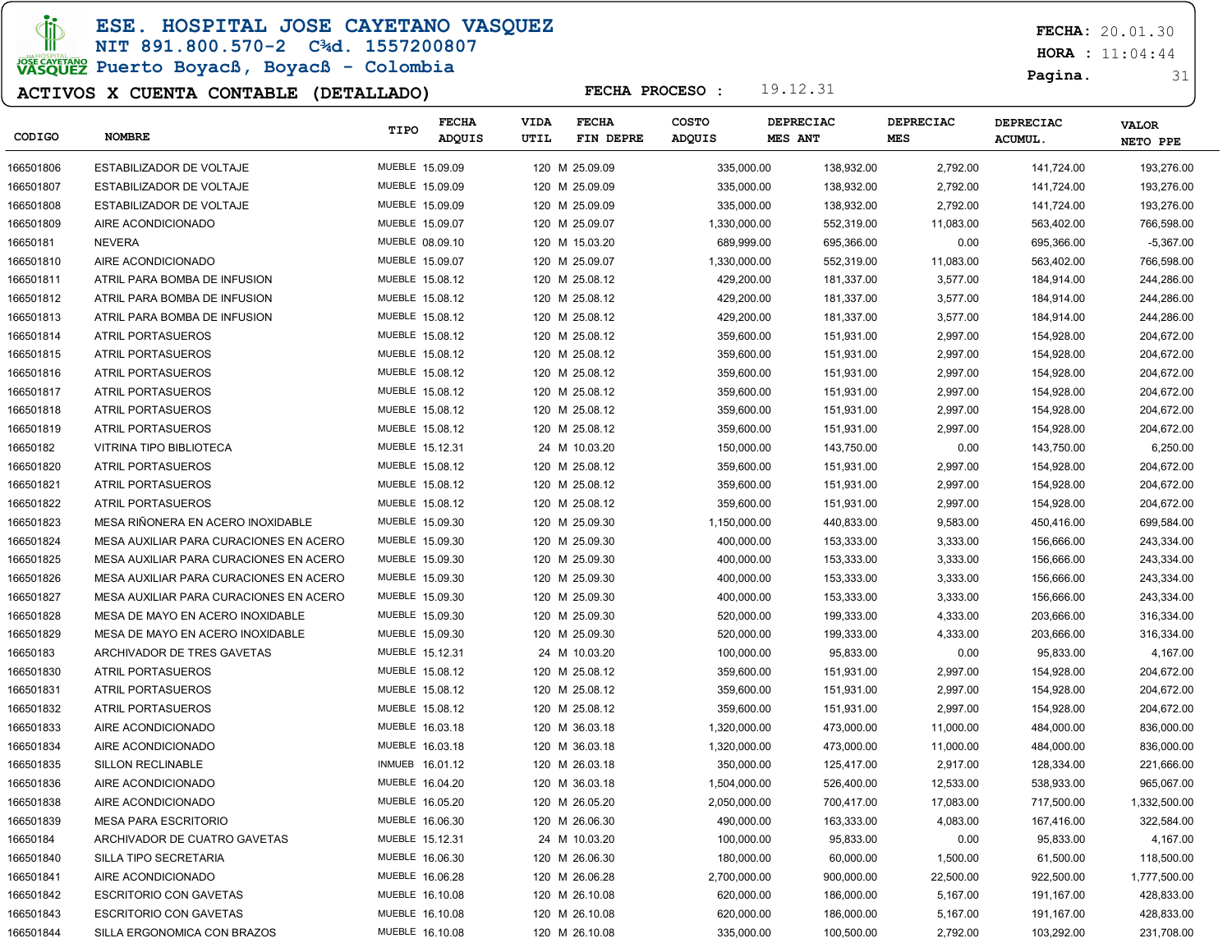# ESE. HOSPITAL JOSE CAYETANO VASQUEZ

NIT 891.800.570-2 C¾d. 1557200807

Puerto Boyacß, Boyacß - Colombia

**FECHA:** 20.01.30
**HORA :** 11:04:44

## ACTIVOS X CUENTA CONTABLE (DETALLADO)

**FECHA PROCESO :** 19.12.31

| CODIGO | NOMBRE | TIPO | FECHA ADQUIS | VIDA UTIL | FECHA FIN DEPRE | COSTO ADQUIS | DEPRECIAC MES ANT | DEPRECIAC MES | DEPRECIAC ACUMUL. | VALOR NETO PPE |
|---|---|---|---|---|---|---|---|---|---|---|
| 166501806 | ESTABILIZADOR DE VOLTAJE | MUEBLE | 15.09.09 | 120 M | 25.09.09 | 335,000.00 | 138,932.00 | 2,792.00 | 141,724.00 | 193,276.00 |
| 166501807 | ESTABILIZADOR DE VOLTAJE | MUEBLE | 15.09.09 | 120 M | 25.09.09 | 335,000.00 | 138,932.00 | 2,792.00 | 141,724.00 | 193,276.00 |
| 166501808 | ESTABILIZADOR DE VOLTAJE | MUEBLE | 15.09.09 | 120 M | 25.09.09 | 335,000.00 | 138,932.00 | 2,792.00 | 141,724.00 | 193,276.00 |
| 166501809 | AIRE ACONDICIONADO | MUEBLE | 15.09.07 | 120 M | 25.09.07 | 1,330,000.00 | 552,319.00 | 11,083.00 | 563,402.00 | 766,598.00 |
| 16650181 | NEVERA | MUEBLE | 08.09.10 | 120 M | 15.03.20 | 689,999.00 | 695,366.00 | 0.00 | 695,366.00 | -5,367.00 |
| 166501810 | AIRE ACONDICIONADO | MUEBLE | 15.09.07 | 120 M | 25.09.07 | 1,330,000.00 | 552,319.00 | 11,083.00 | 563,402.00 | 766,598.00 |
| 166501811 | ATRIL PARA BOMBA DE INFUSION | MUEBLE | 15.08.12 | 120 M | 25.08.12 | 429,200.00 | 181,337.00 | 3,577.00 | 184,914.00 | 244,286.00 |
| 166501812 | ATRIL PARA BOMBA DE INFUSION | MUEBLE | 15.08.12 | 120 M | 25.08.12 | 429,200.00 | 181,337.00 | 3,577.00 | 184,914.00 | 244,286.00 |
| 166501813 | ATRIL PARA BOMBA DE INFUSION | MUEBLE | 15.08.12 | 120 M | 25.08.12 | 429,200.00 | 181,337.00 | 3,577.00 | 184,914.00 | 244,286.00 |
| 166501814 | ATRIL PORTASUEROS | MUEBLE | 15.08.12 | 120 M | 25.08.12 | 359,600.00 | 151,931.00 | 2,997.00 | 154,928.00 | 204,672.00 |
| 166501815 | ATRIL PORTASUEROS | MUEBLE | 15.08.12 | 120 M | 25.08.12 | 359,600.00 | 151,931.00 | 2,997.00 | 154,928.00 | 204,672.00 |
| 166501816 | ATRIL PORTASUEROS | MUEBLE | 15.08.12 | 120 M | 25.08.12 | 359,600.00 | 151,931.00 | 2,997.00 | 154,928.00 | 204,672.00 |
| 166501817 | ATRIL PORTASUEROS | MUEBLE | 15.08.12 | 120 M | 25.08.12 | 359,600.00 | 151,931.00 | 2,997.00 | 154,928.00 | 204,672.00 |
| 166501818 | ATRIL PORTASUEROS | MUEBLE | 15.08.12 | 120 M | 25.08.12 | 359,600.00 | 151,931.00 | 2,997.00 | 154,928.00 | 204,672.00 |
| 166501819 | ATRIL PORTASUEROS | MUEBLE | 15.08.12 | 120 M | 25.08.12 | 359,600.00 | 151,931.00 | 2,997.00 | 154,928.00 | 204,672.00 |
| 16650182 | VITRINA TIPO BIBLIOTECA | MUEBLE | 15.12.31 | 24 M | 10.03.20 | 150,000.00 | 143,750.00 | 0.00 | 143,750.00 | 6,250.00 |
| 166501820 | ATRIL PORTASUEROS | MUEBLE | 15.08.12 | 120 M | 25.08.12 | 359,600.00 | 151,931.00 | 2,997.00 | 154,928.00 | 204,672.00 |
| 166501821 | ATRIL PORTASUEROS | MUEBLE | 15.08.12 | 120 M | 25.08.12 | 359,600.00 | 151,931.00 | 2,997.00 | 154,928.00 | 204,672.00 |
| 166501822 | ATRIL PORTASUEROS | MUEBLE | 15.08.12 | 120 M | 25.08.12 | 359,600.00 | 151,931.00 | 2,997.00 | 154,928.00 | 204,672.00 |
| 166501823 | MESA RIÑONERA EN ACERO INOXIDABLE | MUEBLE | 15.09.30 | 120 M | 25.09.30 | 1,150,000.00 | 440,833.00 | 9,583.00 | 450,416.00 | 699,584.00 |
| 166501824 | MESA AUXILIAR PARA CURACIONES EN ACERO | MUEBLE | 15.09.30 | 120 M | 25.09.30 | 400,000.00 | 153,333.00 | 3,333.00 | 156,666.00 | 243,334.00 |
| 166501825 | MESA AUXILIAR PARA CURACIONES EN ACERO | MUEBLE | 15.09.30 | 120 M | 25.09.30 | 400,000.00 | 153,333.00 | 3,333.00 | 156,666.00 | 243,334.00 |
| 166501826 | MESA AUXILIAR PARA CURACIONES EN ACERO | MUEBLE | 15.09.30 | 120 M | 25.09.30 | 400,000.00 | 153,333.00 | 3,333.00 | 156,666.00 | 243,334.00 |
| 166501827 | MESA AUXILIAR PARA CURACIONES EN ACERO | MUEBLE | 15.09.30 | 120 M | 25.09.30 | 400,000.00 | 153,333.00 | 3,333.00 | 156,666.00 | 243,334.00 |
| 166501828 | MESA DE MAYO EN ACERO INOXIDABLE | MUEBLE | 15.09.30 | 120 M | 25.09.30 | 520,000.00 | 199,333.00 | 4,333.00 | 203,666.00 | 316,334.00 |
| 166501829 | MESA DE MAYO EN ACERO INOXIDABLE | MUEBLE | 15.09.30 | 120 M | 25.09.30 | 520,000.00 | 199,333.00 | 4,333.00 | 203,666.00 | 316,334.00 |
| 16650183 | ARCHIVADOR DE TRES GAVETAS | MUEBLE | 15.12.31 | 24 M | 10.03.20 | 100,000.00 | 95,833.00 | 0.00 | 95,833.00 | 4,167.00 |
| 166501830 | ATRIL PORTASUEROS | MUEBLE | 15.08.12 | 120 M | 25.08.12 | 359,600.00 | 151,931.00 | 2,997.00 | 154,928.00 | 204,672.00 |
| 166501831 | ATRIL PORTASUEROS | MUEBLE | 15.08.12 | 120 M | 25.08.12 | 359,600.00 | 151,931.00 | 2,997.00 | 154,928.00 | 204,672.00 |
| 166501832 | ATRIL PORTASUEROS | MUEBLE | 15.08.12 | 120 M | 25.08.12 | 359,600.00 | 151,931.00 | 2,997.00 | 154,928.00 | 204,672.00 |
| 166501833 | AIRE ACONDICIONADO | MUEBLE | 16.03.18 | 120 M | 36.03.18 | 1,320,000.00 | 473,000.00 | 11,000.00 | 484,000.00 | 836,000.00 |
| 166501834 | AIRE ACONDICIONADO | MUEBLE | 16.03.18 | 120 M | 36.03.18 | 1,320,000.00 | 473,000.00 | 11,000.00 | 484,000.00 | 836,000.00 |
| 166501835 | SILLON RECLINABLE | INMUEB | 16.01.12 | 120 M | 26.03.18 | 350,000.00 | 125,417.00 | 2,917.00 | 128,334.00 | 221,666.00 |
| 166501836 | AIRE ACONDICIONADO | MUEBLE | 16.04.20 | 120 M | 36.03.18 | 1,504,000.00 | 526,400.00 | 12,533.00 | 538,933.00 | 965,067.00 |
| 166501838 | AIRE ACONDICIONADO | MUEBLE | 16.05.20 | 120 M | 26.05.20 | 2,050,000.00 | 700,417.00 | 17,083.00 | 717,500.00 | 1,332,500.00 |
| 166501839 | MESA PARA ESCRITORIO | MUEBLE | 16.06.30 | 120 M | 26.06.30 | 490,000.00 | 163,333.00 | 4,083.00 | 167,416.00 | 322,584.00 |
| 16650184 | ARCHIVADOR DE CUATRO GAVETAS | MUEBLE | 15.12.31 | 24 M | 10.03.20 | 100,000.00 | 95,833.00 | 0.00 | 95,833.00 | 4,167.00 |
| 166501840 | SILLA TIPO SECRETARIA | MUEBLE | 16.06.30 | 120 M | 26.06.30 | 180,000.00 | 60,000.00 | 1,500.00 | 61,500.00 | 118,500.00 |
| 166501841 | AIRE ACONDICIONADO | MUEBLE | 16.06.28 | 120 M | 26.06.28 | 2,700,000.00 | 900,000.00 | 22,500.00 | 922,500.00 | 1,777,500.00 |
| 166501842 | ESCRITORIO CON GAVETAS | MUEBLE | 16.10.08 | 120 M | 26.10.08 | 620,000.00 | 186,000.00 | 5,167.00 | 191,167.00 | 428,833.00 |
| 166501843 | ESCRITORIO CON GAVETAS | MUEBLE | 16.10.08 | 120 M | 26.10.08 | 620,000.00 | 186,000.00 | 5,167.00 | 191,167.00 | 428,833.00 |
| 166501844 | SILLA ERGONOMICA CON BRAZOS | MUEBLE | 16.10.08 | 120 M | 26.10.08 | 335,000.00 | 100,500.00 | 2,792.00 | 103,292.00 | 231,708.00 |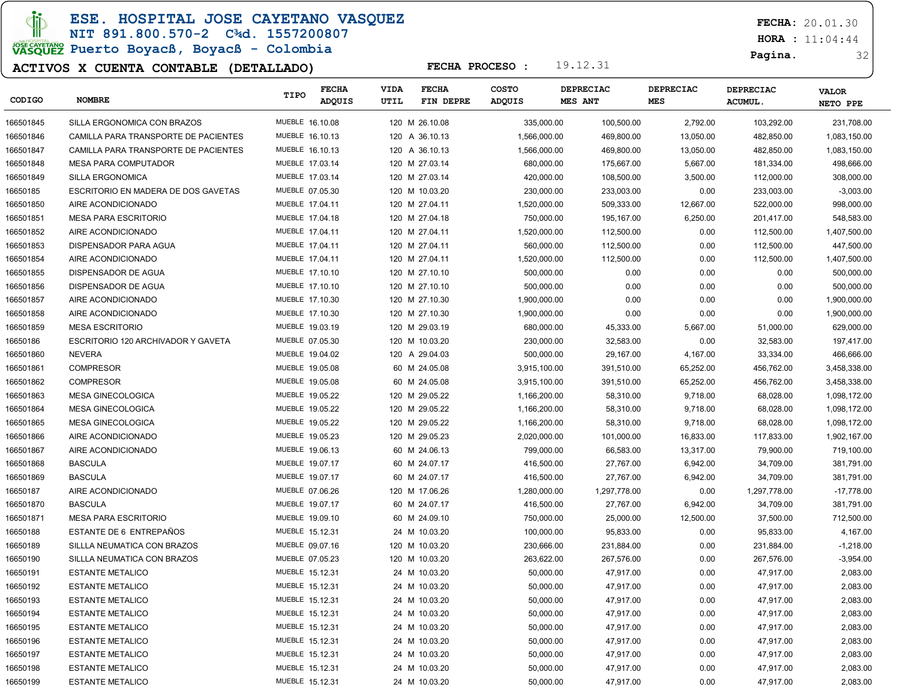# ESE. HOSPITAL JOSE CAYETANO VASQUEZ

NIT 891.800.570-2 C¾d. 1557200807

Puerto Boyacß, Boyacß - Colombia

FECHA: 20.01.30
HORA : 11:04:44

## ACTIVOS X CUENTA CONTABLE (DETALLADO)

FECHA PROCESO : 19.12.31

| CODIGO | NOMBRE | TIPO | FECHA ADQUIS | VIDA UTIL | FECHA FIN DEPRE | COSTO ADQUIS | DEPRECIAC MES ANT | DEPRECIAC MES | DEPRECIAC ACUMUL. | VALOR NETO PPE |
|---|---|---|---|---|---|---|---|---|---|---|
| 166501845 | SILLA ERGONOMICA CON BRAZOS | MUEBLE | 16.10.08 | 120 | M 26.10.08 | 335,000.00 | 100,500.00 | 2,792.00 | 103,292.00 | 231,708.00 |
| 166501846 | CAMILLA PARA TRANSPORTE DE PACIENTES | MUEBLE | 16.10.13 | 120 | A 36.10.13 | 1,566,000.00 | 469,800.00 | 13,050.00 | 482,850.00 | 1,083,150.00 |
| 166501847 | CAMILLA PARA TRANSPORTE DE PACIENTES | MUEBLE | 16.10.13 | 120 | A 36.10.13 | 1,566,000.00 | 469,800.00 | 13,050.00 | 482,850.00 | 1,083,150.00 |
| 166501848 | MESA PARA COMPUTADOR | MUEBLE | 17.03.14 | 120 | M 27.03.14 | 680,000.00 | 175,667.00 | 5,667.00 | 181,334.00 | 498,666.00 |
| 166501849 | SILLA ERGONOMICA | MUEBLE | 17.03.14 | 120 | M 27.03.14 | 420,000.00 | 108,500.00 | 3,500.00 | 112,000.00 | 308,000.00 |
| 16650185 | ESCRITORIO EN MADERA DE DOS GAVETAS | MUEBLE | 07.05.30 | 120 | M 10.03.20 | 230,000.00 | 233,003.00 | 0.00 | 233,003.00 | -3,003.00 |
| 166501850 | AIRE ACONDICIONADO | MUEBLE | 17.04.11 | 120 | M 27.04.11 | 1,520,000.00 | 509,333.00 | 12,667.00 | 522,000.00 | 998,000.00 |
| 166501851 | MESA PARA ESCRITORIO | MUEBLE | 17.04.18 | 120 | M 27.04.18 | 750,000.00 | 195,167.00 | 6,250.00 | 201,417.00 | 548,583.00 |
| 166501852 | AIRE ACONDICIONADO | MUEBLE | 17.04.11 | 120 | M 27.04.11 | 1,520,000.00 | 112,500.00 | 0.00 | 112,500.00 | 1,407,500.00 |
| 166501853 | DISPENSADOR PARA AGUA | MUEBLE | 17.04.11 | 120 | M 27.04.11 | 560,000.00 | 112,500.00 | 0.00 | 112,500.00 | 447,500.00 |
| 166501854 | AIRE ACONDICIONADO | MUEBLE | 17.04.11 | 120 | M 27.04.11 | 1,520,000.00 | 112,500.00 | 0.00 | 112,500.00 | 1,407,500.00 |
| 166501855 | DISPENSADOR DE AGUA | MUEBLE | 17.10.10 | 120 | M 27.10.10 | 500,000.00 | 0.00 | 0.00 | 0.00 | 500,000.00 |
| 166501856 | DISPENSADOR DE AGUA | MUEBLE | 17.10.10 | 120 | M 27.10.10 | 500,000.00 | 0.00 | 0.00 | 0.00 | 500,000.00 |
| 166501857 | AIRE ACONDICIONADO | MUEBLE | 17.10.30 | 120 | M 27.10.30 | 1,900,000.00 | 0.00 | 0.00 | 0.00 | 1,900,000.00 |
| 166501858 | AIRE ACONDICIONADO | MUEBLE | 17.10.30 | 120 | M 27.10.30 | 1,900,000.00 | 0.00 | 0.00 | 0.00 | 1,900,000.00 |
| 166501859 | MESA ESCRITORIO | MUEBLE | 19.03.19 | 120 | M 29.03.19 | 680,000.00 | 45,333.00 | 5,667.00 | 51,000.00 | 629,000.00 |
| 16650186 | ESCRITORIO 120 ARCHIVADOR Y GAVETA | MUEBLE | 07.05.30 | 120 | M 10.03.20 | 230,000.00 | 32,583.00 | 0.00 | 32,583.00 | 197,417.00 |
| 166501860 | NEVERA | MUEBLE | 19.04.02 | 120 | A 29.04.03 | 500,000.00 | 29,167.00 | 4,167.00 | 33,334.00 | 466,666.00 |
| 166501861 | COMPRESOR | MUEBLE | 19.05.08 | 60 | M 24.05.08 | 3,915,100.00 | 391,510.00 | 65,252.00 | 456,762.00 | 3,458,338.00 |
| 166501862 | COMPRESOR | MUEBLE | 19.05.08 | 60 | M 24.05.08 | 3,915,100.00 | 391,510.00 | 65,252.00 | 456,762.00 | 3,458,338.00 |
| 166501863 | MESA GINECOLOGICA | MUEBLE | 19.05.22 | 120 | M 29.05.22 | 1,166,200.00 | 58,310.00 | 9,718.00 | 68,028.00 | 1,098,172.00 |
| 166501864 | MESA GINECOLOGICA | MUEBLE | 19.05.22 | 120 | M 29.05.22 | 1,166,200.00 | 58,310.00 | 9,718.00 | 68,028.00 | 1,098,172.00 |
| 166501865 | MESA GINECOLOGICA | MUEBLE | 19.05.22 | 120 | M 29.05.22 | 1,166,200.00 | 58,310.00 | 9,718.00 | 68,028.00 | 1,098,172.00 |
| 166501866 | AIRE ACONDICIONADO | MUEBLE | 19.05.23 | 120 | M 29.05.23 | 2,020,000.00 | 101,000.00 | 16,833.00 | 117,833.00 | 1,902,167.00 |
| 166501867 | AIRE ACONDICIONADO | MUEBLE | 19.06.13 | 60 | M 24.06.13 | 799,000.00 | 66,583.00 | 13,317.00 | 79,900.00 | 719,100.00 |
| 166501868 | BASCULA | MUEBLE | 19.07.17 | 60 | M 24.07.17 | 416,500.00 | 27,767.00 | 6,942.00 | 34,709.00 | 381,791.00 |
| 166501869 | BASCULA | MUEBLE | 19.07.17 | 60 | M 24.07.17 | 416,500.00 | 27,767.00 | 6,942.00 | 34,709.00 | 381,791.00 |
| 16650187 | AIRE ACONDICIONADO | MUEBLE | 07.06.26 | 120 | M 17.06.26 | 1,280,000.00 | 1,297,778.00 | 0.00 | 1,297,778.00 | -17,778.00 |
| 166501870 | BASCULA | MUEBLE | 19.07.17 | 60 | M 24.07.17 | 416,500.00 | 27,767.00 | 6,942.00 | 34,709.00 | 381,791.00 |
| 166501871 | MESA PARA ESCRITORIO | MUEBLE | 19.09.10 | 60 | M 24.09.10 | 750,000.00 | 25,000.00 | 12,500.00 | 37,500.00 | 712,500.00 |
| 16650188 | ESTANTE DE 6 ENTREPAÑOS | MUEBLE | 15.12.31 | 24 | M 10.03.20 | 100,000.00 | 95,833.00 | 0.00 | 95,833.00 | 4,167.00 |
| 16650189 | SILLLA NEUMATICA CON BRAZOS | MUEBLE | 09.07.16 | 120 | M 10.03.20 | 230,666.00 | 231,884.00 | 0.00 | 231,884.00 | -1,218.00 |
| 16650190 | SILLLA NEUMATICA CON BRAZOS | MUEBLE | 07.05.23 | 120 | M 10.03.20 | 263,622.00 | 267,576.00 | 0.00 | 267,576.00 | -3,954.00 |
| 16650191 | ESTANTE METALICO | MUEBLE | 15.12.31 | 24 | M 10.03.20 | 50,000.00 | 47,917.00 | 0.00 | 47,917.00 | 2,083.00 |
| 16650192 | ESTANTE METALICO | MUEBLE | 15.12.31 | 24 | M 10.03.20 | 50,000.00 | 47,917.00 | 0.00 | 47,917.00 | 2,083.00 |
| 16650193 | ESTANTE METALICO | MUEBLE | 15.12.31 | 24 | M 10.03.20 | 50,000.00 | 47,917.00 | 0.00 | 47,917.00 | 2,083.00 |
| 16650194 | ESTANTE METALICO | MUEBLE | 15.12.31 | 24 | M 10.03.20 | 50,000.00 | 47,917.00 | 0.00 | 47,917.00 | 2,083.00 |
| 16650195 | ESTANTE METALICO | MUEBLE | 15.12.31 | 24 | M 10.03.20 | 50,000.00 | 47,917.00 | 0.00 | 47,917.00 | 2,083.00 |
| 16650196 | ESTANTE METALICO | MUEBLE | 15.12.31 | 24 | M 10.03.20 | 50,000.00 | 47,917.00 | 0.00 | 47,917.00 | 2,083.00 |
| 16650197 | ESTANTE METALICO | MUEBLE | 15.12.31 | 24 | M 10.03.20 | 50,000.00 | 47,917.00 | 0.00 | 47,917.00 | 2,083.00 |
| 16650198 | ESTANTE METALICO | MUEBLE | 15.12.31 | 24 | M 10.03.20 | 50,000.00 | 47,917.00 | 0.00 | 47,917.00 | 2,083.00 |
| 16650199 | ESTANTE METALICO | MUEBLE | 15.12.31 | 24 | M 10.03.20 | 50,000.00 | 47,917.00 | 0.00 | 47,917.00 | 2,083.00 |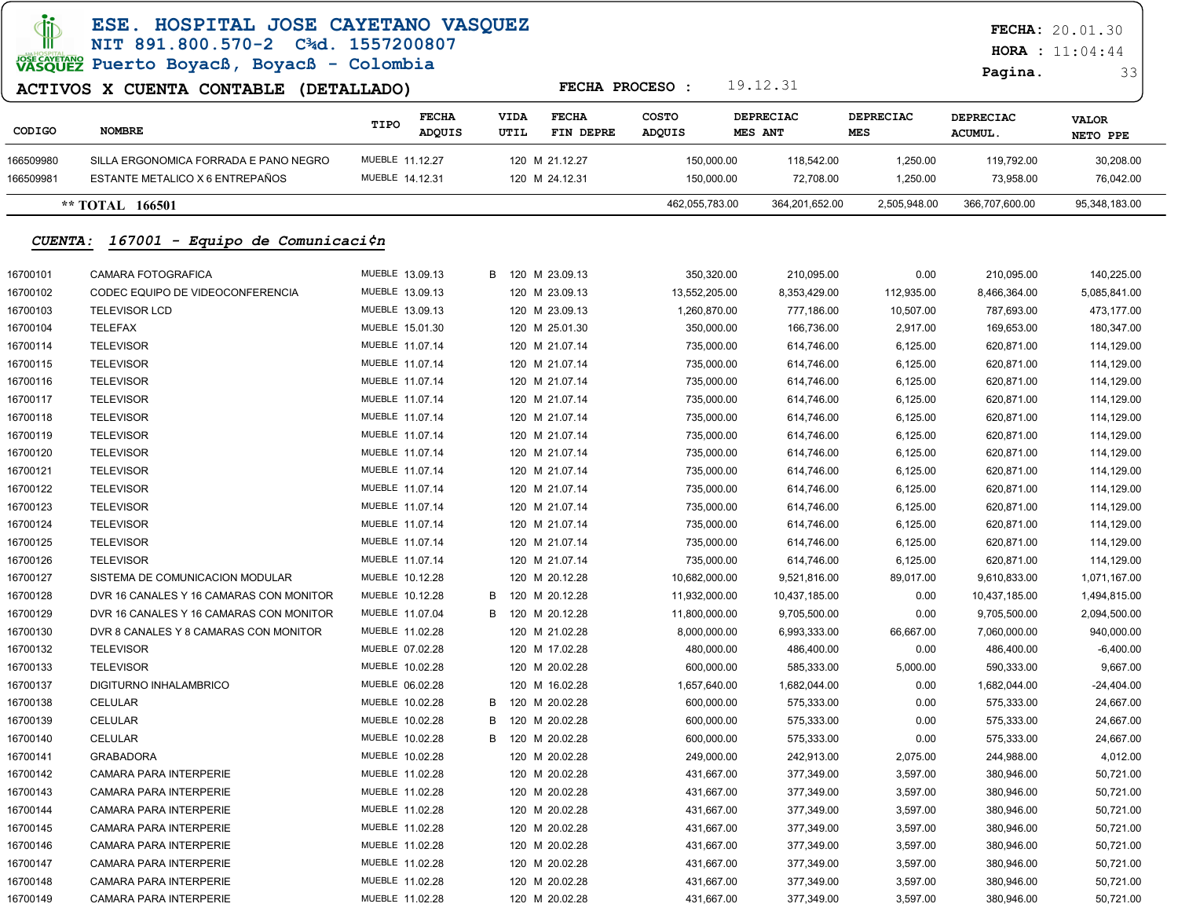# ESE. HOSPITAL JOSE CAYETANO VASQUEZ

NIT 891.800.570-2 C¾d. 1557200807

Puerto Boyacß, Boyacß - Colombia

**FECHA:** 20.01.30
**HORA :** 11:04:44

## ACTIVOS X CUENTA CONTABLE (DETALLADO)

**FECHA PROCESO :** 19.12.31

| CODIGO | NOMBRE | TIPO | FECHA ADQUIS | | VIDA UTIL | FECHA FIN DEPRE | COSTO ADQUIS | DEPRECIAC MES ANT | DEPRECIAC MES | DEPRECIAC ACUMUL. | VALOR NETO PPE |
|---|---|---|---|---|---|---|---|---|---|---|---|
| 166509980 | SILLA ERGONOMICA FORRADA E PANO NEGRO | MUEBLE | 11.12.27 | | 120 M | 21.12.27 | 150,000.00 | 118,542.00 | 1,250.00 | 119,792.00 | 30,208.00 |
| 166509981 | ESTANTE METALICO X 6 ENTREPAÑOS | MUEBLE | 14.12.31 | | 120 M | 24.12.31 | 150,000.00 | 72,708.00 | 1,250.00 | 73,958.00 | 76,042.00 |
| ** TOTAL 166501 | | | | | | | 462,055,783.00 | 364,201,652.00 | 2,505,948.00 | 366,707,600.00 | 95,348,183.00 |

### *CUENTA: 167001 - Equipo de Comunicaci¢n*

| CODIGO | NOMBRE | TIPO | FECHA ADQUIS | | VIDA UTIL | FECHA FIN DEPRE | COSTO ADQUIS | DEPRECIAC MES ANT | DEPRECIAC MES | DEPRECIAC ACUMUL. | VALOR NETO PPE |
|---|---|---|---|---|---|---|---|---|---|---|---|
| 16700101 | CAMARA FOTOGRAFICA | MUEBLE | 13.09.13 | B | 120 M | 23.09.13 | 350,320.00 | 210,095.00 | 0.00 | 210,095.00 | 140,225.00 |
| 16700102 | CODEC EQUIPO DE VIDEOCONFERENCIA | MUEBLE | 13.09.13 | | 120 M | 23.09.13 | 13,552,205.00 | 8,353,429.00 | 112,935.00 | 8,466,364.00 | 5,085,841.00 |
| 16700103 | TELEVISOR LCD | MUEBLE | 13.09.13 | | 120 M | 23.09.13 | 1,260,870.00 | 777,186.00 | 10,507.00 | 787,693.00 | 473,177.00 |
| 16700104 | TELEFAX | MUEBLE | 15.01.30 | | 120 M | 25.01.30 | 350,000.00 | 166,736.00 | 2,917.00 | 169,653.00 | 180,347.00 |
| 16700114 | TELEVISOR | MUEBLE | 11.07.14 | | 120 M | 21.07.14 | 735,000.00 | 614,746.00 | 6,125.00 | 620,871.00 | 114,129.00 |
| 16700115 | TELEVISOR | MUEBLE | 11.07.14 | | 120 M | 21.07.14 | 735,000.00 | 614,746.00 | 6,125.00 | 620,871.00 | 114,129.00 |
| 16700116 | TELEVISOR | MUEBLE | 11.07.14 | | 120 M | 21.07.14 | 735,000.00 | 614,746.00 | 6,125.00 | 620,871.00 | 114,129.00 |
| 16700117 | TELEVISOR | MUEBLE | 11.07.14 | | 120 M | 21.07.14 | 735,000.00 | 614,746.00 | 6,125.00 | 620,871.00 | 114,129.00 |
| 16700118 | TELEVISOR | MUEBLE | 11.07.14 | | 120 M | 21.07.14 | 735,000.00 | 614,746.00 | 6,125.00 | 620,871.00 | 114,129.00 |
| 16700119 | TELEVISOR | MUEBLE | 11.07.14 | | 120 M | 21.07.14 | 735,000.00 | 614,746.00 | 6,125.00 | 620,871.00 | 114,129.00 |
| 16700120 | TELEVISOR | MUEBLE | 11.07.14 | | 120 M | 21.07.14 | 735,000.00 | 614,746.00 | 6,125.00 | 620,871.00 | 114,129.00 |
| 16700121 | TELEVISOR | MUEBLE | 11.07.14 | | 120 M | 21.07.14 | 735,000.00 | 614,746.00 | 6,125.00 | 620,871.00 | 114,129.00 |
| 16700122 | TELEVISOR | MUEBLE | 11.07.14 | | 120 M | 21.07.14 | 735,000.00 | 614,746.00 | 6,125.00 | 620,871.00 | 114,129.00 |
| 16700123 | TELEVISOR | MUEBLE | 11.07.14 | | 120 M | 21.07.14 | 735,000.00 | 614,746.00 | 6,125.00 | 620,871.00 | 114,129.00 |
| 16700124 | TELEVISOR | MUEBLE | 11.07.14 | | 120 M | 21.07.14 | 735,000.00 | 614,746.00 | 6,125.00 | 620,871.00 | 114,129.00 |
| 16700125 | TELEVISOR | MUEBLE | 11.07.14 | | 120 M | 21.07.14 | 735,000.00 | 614,746.00 | 6,125.00 | 620,871.00 | 114,129.00 |
| 16700126 | TELEVISOR | MUEBLE | 11.07.14 | | 120 M | 21.07.14 | 735,000.00 | 614,746.00 | 6,125.00 | 620,871.00 | 114,129.00 |
| 16700127 | SISTEMA DE COMUNICACION MODULAR | MUEBLE | 10.12.28 | | 120 M | 20.12.28 | 10,682,000.00 | 9,521,816.00 | 89,017.00 | 9,610,833.00 | 1,071,167.00 |
| 16700128 | DVR 16 CANALES Y 16 CAMARAS CON MONITOR | MUEBLE | 10.12.28 | B | 120 M | 20.12.28 | 11,932,000.00 | 10,437,185.00 | 0.00 | 10,437,185.00 | 1,494,815.00 |
| 16700129 | DVR 16 CANALES Y 16 CAMARAS CON MONITOR | MUEBLE | 11.07.04 | B | 120 M | 20.12.28 | 11,800,000.00 | 9,705,500.00 | 0.00 | 9,705,500.00 | 2,094,500.00 |
| 16700130 | DVR 8 CANALES Y 8 CAMARAS CON MONITOR | MUEBLE | 11.02.28 | | 120 M | 21.02.28 | 8,000,000.00 | 6,993,333.00 | 66,667.00 | 7,060,000.00 | 940,000.00 |
| 16700132 | TELEVISOR | MUEBLE | 07.02.28 | | 120 M | 17.02.28 | 480,000.00 | 486,400.00 | 0.00 | 486,400.00 | -6,400.00 |
| 16700133 | TELEVISOR | MUEBLE | 10.02.28 | | 120 M | 20.02.28 | 600,000.00 | 585,333.00 | 5,000.00 | 590,333.00 | 9,667.00 |
| 16700137 | DIGITURNO INHALAMBRICO | MUEBLE | 06.02.28 | | 120 M | 16.02.28 | 1,657,640.00 | 1,682,044.00 | 0.00 | 1,682,044.00 | -24,404.00 |
| 16700138 | CELULAR | MUEBLE | 10.02.28 | B | 120 M | 20.02.28 | 600,000.00 | 575,333.00 | 0.00 | 575,333.00 | 24,667.00 |
| 16700139 | CELULAR | MUEBLE | 10.02.28 | B | 120 M | 20.02.28 | 600,000.00 | 575,333.00 | 0.00 | 575,333.00 | 24,667.00 |
| 16700140 | CELULAR | MUEBLE | 10.02.28 | B | 120 M | 20.02.28 | 600,000.00 | 575,333.00 | 0.00 | 575,333.00 | 24,667.00 |
| 16700141 | GRABADORA | MUEBLE | 10.02.28 | | 120 M | 20.02.28 | 249,000.00 | 242,913.00 | 2,075.00 | 244,988.00 | 4,012.00 |
| 16700142 | CAMARA PARA INTERPERIE | MUEBLE | 11.02.28 | | 120 M | 20.02.28 | 431,667.00 | 377,349.00 | 3,597.00 | 380,946.00 | 50,721.00 |
| 16700143 | CAMARA PARA INTERPERIE | MUEBLE | 11.02.28 | | 120 M | 20.02.28 | 431,667.00 | 377,349.00 | 3,597.00 | 380,946.00 | 50,721.00 |
| 16700144 | CAMARA PARA INTERPERIE | MUEBLE | 11.02.28 | | 120 M | 20.02.28 | 431,667.00 | 377,349.00 | 3,597.00 | 380,946.00 | 50,721.00 |
| 16700145 | CAMARA PARA INTERPERIE | MUEBLE | 11.02.28 | | 120 M | 20.02.28 | 431,667.00 | 377,349.00 | 3,597.00 | 380,946.00 | 50,721.00 |
| 16700146 | CAMARA PARA INTERPERIE | MUEBLE | 11.02.28 | | 120 M | 20.02.28 | 431,667.00 | 377,349.00 | 3,597.00 | 380,946.00 | 50,721.00 |
| 16700147 | CAMARA PARA INTERPERIE | MUEBLE | 11.02.28 | | 120 M | 20.02.28 | 431,667.00 | 377,349.00 | 3,597.00 | 380,946.00 | 50,721.00 |
| 16700148 | CAMARA PARA INTERPERIE | MUEBLE | 11.02.28 | | 120 M | 20.02.28 | 431,667.00 | 377,349.00 | 3,597.00 | 380,946.00 | 50,721.00 |
| 16700149 | CAMARA PARA INTERPERIE | MUEBLE | 11.02.28 | | 120 M | 20.02.28 | 431,667.00 | 377,349.00 | 3,597.00 | 380,946.00 | 50,721.00 |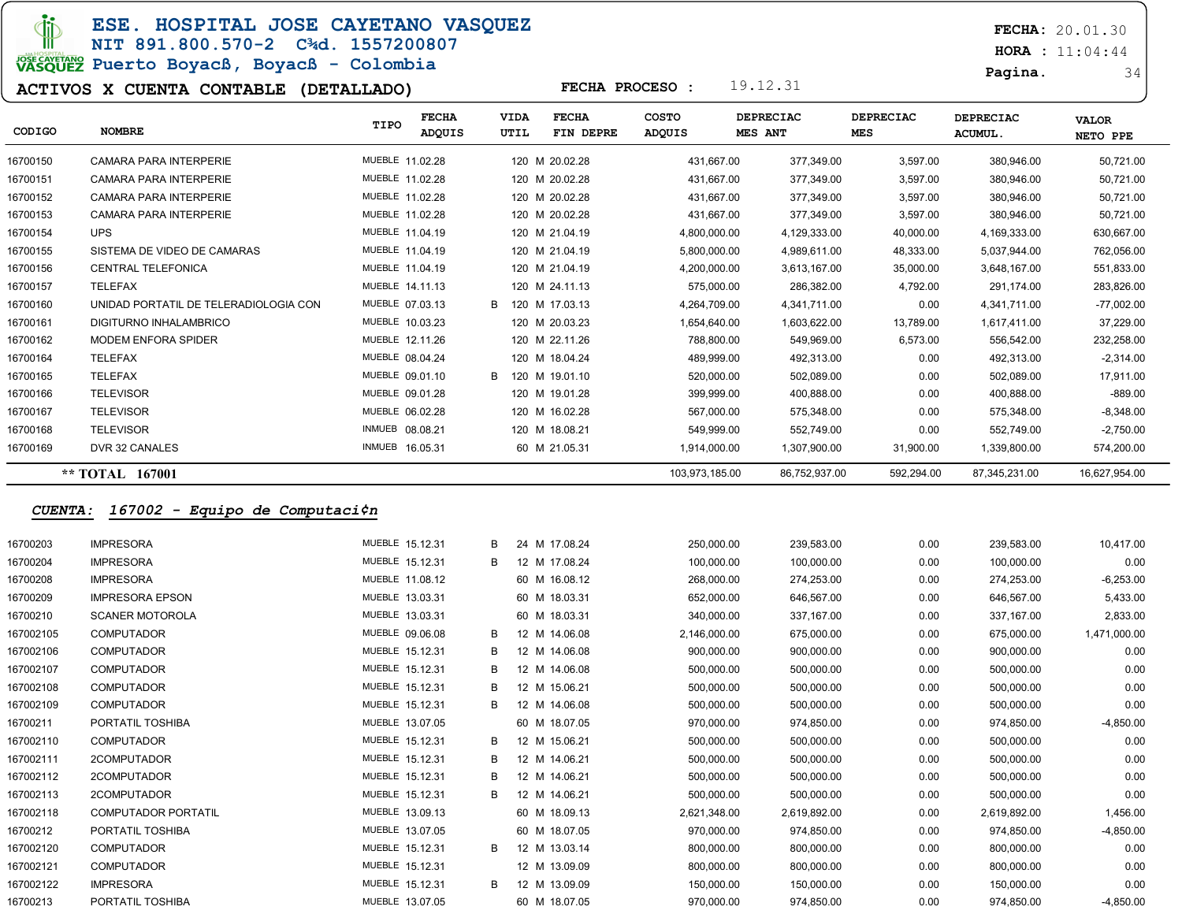# ESE. HOSPITAL JOSE CAYETANO VASQUEZ

**NIT 891.800.570-2 C¾d. 1557200807**

**Puerto Boyacß, Boyacß - Colombia**

**FECHA:** 20.01.30
**HORA :** 11:04:44

## ACTIVOS X CUENTA CONTABLE (DETALLADO)

**FECHA PROCESO :** 19.12.31

| CODIGO | NOMBRE | TIPO | FECHA ADQUIS | | VIDA UTIL | FECHA FIN DEPRE | COSTO ADQUIS | DEPRECIAC MES ANT | DEPRECIAC MES | DEPRECIAC ACUMUL. | VALOR NETO PPE |
|---|---|---|---|---|---|---|---|---|---|---|---|
| 16700150 | CAMARA PARA INTERPERIE | MUEBLE | 11.02.28 | | 120 M | 20.02.28 | 431,667.00 | 377,349.00 | 3,597.00 | 380,946.00 | 50,721.00 |
| 16700151 | CAMARA PARA INTERPERIE | MUEBLE | 11.02.28 | | 120 M | 20.02.28 | 431,667.00 | 377,349.00 | 3,597.00 | 380,946.00 | 50,721.00 |
| 16700152 | CAMARA PARA INTERPERIE | MUEBLE | 11.02.28 | | 120 M | 20.02.28 | 431,667.00 | 377,349.00 | 3,597.00 | 380,946.00 | 50,721.00 |
| 16700153 | CAMARA PARA INTERPERIE | MUEBLE | 11.02.28 | | 120 M | 20.02.28 | 431,667.00 | 377,349.00 | 3,597.00 | 380,946.00 | 50,721.00 |
| 16700154 | UPS | MUEBLE | 11.04.19 | | 120 M | 21.04.19 | 4,800,000.00 | 4,129,333.00 | 40,000.00 | 4,169,333.00 | 630,667.00 |
| 16700155 | SISTEMA DE VIDEO DE CAMARAS | MUEBLE | 11.04.19 | | 120 M | 21.04.19 | 5,800,000.00 | 4,989,611.00 | 48,333.00 | 5,037,944.00 | 762,056.00 |
| 16700156 | CENTRAL TELEFONICA | MUEBLE | 11.04.19 | | 120 M | 21.04.19 | 4,200,000.00 | 3,613,167.00 | 35,000.00 | 3,648,167.00 | 551,833.00 |
| 16700157 | TELEFAX | MUEBLE | 14.11.13 | | 120 M | 24.11.13 | 575,000.00 | 286,382.00 | 4,792.00 | 291,174.00 | 283,826.00 |
| 16700160 | UNIDAD PORTATIL DE TELERADIOLOGIA CON | MUEBLE | 07.03.13 | B | 120 M | 17.03.13 | 4,264,709.00 | 4,341,711.00 | 0.00 | 4,341,711.00 | -77,002.00 |
| 16700161 | DIGITURNO INHALAMBRICO | MUEBLE | 10.03.23 | | 120 M | 20.03.23 | 1,654,640.00 | 1,603,622.00 | 13,789.00 | 1,617,411.00 | 37,229.00 |
| 16700162 | MODEM ENFORA SPIDER | MUEBLE | 12.11.26 | | 120 M | 22.11.26 | 788,800.00 | 549,969.00 | 6,573.00 | 556,542.00 | 232,258.00 |
| 16700164 | TELEFAX | MUEBLE | 08.04.24 | | 120 M | 18.04.24 | 489,999.00 | 492,313.00 | 0.00 | 492,313.00 | -2,314.00 |
| 16700165 | TELEFAX | MUEBLE | 09.01.10 | B | 120 M | 19.01.10 | 520,000.00 | 502,089.00 | 0.00 | 502,089.00 | 17,911.00 |
| 16700166 | TELEVISOR | MUEBLE | 09.01.28 | | 120 M | 19.01.28 | 399,999.00 | 400,888.00 | 0.00 | 400,888.00 | -889.00 |
| 16700167 | TELEVISOR | MUEBLE | 06.02.28 | | 120 M | 16.02.28 | 567,000.00 | 575,348.00 | 0.00 | 575,348.00 | -8,348.00 |
| 16700168 | TELEVISOR | INMUEB | 08.08.21 | | 120 M | 18.08.21 | 549,999.00 | 552,749.00 | 0.00 | 552,749.00 | -2,750.00 |
| 16700169 | DVR 32 CANALES | INMUEB | 16.05.31 | | 60 M | 21.05.31 | 1,914,000.00 | 1,307,900.00 | 31,900.00 | 1,339,800.00 | 574,200.00 |
| **\*\* TOTAL 167001** | | | | | | | 103,973,185.00 | 86,752,937.00 | 592,294.00 | 87,345,231.00 | 16,627,954.00 |

***CUENTA: 167002 - Equipo de Computaci¢n***

| CODIGO | NOMBRE | TIPO | FECHA ADQUIS | | VIDA UTIL | FECHA FIN DEPRE | COSTO ADQUIS | DEPRECIAC MES ANT | DEPRECIAC MES | DEPRECIAC ACUMUL. | VALOR NETO PPE |
|---|---|---|---|---|---|---|---|---|---|---|---|
| 16700203 | IMPRESORA | MUEBLE | 15.12.31 | B | 24 M | 17.08.24 | 250,000.00 | 239,583.00 | 0.00 | 239,583.00 | 10,417.00 |
| 16700204 | IMPRESORA | MUEBLE | 15.12.31 | B | 12 M | 17.08.24 | 100,000.00 | 100,000.00 | 0.00 | 100,000.00 | 0.00 |
| 16700208 | IMPRESORA | MUEBLE | 11.08.12 | | 60 M | 16.08.12 | 268,000.00 | 274,253.00 | 0.00 | 274,253.00 | -6,253.00 |
| 16700209 | IMPRESORA EPSON | MUEBLE | 13.03.31 | | 60 M | 18.03.31 | 652,000.00 | 646,567.00 | 0.00 | 646,567.00 | 5,433.00 |
| 16700210 | SCANER MOTOROLA | MUEBLE | 13.03.31 | | 60 M | 18.03.31 | 340,000.00 | 337,167.00 | 0.00 | 337,167.00 | 2,833.00 |
| 167002105 | COMPUTADOR | MUEBLE | 09.06.08 | B | 12 M | 14.06.08 | 2,146,000.00 | 675,000.00 | 0.00 | 675,000.00 | 1,471,000.00 |
| 167002106 | COMPUTADOR | MUEBLE | 15.12.31 | B | 12 M | 14.06.08 | 900,000.00 | 900,000.00 | 0.00 | 900,000.00 | 0.00 |
| 167002107 | COMPUTADOR | MUEBLE | 15.12.31 | B | 12 M | 14.06.08 | 500,000.00 | 500,000.00 | 0.00 | 500,000.00 | 0.00 |
| 167002108 | COMPUTADOR | MUEBLE | 15.12.31 | B | 12 M | 15.06.21 | 500,000.00 | 500,000.00 | 0.00 | 500,000.00 | 0.00 |
| 167002109 | COMPUTADOR | MUEBLE | 15.12.31 | B | 12 M | 14.06.08 | 500,000.00 | 500,000.00 | 0.00 | 500,000.00 | 0.00 |
| 16700211 | PORTATIL TOSHIBA | MUEBLE | 13.07.05 | | 60 M | 18.07.05 | 970,000.00 | 974,850.00 | 0.00 | 974,850.00 | -4,850.00 |
| 167002110 | COMPUTADOR | MUEBLE | 15.12.31 | B | 12 M | 15.06.21 | 500,000.00 | 500,000.00 | 0.00 | 500,000.00 | 0.00 |
| 167002111 | 2COMPUTADOR | MUEBLE | 15.12.31 | B | 12 M | 14.06.21 | 500,000.00 | 500,000.00 | 0.00 | 500,000.00 | 0.00 |
| 167002112 | 2COMPUTADOR | MUEBLE | 15.12.31 | B | 12 M | 14.06.21 | 500,000.00 | 500,000.00 | 0.00 | 500,000.00 | 0.00 |
| 167002113 | 2COMPUTADOR | MUEBLE | 15.12.31 | B | 12 M | 14.06.21 | 500,000.00 | 500,000.00 | 0.00 | 500,000.00 | 0.00 |
| 167002118 | COMPUTADOR PORTATIL | MUEBLE | 13.09.13 | | 60 M | 18.09.13 | 2,621,348.00 | 2,619,892.00 | 0.00 | 2,619,892.00 | 1,456.00 |
| 16700212 | PORTATIL TOSHIBA | MUEBLE | 13.07.05 | | 60 M | 18.07.05 | 970,000.00 | 974,850.00 | 0.00 | 974,850.00 | -4,850.00 |
| 167002120 | COMPUTADOR | MUEBLE | 15.12.31 | B | 12 M | 13.03.14 | 800,000.00 | 800,000.00 | 0.00 | 800,000.00 | 0.00 |
| 167002121 | COMPUTADOR | MUEBLE | 15.12.31 | | 12 M | 13.09.09 | 800,000.00 | 800,000.00 | 0.00 | 800,000.00 | 0.00 |
| 167002122 | IMPRESORA | MUEBLE | 15.12.31 | B | 12 M | 13.09.09 | 150,000.00 | 150,000.00 | 0.00 | 150,000.00 | 0.00 |
| 16700213 | PORTATIL TOSHIBA | MUEBLE | 13.07.05 | | 60 M | 18.07.05 | 970,000.00 | 974,850.00 | 0.00 | 974,850.00 | -4,850.00 |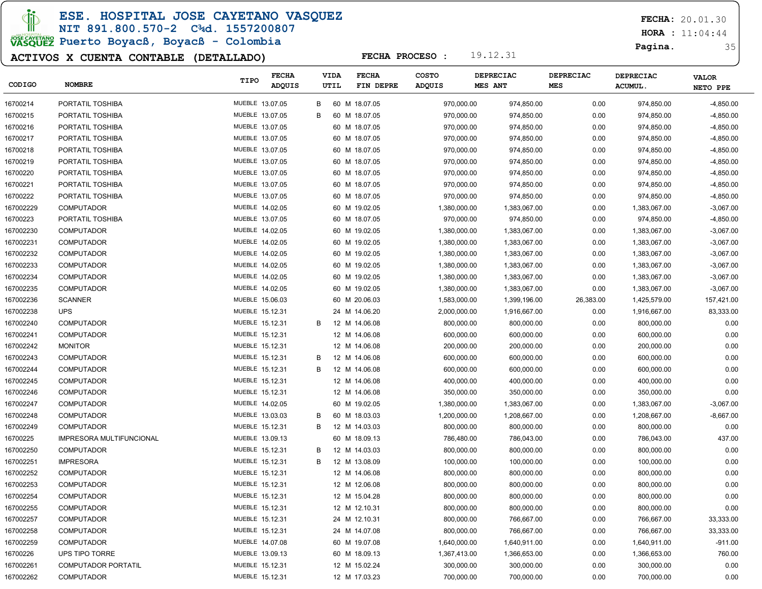# ESE. HOSPITAL JOSE CAYETANO VASQUEZ

NIT 891.800.570-2 C¾d. 1557200807

Puerto Boyacß, Boyacß - Colombia

**FECHA:** 20.01.30

**HORA :** 11:04:44

## ACTIVOS X CUENTA CONTABLE (DETALLADO)

**FECHA PROCESO :** 19.12.31

| CODIGO | NOMBRE | TIPO | FECHA ADQUIS | | VIDA UTIL | FECHA FIN DEPRE | COSTO ADQUIS | DEPRECIAC MES ANT | DEPRECIAC MES | DEPRECIAC ACUMUL. | VALOR NETO PPE |
|---|---|---|---|---|---|---|---|---|---|---|---|
| 16700214 | PORTATIL TOSHIBA | MUEBLE | 13.07.05 | B | 60 M | 18.07.05 | 970,000.00 | 974,850.00 | 0.00 | 974,850.00 | -4,850.00 |
| 16700215 | PORTATIL TOSHIBA | MUEBLE | 13.07.05 | B | 60 M | 18.07.05 | 970,000.00 | 974,850.00 | 0.00 | 974,850.00 | -4,850.00 |
| 16700216 | PORTATIL TOSHIBA | MUEBLE | 13.07.05 | | 60 M | 18.07.05 | 970,000.00 | 974,850.00 | 0.00 | 974,850.00 | -4,850.00 |
| 16700217 | PORTATIL TOSHIBA | MUEBLE | 13.07.05 | | 60 M | 18.07.05 | 970,000.00 | 974,850.00 | 0.00 | 974,850.00 | -4,850.00 |
| 16700218 | PORTATIL TOSHIBA | MUEBLE | 13.07.05 | | 60 M | 18.07.05 | 970,000.00 | 974,850.00 | 0.00 | 974,850.00 | -4,850.00 |
| 16700219 | PORTATIL TOSHIBA | MUEBLE | 13.07.05 | | 60 M | 18.07.05 | 970,000.00 | 974,850.00 | 0.00 | 974,850.00 | -4,850.00 |
| 16700220 | PORTATIL TOSHIBA | MUEBLE | 13.07.05 | | 60 M | 18.07.05 | 970,000.00 | 974,850.00 | 0.00 | 974,850.00 | -4,850.00 |
| 16700221 | PORTATIL TOSHIBA | MUEBLE | 13.07.05 | | 60 M | 18.07.05 | 970,000.00 | 974,850.00 | 0.00 | 974,850.00 | -4,850.00 |
| 16700222 | PORTATIL TOSHIBA | MUEBLE | 13.07.05 | | 60 M | 18.07.05 | 970,000.00 | 974,850.00 | 0.00 | 974,850.00 | -4,850.00 |
| 167002229 | COMPUTADOR | MUEBLE | 14.02.05 | | 60 M | 19.02.05 | 1,380,000.00 | 1,383,067.00 | 0.00 | 1,383,067.00 | -3,067.00 |
| 16700223 | PORTATIL TOSHIBA | MUEBLE | 13.07.05 | | 60 M | 18.07.05 | 970,000.00 | 974,850.00 | 0.00 | 974,850.00 | -4,850.00 |
| 167002230 | COMPUTADOR | MUEBLE | 14.02.05 | | 60 M | 19.02.05 | 1,380,000.00 | 1,383,067.00 | 0.00 | 1,383,067.00 | -3,067.00 |
| 167002231 | COMPUTADOR | MUEBLE | 14.02.05 | | 60 M | 19.02.05 | 1,380,000.00 | 1,383,067.00 | 0.00 | 1,383,067.00 | -3,067.00 |
| 167002232 | COMPUTADOR | MUEBLE | 14.02.05 | | 60 M | 19.02.05 | 1,380,000.00 | 1,383,067.00 | 0.00 | 1,383,067.00 | -3,067.00 |
| 167002233 | COMPUTADOR | MUEBLE | 14.02.05 | | 60 M | 19.02.05 | 1,380,000.00 | 1,383,067.00 | 0.00 | 1,383,067.00 | -3,067.00 |
| 167002234 | COMPUTADOR | MUEBLE | 14.02.05 | | 60 M | 19.02.05 | 1,380,000.00 | 1,383,067.00 | 0.00 | 1,383,067.00 | -3,067.00 |
| 167002235 | COMPUTADOR | MUEBLE | 14.02.05 | | 60 M | 19.02.05 | 1,380,000.00 | 1,383,067.00 | 0.00 | 1,383,067.00 | -3,067.00 |
| 167002236 | SCANNER | MUEBLE | 15.06.03 | | 60 M | 20.06.03 | 1,583,000.00 | 1,399,196.00 | 26,383.00 | 1,425,579.00 | 157,421.00 |
| 167002238 | UPS | MUEBLE | 15.12.31 | | 24 M | 14.06.20 | 2,000,000.00 | 1,916,667.00 | 0.00 | 1,916,667.00 | 83,333.00 |
| 167002240 | COMPUTADOR | MUEBLE | 15.12.31 | B | 12 M | 14.06.08 | 800,000.00 | 800,000.00 | 0.00 | 800,000.00 | 0.00 |
| 167002241 | COMPUTADOR | MUEBLE | 15.12.31 | | 12 M | 14.06.08 | 600,000.00 | 600,000.00 | 0.00 | 600,000.00 | 0.00 |
| 167002242 | MONITOR | MUEBLE | 15.12.31 | | 12 M | 14.06.08 | 200,000.00 | 200,000.00 | 0.00 | 200,000.00 | 0.00 |
| 167002243 | COMPUTADOR | MUEBLE | 15.12.31 | B | 12 M | 14.06.08 | 600,000.00 | 600,000.00 | 0.00 | 600,000.00 | 0.00 |
| 167002244 | COMPUTADOR | MUEBLE | 15.12.31 | B | 12 M | 14.06.08 | 600,000.00 | 600,000.00 | 0.00 | 600,000.00 | 0.00 |
| 167002245 | COMPUTADOR | MUEBLE | 15.12.31 | | 12 M | 14.06.08 | 400,000.00 | 400,000.00 | 0.00 | 400,000.00 | 0.00 |
| 167002246 | COMPUTADOR | MUEBLE | 15.12.31 | | 12 M | 14.06.08 | 350,000.00 | 350,000.00 | 0.00 | 350,000.00 | 0.00 |
| 167002247 | COMPUTADOR | MUEBLE | 14.02.05 | | 60 M | 19.02.05 | 1,380,000.00 | 1,383,067.00 | 0.00 | 1,383,067.00 | -3,067.00 |
| 167002248 | COMPUTADOR | MUEBLE | 13.03.03 | B | 60 M | 18.03.03 | 1,200,000.00 | 1,208,667.00 | 0.00 | 1,208,667.00 | -8,667.00 |
| 167002249 | COMPUTADOR | MUEBLE | 15.12.31 | B | 12 M | 14.03.03 | 800,000.00 | 800,000.00 | 0.00 | 800,000.00 | 0.00 |
| 16700225 | IMPRESORA MULTIFUNCIONAL | MUEBLE | 13.09.13 | | 60 M | 18.09.13 | 786,480.00 | 786,043.00 | 0.00 | 786,043.00 | 437.00 |
| 167002250 | COMPUTADOR | MUEBLE | 15.12.31 | B | 12 M | 14.03.03 | 800,000.00 | 800,000.00 | 0.00 | 800,000.00 | 0.00 |
| 167002251 | IMPRESORA | MUEBLE | 15.12.31 | B | 12 M | 13.08.09 | 100,000.00 | 100,000.00 | 0.00 | 100,000.00 | 0.00 |
| 167002252 | COMPUTADOR | MUEBLE | 15.12.31 | | 12 M | 14.06.08 | 800,000.00 | 800,000.00 | 0.00 | 800,000.00 | 0.00 |
| 167002253 | COMPUTADOR | MUEBLE | 15.12.31 | | 12 M | 12.06.08 | 800,000.00 | 800,000.00 | 0.00 | 800,000.00 | 0.00 |
| 167002254 | COMPUTADOR | MUEBLE | 15.12.31 | | 12 M | 15.04.28 | 800,000.00 | 800,000.00 | 0.00 | 800,000.00 | 0.00 |
| 167002255 | COMPUTADOR | MUEBLE | 15.12.31 | | 12 M | 12.10.31 | 800,000.00 | 800,000.00 | 0.00 | 800,000.00 | 0.00 |
| 167002257 | COMPUTADOR | MUEBLE | 15.12.31 | | 24 M | 12.10.31 | 800,000.00 | 766,667.00 | 0.00 | 766,667.00 | 33,333.00 |
| 167002258 | COMPUTADOR | MUEBLE | 15.12.31 | | 24 M | 14.07.08 | 800,000.00 | 766,667.00 | 0.00 | 766,667.00 | 33,333.00 |
| 167002259 | COMPUTADOR | MUEBLE | 14.07.08 | | 60 M | 19.07.08 | 1,640,000.00 | 1,640,911.00 | 0.00 | 1,640,911.00 | -911.00 |
| 16700226 | UPS TIPO TORRE | MUEBLE | 13.09.13 | | 60 M | 18.09.13 | 1,367,413.00 | 1,366,653.00 | 0.00 | 1,366,653.00 | 760.00 |
| 167002261 | COMPUTADOR PORTATIL | MUEBLE | 15.12.31 | | 12 M | 15.02.24 | 300,000.00 | 300,000.00 | 0.00 | 300,000.00 | 0.00 |
| 167002262 | COMPUTADOR | MUEBLE | 15.12.31 | | 12 M | 17.03.23 | 700,000.00 | 700,000.00 | 0.00 | 700,000.00 | 0.00 |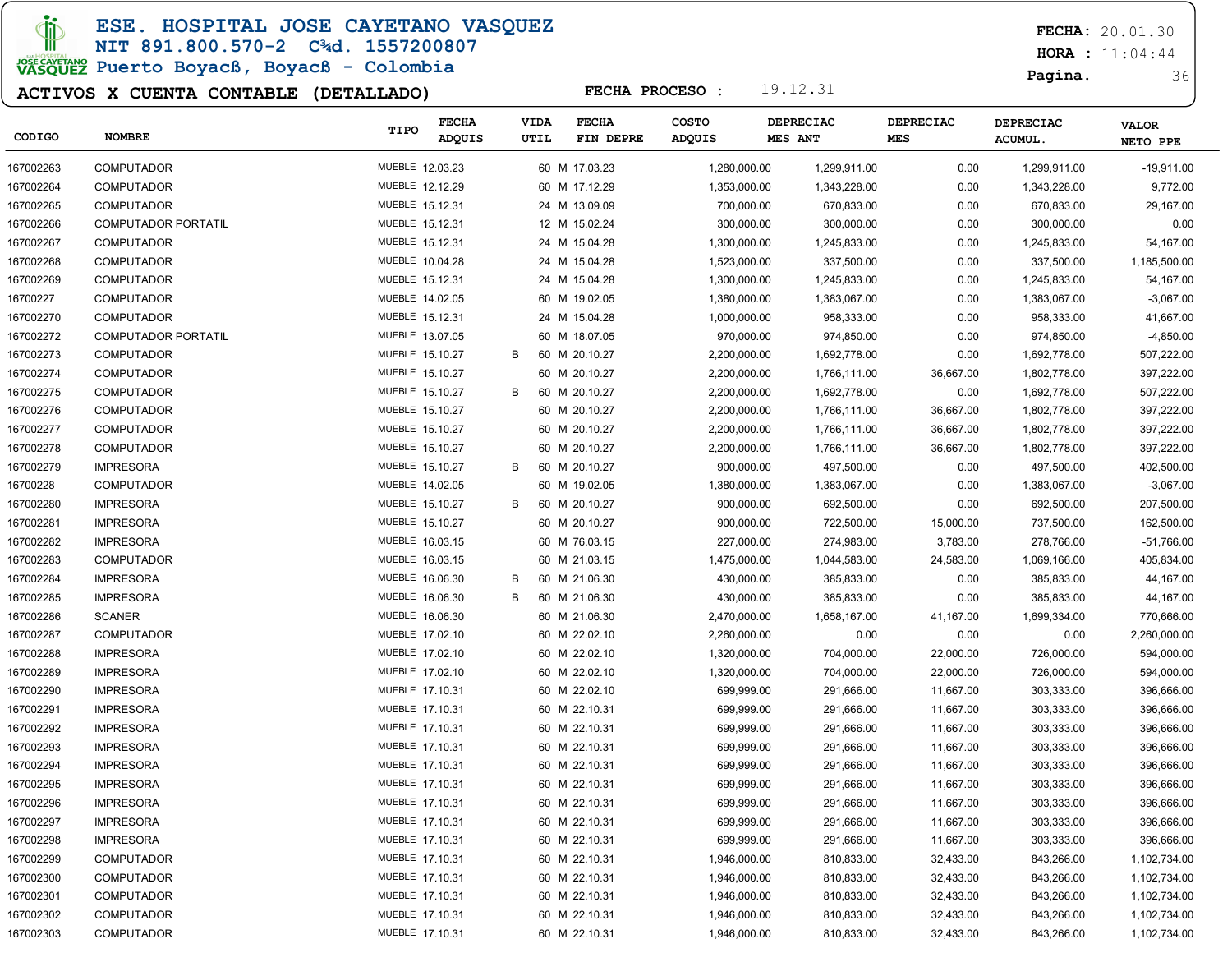**ESE. HOSPITAL JOSE CAYETANO VASQUEZ**
**NIT 891.800.570-2 C¾d. 1557200807**
**Puerto Boyacß, Boyacß - Colombia**

**FECHA:** 20.01.30
**HORA :** 11:04:44

## ACTIVOS X CUENTA CONTABLE (DETALLADO)

**FECHA PROCESO :** 19.12.31

| CODIGO | NOMBRE | TIPO | FECHA ADQUIS | | VIDA UTIL | | FECHA FIN DEPRE | COSTO ADQUIS | DEPRECIAC MES ANT | DEPRECIAC MES | DEPRECIAC ACUMUL. | VALOR NETO PPE |
|---|---|---|---|---|---|---|---|---|---|---|---|---|
| 167002263 | COMPUTADOR | MUEBLE | 12.03.23 | | 60 | M | 17.03.23 | 1,280,000.00 | 1,299,911.00 | 0.00 | 1,299,911.00 | -19,911.00 |
| 167002264 | COMPUTADOR | MUEBLE | 12.12.29 | | 60 | M | 17.12.29 | 1,353,000.00 | 1,343,228.00 | 0.00 | 1,343,228.00 | 9,772.00 |
| 167002265 | COMPUTADOR | MUEBLE | 15.12.31 | | 24 | M | 13.09.09 | 700,000.00 | 670,833.00 | 0.00 | 670,833.00 | 29,167.00 |
| 167002266 | COMPUTADOR PORTATIL | MUEBLE | 15.12.31 | | 12 | M | 15.02.24 | 300,000.00 | 300,000.00 | 0.00 | 300,000.00 | 0.00 |
| 167002267 | COMPUTADOR | MUEBLE | 15.12.31 | | 24 | M | 15.04.28 | 1,300,000.00 | 1,245,833.00 | 0.00 | 1,245,833.00 | 54,167.00 |
| 167002268 | COMPUTADOR | MUEBLE | 10.04.28 | | 24 | M | 15.04.28 | 1,523,000.00 | 337,500.00 | 0.00 | 337,500.00 | 1,185,500.00 |
| 167002269 | COMPUTADOR | MUEBLE | 15.12.31 | | 24 | M | 15.04.28 | 1,300,000.00 | 1,245,833.00 | 0.00 | 1,245,833.00 | 54,167.00 |
| 16700227 | COMPUTADOR | MUEBLE | 14.02.05 | | 60 | M | 19.02.05 | 1,380,000.00 | 1,383,067.00 | 0.00 | 1,383,067.00 | -3,067.00 |
| 167002270 | COMPUTADOR | MUEBLE | 15.12.31 | | 24 | M | 15.04.28 | 1,000,000.00 | 958,333.00 | 0.00 | 958,333.00 | 41,667.00 |
| 167002272 | COMPUTADOR PORTATIL | MUEBLE | 13.07.05 | | 60 | M | 18.07.05 | 970,000.00 | 974,850.00 | 0.00 | 974,850.00 | -4,850.00 |
| 167002273 | COMPUTADOR | MUEBLE | 15.10.27 | B | 60 | M | 20.10.27 | 2,200,000.00 | 1,692,778.00 | 0.00 | 1,692,778.00 | 507,222.00 |
| 167002274 | COMPUTADOR | MUEBLE | 15.10.27 | | 60 | M | 20.10.27 | 2,200,000.00 | 1,766,111.00 | 36,667.00 | 1,802,778.00 | 397,222.00 |
| 167002275 | COMPUTADOR | MUEBLE | 15.10.27 | B | 60 | M | 20.10.27 | 2,200,000.00 | 1,692,778.00 | 0.00 | 1,692,778.00 | 507,222.00 |
| 167002276 | COMPUTADOR | MUEBLE | 15.10.27 | | 60 | M | 20.10.27 | 2,200,000.00 | 1,766,111.00 | 36,667.00 | 1,802,778.00 | 397,222.00 |
| 167002277 | COMPUTADOR | MUEBLE | 15.10.27 | | 60 | M | 20.10.27 | 2,200,000.00 | 1,766,111.00 | 36,667.00 | 1,802,778.00 | 397,222.00 |
| 167002278 | COMPUTADOR | MUEBLE | 15.10.27 | | 60 | M | 20.10.27 | 2,200,000.00 | 1,766,111.00 | 36,667.00 | 1,802,778.00 | 397,222.00 |
| 167002279 | IMPRESORA | MUEBLE | 15.10.27 | B | 60 | M | 20.10.27 | 900,000.00 | 497,500.00 | 0.00 | 497,500.00 | 402,500.00 |
| 16700228 | COMPUTADOR | MUEBLE | 14.02.05 | | 60 | M | 19.02.05 | 1,380,000.00 | 1,383,067.00 | 0.00 | 1,383,067.00 | -3,067.00 |
| 167002280 | IMPRESORA | MUEBLE | 15.10.27 | B | 60 | M | 20.10.27 | 900,000.00 | 692,500.00 | 0.00 | 692,500.00 | 207,500.00 |
| 167002281 | IMPRESORA | MUEBLE | 15.10.27 | | 60 | M | 20.10.27 | 900,000.00 | 722,500.00 | 15,000.00 | 737,500.00 | 162,500.00 |
| 167002282 | IMPRESORA | MUEBLE | 16.03.15 | | 60 | M | 76.03.15 | 227,000.00 | 274,983.00 | 3,783.00 | 278,766.00 | -51,766.00 |
| 167002283 | COMPUTADOR | MUEBLE | 16.03.15 | | 60 | M | 21.03.15 | 1,475,000.00 | 1,044,583.00 | 24,583.00 | 1,069,166.00 | 405,834.00 |
| 167002284 | IMPRESORA | MUEBLE | 16.06.30 | B | 60 | M | 21.06.30 | 430,000.00 | 385,833.00 | 0.00 | 385,833.00 | 44,167.00 |
| 167002285 | IMPRESORA | MUEBLE | 16.06.30 | B | 60 | M | 21.06.30 | 430,000.00 | 385,833.00 | 0.00 | 385,833.00 | 44,167.00 |
| 167002286 | SCANER | MUEBLE | 16.06.30 | | 60 | M | 21.06.30 | 2,470,000.00 | 1,658,167.00 | 41,167.00 | 1,699,334.00 | 770,666.00 |
| 167002287 | COMPUTADOR | MUEBLE | 17.02.10 | | 60 | M | 22.02.10 | 2,260,000.00 | 0.00 | 0.00 | 0.00 | 2,260,000.00 |
| 167002288 | IMPRESORA | MUEBLE | 17.02.10 | | 60 | M | 22.02.10 | 1,320,000.00 | 704,000.00 | 22,000.00 | 726,000.00 | 594,000.00 |
| 167002289 | IMPRESORA | MUEBLE | 17.02.10 | | 60 | M | 22.02.10 | 1,320,000.00 | 704,000.00 | 22,000.00 | 726,000.00 | 594,000.00 |
| 167002290 | IMPRESORA | MUEBLE | 17.10.31 | | 60 | M | 22.02.10 | 699,999.00 | 291,666.00 | 11,667.00 | 303,333.00 | 396,666.00 |
| 167002291 | IMPRESORA | MUEBLE | 17.10.31 | | 60 | M | 22.10.31 | 699,999.00 | 291,666.00 | 11,667.00 | 303,333.00 | 396,666.00 |
| 167002292 | IMPRESORA | MUEBLE | 17.10.31 | | 60 | M | 22.10.31 | 699,999.00 | 291,666.00 | 11,667.00 | 303,333.00 | 396,666.00 |
| 167002293 | IMPRESORA | MUEBLE | 17.10.31 | | 60 | M | 22.10.31 | 699,999.00 | 291,666.00 | 11,667.00 | 303,333.00 | 396,666.00 |
| 167002294 | IMPRESORA | MUEBLE | 17.10.31 | | 60 | M | 22.10.31 | 699,999.00 | 291,666.00 | 11,667.00 | 303,333.00 | 396,666.00 |
| 167002295 | IMPRESORA | MUEBLE | 17.10.31 | | 60 | M | 22.10.31 | 699,999.00 | 291,666.00 | 11,667.00 | 303,333.00 | 396,666.00 |
| 167002296 | IMPRESORA | MUEBLE | 17.10.31 | | 60 | M | 22.10.31 | 699,999.00 | 291,666.00 | 11,667.00 | 303,333.00 | 396,666.00 |
| 167002297 | IMPRESORA | MUEBLE | 17.10.31 | | 60 | M | 22.10.31 | 699,999.00 | 291,666.00 | 11,667.00 | 303,333.00 | 396,666.00 |
| 167002298 | IMPRESORA | MUEBLE | 17.10.31 | | 60 | M | 22.10.31 | 699,999.00 | 291,666.00 | 11,667.00 | 303,333.00 | 396,666.00 |
| 167002299 | COMPUTADOR | MUEBLE | 17.10.31 | | 60 | M | 22.10.31 | 1,946,000.00 | 810,833.00 | 32,433.00 | 843,266.00 | 1,102,734.00 |
| 167002300 | COMPUTADOR | MUEBLE | 17.10.31 | | 60 | M | 22.10.31 | 1,946,000.00 | 810,833.00 | 32,433.00 | 843,266.00 | 1,102,734.00 |
| 167002301 | COMPUTADOR | MUEBLE | 17.10.31 | | 60 | M | 22.10.31 | 1,946,000.00 | 810,833.00 | 32,433.00 | 843,266.00 | 1,102,734.00 |
| 167002302 | COMPUTADOR | MUEBLE | 17.10.31 | | 60 | M | 22.10.31 | 1,946,000.00 | 810,833.00 | 32,433.00 | 843,266.00 | 1,102,734.00 |
| 167002303 | COMPUTADOR | MUEBLE | 17.10.31 | | 60 | M | 22.10.31 | 1,946,000.00 | 810,833.00 | 32,433.00 | 843,266.00 | 1,102,734.00 |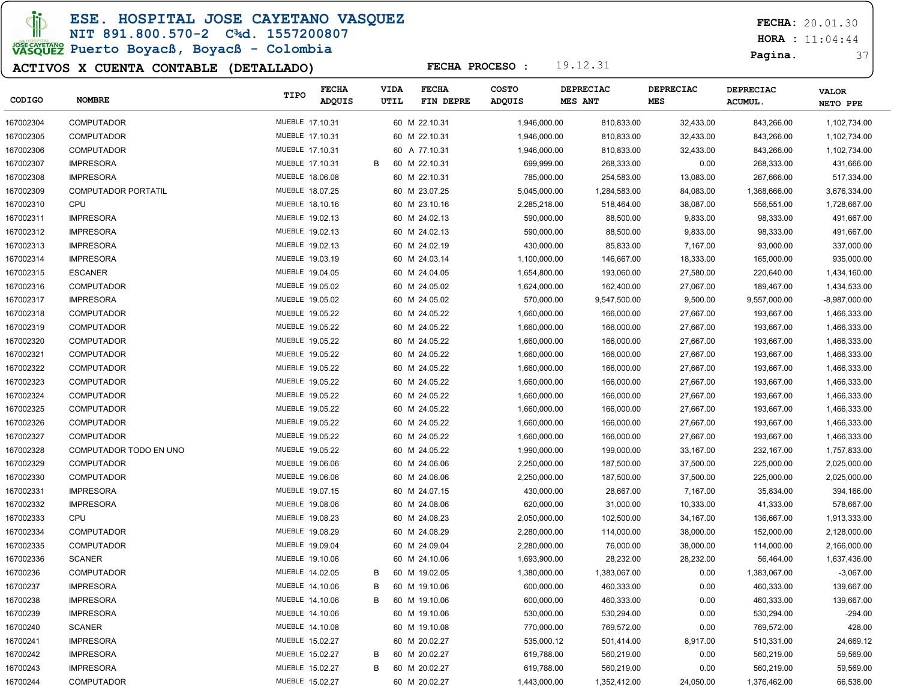# ESE. HOSPITAL JOSE CAYETANO VASQUEZ

NIT 891.800.570-2 C¾d. 1557200807

Puerto Boyacß, Boyacß - Colombia

**FECHA:** 20.01.30
**HORA :** 11:04:44

## ACTIVOS X CUENTA CONTABLE (DETALLADO)

**FECHA PROCESO :** 19.12.31

| CODIGO | NOMBRE | TIPO | FECHA ADQUIS | | VIDA UTIL | | FECHA FIN DEPRE | COSTO ADQUIS | DEPRECIAC MES ANT | DEPRECIAC MES | DEPRECIAC ACUMUL. | VALOR NETO PPE |
|---|---|---|---|---|---|---|---|---|---|---|---|---|
| 167002304 | COMPUTADOR | MUEBLE | 17.10.31 | | 60 | M | 22.10.31 | 1,946,000.00 | 810,833.00 | 32,433.00 | 843,266.00 | 1,102,734.00 |
| 167002305 | COMPUTADOR | MUEBLE | 17.10.31 | | 60 | M | 22.10.31 | 1,946,000.00 | 810,833.00 | 32,433.00 | 843,266.00 | 1,102,734.00 |
| 167002306 | COMPUTADOR | MUEBLE | 17.10.31 | | 60 | A | 77.10.31 | 1,946,000.00 | 810,833.00 | 32,433.00 | 843,266.00 | 1,102,734.00 |
| 167002307 | IMPRESORA | MUEBLE | 17.10.31 | B | 60 | M | 22.10.31 | 699,999.00 | 268,333.00 | 0.00 | 268,333.00 | 431,666.00 |
| 167002308 | IMPRESORA | MUEBLE | 18.06.08 | | 60 | M | 22.10.31 | 785,000.00 | 254,583.00 | 13,083.00 | 267,666.00 | 517,334.00 |
| 167002309 | COMPUTADOR PORTATIL | MUEBLE | 18.07.25 | | 60 | M | 23.07.25 | 5,045,000.00 | 1,284,583.00 | 84,083.00 | 1,368,666.00 | 3,676,334.00 |
| 167002310 | CPU | MUEBLE | 18.10.16 | | 60 | M | 23.10.16 | 2,285,218.00 | 518,464.00 | 38,087.00 | 556,551.00 | 1,728,667.00 |
| 167002311 | IMPRESORA | MUEBLE | 19.02.13 | | 60 | M | 24.02.13 | 590,000.00 | 88,500.00 | 9,833.00 | 98,333.00 | 491,667.00 |
| 167002312 | IMPRESORA | MUEBLE | 19.02.13 | | 60 | M | 24.02.13 | 590,000.00 | 88,500.00 | 9,833.00 | 98,333.00 | 491,667.00 |
| 167002313 | IMPRESORA | MUEBLE | 19.02.13 | | 60 | M | 24.02.19 | 430,000.00 | 85,833.00 | 7,167.00 | 93,000.00 | 337,000.00 |
| 167002314 | IMPRESORA | MUEBLE | 19.03.19 | | 60 | M | 24.03.14 | 1,100,000.00 | 146,667.00 | 18,333.00 | 165,000.00 | 935,000.00 |
| 167002315 | ESCANER | MUEBLE | 19.04.05 | | 60 | M | 24.04.05 | 1,654,800.00 | 193,060.00 | 27,580.00 | 220,640.00 | 1,434,160.00 |
| 167002316 | COMPUTADOR | MUEBLE | 19.05.02 | | 60 | M | 24.05.02 | 1,624,000.00 | 162,400.00 | 27,067.00 | 189,467.00 | 1,434,533.00 |
| 167002317 | IMPRESORA | MUEBLE | 19.05.02 | | 60 | M | 24.05.02 | 570,000.00 | 9,547,500.00 | 9,500.00 | 9,557,000.00 | -8,987,000.00 |
| 167002318 | COMPUTADOR | MUEBLE | 19.05.22 | | 60 | M | 24.05.22 | 1,660,000.00 | 166,000.00 | 27,667.00 | 193,667.00 | 1,466,333.00 |
| 167002319 | COMPUTADOR | MUEBLE | 19.05.22 | | 60 | M | 24.05.22 | 1,660,000.00 | 166,000.00 | 27,667.00 | 193,667.00 | 1,466,333.00 |
| 167002320 | COMPUTADOR | MUEBLE | 19.05.22 | | 60 | M | 24.05.22 | 1,660,000.00 | 166,000.00 | 27,667.00 | 193,667.00 | 1,466,333.00 |
| 167002321 | COMPUTADOR | MUEBLE | 19.05.22 | | 60 | M | 24.05.22 | 1,660,000.00 | 166,000.00 | 27,667.00 | 193,667.00 | 1,466,333.00 |
| 167002322 | COMPUTADOR | MUEBLE | 19.05.22 | | 60 | M | 24.05.22 | 1,660,000.00 | 166,000.00 | 27,667.00 | 193,667.00 | 1,466,333.00 |
| 167002323 | COMPUTADOR | MUEBLE | 19.05.22 | | 60 | M | 24.05.22 | 1,660,000.00 | 166,000.00 | 27,667.00 | 193,667.00 | 1,466,333.00 |
| 167002324 | COMPUTADOR | MUEBLE | 19.05.22 | | 60 | M | 24.05.22 | 1,660,000.00 | 166,000.00 | 27,667.00 | 193,667.00 | 1,466,333.00 |
| 167002325 | COMPUTADOR | MUEBLE | 19.05.22 | | 60 | M | 24.05.22 | 1,660,000.00 | 166,000.00 | 27,667.00 | 193,667.00 | 1,466,333.00 |
| 167002326 | COMPUTADOR | MUEBLE | 19.05.22 | | 60 | M | 24.05.22 | 1,660,000.00 | 166,000.00 | 27,667.00 | 193,667.00 | 1,466,333.00 |
| 167002327 | COMPUTADOR | MUEBLE | 19.05.22 | | 60 | M | 24.05.22 | 1,660,000.00 | 166,000.00 | 27,667.00 | 193,667.00 | 1,466,333.00 |
| 167002328 | COMPUTADOR TODO EN UNO | MUEBLE | 19.05.22 | | 60 | M | 24.05.22 | 1,990,000.00 | 199,000.00 | 33,167.00 | 232,167.00 | 1,757,833.00 |
| 167002329 | COMPUTADOR | MUEBLE | 19.06.06 | | 60 | M | 24.06.06 | 2,250,000.00 | 187,500.00 | 37,500.00 | 225,000.00 | 2,025,000.00 |
| 167002330 | COMPUTADOR | MUEBLE | 19.06.06 | | 60 | M | 24.06.06 | 2,250,000.00 | 187,500.00 | 37,500.00 | 225,000.00 | 2,025,000.00 |
| 167002331 | IMPRESORA | MUEBLE | 19.07.15 | | 60 | M | 24.07.15 | 430,000.00 | 28,667.00 | 7,167.00 | 35,834.00 | 394,166.00 |
| 167002332 | IMPRESORA | MUEBLE | 19.08.06 | | 60 | M | 24.08.06 | 620,000.00 | 31,000.00 | 10,333.00 | 41,333.00 | 578,667.00 |
| 167002333 | CPU | MUEBLE | 19.08.23 | | 60 | M | 24.08.23 | 2,050,000.00 | 102,500.00 | 34,167.00 | 136,667.00 | 1,913,333.00 |
| 167002334 | COMPUTADOR | MUEBLE | 19.08.29 | | 60 | M | 24.08.29 | 2,280,000.00 | 114,000.00 | 38,000.00 | 152,000.00 | 2,128,000.00 |
| 167002335 | COMPUTADOR | MUEBLE | 19.09.04 | | 60 | M | 24.09.04 | 2,280,000.00 | 76,000.00 | 38,000.00 | 114,000.00 | 2,166,000.00 |
| 167002336 | SCANER | MUEBLE | 19.10.06 | | 60 | M | 24.10.06 | 1,693,900.00 | 28,232.00 | 28,232.00 | 56,464.00 | 1,637,436.00 |
| 16700236 | COMPUTADOR | MUEBLE | 14.02.05 | B | 60 | M | 19.02.05 | 1,380,000.00 | 1,383,067.00 | 0.00 | 1,383,067.00 | -3,067.00 |
| 16700237 | IMPRESORA | MUEBLE | 14.10.06 | B | 60 | M | 19.10.06 | 600,000.00 | 460,333.00 | 0.00 | 460,333.00 | 139,667.00 |
| 16700238 | IMPRESORA | MUEBLE | 14.10.06 | B | 60 | M | 19.10.06 | 600,000.00 | 460,333.00 | 0.00 | 460,333.00 | 139,667.00 |
| 16700239 | IMPRESORA | MUEBLE | 14.10.06 | | 60 | M | 19.10.06 | 530,000.00 | 530,294.00 | 0.00 | 530,294.00 | -294.00 |
| 16700240 | SCANER | MUEBLE | 14.10.08 | | 60 | M | 19.10.08 | 770,000.00 | 769,572.00 | 0.00 | 769,572.00 | 428.00 |
| 16700241 | IMPRESORA | MUEBLE | 15.02.27 | | 60 | M | 20.02.27 | 535,000.12 | 501,414.00 | 8,917.00 | 510,331.00 | 24,669.12 |
| 16700242 | IMPRESORA | MUEBLE | 15.02.27 | B | 60 | M | 20.02.27 | 619,788.00 | 560,219.00 | 0.00 | 560,219.00 | 59,569.00 |
| 16700243 | IMPRESORA | MUEBLE | 15.02.27 | B | 60 | M | 20.02.27 | 619,788.00 | 560,219.00 | 0.00 | 560,219.00 | 59,569.00 |
| 16700244 | COMPUTADOR | MUEBLE | 15.02.27 | | 60 | M | 20.02.27 | 1,443,000.00 | 1,352,412.00 | 24,050.00 | 1,376,462.00 | 66,538.00 |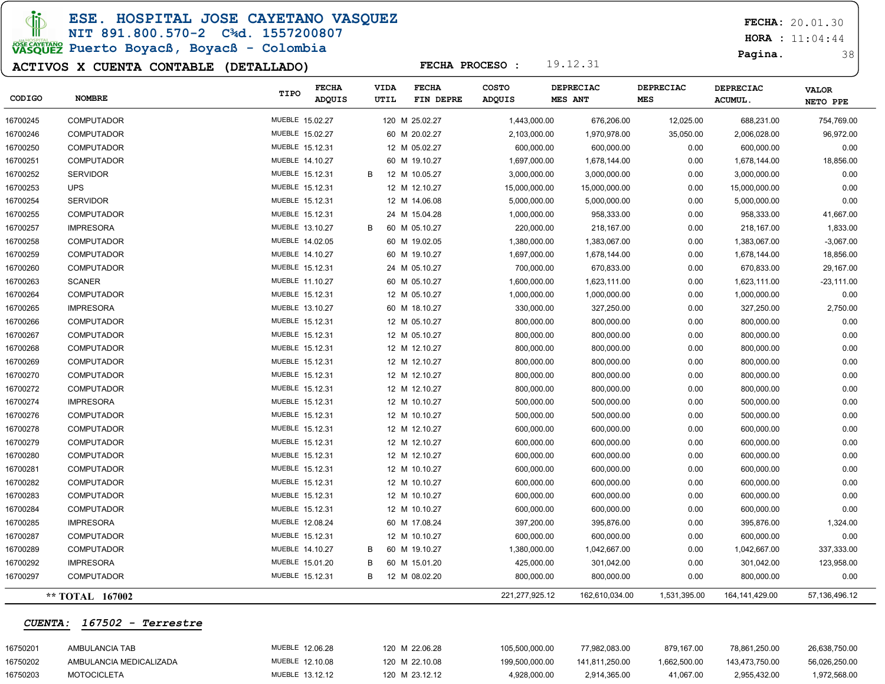**ESE. HOSPITAL JOSE CAYETANO VASQUEZ**
**NIT 891.800.570-2 C¾d. 1557200807**
**Puerto Boyacß, Boyacß - Colombia**

**FECHA:** 20.01.30
**HORA :** 11:04:44

## ACTIVOS X CUENTA CONTABLE (DETALLADO)

**FECHA PROCESO :** 19.12.31

| CODIGO | NOMBRE | TIPO | FECHA ADQUIS | | VIDA UTIL | FECHA FIN DEPRE | COSTO ADQUIS | DEPRECIAC MES ANT | DEPRECIAC MES | DEPRECIAC ACUMUL. | VALOR NETO PPE |
|---|---|---|---|---|---|---|---|---|---|---|---|
| 16700245 | COMPUTADOR | MUEBLE | 15.02.27 | | 120 M | 25.02.27 | 1,443,000.00 | 676,206.00 | 12,025.00 | 688,231.00 | 754,769.00 |
| 16700246 | COMPUTADOR | MUEBLE | 15.02.27 | | 60 M | 20.02.27 | 2,103,000.00 | 1,970,978.00 | 35,050.00 | 2,006,028.00 | 96,972.00 |
| 16700250 | COMPUTADOR | MUEBLE | 15.12.31 | | 12 M | 05.02.27 | 600,000.00 | 600,000.00 | 0.00 | 600,000.00 | 0.00 |
| 16700251 | COMPUTADOR | MUEBLE | 14.10.27 | | 60 M | 19.10.27 | 1,697,000.00 | 1,678,144.00 | 0.00 | 1,678,144.00 | 18,856.00 |
| 16700252 | SERVIDOR | MUEBLE | 15.12.31 | B | 12 M | 10.05.27 | 3,000,000.00 | 3,000,000.00 | 0.00 | 3,000,000.00 | 0.00 |
| 16700253 | UPS | MUEBLE | 15.12.31 | | 12 M | 12.10.27 | 15,000,000.00 | 15,000,000.00 | 0.00 | 15,000,000.00 | 0.00 |
| 16700254 | SERVIDOR | MUEBLE | 15.12.31 | | 12 M | 14.06.08 | 5,000,000.00 | 5,000,000.00 | 0.00 | 5,000,000.00 | 0.00 |
| 16700255 | COMPUTADOR | MUEBLE | 15.12.31 | | 24 M | 15.04.28 | 1,000,000.00 | 958,333.00 | 0.00 | 958,333.00 | 41,667.00 |
| 16700257 | IMPRESORA | MUEBLE | 13.10.27 | B | 60 M | 05.10.27 | 220,000.00 | 218,167.00 | 0.00 | 218,167.00 | 1,833.00 |
| 16700258 | COMPUTADOR | MUEBLE | 14.02.05 | | 60 M | 19.02.05 | 1,380,000.00 | 1,383,067.00 | 0.00 | 1,383,067.00 | -3,067.00 |
| 16700259 | COMPUTADOR | MUEBLE | 14.10.27 | | 60 M | 19.10.27 | 1,697,000.00 | 1,678,144.00 | 0.00 | 1,678,144.00 | 18,856.00 |
| 16700260 | COMPUTADOR | MUEBLE | 15.12.31 | | 24 M | 05.10.27 | 700,000.00 | 670,833.00 | 0.00 | 670,833.00 | 29,167.00 |
| 16700263 | SCANER | MUEBLE | 11.10.27 | | 60 M | 05.10.27 | 1,600,000.00 | 1,623,111.00 | 0.00 | 1,623,111.00 | -23,111.00 |
| 16700264 | COMPUTADOR | MUEBLE | 15.12.31 | | 12 M | 05.10.27 | 1,000,000.00 | 1,000,000.00 | 0.00 | 1,000,000.00 | 0.00 |
| 16700265 | IMPRESORA | MUEBLE | 13.10.27 | | 60 M | 18.10.27 | 330,000.00 | 327,250.00 | 0.00 | 327,250.00 | 2,750.00 |
| 16700266 | COMPUTADOR | MUEBLE | 15.12.31 | | 12 M | 05.10.27 | 800,000.00 | 800,000.00 | 0.00 | 800,000.00 | 0.00 |
| 16700267 | COMPUTADOR | MUEBLE | 15.12.31 | | 12 M | 05.10.27 | 800,000.00 | 800,000.00 | 0.00 | 800,000.00 | 0.00 |
| 16700268 | COMPUTADOR | MUEBLE | 15.12.31 | | 12 M | 12.10.27 | 800,000.00 | 800,000.00 | 0.00 | 800,000.00 | 0.00 |
| 16700269 | COMPUTADOR | MUEBLE | 15.12.31 | | 12 M | 12.10.27 | 800,000.00 | 800,000.00 | 0.00 | 800,000.00 | 0.00 |
| 16700270 | COMPUTADOR | MUEBLE | 15.12.31 | | 12 M | 12.10.27 | 800,000.00 | 800,000.00 | 0.00 | 800,000.00 | 0.00 |
| 16700272 | COMPUTADOR | MUEBLE | 15.12.31 | | 12 M | 12.10.27 | 800,000.00 | 800,000.00 | 0.00 | 800,000.00 | 0.00 |
| 16700274 | IMPRESORA | MUEBLE | 15.12.31 | | 12 M | 10.10.27 | 500,000.00 | 500,000.00 | 0.00 | 500,000.00 | 0.00 |
| 16700276 | COMPUTADOR | MUEBLE | 15.12.31 | | 12 M | 10.10.27 | 500,000.00 | 500,000.00 | 0.00 | 500,000.00 | 0.00 |
| 16700278 | COMPUTADOR | MUEBLE | 15.12.31 | | 12 M | 12.10.27 | 600,000.00 | 600,000.00 | 0.00 | 600,000.00 | 0.00 |
| 16700279 | COMPUTADOR | MUEBLE | 15.12.31 | | 12 M | 12.10.27 | 600,000.00 | 600,000.00 | 0.00 | 600,000.00 | 0.00 |
| 16700280 | COMPUTADOR | MUEBLE | 15.12.31 | | 12 M | 12.10.27 | 600,000.00 | 600,000.00 | 0.00 | 600,000.00 | 0.00 |
| 16700281 | COMPUTADOR | MUEBLE | 15.12.31 | | 12 M | 10.10.27 | 600,000.00 | 600,000.00 | 0.00 | 600,000.00 | 0.00 |
| 16700282 | COMPUTADOR | MUEBLE | 15.12.31 | | 12 M | 10.10.27 | 600,000.00 | 600,000.00 | 0.00 | 600,000.00 | 0.00 |
| 16700283 | COMPUTADOR | MUEBLE | 15.12.31 | | 12 M | 10.10.27 | 600,000.00 | 600,000.00 | 0.00 | 600,000.00 | 0.00 |
| 16700284 | COMPUTADOR | MUEBLE | 15.12.31 | | 12 M | 10.10.27 | 600,000.00 | 600,000.00 | 0.00 | 600,000.00 | 0.00 |
| 16700285 | IMPRESORA | MUEBLE | 12.08.24 | | 60 M | 17.08.24 | 397,200.00 | 395,876.00 | 0.00 | 395,876.00 | 1,324.00 |
| 16700287 | COMPUTADOR | MUEBLE | 15.12.31 | | 12 M | 10.10.27 | 600,000.00 | 600,000.00 | 0.00 | 600,000.00 | 0.00 |
| 16700289 | COMPUTADOR | MUEBLE | 14.10.27 | B | 60 M | 19.10.27 | 1,380,000.00 | 1,042,667.00 | 0.00 | 1,042,667.00 | 337,333.00 |
| 16700292 | IMPRESORA | MUEBLE | 15.01.20 | B | 60 M | 15.01.20 | 425,000.00 | 301,042.00 | 0.00 | 301,042.00 | 123,958.00 |
| 16700297 | COMPUTADOR | MUEBLE | 15.12.31 | B | 12 M | 08.02.20 | 800,000.00 | 800,000.00 | 0.00 | 800,000.00 | 0.00 |
| | ** TOTAL 167002 | | | | | | 221,277,925.12 | 162,610,034.00 | 1,531,395.00 | 164,141,429.00 | 57,136,496.12 |

***CUENTA: 167502 - Terrestre***

| CODIGO | NOMBRE | TIPO | FECHA ADQUIS | | VIDA UTIL | FECHA FIN DEPRE | COSTO ADQUIS | DEPRECIAC MES ANT | DEPRECIAC MES | DEPRECIAC ACUMUL. | VALOR NETO PPE |
|---|---|---|---|---|---|---|---|---|---|---|---|
| 16750201 | AMBULANCIA TAB | MUEBLE | 12.06.28 | | 120 M | 22.06.28 | 105,500,000.00 | 77,982,083.00 | 879,167.00 | 78,861,250.00 | 26,638,750.00 |
| 16750202 | AMBULANCIA MEDICALIZADA | MUEBLE | 12.10.08 | | 120 M | 22.10.08 | 199,500,000.00 | 141,811,250.00 | 1,662,500.00 | 143,473,750.00 | 56,026,250.00 |
| 16750203 | MOTOCICLETA | MUEBLE | 13.12.12 | | 120 M | 23.12.12 | 4,928,000.00 | 2,914,365.00 | 41,067.00 | 2,955,432.00 | 1,972,568.00 |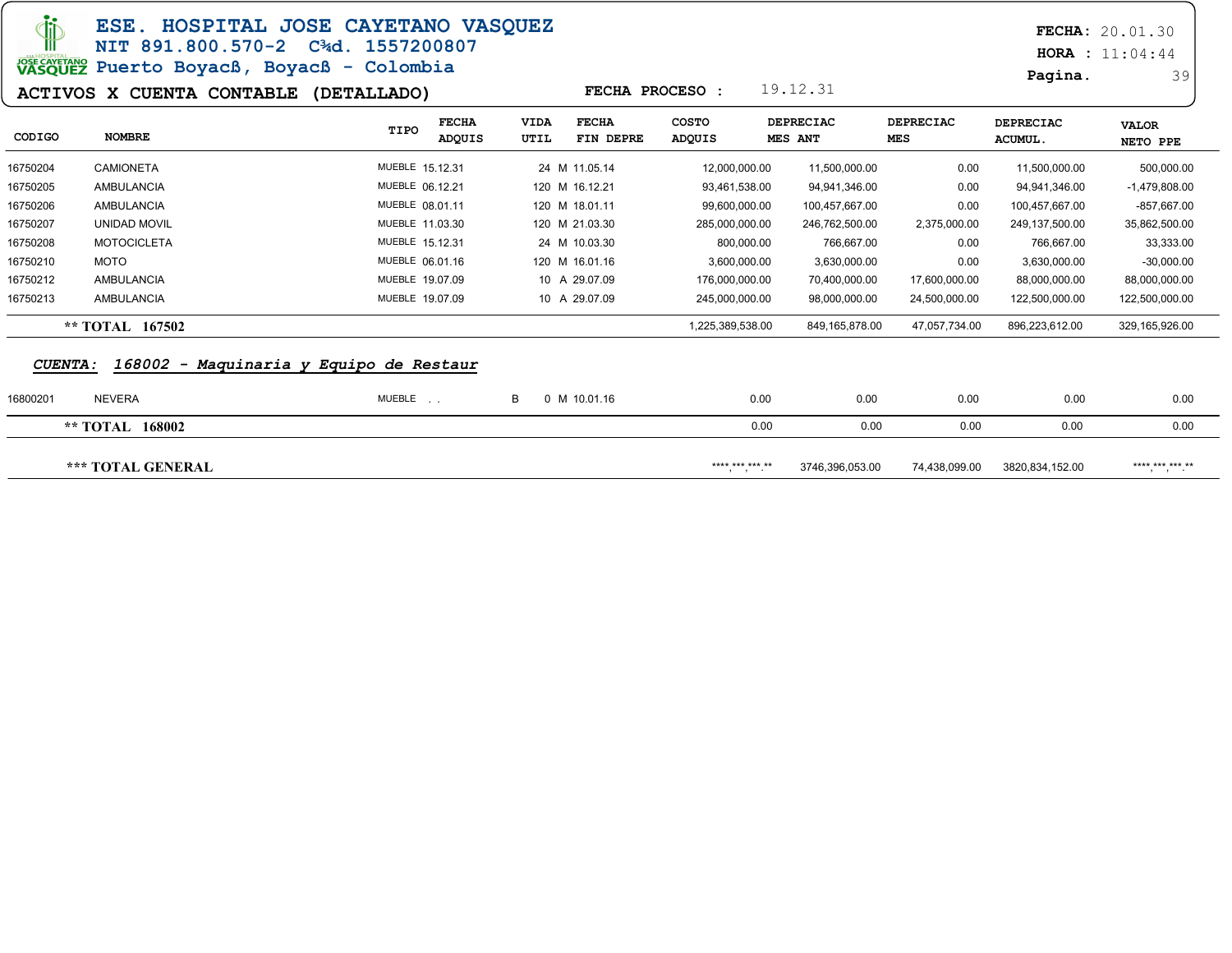# ESE. HOSPITAL JOSE CAYETANO VASQUEZ

NIT 891.800.570-2 C¾d. 1557200807

Puerto Boyacß, Boyacß - Colombia

**FECHA:** 20.01.30

**HORA :** 11:04:44

## ACTIVOS X CUENTA CONTABLE (DETALLADO)

**FECHA PROCESO :** 19.12.31

| CODIGO | NOMBRE | TIPO | FECHA ADQUIS | VIDA UTIL | FECHA FIN DEPRE | COSTO ADQUIS | DEPRECIAC MES ANT | DEPRECIAC MES | DEPRECIAC ACUMUL. | VALOR NETO PPE |
|---|---|---|---|---|---|---|---|---|---|---|
| 16750204 | CAMIONETA | MUEBLE | 15.12.31 | 24 M | 11.05.14 | 12,000,000.00 | 11,500,000.00 | 0.00 | 11,500,000.00 | 500,000.00 |
| 16750205 | AMBULANCIA | MUEBLE | 06.12.21 | 120 M | 16.12.21 | 93,461,538.00 | 94,941,346.00 | 0.00 | 94,941,346.00 | -1,479,808.00 |
| 16750206 | AMBULANCIA | MUEBLE | 08.01.11 | 120 M | 18.01.11 | 99,600,000.00 | 100,457,667.00 | 0.00 | 100,457,667.00 | -857,667.00 |
| 16750207 | UNIDAD MOVIL | MUEBLE | 11.03.30 | 120 M | 21.03.30 | 285,000,000.00 | 246,762,500.00 | 2,375,000.00 | 249,137,500.00 | 35,862,500.00 |
| 16750208 | MOTOCICLETA | MUEBLE | 15.12.31 | 24 M | 10.03.30 | 800,000.00 | 766,667.00 | 0.00 | 766,667.00 | 33,333.00 |
| 16750210 | MOTO | MUEBLE | 06.01.16 | 120 M | 16.01.16 | 3,600,000.00 | 3,630,000.00 | 0.00 | 3,630,000.00 | -30,000.00 |
| 16750212 | AMBULANCIA | MUEBLE | 19.07.09 | 10 A | 29.07.09 | 176,000,000.00 | 70,400,000.00 | 17,600,000.00 | 88,000,000.00 | 88,000,000.00 |
| 16750213 | AMBULANCIA | MUEBLE | 19.07.09 | 10 A | 29.07.09 | 245,000,000.00 | 98,000,000.00 | 24,500,000.00 | 122,500,000.00 | 122,500,000.00 |
| | **\*\* TOTAL 167502** | | | | | 1,225,389,538.00 | 849,165,878.00 | 47,057,734.00 | 896,223,612.00 | 329,165,926.00 |

***CUENTA: 168002 - Maquinaria y Equipo de Restaur***

| CODIGO | NOMBRE | TIPO | FECHA ADQUIS | VIDA UTIL | FECHA FIN DEPRE | COSTO ADQUIS | DEPRECIAC MES ANT | DEPRECIAC MES | DEPRECIAC ACUMUL. | VALOR NETO PPE |
|---|---|---|---|---|---|---|---|---|---|---|
| 16800201 | NEVERA | MUEBLE | . . B | 0 M | 10.01.16 | 0.00 | 0.00 | 0.00 | 0.00 | 0.00 |
| | **\*\* TOTAL 168002** | | | | | 0.00 | 0.00 | 0.00 | 0.00 | 0.00 |
| | **\*\*\* TOTAL GENERAL** | | | | | \*\*\*\*,\*\*\*,\*\*\*.\*\* | 3746,396,053.00 | 74,438,099.00 | 3820,834,152.00 | \*\*\*\*,\*\*\*,\*\*\*.\*\* |